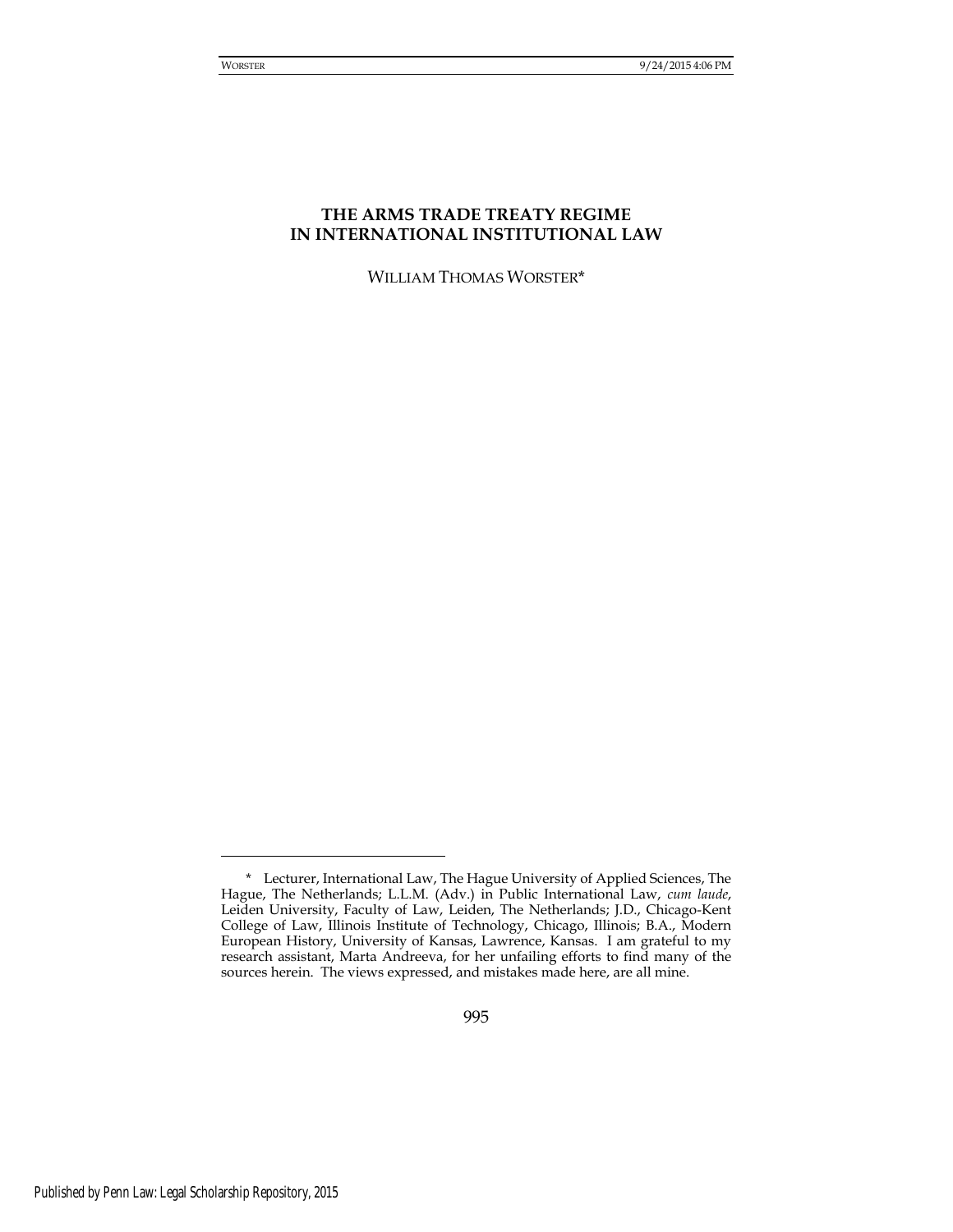# THE ARMS TRADE TREATY REGIME IN INTERNATIONAL INSTITUTIONAL LAW

WILLIAM THOMAS WORSTER*

---

\* Lecturer, International Law, The Hague University of Applied Sciences, The Hague, The Netherlands; L.L.M. (Adv.) in Public International Law, *cum laude*, Leiden University, Faculty of Law, Leiden, The Netherlands; J.D., Chicago-Kent College of Law, Illinois Institute of Technology, Chicago, Illinois; B.A., Modern European History, University of Kansas, Lawrence, Kansas. I am grateful to my research assistant, Marta Andreeva, for her unfailing efforts to find many of the sources herein. The views expressed, and mistakes made here, are all mine.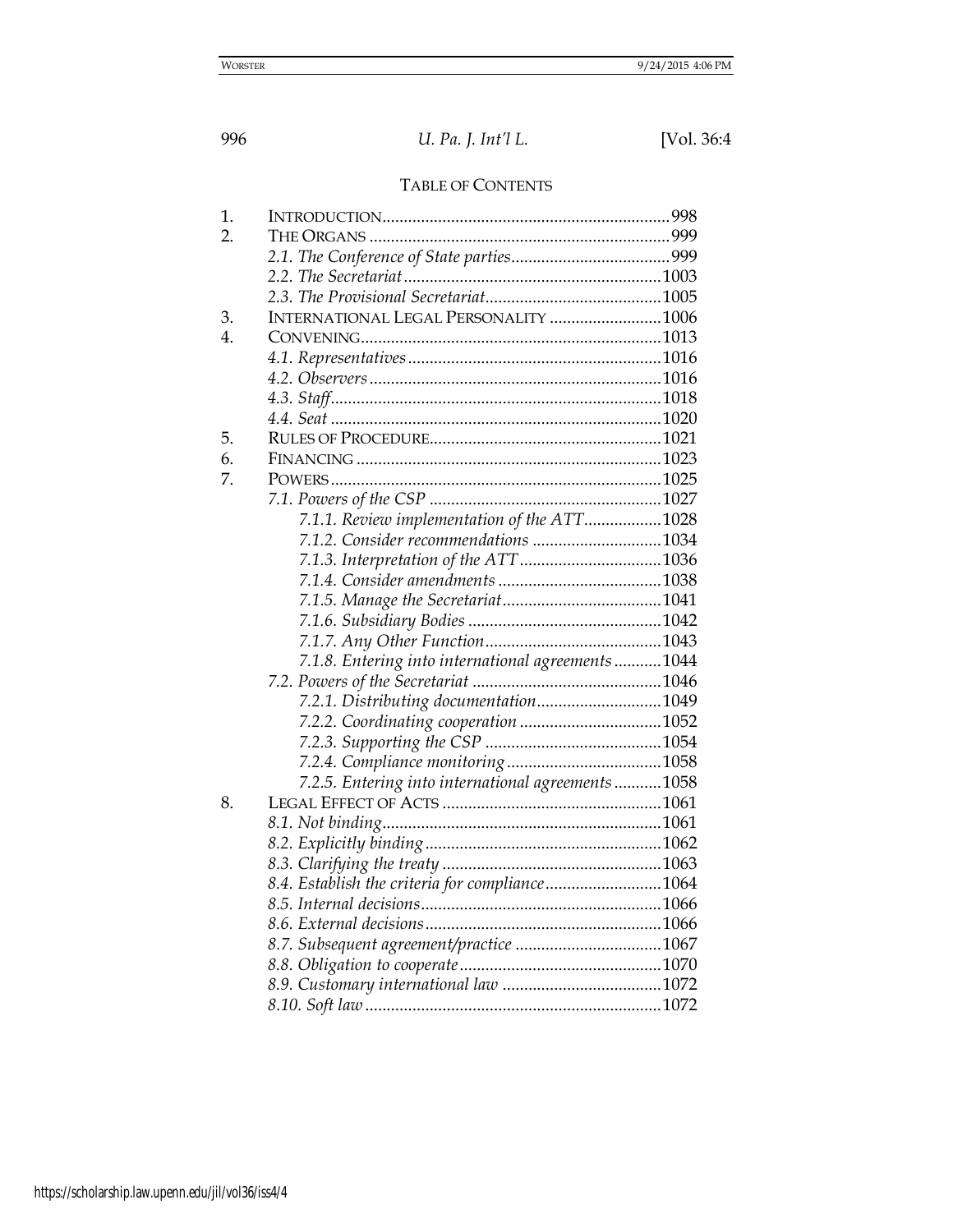## TABLE OF CONTENTS

1. INTRODUCTION..................................................................998
2. THE ORGANS ....................................................................999
   - *2.1. The Conference of State parties*....................................999
   - *2.2. The Secretariat*.........................................................1003
   - *2.3. The Provisional Secretariat*.......................................1005
3. INTERNATIONAL LEGAL PERSONALITY ..........................1006
4. CONVENING....................................................................1013
   - *4.1. Representatives*.........................................................1016
   - *4.2. Observers*..................................................................1016
   - *4.3. Staff*..........................................................................1018
   - *4.4. Seat* ..........................................................................1020
5. RULES OF PROCEDURE....................................................1021
6. FINANCING .....................................................................1023
7. POWERS...........................................................................1025
   - *7.1. Powers of the CSP* ....................................................1027
     - *7.1.1. Review implementation of the ATT*..................1028
     - *7.1.2. Consider recommendations* .............................1034
     - *7.1.3. Interpretation of the ATT* ................................1036
     - *7.1.4. Consider amendments* .....................................1038
     - *7.1.5. Manage the Secretariat*....................................1041
     - *7.1.6. Subsidiary Bodies* ............................................1042
     - *7.1.7. Any Other Function*........................................1043
     - *7.1.8. Entering into international agreements* ...........1044
   - *7.2. Powers of the Secretariat* ..........................................1046
     - *7.2.1. Distributing documentation*............................1049
     - *7.2.2. Coordinating cooperation* ................................1052
     - *7.2.3. Supporting the CSP* .........................................1054
     - *7.2.4. Compliance monitoring*...................................1058
     - *7.2.5. Entering into international agreements* ...........1058
8. LEGAL EFFECT OF ACTS ..................................................1061
   - *8.1. Not binding*...............................................................1061
   - *8.2. Explicitly binding*......................................................1062
   - *8.3. Clarifying the treaty* ..................................................1063
   - *8.4. Establish the criteria for compliance*..........................1064
   - *8.5. Internal decisions*.......................................................1066
   - *8.6. External decisions*......................................................1066
   - *8.7. Subsequent agreement/practice* .................................1067
   - *8.8. Obligation to cooperate*..............................................1070
   - *8.9. Customary international law* ....................................1072
   - *8.10. Soft law* ...................................................................1072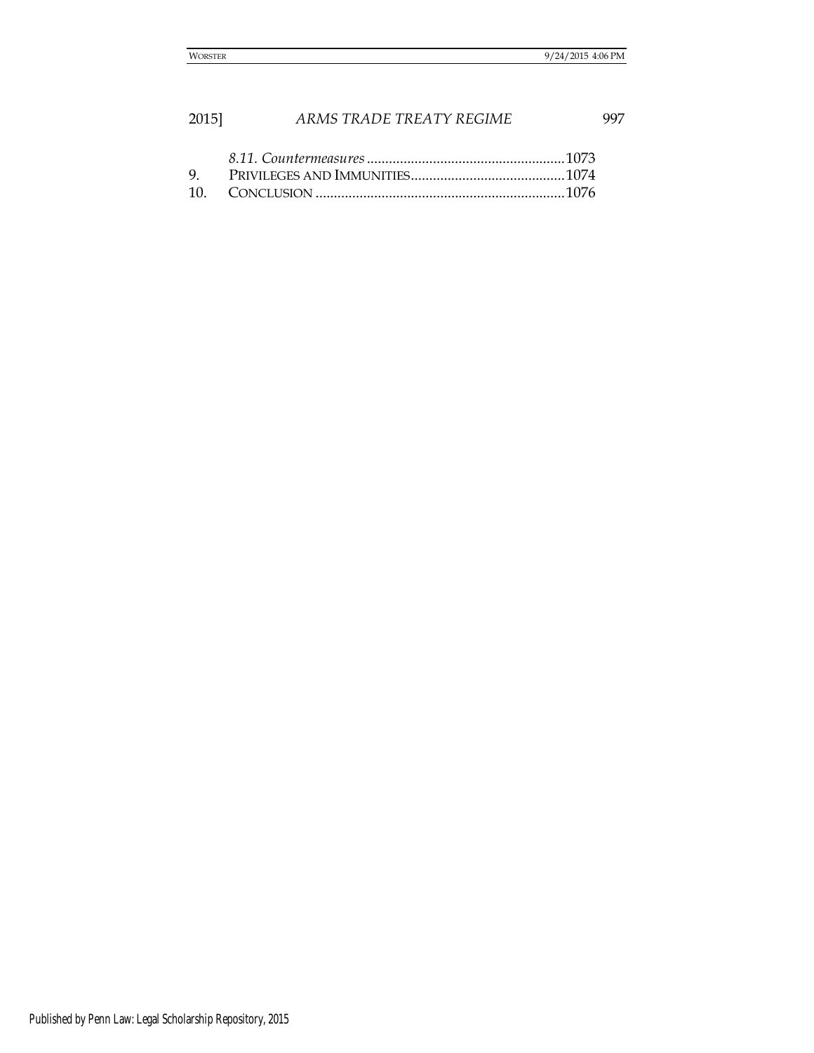*8.11. Countermeasures* ......................................................1073

9. PRIVILEGES AND IMMUNITIES..........................................1074

10. CONCLUSION ....................................................................1076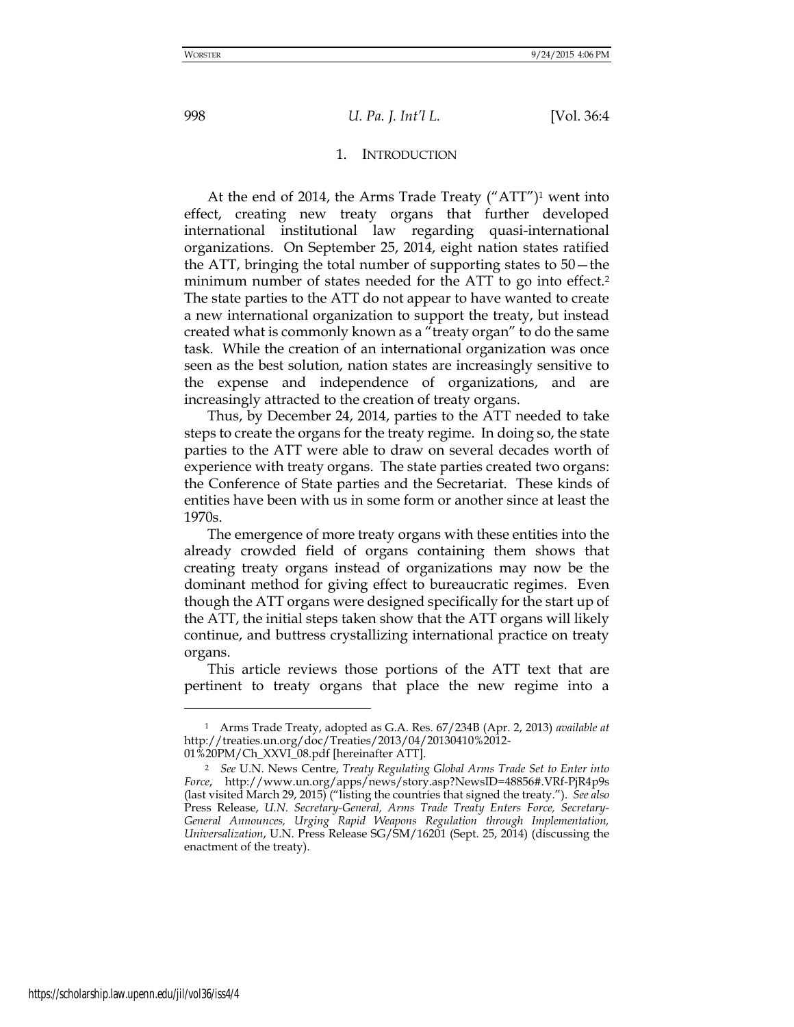## 1. INTRODUCTION

At the end of 2014, the Arms Trade Treaty ("ATT")[1] went into effect, creating new treaty organs that further developed international institutional law regarding quasi-international organizations. On September 25, 2014, eight nation states ratified the ATT, bringing the total number of supporting states to 50—the minimum number of states needed for the ATT to go into effect.[2] The state parties to the ATT do not appear to have wanted to create a new international organization to support the treaty, but instead created what is commonly known as a "treaty organ" to do the same task. While the creation of an international organization was once seen as the best solution, nation states are increasingly sensitive to the expense and independence of organizations, and are increasingly attracted to the creation of treaty organs.

Thus, by December 24, 2014, parties to the ATT needed to take steps to create the organs for the treaty regime. In doing so, the state parties to the ATT were able to draw on several decades worth of experience with treaty organs. The state parties created two organs: the Conference of State parties and the Secretariat. These kinds of entities have been with us in some form or another since at least the 1970s.

The emergence of more treaty organs with these entities into the already crowded field of organs containing them shows that creating treaty organs instead of organizations may now be the dominant method for giving effect to bureaucratic regimes. Even though the ATT organs were designed specifically for the start up of the ATT, the initial steps taken show that the ATT organs will likely continue, and buttress crystallizing international practice on treaty organs.

This article reviews those portions of the ATT text that are pertinent to treaty organs that place the new regime into a

---

[1] Arms Trade Treaty, adopted as G.A. Res. 67/234B (Apr. 2, 2013) *available at* http://treaties.un.org/doc/Treaties/2013/04/20130410%2012-01%20PM/Ch_XXVI_08.pdf [hereinafter ATT].

[2] *See* U.N. News Centre, *Treaty Regulating Global Arms Trade Set to Enter into Force*, http://www.un.org/apps/news/story.asp?NewsID=48856#.VRf-PjR4p9s (last visited March 29, 2015) ("listing the countries that signed the treaty."). *See also* Press Release, *U.N. Secretary-General, Arms Trade Treaty Enters Force, Secretary-General Announces, Urging Rapid Weapons Regulation through Implementation, Universalization*, U.N. Press Release SG/SM/16201 (Sept. 25, 2014) (discussing the enactment of the treaty).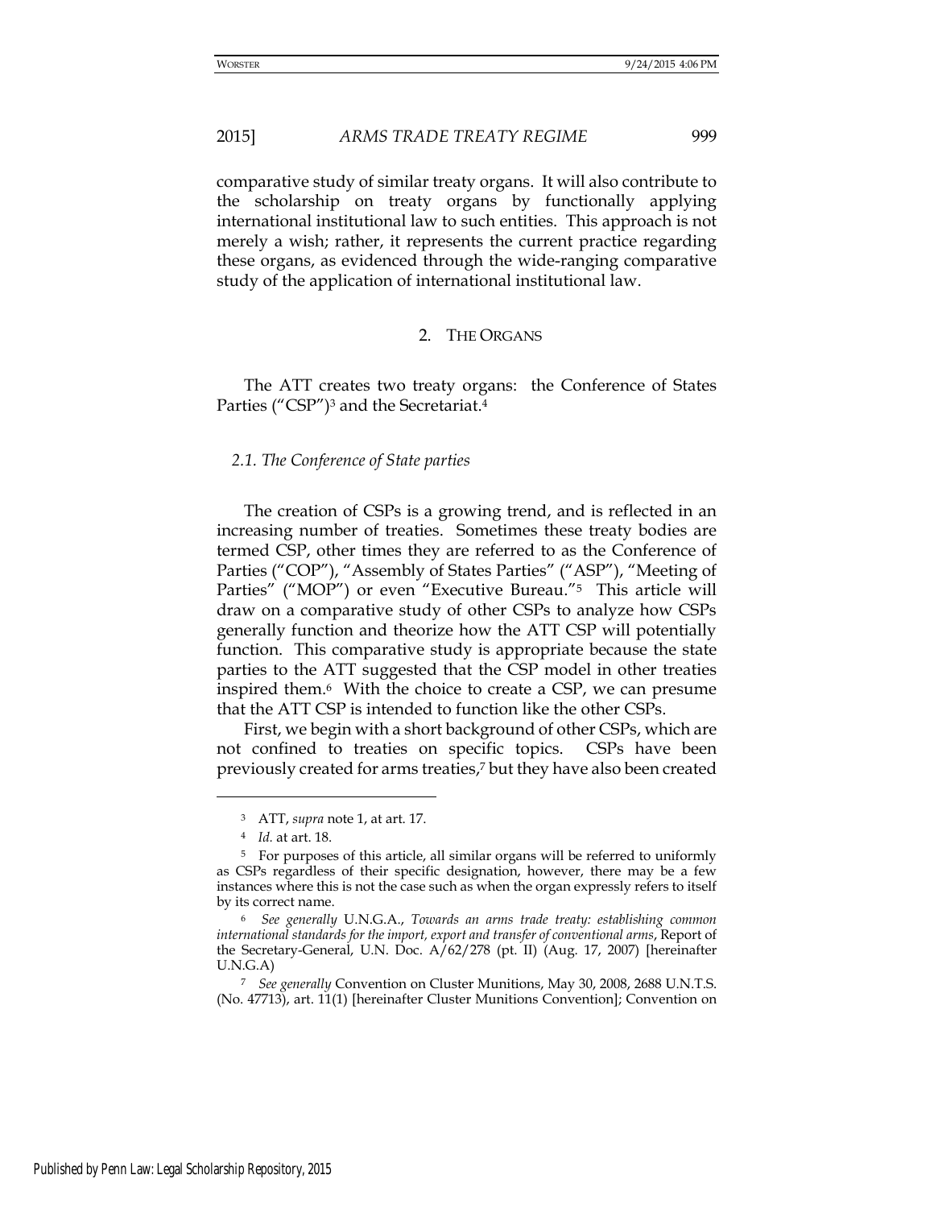comparative study of similar treaty organs. It will also contribute to the scholarship on treaty organs by functionally applying international institutional law to such entities. This approach is not merely a wish; rather, it represents the current practice regarding these organs, as evidenced through the wide-ranging comparative study of the application of international institutional law.

## 2. THE ORGANS

The ATT creates two treaty organs: the Conference of States Parties ("CSP")[3] and the Secretariat.[4]

### *2.1. The Conference of State parties*

The creation of CSPs is a growing trend, and is reflected in an increasing number of treaties. Sometimes these treaty bodies are termed CSP, other times they are referred to as the Conference of Parties ("COP"), "Assembly of States Parties" ("ASP"), "Meeting of Parties" ("MOP") or even "Executive Bureau."[5] This article will draw on a comparative study of other CSPs to analyze how CSPs generally function and theorize how the ATT CSP will potentially function. This comparative study is appropriate because the state parties to the ATT suggested that the CSP model in other treaties inspired them.[6] With the choice to create a CSP, we can presume that the ATT CSP is intended to function like the other CSPs.

First, we begin with a short background of other CSPs, which are not confined to treaties on specific topics. CSPs have been previously created for arms treaties,[7] but they have also been created

---

[3] ATT, *supra* note 1, at art. 17.

[4] *Id.* at art. 18.

[5] For purposes of this article, all similar organs will be referred to uniformly as CSPs regardless of their specific designation, however, there may be a few instances where this is not the case such as when the organ expressly refers to itself by its correct name.

[6] *See generally* U.N.G.A., *Towards an arms trade treaty: establishing common international standards for the import, export and transfer of conventional arms*, Report of the Secretary-General, U.N. Doc. A/62/278 (pt. II) (Aug. 17, 2007) [hereinafter U.N.G.A)

[7] *See generally* Convention on Cluster Munitions, May 30, 2008, 2688 U.N.T.S. (No. 47713), art. 11(1) [hereinafter Cluster Munitions Convention]; Convention on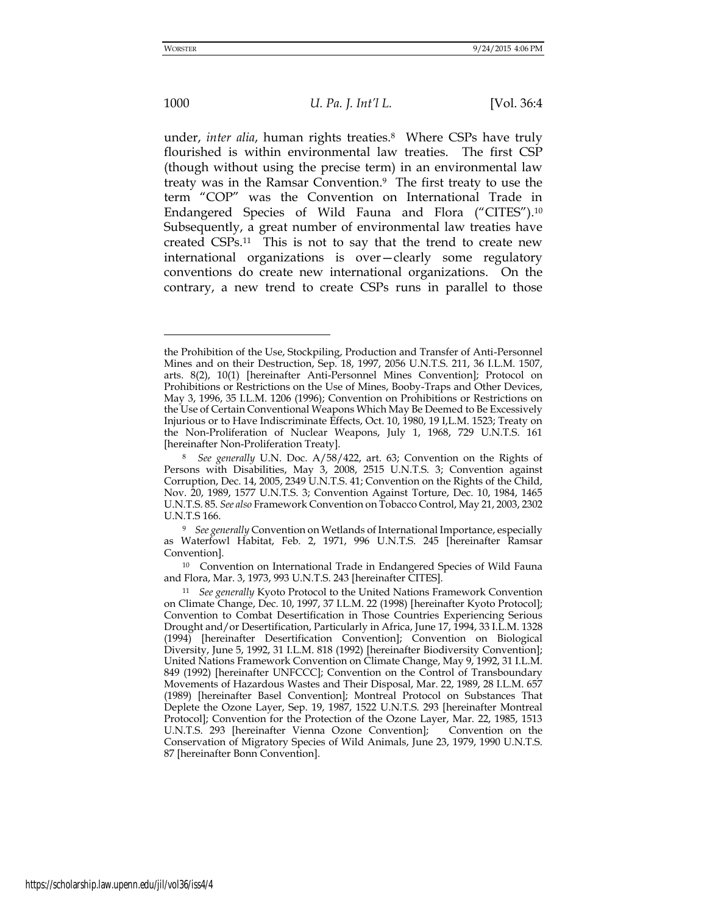under, *inter alia*, human rights treaties.[8] Where CSPs have truly flourished is within environmental law treaties. The first CSP (though without using the precise term) in an environmental law treaty was in the Ramsar Convention.[9] The first treaty to use the term "COP" was the Convention on International Trade in Endangered Species of Wild Fauna and Flora ("CITES").[10] Subsequently, a great number of environmental law treaties have created CSPs.[11] This is not to say that the trend to create new international organizations is over—clearly some regulatory conventions do create new international organizations. On the contrary, a new trend to create CSPs runs in parallel to those

---

the Prohibition of the Use, Stockpiling, Production and Transfer of Anti-Personnel Mines and on their Destruction, Sep. 18, 1997, 2056 U.N.T.S. 211, 36 I.L.M. 1507, arts. 8(2), 10(1) [hereinafter Anti-Personnel Mines Convention]; Protocol on Prohibitions or Restrictions on the Use of Mines, Booby-Traps and Other Devices, May 3, 1996, 35 I.L.M. 1206 (1996); Convention on Prohibitions or Restrictions on the Use of Certain Conventional Weapons Which May Be Deemed to Be Excessively Injurious or to Have Indiscriminate Effects, Oct. 10, 1980, 19 I,L.M. 1523; Treaty on the Non-Proliferation of Nuclear Weapons, July 1, 1968, 729 U.N.T.S. 161 [hereinafter Non-Proliferation Treaty].

[8] *See generally* U.N. Doc. A/58/422, art. 63; Convention on the Rights of Persons with Disabilities, May 3, 2008, 2515 U.N.T.S. 3; Convention against Corruption, Dec. 14, 2005, 2349 U.N.T.S. 41; Convention on the Rights of the Child, Nov. 20, 1989, 1577 U.N.T.S. 3; Convention Against Torture, Dec. 10, 1984, 1465 U.N.T.S. 85. *See also* Framework Convention on Tobacco Control, May 21, 2003, 2302 U.N.T.S 166.

[9] *See generally* Convention on Wetlands of International Importance, especially as Waterfowl Habitat, Feb. 2, 1971, 996 U.N.T.S. 245 [hereinafter Ramsar Convention].

[10] Convention on International Trade in Endangered Species of Wild Fauna and Flora, Mar. 3, 1973, 993 U.N.T.S. 243 [hereinafter CITES].

[11] *See generally* Kyoto Protocol to the United Nations Framework Convention on Climate Change, Dec. 10, 1997, 37 I.L.M. 22 (1998) [hereinafter Kyoto Protocol]; Convention to Combat Desertification in Those Countries Experiencing Serious Drought and/or Desertification, Particularly in Africa, June 17, 1994, 33 I.L.M. 1328 (1994) [hereinafter Desertification Convention]; Convention on Biological Diversity, June 5, 1992, 31 I.L.M. 818 (1992) [hereinafter Biodiversity Convention]; United Nations Framework Convention on Climate Change, May 9, 1992, 31 I.L.M. 849 (1992) [hereinafter UNFCCC]; Convention on the Control of Transboundary Movements of Hazardous Wastes and Their Disposal, Mar. 22, 1989, 28 I.L.M. 657 (1989) [hereinafter Basel Convention]; Montreal Protocol on Substances That Deplete the Ozone Layer, Sep. 19, 1987, 1522 U.N.T.S. 293 [hereinafter Montreal Protocol]; Convention for the Protection of the Ozone Layer, Mar. 22, 1985, 1513 U.N.T.S. 293 [hereinafter Vienna Ozone Convention]; Convention on the Conservation of Migratory Species of Wild Animals, June 23, 1979, 1990 U.N.T.S. 87 [hereinafter Bonn Convention].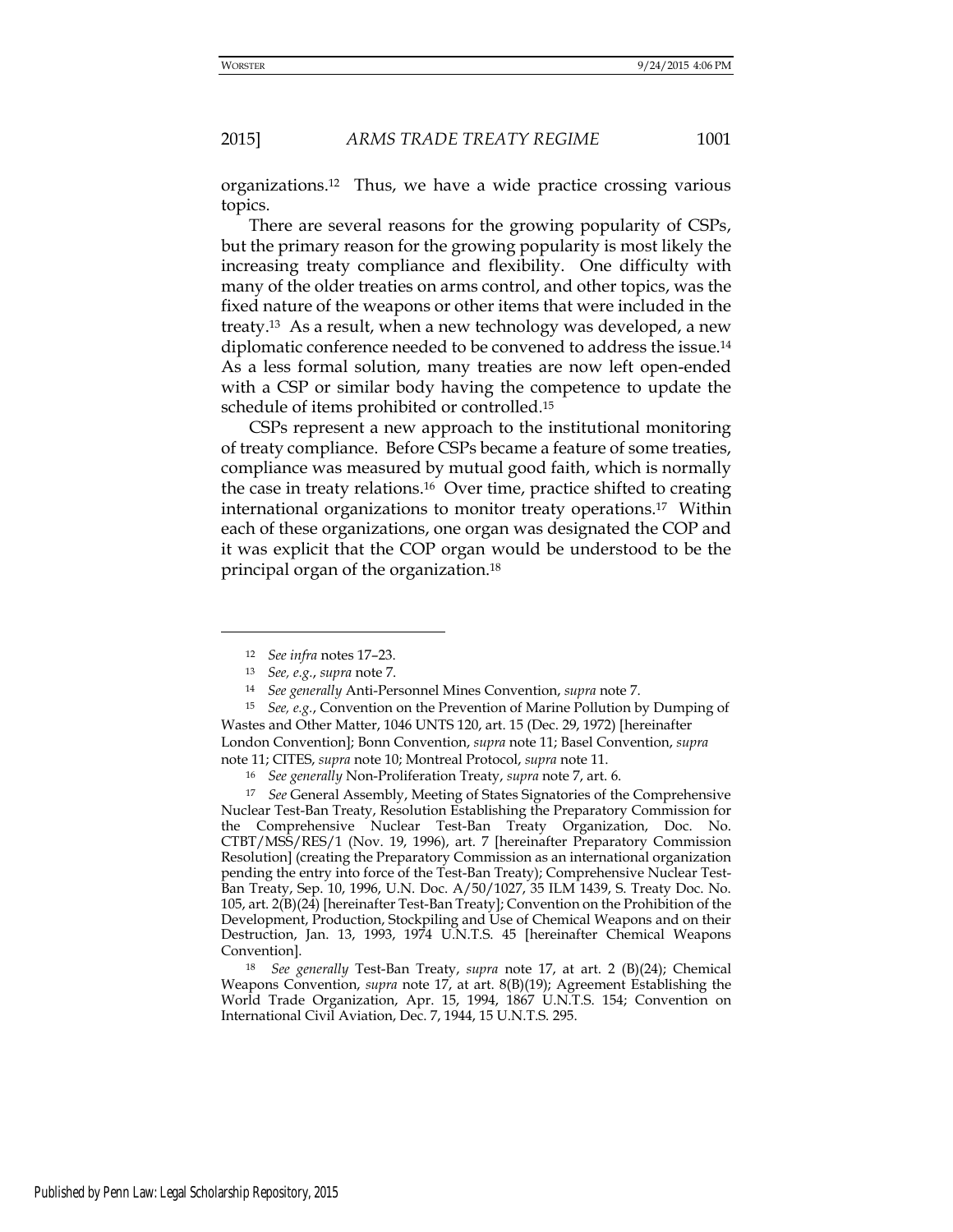organizations.[12] Thus, we have a wide practice crossing various topics.

There are several reasons for the growing popularity of CSPs, but the primary reason for the growing popularity is most likely the increasing treaty compliance and flexibility. One difficulty with many of the older treaties on arms control, and other topics, was the fixed nature of the weapons or other items that were included in the treaty.[13] As a result, when a new technology was developed, a new diplomatic conference needed to be convened to address the issue.[14] As a less formal solution, many treaties are now left open-ended with a CSP or similar body having the competence to update the schedule of items prohibited or controlled.[15]

CSPs represent a new approach to the institutional monitoring of treaty compliance. Before CSPs became a feature of some treaties, compliance was measured by mutual good faith, which is normally the case in treaty relations.[16] Over time, practice shifted to creating international organizations to monitor treaty operations.[17] Within each of these organizations, one organ was designated the COP and it was explicit that the COP organ would be understood to be the principal organ of the organization.[18]

---

[12] *See infra* notes 17–23.

[13] *See, e.g.*, *supra* note 7.

[14] *See generally* Anti-Personnel Mines Convention, *supra* note 7.

[15] *See, e.g.*, Convention on the Prevention of Marine Pollution by Dumping of Wastes and Other Matter, 1046 UNTS 120, art. 15 (Dec. 29, 1972) [hereinafter London Convention]; Bonn Convention, *supra* note 11; Basel Convention, *supra* note 11; CITES, *supra* note 10; Montreal Protocol, *supra* note 11.

[16] *See generally* Non-Proliferation Treaty, *supra* note 7, art. 6.

[17] *See* General Assembly, Meeting of States Signatories of the Comprehensive Nuclear Test-Ban Treaty, Resolution Establishing the Preparatory Commission for the Comprehensive Nuclear Test-Ban Treaty Organization, Doc. No. CTBT/MSS/RES/1 (Nov. 19, 1996), art. 7 [hereinafter Preparatory Commission Resolution] (creating the Preparatory Commission as an international organization pending the entry into force of the Test-Ban Treaty); Comprehensive Nuclear Test-Ban Treaty, Sep. 10, 1996, U.N. Doc. A/50/1027, 35 ILM 1439, S. Treaty Doc. No. 105, art. 2(B)(24) [hereinafter Test-Ban Treaty]; Convention on the Prohibition of the Development, Production, Stockpiling and Use of Chemical Weapons and on their Destruction, Jan. 13, 1993, 1974 U.N.T.S. 45 [hereinafter Chemical Weapons Convention].

[18] *See generally* Test-Ban Treaty, *supra* note 17, at art. 2 (B)(24); Chemical Weapons Convention, *supra* note 17, at art. 8(B)(19); Agreement Establishing the World Trade Organization, Apr. 15, 1994, 1867 U.N.T.S. 154; Convention on International Civil Aviation, Dec. 7, 1944, 15 U.N.T.S. 295.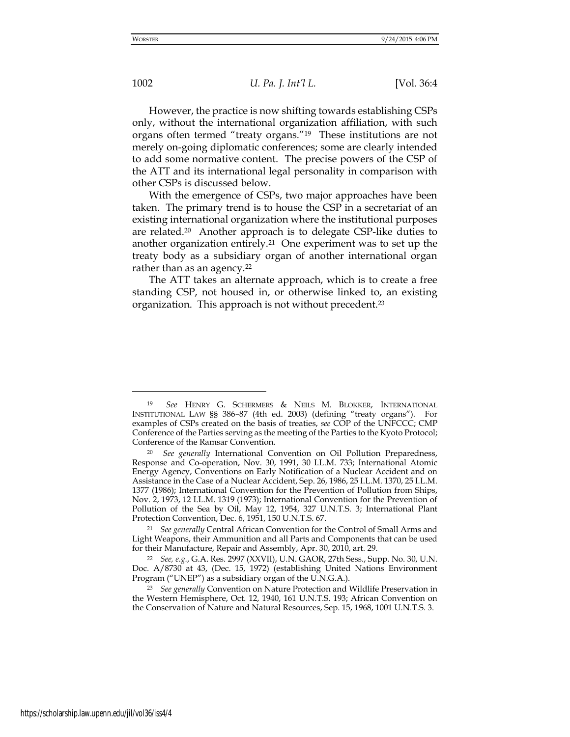However, the practice is now shifting towards establishing CSPs only, without the international organization affiliation, with such organs often termed "treaty organs."[19] These institutions are not merely on-going diplomatic conferences; some are clearly intended to add some normative content. The precise powers of the CSP of the ATT and its international legal personality in comparison with other CSPs is discussed below.

With the emergence of CSPs, two major approaches have been taken. The primary trend is to house the CSP in a secretariat of an existing international organization where the institutional purposes are related.[20] Another approach is to delegate CSP-like duties to another organization entirely.[21] One experiment was to set up the treaty body as a subsidiary organ of another international organ rather than as an agency.[22]

The ATT takes an alternate approach, which is to create a free standing CSP, not housed in, or otherwise linked to, an existing organization. This approach is not without precedent.[23]

---

[19] *See* HENRY G. SCHERMERS & NEILS M. BLOKKER, INTERNATIONAL INSTITUTIONAL LAW §§ 386–87 (4th ed. 2003) (defining "treaty organs"). For examples of CSPs created on the basis of treaties, *see* COP of the UNFCCC; CMP Conference of the Parties serving as the meeting of the Parties to the Kyoto Protocol; Conference of the Ramsar Convention.

[20] *See generally* International Convention on Oil Pollution Preparedness, Response and Co-operation, Nov. 30, 1991, 30 I.L.M. 733; International Atomic Energy Agency, Conventions on Early Notification of a Nuclear Accident and on Assistance in the Case of a Nuclear Accident, Sep. 26, 1986, 25 I.L.M. 1370, 25 I.L.M. 1377 (1986); International Convention for the Prevention of Pollution from Ships, Nov. 2, 1973, 12 I.L.M. 1319 (1973); International Convention for the Prevention of Pollution of the Sea by Oil, May 12, 1954, 327 U.N.T.S. 3; International Plant Protection Convention, Dec. 6, 1951, 150 U.N.T.S. 67.

[21] *See generally* Central African Convention for the Control of Small Arms and Light Weapons, their Ammunition and all Parts and Components that can be used for their Manufacture, Repair and Assembly, Apr. 30, 2010, art. 29.

[22] *See, e.g.*, G.A. Res. 2997 (XXVII), U.N. GAOR, 27th Sess., Supp. No. 30, U.N. Doc. A/8730 at 43, (Dec. 15, 1972) (establishing United Nations Environment Program ("UNEP") as a subsidiary organ of the U.N.G.A.).

[23] *See generally* Convention on Nature Protection and Wildlife Preservation in the Western Hemisphere, Oct. 12, 1940, 161 U.N.T.S. 193; African Convention on the Conservation of Nature and Natural Resources, Sep. 15, 1968, 1001 U.N.T.S. 3.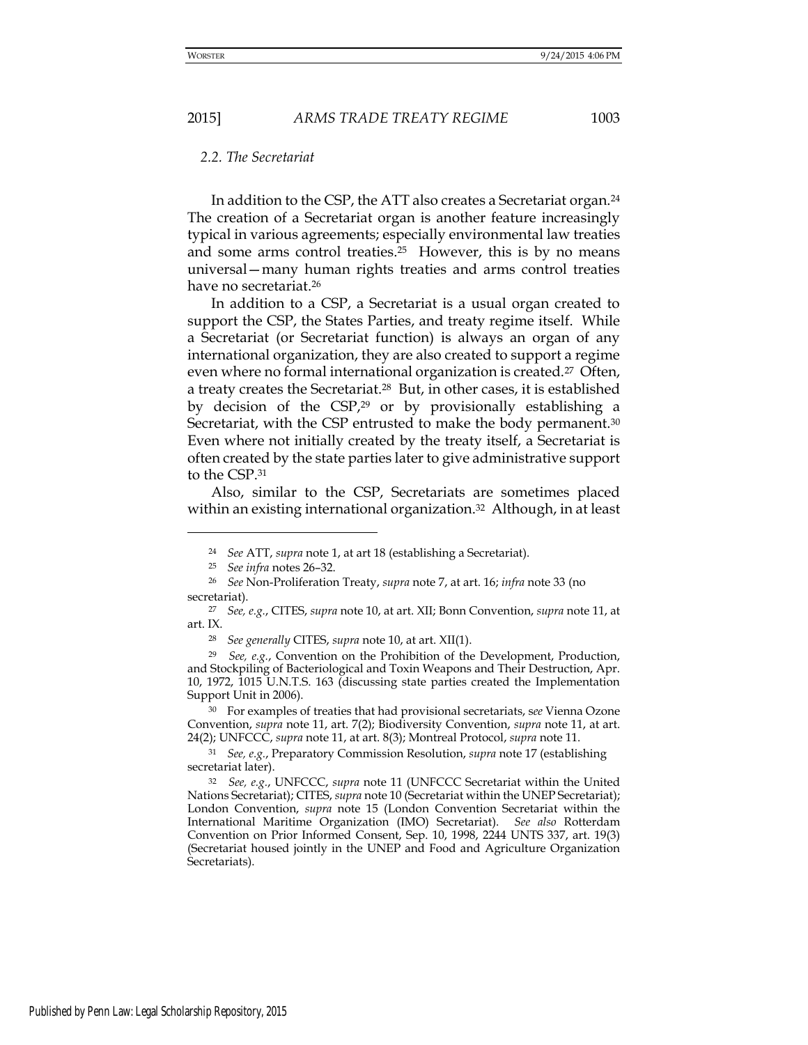### 2.2. The Secretariat

In addition to the CSP, the ATT also creates a Secretariat organ.[24] The creation of a Secretariat organ is another feature increasingly typical in various agreements; especially environmental law treaties and some arms control treaties.[25] However, this is by no means universal—many human rights treaties and arms control treaties have no secretariat.[26]

In addition to a CSP, a Secretariat is a usual organ created to support the CSP, the States Parties, and treaty regime itself. While a Secretariat (or Secretariat function) is always an organ of any international organization, they are also created to support a regime even where no formal international organization is created.[27] Often, a treaty creates the Secretariat.[28] But, in other cases, it is established by decision of the CSP,[29] or by provisionally establishing a Secretariat, with the CSP entrusted to make the body permanent.[30] Even where not initially created by the treaty itself, a Secretariat is often created by the state parties later to give administrative support to the CSP.[31]

Also, similar to the CSP, Secretariats are sometimes placed within an existing international organization.[32] Although, in at least

---

[24] *See* ATT, *supra* note 1, at art 18 (establishing a Secretariat).

[25] *See infra* notes 26–32.

[26] *See* Non-Proliferation Treaty, *supra* note 7, at art. 16; *infra* note 33 (no secretariat).

[27] *See, e.g.*, CITES, *supra* note 10, at art. XII; Bonn Convention, *supra* note 11, at art. IX.

[28] *See generally* CITES, *supra* note 10, at art. XII(1).

[29] *See, e.g.*, Convention on the Prohibition of the Development, Production, and Stockpiling of Bacteriological and Toxin Weapons and Their Destruction, Apr. 10, 1972, 1015 U.N.T.S. 163 (discussing state parties created the Implementation Support Unit in 2006).

[30] For examples of treaties that had provisional secretariats, s*ee* Vienna Ozone Convention, *supra* note 11, art. 7(2); Biodiversity Convention, *supra* note 11, at art. 24(2); UNFCCC, *supra* note 11, at art. 8(3); Montreal Protocol, *supra* note 11.

[31] *See, e.g.*, Preparatory Commission Resolution, *supra* note 17 (establishing secretariat later).

[32] *See, e.g.*, UNFCCC, *supra* note 11 (UNFCCC Secretariat within the United Nations Secretariat); CITES, *supra* note 10 (Secretariat within the UNEP Secretariat); London Convention, *supra* note 15 (London Convention Secretariat within the International Maritime Organization (IMO) Secretariat). *See also* Rotterdam Convention on Prior Informed Consent, Sep. 10, 1998, 2244 UNTS 337, art. 19(3) (Secretariat housed jointly in the UNEP and Food and Agriculture Organization Secretariats).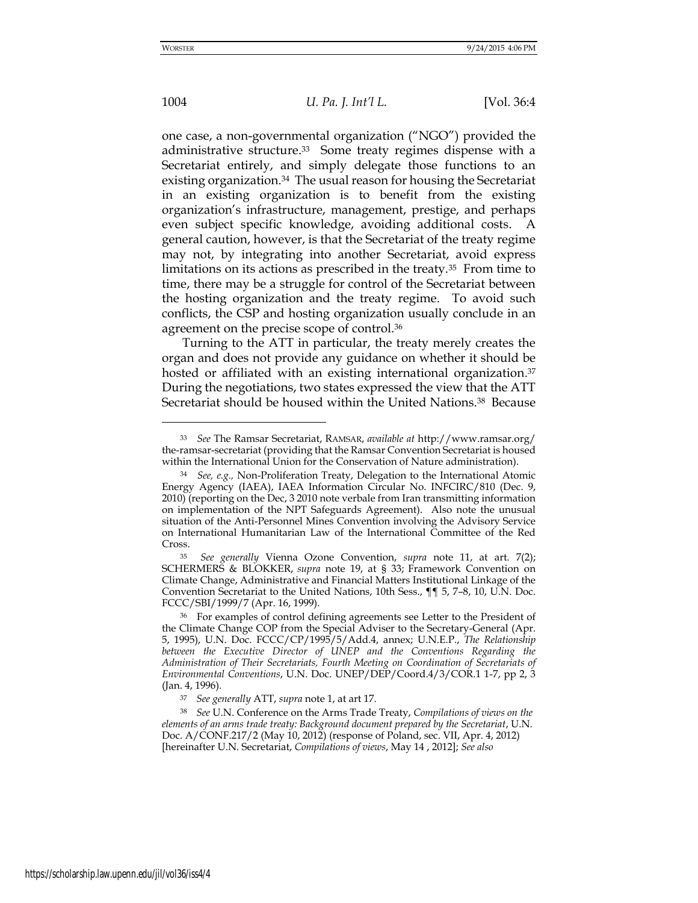one case, a non-governmental organization ("NGO") provided the administrative structure.[33] Some treaty regimes dispense with a Secretariat entirely, and simply delegate those functions to an existing organization.[34] The usual reason for housing the Secretariat in an existing organization is to benefit from the existing organization's infrastructure, management, prestige, and perhaps even subject specific knowledge, avoiding additional costs. A general caution, however, is that the Secretariat of the treaty regime may not, by integrating into another Secretariat, avoid express limitations on its actions as prescribed in the treaty.[35] From time to time, there may be a struggle for control of the Secretariat between the hosting organization and the treaty regime. To avoid such conflicts, the CSP and hosting organization usually conclude in an agreement on the precise scope of control.[36]

Turning to the ATT in particular, the treaty merely creates the organ and does not provide any guidance on whether it should be hosted or affiliated with an existing international organization.[37] During the negotiations, two states expressed the view that the ATT Secretariat should be housed within the United Nations.[38] Because

---

[33] *See* The Ramsar Secretariat, RAMSAR, *available at* http://www.ramsar.org/the-ramsar-secretariat (providing that the Ramsar Convention Secretariat is housed within the International Union for the Conservation of Nature administration).

[34] *See, e.g.,* Non-Proliferation Treaty, Delegation to the International Atomic Energy Agency (IAEA), IAEA Information Circular No. INFCIRC/810 (Dec. 9, 2010) (reporting on the Dec, 3 2010 note verbale from Iran transmitting information on implementation of the NPT Safeguards Agreement). Also note the unusual situation of the Anti-Personnel Mines Convention involving the Advisory Service on International Humanitarian Law of the International Committee of the Red Cross.

[35] *See generally* Vienna Ozone Convention, *supra* note 11, at art. 7(2); SCHERMERS & BLOKKER, *supra* note 19, at § 33; Framework Convention on Climate Change, Administrative and Financial Matters Institutional Linkage of the Convention Secretariat to the United Nations, 10th Sess., ¶¶ 5, 7–8, 10, U.N. Doc. FCCC/SBI/1999/7 (Apr. 16, 1999).

[36] For examples of control defining agreements see Letter to the President of the Climate Change COP from the Special Adviser to the Secretary-General (Apr. 5, 1995), U.N. Doc. FCCC/CP/1995/5/Add.4, annex; U.N.E.P., *The Relationship between the Executive Director of UNEP and the Conventions Regarding the Administration of Their Secretariats, Fourth Meeting on Coordination of Secretariats of Environmental Conventions*, U.N. Doc. UNEP/DEP/Coord.4/3/COR.1 1-7, pp 2, 3 (Jan. 4, 1996).

[37] *See generally* ATT, *supra* note 1, at art 17.

[38] *See* U.N. Conference on the Arms Trade Treaty, *Compilations of views on the elements of an arms trade treaty: Background document prepared by the Secretariat*, U.N. Doc. A/CONF.217/2 (May 10, 2012) (response of Poland, sec. VII, Apr. 4, 2012) [hereinafter U.N. Secretariat, *Compilations of views*, May 14 , 2012]; *See also*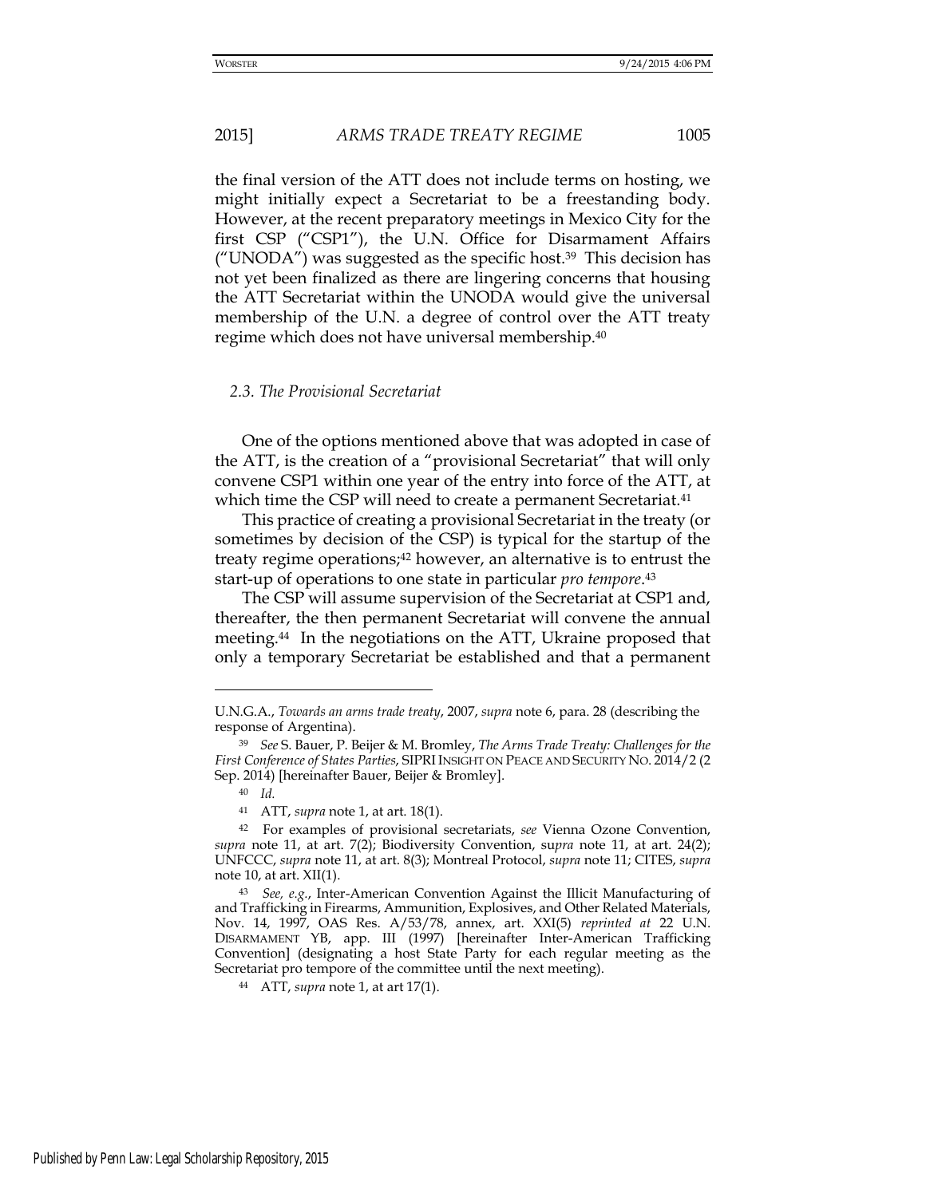the final version of the ATT does not include terms on hosting, we might initially expect a Secretariat to be a freestanding body. However, at the recent preparatory meetings in Mexico City for the first CSP ("CSP1"), the U.N. Office for Disarmament Affairs ("UNODA") was suggested as the specific host.[39] This decision has not yet been finalized as there are lingering concerns that housing the ATT Secretariat within the UNODA would give the universal membership of the U.N. a degree of control over the ATT treaty regime which does not have universal membership.[40]

### *2.3. The Provisional Secretariat*

One of the options mentioned above that was adopted in case of the ATT, is the creation of a "provisional Secretariat" that will only convene CSP1 within one year of the entry into force of the ATT, at which time the CSP will need to create a permanent Secretariat.[41]

This practice of creating a provisional Secretariat in the treaty (or sometimes by decision of the CSP) is typical for the startup of the treaty regime operations;[42] however, an alternative is to entrust the start-up of operations to one state in particular *pro tempore*.[43]

The CSP will assume supervision of the Secretariat at CSP1 and, thereafter, the then permanent Secretariat will convene the annual meeting.[44] In the negotiations on the ATT, Ukraine proposed that only a temporary Secretariat be established and that a permanent

---

U.N.G.A., *Towards an arms trade treaty*, 2007, *supra* note 6, para. 28 (describing the response of Argentina).

[39] *See* S. Bauer, P. Beijer & M. Bromley, *The Arms Trade Treaty: Challenges for the First Conference of States Parties*, SIPRI INSIGHT ON PEACE AND SECURITY NO. 2014/2 (2 Sep. 2014) [hereinafter Bauer, Beijer & Bromley].

[40] *Id.*

[41] ATT, *supra* note 1, at art. 18(1).

[42] For examples of provisional secretariats, *see* Vienna Ozone Convention, *supra* note 11, at art. 7(2); Biodiversity Convention, *supra* note 11, at art. 24(2); UNFCCC, *supra* note 11, at art. 8(3); Montreal Protocol, *supra* note 11; CITES, *supra* note 10, at art. XII(1).

[43] *See, e.g.*, Inter-American Convention Against the Illicit Manufacturing of and Trafficking in Firearms, Ammunition, Explosives, and Other Related Materials, Nov. 14, 1997, OAS Res. A/53/78, annex, art. XXI(5) *reprinted at* 22 U.N. DISARMAMENT YB, app. III (1997) [hereinafter Inter-American Trafficking Convention] (designating a host State Party for each regular meeting as the Secretariat pro tempore of the committee until the next meeting).

[44] ATT, *supra* note 1, at art 17(1).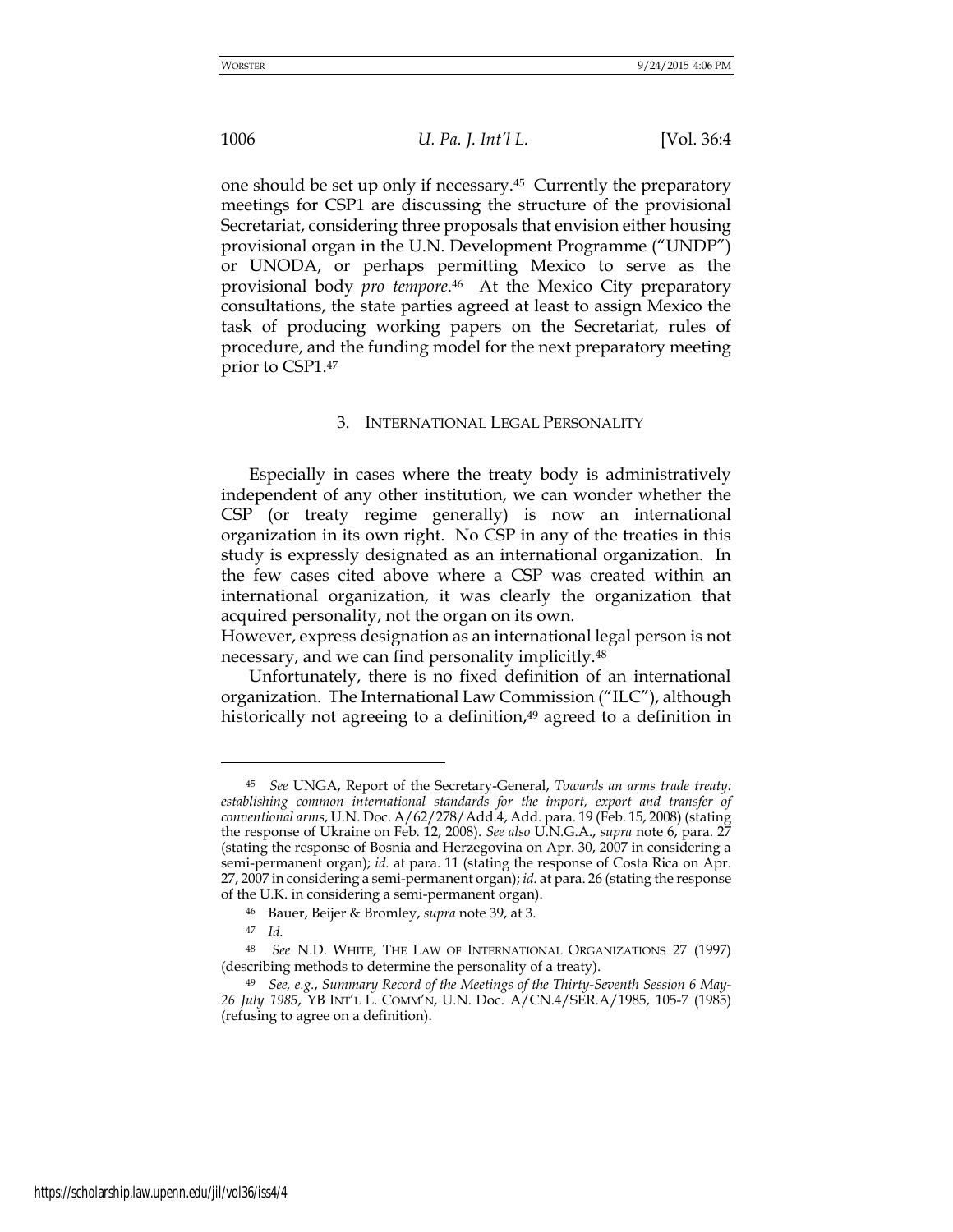one should be set up only if necessary.[45] Currently the preparatory meetings for CSP1 are discussing the structure of the provisional Secretariat, considering three proposals that envision either housing provisional organ in the U.N. Development Programme ("UNDP") or UNODA, or perhaps permitting Mexico to serve as the provisional body *pro tempore*.[46] At the Mexico City preparatory consultations, the state parties agreed at least to assign Mexico the task of producing working papers on the Secretariat, rules of procedure, and the funding model for the next preparatory meeting prior to CSP1.[47]

### 3. INTERNATIONAL LEGAL PERSONALITY

Especially in cases where the treaty body is administratively independent of any other institution, we can wonder whether the CSP (or treaty regime generally) is now an international organization in its own right. No CSP in any of the treaties in this study is expressly designated as an international organization. In the few cases cited above where a CSP was created within an international organization, it was clearly the organization that acquired personality, not the organ on its own.

However, express designation as an international legal person is not necessary, and we can find personality implicitly.[48]

Unfortunately, there is no fixed definition of an international organization. The International Law Commission ("ILC"), although historically not agreeing to a definition,[49] agreed to a definition in

---

[45] *See* UNGA, Report of the Secretary-General, *Towards an arms trade treaty: establishing common international standards for the import, export and transfer of conventional arms*, U.N. Doc. A/62/278/Add.4, Add. para. 19 (Feb. 15, 2008) (stating the response of Ukraine on Feb. 12, 2008). *See also* U.N.G.A., *supra* note 6, para. 27 (stating the response of Bosnia and Herzegovina on Apr. 30, 2007 in considering a semi-permanent organ); *id.* at para. 11 (stating the response of Costa Rica on Apr. 27, 2007 in considering a semi-permanent organ); *id.* at para. 26 (stating the response of the U.K. in considering a semi-permanent organ).

[46] Bauer, Beijer & Bromley, *supra* note 39, at 3.

[47] *Id.*

[48] *See* N.D. WHITE, THE LAW OF INTERNATIONAL ORGANIZATIONS 27 (1997) (describing methods to determine the personality of a treaty).

[49] *See, e.g.*, *Summary Record of the Meetings of the Thirty-Seventh Session 6 May-26 July 1985*, YB INT'L L. COMM'N, U.N. Doc. A/CN.4/SER.A/1985, 105-7 (1985) (refusing to agree on a definition).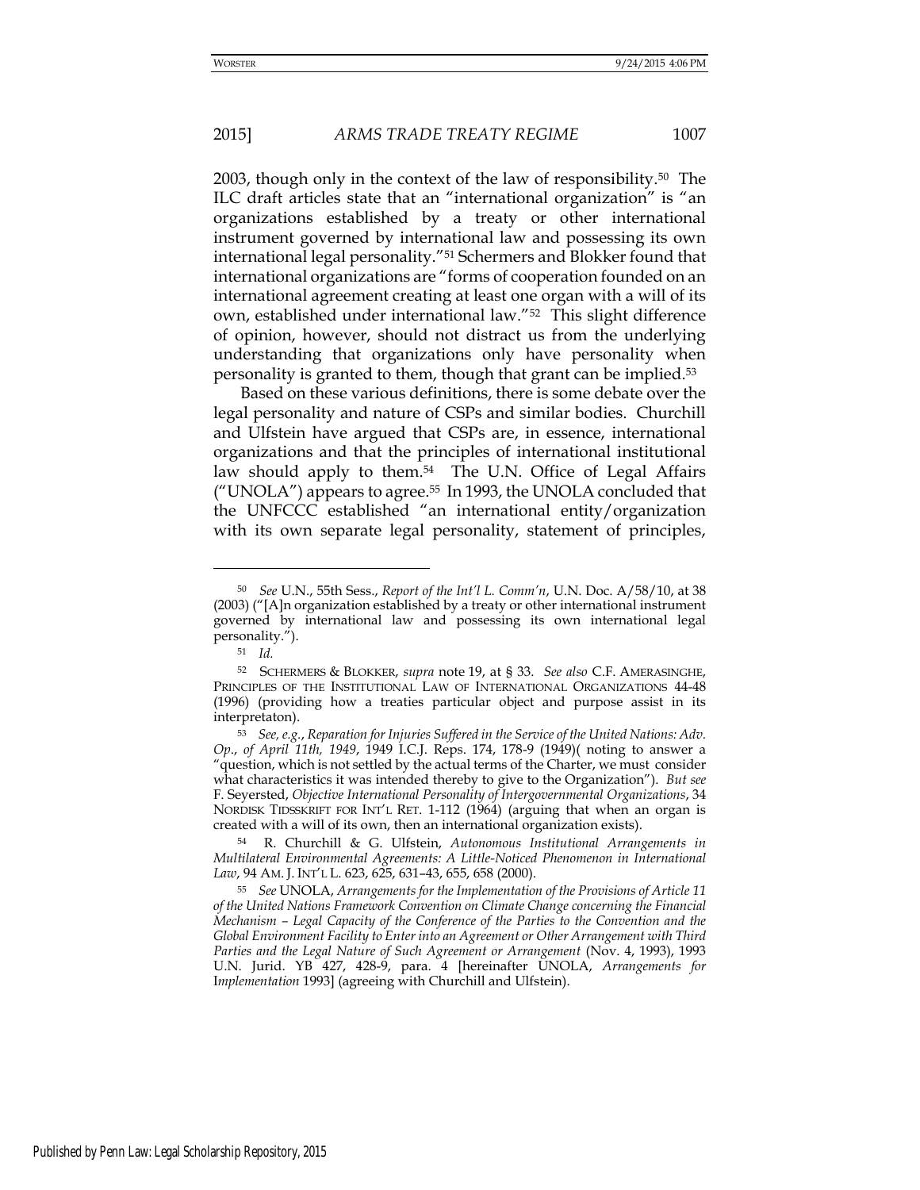2003, though only in the context of the law of responsibility.[50] The ILC draft articles state that an "international organization" is "an organizations established by a treaty or other international instrument governed by international law and possessing its own international legal personality."[51] Schermers and Blokker found that international organizations are "forms of cooperation founded on an international agreement creating at least one organ with a will of its own, established under international law."[52] This slight difference of opinion, however, should not distract us from the underlying understanding that organizations only have personality when personality is granted to them, though that grant can be implied.[53]

Based on these various definitions, there is some debate over the legal personality and nature of CSPs and similar bodies. Churchill and Ulfstein have argued that CSPs are, in essence, international organizations and that the principles of international institutional law should apply to them.[54] The U.N. Office of Legal Affairs ("UNOLA") appears to agree.[55] In 1993, the UNOLA concluded that the UNFCCC established "an international entity/organization with its own separate legal personality, statement of principles,

---

[50] *See* U.N., 55th Sess., *Report of the Int'l L. Comm'n*, U.N. Doc. A/58/10, at 38 (2003) ("[A]n organization established by a treaty or other international instrument governed by international law and possessing its own international legal personality.").

[51] *Id.*

[52] SCHERMERS & BLOKKER, *supra* note 19, at § 33. *See also* C.F. AMERASINGHE, PRINCIPLES OF THE INSTITUTIONAL LAW OF INTERNATIONAL ORGANIZATIONS 44-48 (1996) (providing how a treaties particular object and purpose assist in its interpretaton).

[53] *See, e.g.*, *Reparation for Injuries Suffered in the Service of the United Nations: Adv. Op.*, *of April 11th, 1949*, 1949 I.C.J. Reps. 174, 178-9 (1949)( noting to answer a "question, which is not settled by the actual terms of the Charter, we must consider what characteristics it was intended thereby to give to the Organization"). *But see* F. Seyersted, *Objective International Personality of Intergovernmental Organizations*, 34 NORDISK TIDSSKRIFT FOR INT'L RET. 1-112 (1964) (arguing that when an organ is created with a will of its own, then an international organization exists).

[54] R. Churchill & G. Ulfstein, *Autonomous Institutional Arrangements in Multilateral Environmental Agreements: A Little-Noticed Phenomenon in International Law*, 94 AM. J. INT'L L. 623, 625, 631–43, 655, 658 (2000).

[55] *See* UNOLA, *Arrangements for the Implementation of the Provisions of Article 11 of the United Nations Framework Convention on Climate Change concerning the Financial Mechanism – Legal Capacity of the Conference of the Parties to the Convention and the Global Environment Facility to Enter into an Agreement or Other Arrangement with Third Parties and the Legal Nature of Such Agreement or Arrangement* (Nov. 4, 1993), 1993 U.N. Jurid. YB 427, 428-9, para. 4 [hereinafter UNOLA, *Arrangements for Implementation* 1993] (agreeing with Churchill and Ulfstein).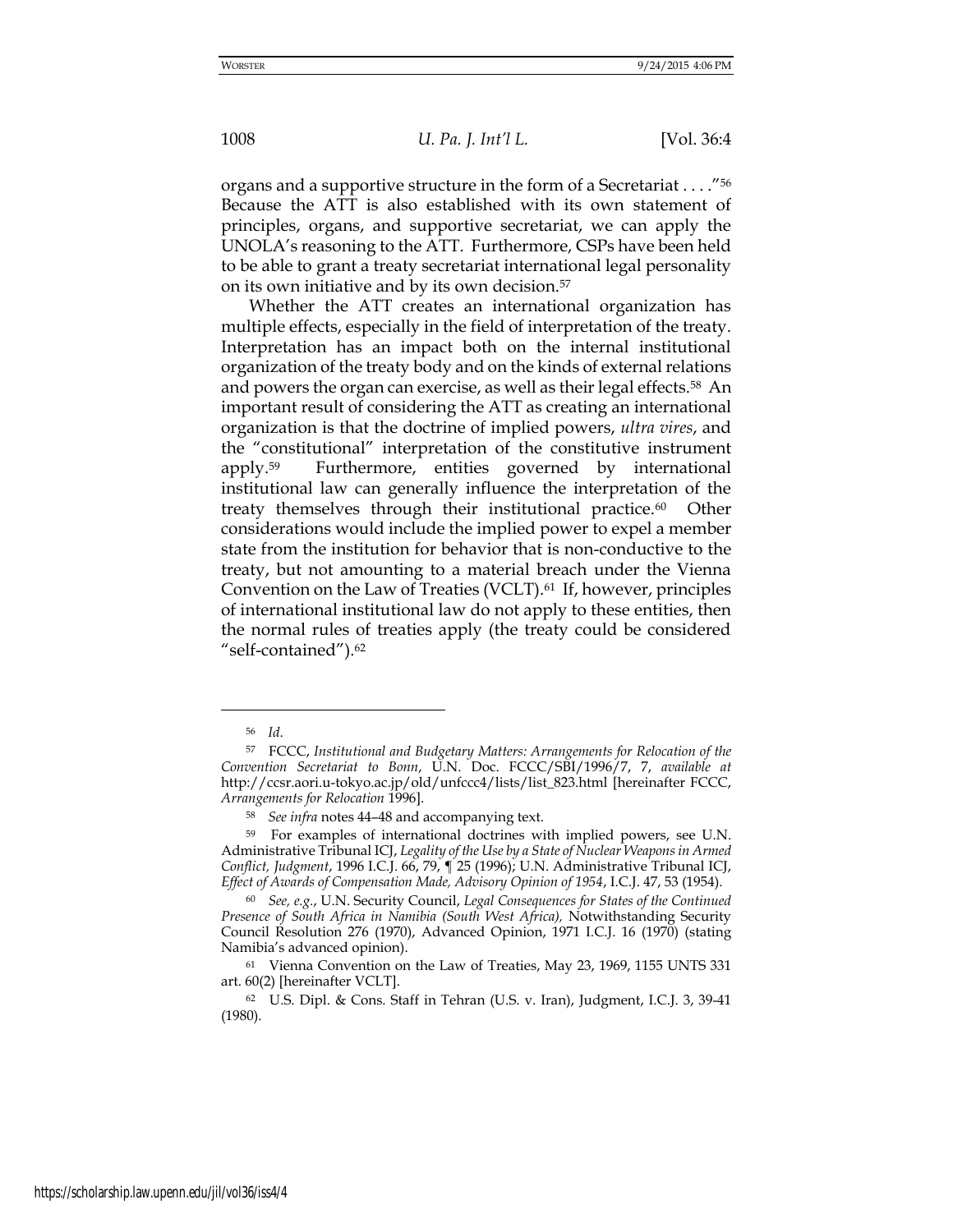organs and a supportive structure in the form of a Secretariat . . . ."[56] Because the ATT is also established with its own statement of principles, organs, and supportive secretariat, we can apply the UNOLA's reasoning to the ATT. Furthermore, CSPs have been held to be able to grant a treaty secretariat international legal personality on its own initiative and by its own decision.[57]

Whether the ATT creates an international organization has multiple effects, especially in the field of interpretation of the treaty. Interpretation has an impact both on the internal institutional organization of the treaty body and on the kinds of external relations and powers the organ can exercise, as well as their legal effects.[58] An important result of considering the ATT as creating an international organization is that the doctrine of implied powers, *ultra vires*, and the "constitutional" interpretation of the constitutive instrument apply.[59] Furthermore, entities governed by international institutional law can generally influence the interpretation of the treaty themselves through their institutional practice.[60] Other considerations would include the implied power to expel a member state from the institution for behavior that is non-conductive to the treaty, but not amounting to a material breach under the Vienna Convention on the Law of Treaties (VCLT).[61] If, however, principles of international institutional law do not apply to these entities, then the normal rules of treaties apply (the treaty could be considered "self-contained").[62]

---

[56] *Id.*

[57] FCCC, *Institutional and Budgetary Matters: Arrangements for Relocation of the Convention Secretariat to Bonn*, U.N. Doc. FCCC/SBI/1996/7, 7, *available at* http://ccsr.aori.u-tokyo.ac.jp/old/unfccc4/lists/list_823.html [hereinafter FCCC, *Arrangements for Relocation* 1996].

[58] *See infra* notes 44–48 and accompanying text.

[59] For examples of international doctrines with implied powers, see U.N. Administrative Tribunal ICJ, *Legality of the Use by a State of Nuclear Weapons in Armed Conflict, Judgment*, 1996 I.C.J. 66, 79, ¶ 25 (1996); U.N. Administrative Tribunal ICJ, *Effect of Awards of Compensation Made, Advisory Opinion of 1954*, I.C.J. 47, 53 (1954).

[60] *See, e.g.*, U.N. Security Council, *Legal Consequences for States of the Continued Presence of South Africa in Namibia (South West Africa),* Notwithstanding Security Council Resolution 276 (1970), Advanced Opinion, 1971 I.C.J. 16 (1970) (stating Namibia's advanced opinion).

[61] Vienna Convention on the Law of Treaties, May 23, 1969, 1155 UNTS 331 art. 60(2) [hereinafter VCLT].

[62] U.S. Dipl. & Cons. Staff in Tehran (U.S. v. Iran), Judgment, I.C.J. 3, 39-41 (1980).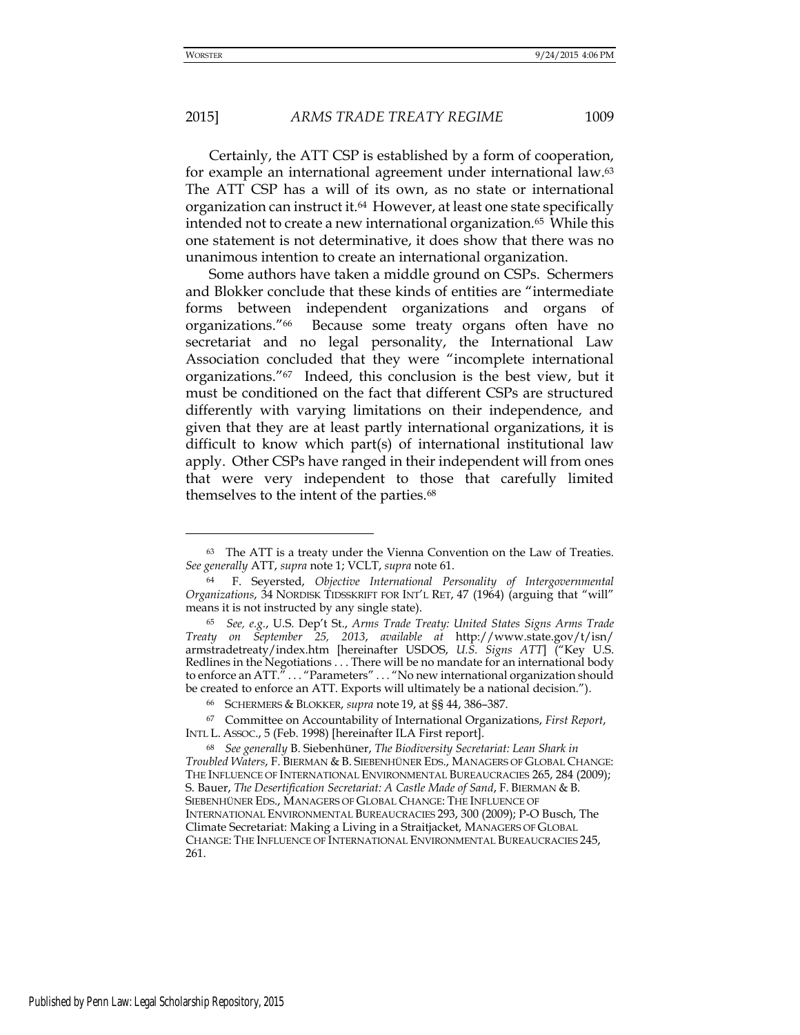Certainly, the ATT CSP is established by a form of cooperation, for example an international agreement under international law.[63] The ATT CSP has a will of its own, as no state or international organization can instruct it.[64] However, at least one state specifically intended not to create a new international organization.[65] While this one statement is not determinative, it does show that there was no unanimous intention to create an international organization.

Some authors have taken a middle ground on CSPs. Schermers and Blokker conclude that these kinds of entities are "intermediate forms between independent organizations and organs of organizations."[66] Because some treaty organs often have no secretariat and no legal personality, the International Law Association concluded that they were "incomplete international organizations."[67] Indeed, this conclusion is the best view, but it must be conditioned on the fact that different CSPs are structured differently with varying limitations on their independence, and given that they are at least partly international organizations, it is difficult to know which part(s) of international institutional law apply. Other CSPs have ranged in their independent will from ones that were very independent to those that carefully limited themselves to the intent of the parties.[68]

---

[63] The ATT is a treaty under the Vienna Convention on the Law of Treaties. *See generally* ATT, *supra* note 1; VCLT, *supra* note 61.

[64] F. Seyersted, *Objective International Personality of Intergovernmental Organizations*, 34 NORDISK TIDSSKRIFT FOR INT'L RET, 47 (1964) (arguing that "will" means it is not instructed by any single state).

[65] *See, e.g.*, U.S. Dep't St., *Arms Trade Treaty: United States Signs Arms Trade Treaty on September 25, 2013*, *available at* http://www.state.gov/t/isn/armstradetreaty/index.htm [hereinafter USDOS, *U.S. Signs ATT*] ("Key U.S. Redlines in the Negotiations . . . There will be no mandate for an international body to enforce an ATT." . . . "Parameters" . . . "No new international organization should be created to enforce an ATT. Exports will ultimately be a national decision.").

[66] SCHERMERS & BLOKKER, *supra* note 19, at §§ 44, 386–387.

[67] Committee on Accountability of International Organizations, *First Report*, INTL L. ASSOC., 5 (Feb. 1998) [hereinafter ILA First report].

[68] *See generally* B. Siebenhüner, *The Biodiversity Secretariat: Lean Shark in Troubled Waters*, F. BIERMAN & B. SIEBENHÜNER EDS., MANAGERS OF GLOBAL CHANGE: THE INFLUENCE OF INTERNATIONAL ENVIRONMENTAL BUREAUCRACIES 265, 284 (2009); S. Bauer, *The Desertification Secretariat: A Castle Made of Sand*, F. BIERMAN & B. SIEBENHÜNER EDS., MANAGERS OF GLOBAL CHANGE: THE INFLUENCE OF INTERNATIONAL ENVIRONMENTAL BUREAUCRACIES 293, 300 (2009); P-O Busch, The Climate Secretariat: Making a Living in a Straitjacket, MANAGERS OF GLOBAL CHANGE: THE INFLUENCE OF INTERNATIONAL ENVIRONMENTAL BUREAUCRACIES 245, 261.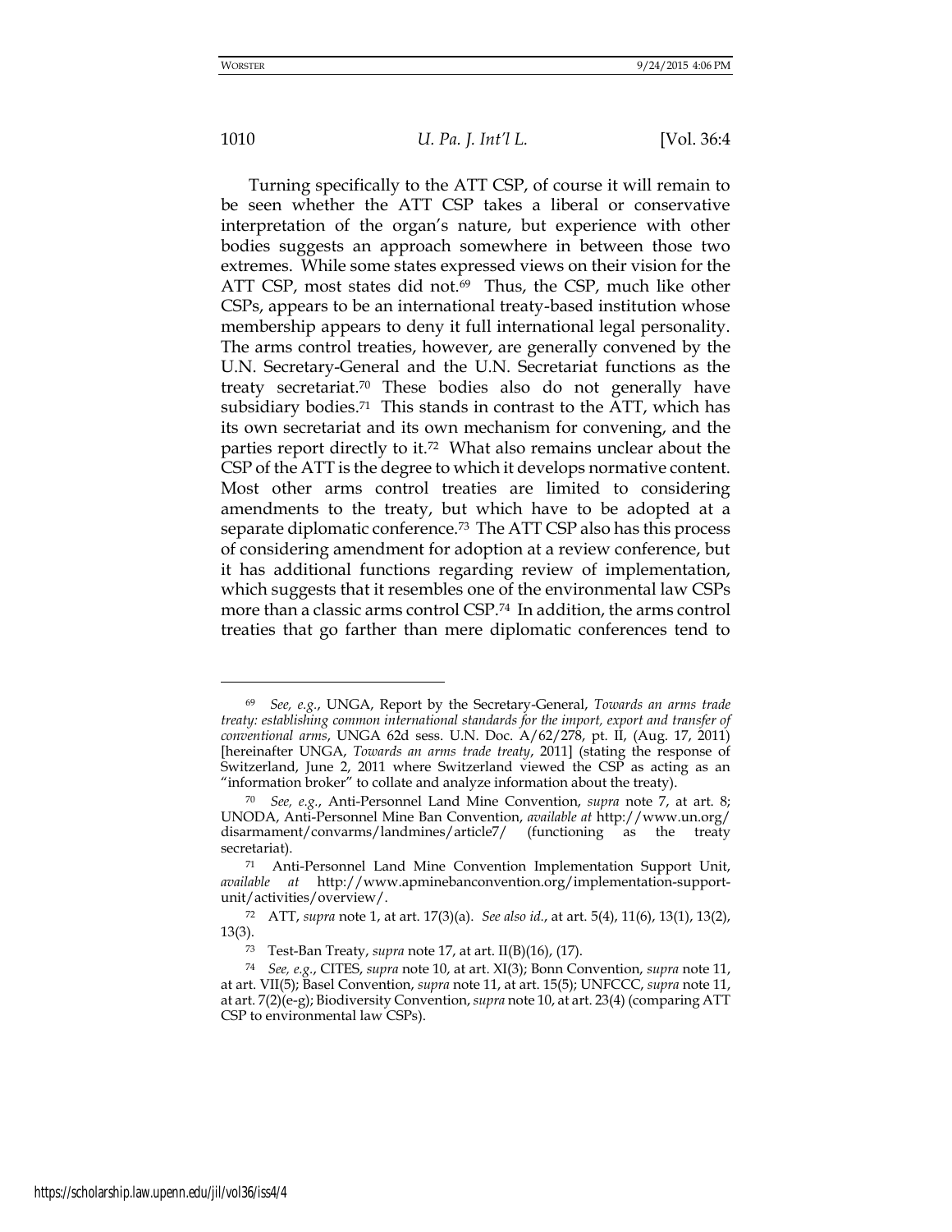Turning specifically to the ATT CSP, of course it will remain to be seen whether the ATT CSP takes a liberal or conservative interpretation of the organ's nature, but experience with other bodies suggests an approach somewhere in between those two extremes. While some states expressed views on their vision for the ATT CSP, most states did not.[69] Thus, the CSP, much like other CSPs, appears to be an international treaty-based institution whose membership appears to deny it full international legal personality. The arms control treaties, however, are generally convened by the U.N. Secretary-General and the U.N. Secretariat functions as the treaty secretariat.[70] These bodies also do not generally have subsidiary bodies.[71] This stands in contrast to the ATT, which has its own secretariat and its own mechanism for convening, and the parties report directly to it.[72] What also remains unclear about the CSP of the ATT is the degree to which it develops normative content. Most other arms control treaties are limited to considering amendments to the treaty, but which have to be adopted at a separate diplomatic conference.[73] The ATT CSP also has this process of considering amendment for adoption at a review conference, but it has additional functions regarding review of implementation, which suggests that it resembles one of the environmental law CSPs more than a classic arms control CSP.[74] In addition, the arms control treaties that go farther than mere diplomatic conferences tend to

---

[69] *See, e.g.*, UNGA, Report by the Secretary-General, *Towards an arms trade treaty: establishing common international standards for the import, export and transfer of conventional arms*, UNGA 62d sess. U.N. Doc. A/62/278, pt. II, (Aug. 17, 2011) [hereinafter UNGA, *Towards an arms trade treaty*, 2011] (stating the response of Switzerland, June 2, 2011 where Switzerland viewed the CSP as acting as an "information broker" to collate and analyze information about the treaty).

[70] *See, e.g.*, Anti-Personnel Land Mine Convention, *supra* note 7, at art. 8; UNODA, Anti-Personnel Mine Ban Convention, *available at* http://www.un.org/disarmament/convarms/landmines/article7/ (functioning as the treaty secretariat).

[71] Anti-Personnel Land Mine Convention Implementation Support Unit, *available at* http://www.apminebanconvention.org/implementation-support-unit/activities/overview/.

[72] ATT, *supra* note 1, at art. 17(3)(a). *See also id.*, at art. 5(4), 11(6), 13(1), 13(2), 13(3).

[73] Test-Ban Treaty, *supra* note 17, at art. II(B)(16), (17).

[74] *See, e.g.*, CITES, *supra* note 10, at art. XI(3); Bonn Convention, *supra* note 11, at art. VII(5); Basel Convention, *supra* note 11, at art. 15(5); UNFCCC, *supra* note 11, at art. 7(2)(e-g); Biodiversity Convention, *supra* note 10, at art. 23(4) (comparing ATT CSP to environmental law CSPs).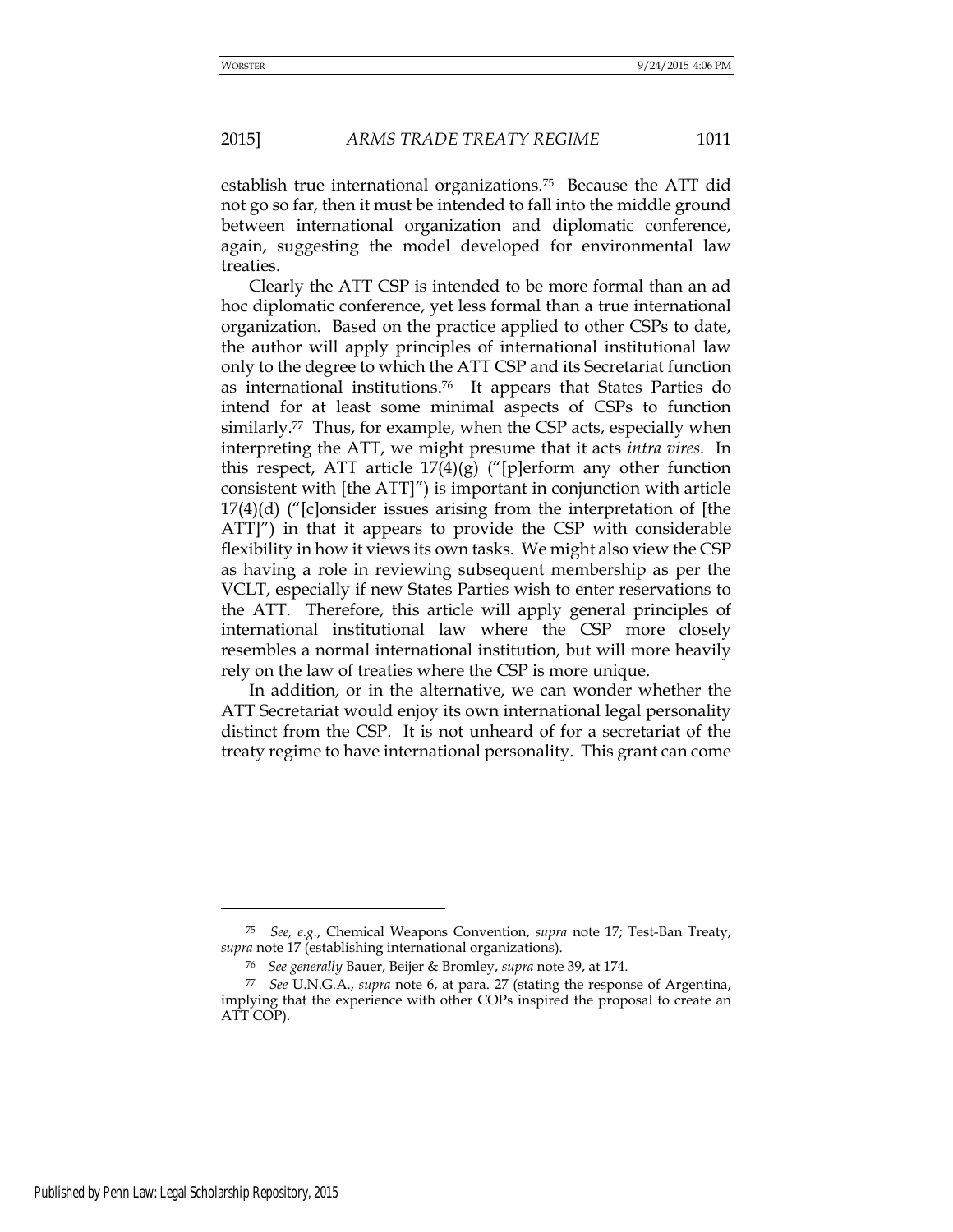establish true international organizations.[75] Because the ATT did not go so far, then it must be intended to fall into the middle ground between international organization and diplomatic conference, again, suggesting the model developed for environmental law treaties.

Clearly the ATT CSP is intended to be more formal than an ad hoc diplomatic conference, yet less formal than a true international organization. Based on the practice applied to other CSPs to date, the author will apply principles of international institutional law only to the degree to which the ATT CSP and its Secretariat function as international institutions.[76] It appears that States Parties do intend for at least some minimal aspects of CSPs to function similarly.[77] Thus, for example, when the CSP acts, especially when interpreting the ATT, we might presume that it acts *intra vires*. In this respect, ATT article 17(4)(g) ("[p]erform any other function consistent with [the ATT]") is important in conjunction with article 17(4)(d) ("[c]onsider issues arising from the interpretation of [the ATT]") in that it appears to provide the CSP with considerable flexibility in how it views its own tasks. We might also view the CSP as having a role in reviewing subsequent membership as per the VCLT, especially if new States Parties wish to enter reservations to the ATT. Therefore, this article will apply general principles of international institutional law where the CSP more closely resembles a normal international institution, but will more heavily rely on the law of treaties where the CSP is more unique.

In addition, or in the alternative, we can wonder whether the ATT Secretariat would enjoy its own international legal personality distinct from the CSP. It is not unheard of for a secretariat of the treaty regime to have international personality. This grant can come

---

[75] *See, e.g.*, Chemical Weapons Convention, *supra* note 17; Test-Ban Treaty, *supra* note 17 (establishing international organizations).

[76] *See generally* Bauer, Beijer & Bromley, *supra* note 39, at 174.

[77] *See* U.N.G.A., *supra* note 6, at para. 27 (stating the response of Argentina, implying that the experience with other COPs inspired the proposal to create an ATT COP).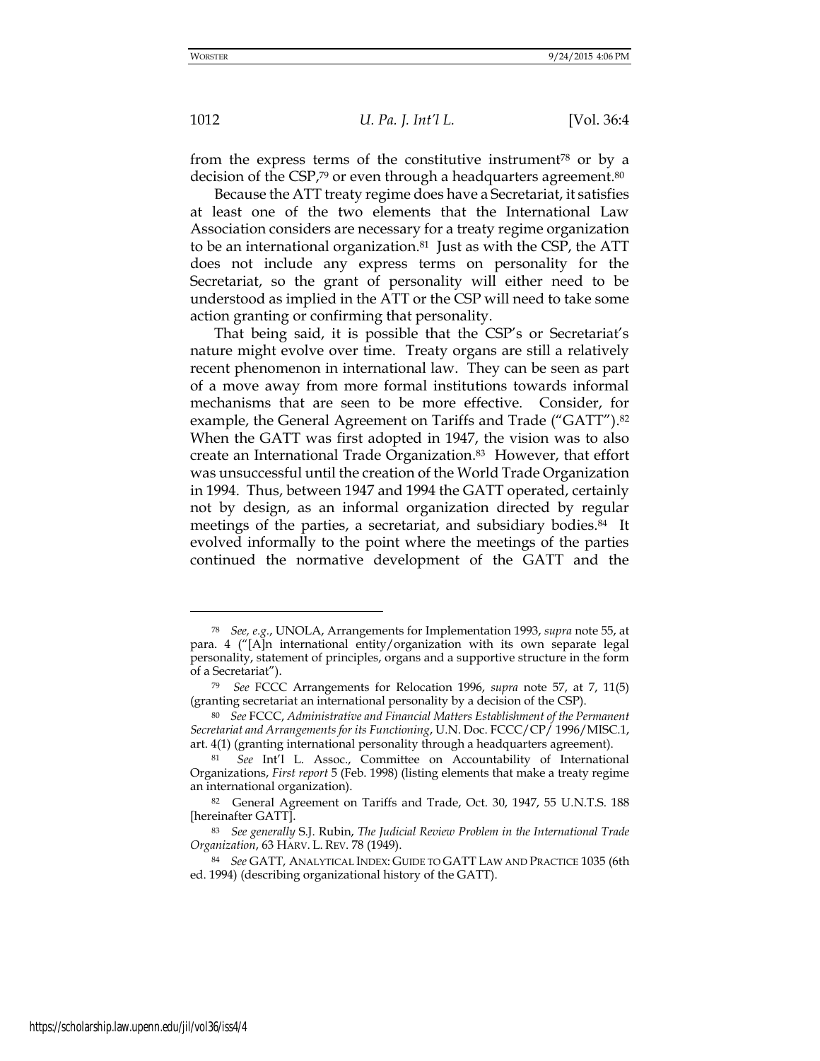from the express terms of the constitutive instrument[78] or by a decision of the CSP,[79] or even through a headquarters agreement.[80]

Because the ATT treaty regime does have a Secretariat, it satisfies at least one of the two elements that the International Law Association considers are necessary for a treaty regime organization to be an international organization.[81] Just as with the CSP, the ATT does not include any express terms on personality for the Secretariat, so the grant of personality will either need to be understood as implied in the ATT or the CSP will need to take some action granting or confirming that personality.

That being said, it is possible that the CSP's or Secretariat's nature might evolve over time. Treaty organs are still a relatively recent phenomenon in international law. They can be seen as part of a move away from more formal institutions towards informal mechanisms that are seen to be more effective. Consider, for example, the General Agreement on Tariffs and Trade ("GATT").[82] When the GATT was first adopted in 1947, the vision was to also create an International Trade Organization.[83] However, that effort was unsuccessful until the creation of the World Trade Organization in 1994. Thus, between 1947 and 1994 the GATT operated, certainly not by design, as an informal organization directed by regular meetings of the parties, a secretariat, and subsidiary bodies.[84] It evolved informally to the point where the meetings of the parties continued the normative development of the GATT and the

---

[78] *See, e.g.*, UNOLA, Arrangements for Implementation 1993, *supra* note 55, at para. 4 ("[A]n international entity/organization with its own separate legal personality, statement of principles, organs and a supportive structure in the form of a Secretariat").

[79] *See* FCCC Arrangements for Relocation 1996, *supra* note 57, at 7, 11(5) (granting secretariat an international personality by a decision of the CSP).

[80] *See* FCCC, *Administrative and Financial Matters Establishment of the Permanent Secretariat and Arrangements for its Functioning*, U.N. Doc. FCCC/CP/1996/MISC.1, art. 4(1) (granting international personality through a headquarters agreement).

[81] *See* Int'l L. Assoc., Committee on Accountability of International Organizations, *First report* 5 (Feb. 1998) (listing elements that make a treaty regime an international organization).

[82] General Agreement on Tariffs and Trade, Oct. 30, 1947, 55 U.N.T.S. 188 [hereinafter GATT].

[83] *See generally* S.J. Rubin, *The Judicial Review Problem in the International Trade Organization*, 63 HARV. L. REV. 78 (1949).

[84] *See* GATT, ANALYTICAL INDEX: GUIDE TO GATT LAW AND PRACTICE 1035 (6th ed. 1994) (describing organizational history of the GATT).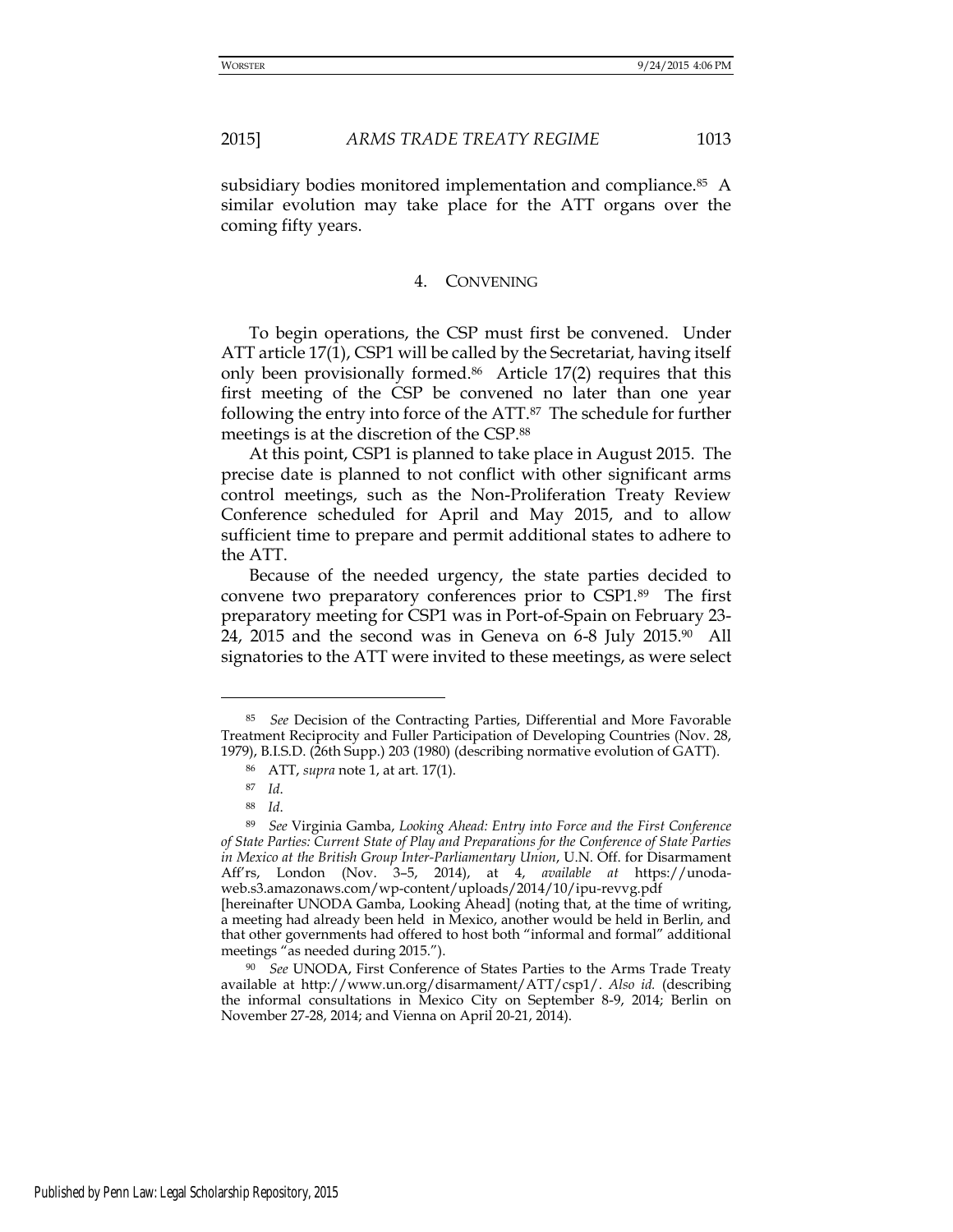subsidiary bodies monitored implementation and compliance.[85] A similar evolution may take place for the ATT organs over the coming fifty years.

## 4. CONVENING

To begin operations, the CSP must first be convened. Under ATT article 17(1), CSP1 will be called by the Secretariat, having itself only been provisionally formed.[86] Article 17(2) requires that this first meeting of the CSP be convened no later than one year following the entry into force of the ATT.[87] The schedule for further meetings is at the discretion of the CSP.[88]

At this point, CSP1 is planned to take place in August 2015. The precise date is planned to not conflict with other significant arms control meetings, such as the Non-Proliferation Treaty Review Conference scheduled for April and May 2015, and to allow sufficient time to prepare and permit additional states to adhere to the ATT.

Because of the needed urgency, the state parties decided to convene two preparatory conferences prior to CSP1.[89] The first preparatory meeting for CSP1 was in Port-of-Spain on February 23-24, 2015 and the second was in Geneva on 6-8 July 2015.[90] All signatories to the ATT were invited to these meetings, as were select

---

[85] *See* Decision of the Contracting Parties, Differential and More Favorable Treatment Reciprocity and Fuller Participation of Developing Countries (Nov. 28, 1979), B.I.S.D. (26th Supp.) 203 (1980) (describing normative evolution of GATT).

[86] ATT, *supra* note 1, at art. 17(1).

[87] *Id*.

[88] *Id*.

[89] *See* Virginia Gamba, *Looking Ahead: Entry into Force and the First Conference of State Parties: Current State of Play and Preparations for the Conference of State Parties in Mexico at the British Group Inter-Parliamentary Union*, U.N. Off. for Disarmament Aff'rs, London (Nov. 3–5, 2014), at 4, *available at* https://unoda-web.s3.amazonaws.com/wp-content/uploads/2014/10/ipu-revvg.pdf [hereinafter UNODA Gamba, Looking Ahead] (noting that, at the time of writing, a meeting had already been held in Mexico, another would be held in Berlin, and that other governments had offered to host both "informal and formal" additional meetings "as needed during 2015.").

[90] *See* UNODA, First Conference of States Parties to the Arms Trade Treaty available at http://www.un.org/disarmament/ATT/csp1/. *Also id.* (describing the informal consultations in Mexico City on September 8-9, 2014; Berlin on November 27-28, 2014; and Vienna on April 20-21, 2014).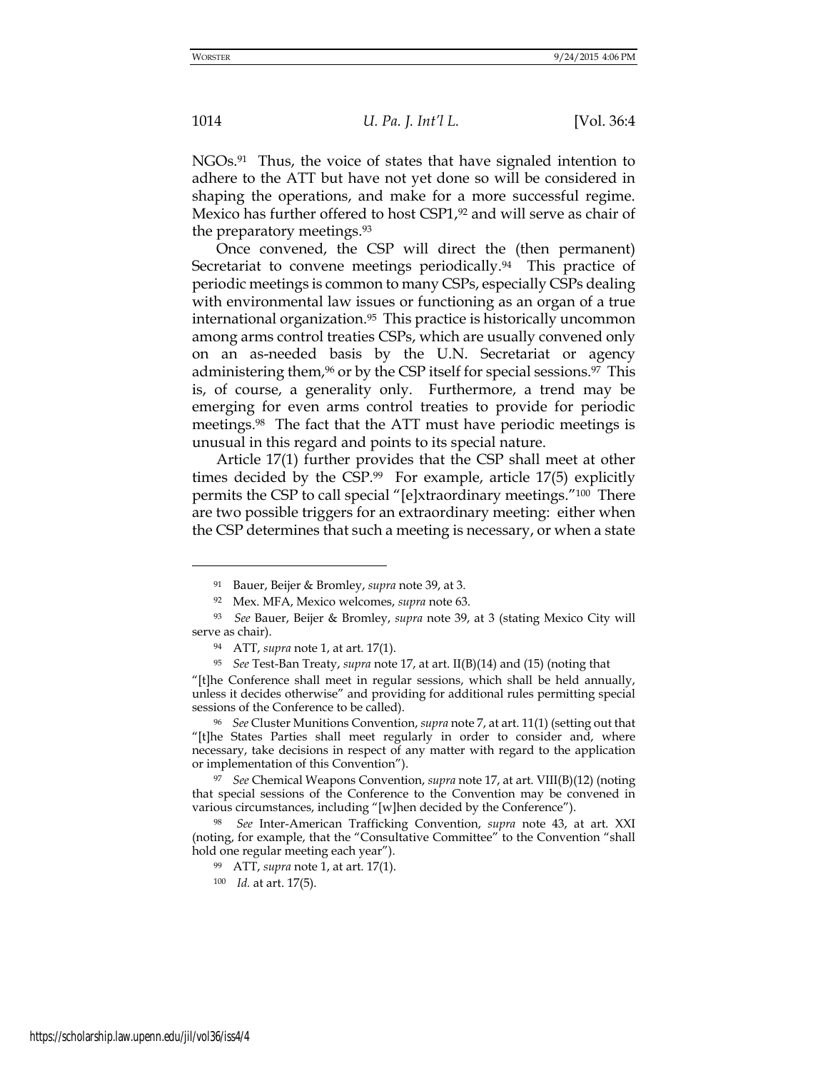NGOs.[91] Thus, the voice of states that have signaled intention to adhere to the ATT but have not yet done so will be considered in shaping the operations, and make for a more successful regime. Mexico has further offered to host CSP1,[92] and will serve as chair of the preparatory meetings.[93]

Once convened, the CSP will direct the (then permanent) Secretariat to convene meetings periodically.[94] This practice of periodic meetings is common to many CSPs, especially CSPs dealing with environmental law issues or functioning as an organ of a true international organization.[95] This practice is historically uncommon among arms control treaties CSPs, which are usually convened only on an as-needed basis by the U.N. Secretariat or agency administering them,[96] or by the CSP itself for special sessions.[97] This is, of course, a generality only. Furthermore, a trend may be emerging for even arms control treaties to provide for periodic meetings.[98] The fact that the ATT must have periodic meetings is unusual in this regard and points to its special nature.

Article 17(1) further provides that the CSP shall meet at other times decided by the CSP.[99] For example, article 17(5) explicitly permits the CSP to call special "[e]xtraordinary meetings."[100] There are two possible triggers for an extraordinary meeting: either when the CSP determines that such a meeting is necessary, or when a state

---

[91] Bauer, Beijer & Bromley, *supra* note 39, at 3.

[92] Mex. MFA, Mexico welcomes, *supra* note 63.

[93] *See* Bauer, Beijer & Bromley, *supra* note 39, at 3 (stating Mexico City will serve as chair).

[94] ATT, *supra* note 1, at art. 17(1).

[95] *See* Test-Ban Treaty, *supra* note 17, at art. II(B)(14) and (15) (noting that "[t]he Conference shall meet in regular sessions, which shall be held annually, unless it decides otherwise" and providing for additional rules permitting special sessions of the Conference to be called).

[96] *See* Cluster Munitions Convention, *supra* note 7, at art. 11(1) (setting out that "[t]he States Parties shall meet regularly in order to consider and, where necessary, take decisions in respect of any matter with regard to the application or implementation of this Convention").

[97] *See* Chemical Weapons Convention, *supra* note 17, at art. VIII(B)(12) (noting that special sessions of the Conference to the Convention may be convened in various circumstances, including "[w]hen decided by the Conference").

[98] *See* Inter-American Trafficking Convention, *supra* note 43, at art. XXI (noting, for example, that the "Consultative Committee" to the Convention "shall hold one regular meeting each year").

[99] ATT, *supra* note 1, at art. 17(1).

[100] *Id.* at art. 17(5).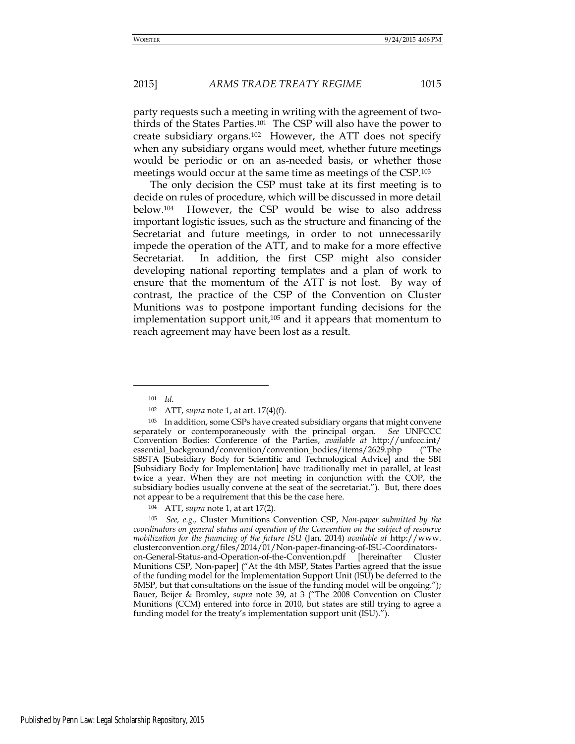party requests such a meeting in writing with the agreement of two-thirds of the States Parties.[101] The CSP will also have the power to create subsidiary organs.[102] However, the ATT does not specify when any subsidiary organs would meet, whether future meetings would be periodic or on an as-needed basis, or whether those meetings would occur at the same time as meetings of the CSP.[103]

The only decision the CSP must take at its first meeting is to decide on rules of procedure, which will be discussed in more detail below.[104] However, the CSP would be wise to also address important logistic issues, such as the structure and financing of the Secretariat and future meetings, in order to not unnecessarily impede the operation of the ATT, and to make for a more effective Secretariat. In addition, the first CSP might also consider developing national reporting templates and a plan of work to ensure that the momentum of the ATT is not lost. By way of contrast, the practice of the CSP of the Convention on Cluster Munitions was to postpone important funding decisions for the implementation support unit,[105] and it appears that momentum to reach agreement may have been lost as a result.

---

[101] *Id.*

[102] ATT, *supra* note 1, at art. 17(4)(f).

[103] In addition, some CSPs have created subsidiary organs that might convene separately or contemporaneously with the principal organ. *See* UNFCCC Convention Bodies: Conference of the Parties, *available at* http://unfccc.int/essential_background/convention/convention_bodies/items/2629.php ("The SBSTA [Subsidiary Body for Scientific and Technological Advice] and the SBI [Subsidiary Body for Implementation] have traditionally met in parallel, at least twice a year. When they are not meeting in conjunction with the COP, the subsidiary bodies usually convene at the seat of the secretariat."). But, there does not appear to be a requirement that this be the case here.

[104] ATT, *supra* note 1, at art 17(2).

[105] *See, e.g.,* Cluster Munitions Convention CSP, *Non-paper submitted by the coordinators on general status and operation of the Convention on the subject of resource mobilization for the financing of the future ISU* (Jan. 2014) *available at* http://www.clusterconvention.org/files/2014/01/Non-paper-financing-of-ISU-Coordinators-on-General-Status-and-Operation-of-the-Convention.pdf [hereinafter Cluster Munitions CSP, Non-paper] ("At the 4th MSP, States Parties agreed that the issue of the funding model for the Implementation Support Unit (ISU) be deferred to the 5MSP, but that consultations on the issue of the funding model will be ongoing."); Bauer, Beijer & Bromley, *supra* note 39, at 3 ("The 2008 Convention on Cluster Munitions (CCM) entered into force in 2010, but states are still trying to agree a funding model for the treaty's implementation support unit (ISU).").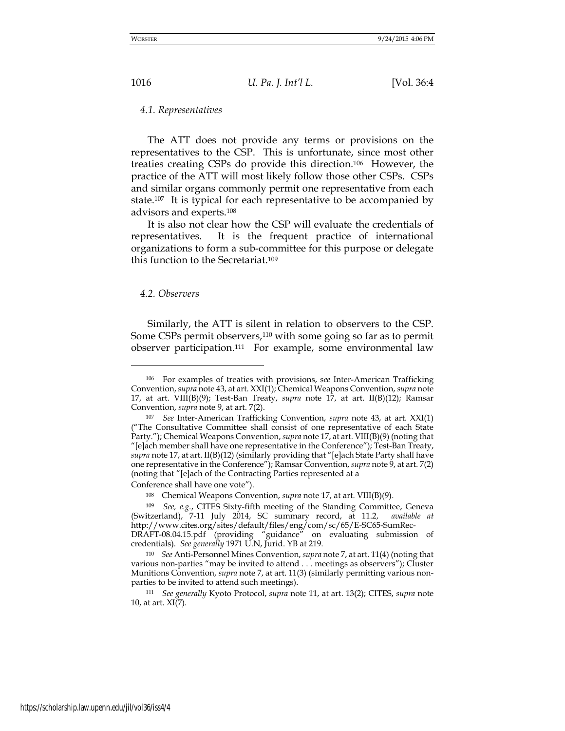### 4.1. Representatives

The ATT does not provide any terms or provisions on the representatives to the CSP. This is unfortunate, since most other treaties creating CSPs do provide this direction.[106] However, the practice of the ATT will most likely follow those other CSPs. CSPs and similar organs commonly permit one representative from each state.[107] It is typical for each representative to be accompanied by advisors and experts.[108]

It is also not clear how the CSP will evaluate the credentials of representatives. It is the frequent practice of international organizations to form a sub-committee for this purpose or delegate this function to the Secretariat.[109]

### 4.2. Observers

Similarly, the ATT is silent in relation to observers to the CSP. Some CSPs permit observers,[110] with some going so far as to permit observer participation.[111] For example, some environmental law

---

[106] For examples of treaties with provisions, s*ee* Inter-American Trafficking Convention, *supra* note 43, at art. XXI(1); Chemical Weapons Convention, *supra* note 17, at art. VIII(B)(9); Test-Ban Treaty, *supra* note 17, at art. II(B)(12); Ramsar Convention, *supra* note 9, at art. 7(2).

[107] *See* Inter-American Trafficking Convention, *supra* note 43, at art. XXI(1) ("The Consultative Committee shall consist of one representative of each State Party."); Chemical Weapons Convention, *supra* note 17, at art. VIII(B)(9) (noting that "[e]ach member shall have one representative in the Conference"); Test-Ban Treaty, *supra* note 17, at art. II(B)(12) (similarly providing that "[e]ach State Party shall have one representative in the Conference"); Ramsar Convention, *supra* note 9, at art. 7(2) (noting that "[e]ach of the Contracting Parties represented at a Conference shall have one vote").

[108] Chemical Weapons Convention, *supra* note 17, at art. VIII(B)(9).

[109] *See, e.g.*, CITES Sixty-fifth meeting of the Standing Committee, Geneva (Switzerland), 7-11 July 2014, SC summary record, at 11.2, *available at* http://www.cites.org/sites/default/files/eng/com/sc/65/E-SC65-SumRec-DRAFT-08.04.15.pdf (providing "guidance" on evaluating submission of credentials). *See generally* 1971 U.N, Jurid. YB at 219.

[110] *See* Anti-Personnel Mines Convention, *supra* note 7, at art. 11(4) (noting that various non-parties "may be invited to attend . . . meetings as observers"); Cluster Munitions Convention, *supra* note 7, at art. 11(3) (similarly permitting various non-parties to be invited to attend such meetings).

[111] *See generally* Kyoto Protocol, *supra* note 11, at art. 13(2); CITES, *supra* note 10, at art. XI(7).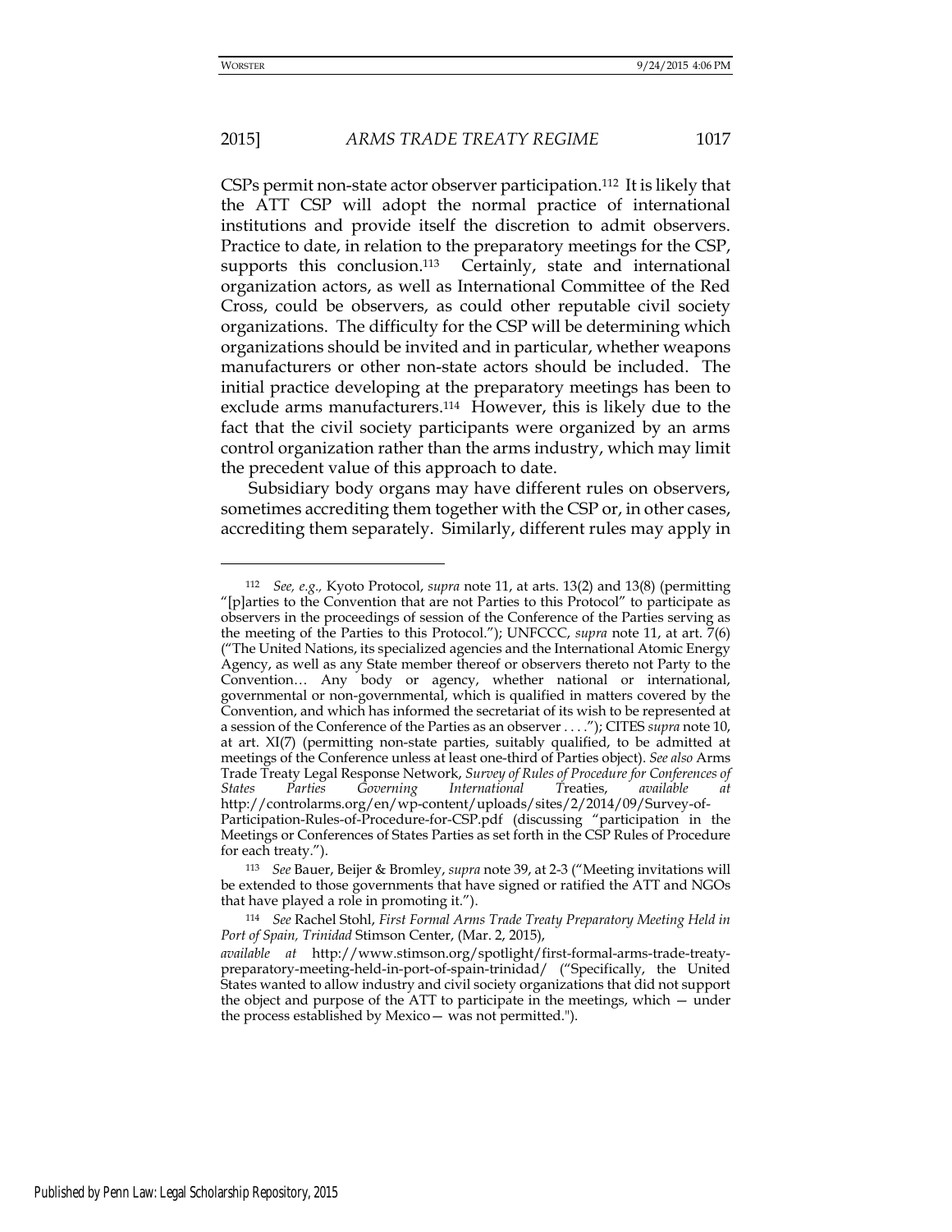CSPs permit non-state actor observer participation.[112] It is likely that the ATT CSP will adopt the normal practice of international institutions and provide itself the discretion to admit observers. Practice to date, in relation to the preparatory meetings for the CSP, supports this conclusion.[113] Certainly, state and international organization actors, as well as International Committee of the Red Cross, could be observers, as could other reputable civil society organizations. The difficulty for the CSP will be determining which organizations should be invited and in particular, whether weapons manufacturers or other non-state actors should be included. The initial practice developing at the preparatory meetings has been to exclude arms manufacturers.[114] However, this is likely due to the fact that the civil society participants were organized by an arms control organization rather than the arms industry, which may limit the precedent value of this approach to date.

Subsidiary body organs may have different rules on observers, sometimes accrediting them together with the CSP or, in other cases, accrediting them separately. Similarly, different rules may apply in

---

[112] *See, e.g.,* Kyoto Protocol, *supra* note 11, at arts. 13(2) and 13(8) (permitting "[p]arties to the Convention that are not Parties to this Protocol" to participate as observers in the proceedings of session of the Conference of the Parties serving as the meeting of the Parties to this Protocol."); UNFCCC, *supra* note 11, at art. 7(6) ("The United Nations, its specialized agencies and the International Atomic Energy Agency, as well as any State member thereof or observers thereto not Party to the Convention… Any body or agency, whether national or international, governmental or non-governmental, which is qualified in matters covered by the Convention, and which has informed the secretariat of its wish to be represented at a session of the Conference of the Parties as an observer . . . ."); CITES *supra* note 10, at art. XI(7) (permitting non-state parties, suitably qualified, to be admitted at meetings of the Conference unless at least one-third of Parties object). *See also* Arms Trade Treaty Legal Response Network, *Survey of Rules of Procedure for Conferences of States Parties Governing International* Treaties, *available at* http://controlarms.org/en/wp-content/uploads/sites/2/2014/09/Survey-of-Participation-Rules-of-Procedure-for-CSP.pdf (discussing "participation in the Meetings or Conferences of States Parties as set forth in the CSP Rules of Procedure for each treaty.").

[113] *See* Bauer, Beijer & Bromley, *supra* note 39, at 2-3 ("Meeting invitations will be extended to those governments that have signed or ratified the ATT and NGOs that have played a role in promoting it.").

[114] *See* Rachel Stohl, *First Formal Arms Trade Treaty Preparatory Meeting Held in Port of Spain, Trinidad* Stimson Center, (Mar. 2, 2015), *available at* http://www.stimson.org/spotlight/first-formal-arms-trade-treaty-preparatory-meeting-held-in-port-of-spain-trinidad/ ("Specifically, the United States wanted to allow industry and civil society organizations that did not support the object and purpose of the ATT to participate in the meetings, which — under the process established by Mexico— was not permitted.").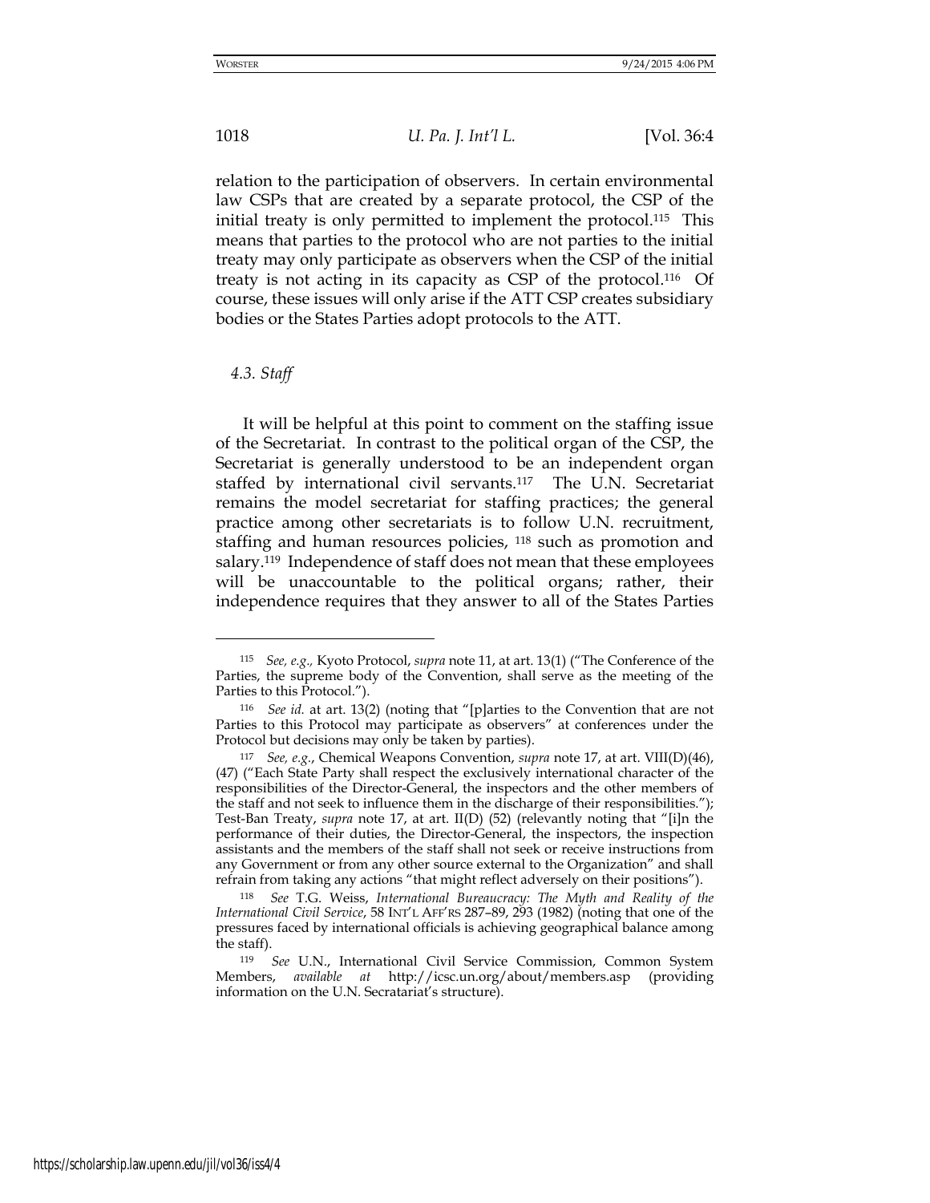relation to the participation of observers. In certain environmental law CSPs that are created by a separate protocol, the CSP of the initial treaty is only permitted to implement the protocol.[115] This means that parties to the protocol who are not parties to the initial treaty may only participate as observers when the CSP of the initial treaty is not acting in its capacity as CSP of the protocol.[116] Of course, these issues will only arise if the ATT CSP creates subsidiary bodies or the States Parties adopt protocols to the ATT.

### *4.3. Staff*

It will be helpful at this point to comment on the staffing issue of the Secretariat. In contrast to the political organ of the CSP, the Secretariat is generally understood to be an independent organ staffed by international civil servants.[117] The U.N. Secretariat remains the model secretariat for staffing practices; the general practice among other secretariats is to follow U.N. recruitment, staffing and human resources policies, [118] such as promotion and salary.[119] Independence of staff does not mean that these employees will be unaccountable to the political organs; rather, their independence requires that they answer to all of the States Parties

---

[115] *See, e.g.,* Kyoto Protocol, *supra* note 11, at art. 13(1) ("The Conference of the Parties, the supreme body of the Convention, shall serve as the meeting of the Parties to this Protocol.").

[116] *See id.* at art. 13(2) (noting that "[p]arties to the Convention that are not Parties to this Protocol may participate as observers" at conferences under the Protocol but decisions may only be taken by parties).

[117] *See, e.g.*, Chemical Weapons Convention, *supra* note 17, at art. VIII(D)(46), (47) ("Each State Party shall respect the exclusively international character of the responsibilities of the Director-General, the inspectors and the other members of the staff and not seek to influence them in the discharge of their responsibilities."); Test-Ban Treaty, *supra* note 17, at art. II(D) (52) (relevantly noting that "[i]n the performance of their duties, the Director-General, the inspectors, the inspection assistants and the members of the staff shall not seek or receive instructions from any Government or from any other source external to the Organization" and shall refrain from taking any actions "that might reflect adversely on their positions").

[118] *See* T.G. Weiss, *International Bureaucracy: The Myth and Reality of the International Civil Service*, 58 INT'L AFF'RS 287–89, 293 (1982) (noting that one of the pressures faced by international officials is achieving geographical balance among the staff).

[119] *See* U.N., International Civil Service Commission, Common System Members, *available at* http://icsc.un.org/about/members.asp (providing information on the U.N. Secratariat's structure).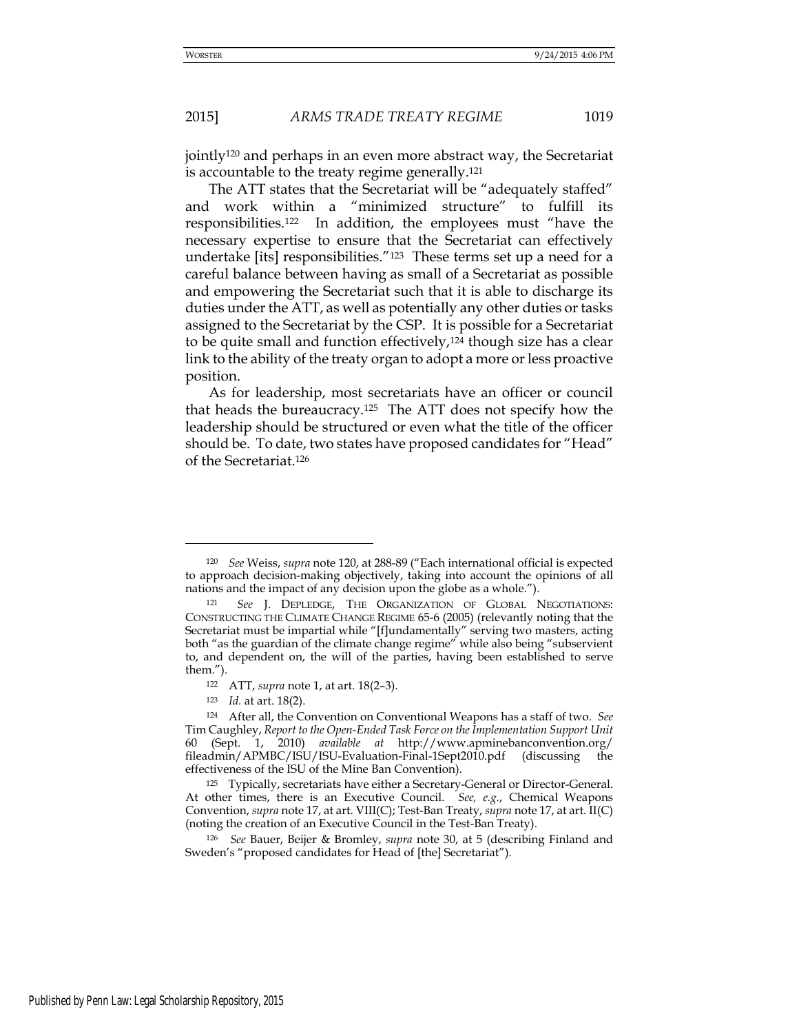jointly[120] and perhaps in an even more abstract way, the Secretariat is accountable to the treaty regime generally.[121]

The ATT states that the Secretariat will be "adequately staffed" and work within a "minimized structure" to fulfill its responsibilities.[122] In addition, the employees must "have the necessary expertise to ensure that the Secretariat can effectively undertake [its] responsibilities."[123] These terms set up a need for a careful balance between having as small of a Secretariat as possible and empowering the Secretariat such that it is able to discharge its duties under the ATT, as well as potentially any other duties or tasks assigned to the Secretariat by the CSP. It is possible for a Secretariat to be quite small and function effectively,[124] though size has a clear link to the ability of the treaty organ to adopt a more or less proactive position.

As for leadership, most secretariats have an officer or council that heads the bureaucracy.[125] The ATT does not specify how the leadership should be structured or even what the title of the officer should be. To date, two states have proposed candidates for "Head" of the Secretariat.[126]

---

[120] *See* Weiss, *supra* note 120, at 288-89 ("Each international official is expected to approach decision-making objectively, taking into account the opinions of all nations and the impact of any decision upon the globe as a whole.").

[121] *See* J. DEPLEDGE, THE ORGANIZATION OF GLOBAL NEGOTIATIONS: CONSTRUCTING THE CLIMATE CHANGE REGIME 65-6 (2005) (relevantly noting that the Secretariat must be impartial while "[f]undamentally" serving two masters, acting both "as the guardian of the climate change regime" while also being "subservient to, and dependent on, the will of the parties, having been established to serve them.").

[122] ATT, *supra* note 1, at art. 18(2–3).

[123] *Id.* at art. 18(2).

[124] After all, the Convention on Conventional Weapons has a staff of two. *See* Tim Caughley, *Report to the Open-Ended Task Force on the Implementation Support Unit* 60 (Sept. 1, 2010) *available at* http://www.apminebanconvention.org/fileadmin/APMBC/ISU/ISU-Evaluation-Final-1Sept2010.pdf (discussing the effectiveness of the ISU of the Mine Ban Convention).

[125] Typically, secretariats have either a Secretary-General or Director-General. At other times, there is an Executive Council. *See, e.g.*, Chemical Weapons Convention, *supra* note 17, at art. VIII(C); Test-Ban Treaty, *supra* note 17, at art. II(C) (noting the creation of an Executive Council in the Test-Ban Treaty).

[126] *See* Bauer, Beijer & Bromley, *supra* note 30, at 5 (describing Finland and Sweden's "proposed candidates for Head of [the] Secretariat").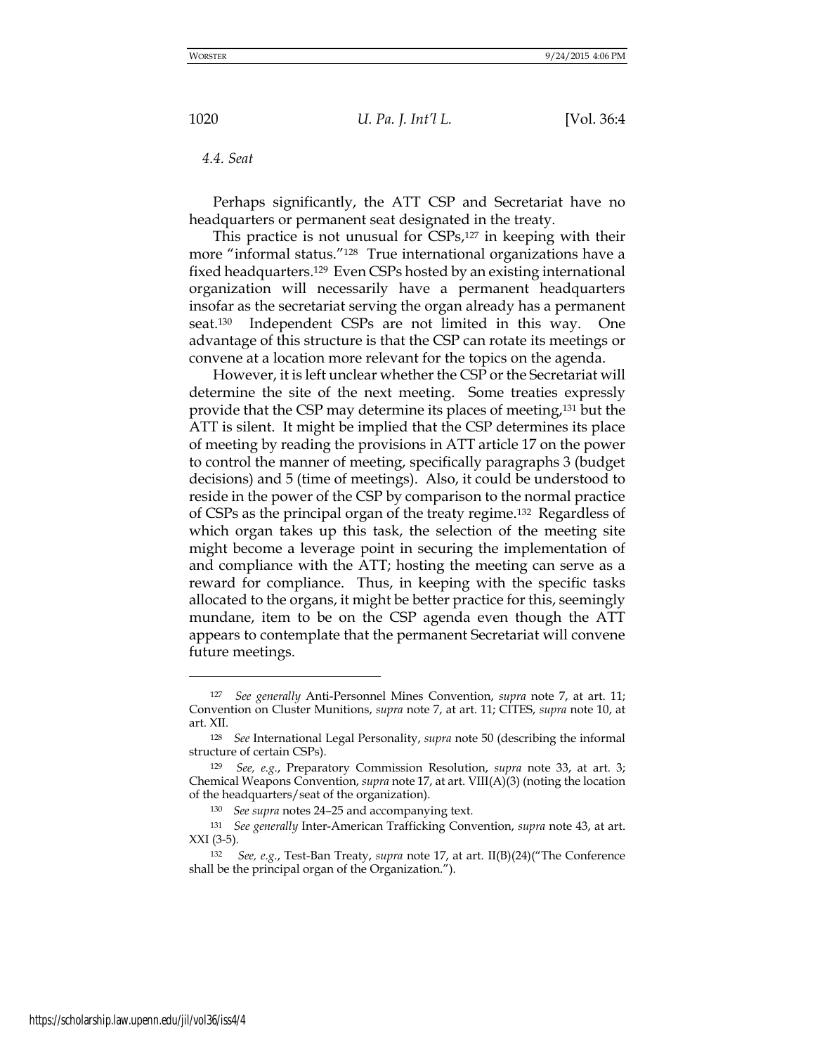### 4.4. Seat

Perhaps significantly, the ATT CSP and Secretariat have no headquarters or permanent seat designated in the treaty.

This practice is not unusual for CSPs,[127] in keeping with their more "informal status."[128] True international organizations have a fixed headquarters.[129] Even CSPs hosted by an existing international organization will necessarily have a permanent headquarters insofar as the secretariat serving the organ already has a permanent seat.[130] Independent CSPs are not limited in this way. One advantage of this structure is that the CSP can rotate its meetings or convene at a location more relevant for the topics on the agenda.

However, it is left unclear whether the CSP or the Secretariat will determine the site of the next meeting. Some treaties expressly provide that the CSP may determine its places of meeting,[131] but the ATT is silent. It might be implied that the CSP determines its place of meeting by reading the provisions in ATT article 17 on the power to control the manner of meeting, specifically paragraphs 3 (budget decisions) and 5 (time of meetings). Also, it could be understood to reside in the power of the CSP by comparison to the normal practice of CSPs as the principal organ of the treaty regime.[132] Regardless of which organ takes up this task, the selection of the meeting site might become a leverage point in securing the implementation of and compliance with the ATT; hosting the meeting can serve as a reward for compliance. Thus, in keeping with the specific tasks allocated to the organs, it might be better practice for this, seemingly mundane, item to be on the CSP agenda even though the ATT appears to contemplate that the permanent Secretariat will convene future meetings.

---

[127] *See generally* Anti-Personnel Mines Convention, *supra* note 7, at art. 11; Convention on Cluster Munitions, *supra* note 7, at art. 11; CITES, *supra* note 10, at art. XII.

[128] *See* International Legal Personality, *supra* note 50 (describing the informal structure of certain CSPs).

[129] *See, e.g.*, Preparatory Commission Resolution, *supra* note 33, at art. 3; Chemical Weapons Convention, *supra* note 17, at art. VIII(A)(3) (noting the location of the headquarters/seat of the organization).

[130] *See supra* notes 24–25 and accompanying text.

[131] *See generally* Inter-American Trafficking Convention, *supra* note 43, at art. XXI (3-5).

[132] *See, e.g.*, Test-Ban Treaty, *supra* note 17, at art. II(B)(24)("The Conference shall be the principal organ of the Organization.").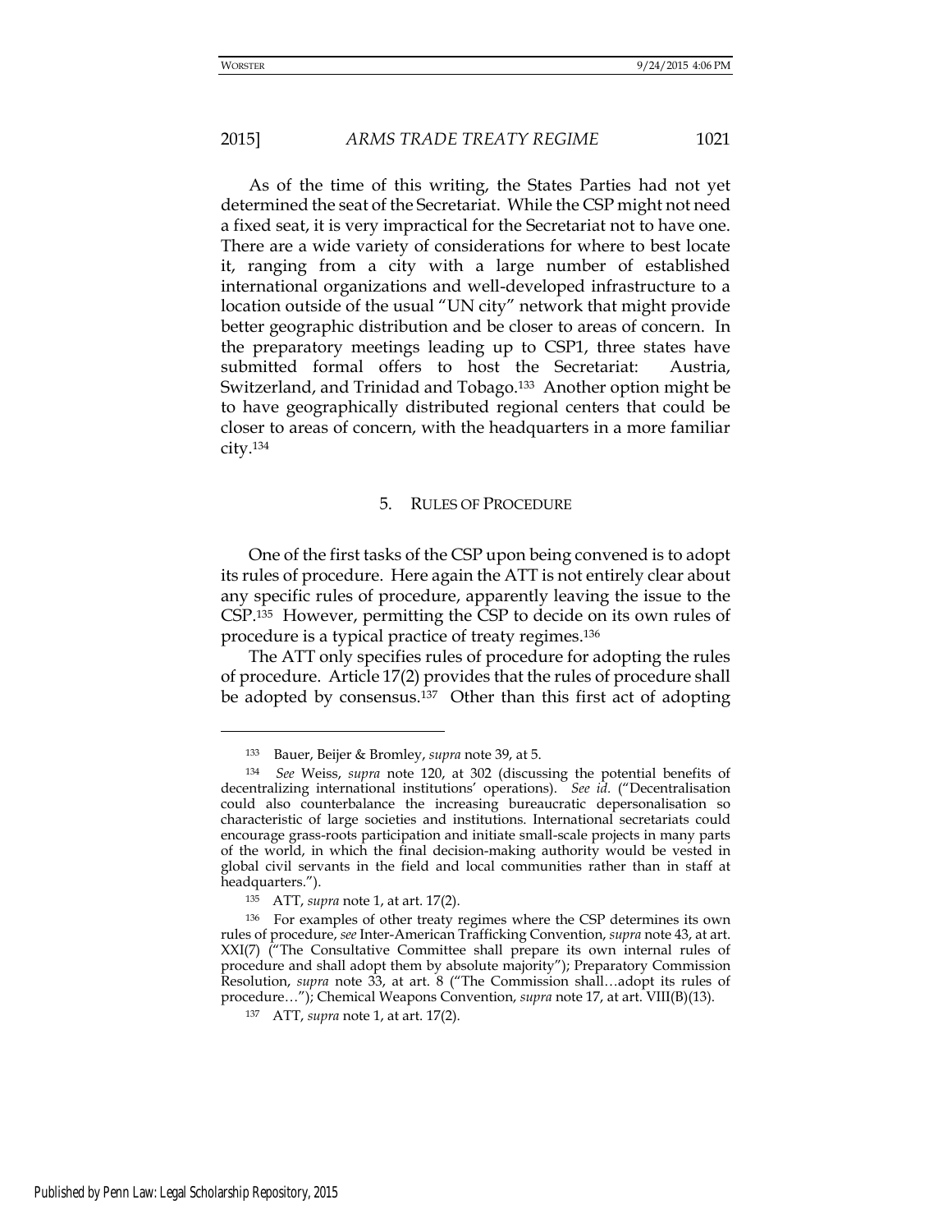As of the time of this writing, the States Parties had not yet determined the seat of the Secretariat. While the CSP might not need a fixed seat, it is very impractical for the Secretariat not to have one. There are a wide variety of considerations for where to best locate it, ranging from a city with a large number of established international organizations and well-developed infrastructure to a location outside of the usual "UN city" network that might provide better geographic distribution and be closer to areas of concern. In the preparatory meetings leading up to CSP1, three states have submitted formal offers to host the Secretariat: Austria, Switzerland, and Trinidad and Tobago.[133] Another option might be to have geographically distributed regional centers that could be closer to areas of concern, with the headquarters in a more familiar city.[134]

### 5. Rules of Procedure

One of the first tasks of the CSP upon being convened is to adopt its rules of procedure. Here again the ATT is not entirely clear about any specific rules of procedure, apparently leaving the issue to the CSP.[135] However, permitting the CSP to decide on its own rules of procedure is a typical practice of treaty regimes.[136]

The ATT only specifies rules of procedure for adopting the rules of procedure. Article 17(2) provides that the rules of procedure shall be adopted by consensus.[137] Other than this first act of adopting

---

[133] Bauer, Beijer & Bromley, *supra* note 39, at 5.

[134] *See* Weiss, *supra* note 120, at 302 (discussing the potential benefits of decentralizing international institutions' operations). *See id.* ("Decentralisation could also counterbalance the increasing bureaucratic depersonalisation so characteristic of large societies and institutions. International secretariats could encourage grass-roots participation and initiate small-scale projects in many parts of the world, in which the final decision-making authority would be vested in global civil servants in the field and local communities rather than in staff at headquarters.").

[135] ATT, *supra* note 1, at art. 17(2).

[136] For examples of other treaty regimes where the CSP determines its own rules of procedure, *see* Inter-American Trafficking Convention, *supra* note 43, at art. XXI(7) ("The Consultative Committee shall prepare its own internal rules of procedure and shall adopt them by absolute majority"); Preparatory Commission Resolution, *supra* note 33, at art. 8 ("The Commission shall…adopt its rules of procedure…"); Chemical Weapons Convention, *supra* note 17, at art. VIII(B)(13).

[137] ATT, *supra* note 1, at art. 17(2).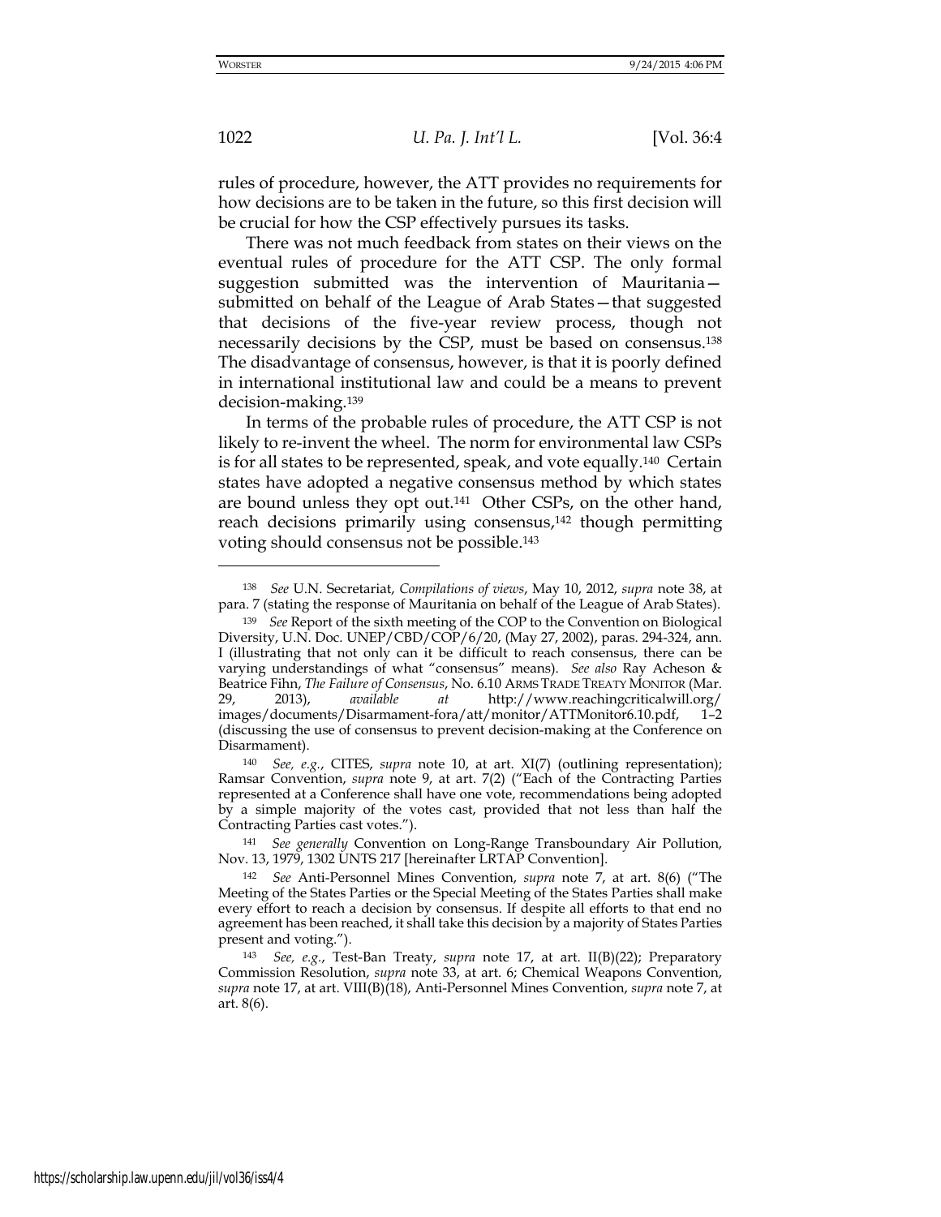rules of procedure, however, the ATT provides no requirements for how decisions are to be taken in the future, so this first decision will be crucial for how the CSP effectively pursues its tasks.

There was not much feedback from states on their views on the eventual rules of procedure for the ATT CSP. The only formal suggestion submitted was the intervention of Mauritania—submitted on behalf of the League of Arab States—that suggested that decisions of the five-year review process, though not necessarily decisions by the CSP, must be based on consensus.[138] The disadvantage of consensus, however, is that it is poorly defined in international institutional law and could be a means to prevent decision-making.[139]

In terms of the probable rules of procedure, the ATT CSP is not likely to re-invent the wheel. The norm for environmental law CSPs is for all states to be represented, speak, and vote equally.[140] Certain states have adopted a negative consensus method by which states are bound unless they opt out.[141] Other CSPs, on the other hand, reach decisions primarily using consensus,[142] though permitting voting should consensus not be possible.[143]

---

[138] *See* U.N. Secretariat, *Compilations of views*, May 10, 2012, *supra* note 38, at para. 7 (stating the response of Mauritania on behalf of the League of Arab States).

[139] *See* Report of the sixth meeting of the COP to the Convention on Biological Diversity, U.N. Doc. UNEP/CBD/COP/6/20, (May 27, 2002), paras. 294-324, ann. I (illustrating that not only can it be difficult to reach consensus, there can be varying understandings of what "consensus" means). *See also* Ray Acheson & Beatrice Fihn, *The Failure of Consensus*, No. 6.10 ARMS TRADE TREATY MONITOR (Mar. 29, 2013), *available at* http://www.reachingcriticalwill.org/images/documents/Disarmament-fora/att/monitor/ATTMonitor6.10.pdf, 1–2 (discussing the use of consensus to prevent decision-making at the Conference on Disarmament).

[140] *See, e.g.*, CITES, *supra* note 10, at art. XI(7) (outlining representation); Ramsar Convention, *supra* note 9, at art. 7(2) ("Each of the Contracting Parties represented at a Conference shall have one vote, recommendations being adopted by a simple majority of the votes cast, provided that not less than half the Contracting Parties cast votes.").

[141] *See generally* Convention on Long-Range Transboundary Air Pollution, Nov. 13, 1979, 1302 UNTS 217 [hereinafter LRTAP Convention].

[142] *See* Anti-Personnel Mines Convention, *supra* note 7, at art. 8(6) ("The Meeting of the States Parties or the Special Meeting of the States Parties shall make every effort to reach a decision by consensus. If despite all efforts to that end no agreement has been reached, it shall take this decision by a majority of States Parties present and voting.").

[143] *See, e.g.*, Test-Ban Treaty, *supra* note 17, at art. II(B)(22); Preparatory Commission Resolution, *supra* note 33, at art. 6; Chemical Weapons Convention, *supra* note 17, at art. VIII(B)(18), Anti-Personnel Mines Convention, *supra* note 7, at art. 8(6).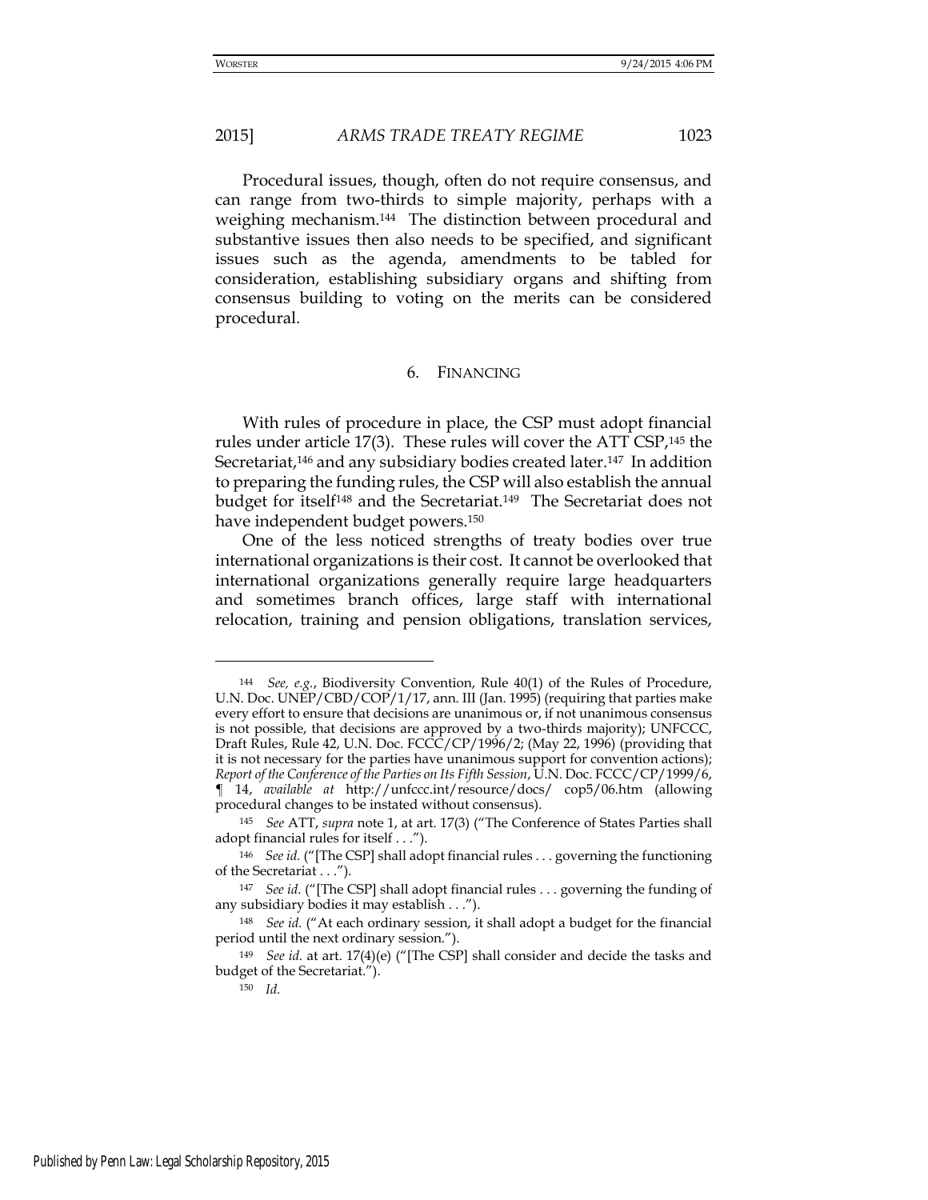Procedural issues, though, often do not require consensus, and can range from two-thirds to simple majority, perhaps with a weighing mechanism.[144] The distinction between procedural and substantive issues then also needs to be specified, and significant issues such as the agenda, amendments to be tabled for consideration, establishing subsidiary organs and shifting from consensus building to voting on the merits can be considered procedural.

### 6. FINANCING

With rules of procedure in place, the CSP must adopt financial rules under article 17(3). These rules will cover the ATT CSP,[145] the Secretariat,[146] and any subsidiary bodies created later.[147] In addition to preparing the funding rules, the CSP will also establish the annual budget for itself[148] and the Secretariat.[149] The Secretariat does not have independent budget powers.[150]

One of the less noticed strengths of treaty bodies over true international organizations is their cost. It cannot be overlooked that international organizations generally require large headquarters and sometimes branch offices, large staff with international relocation, training and pension obligations, translation services,

---

[144] *See, e.g.*, Biodiversity Convention, Rule 40(1) of the Rules of Procedure, U.N. Doc. UNEP/CBD/COP/1/17, ann. III (Jan. 1995) (requiring that parties make every effort to ensure that decisions are unanimous or, if not unanimous consensus is not possible, that decisions are approved by a two-thirds majority); UNFCCC, Draft Rules, Rule 42, U.N. Doc. FCCC/CP/1996/2; (May 22, 1996) (providing that it is not necessary for the parties have unanimous support for convention actions); *Report of the Conference of the Parties on Its Fifth Session*, U.N. Doc. FCCC/CP/1999/6, ¶ 14, *available at* http://unfccc.int/resource/docs/ cop5/06.htm (allowing procedural changes to be instated without consensus).

[145] *See* ATT, *supra* note 1, at art. 17(3) ("The Conference of States Parties shall adopt financial rules for itself . . .").

[146] *See id.* ("[The CSP] shall adopt financial rules . . . governing the functioning of the Secretariat . . .").

[147] *See id.* ("[The CSP] shall adopt financial rules . . . governing the funding of any subsidiary bodies it may establish . . .").

[148] *See id.* ("At each ordinary session, it shall adopt a budget for the financial period until the next ordinary session.").

[149] *See id.* at art. 17(4)(e) ("[The CSP] shall consider and decide the tasks and budget of the Secretariat.").

[150] *Id.*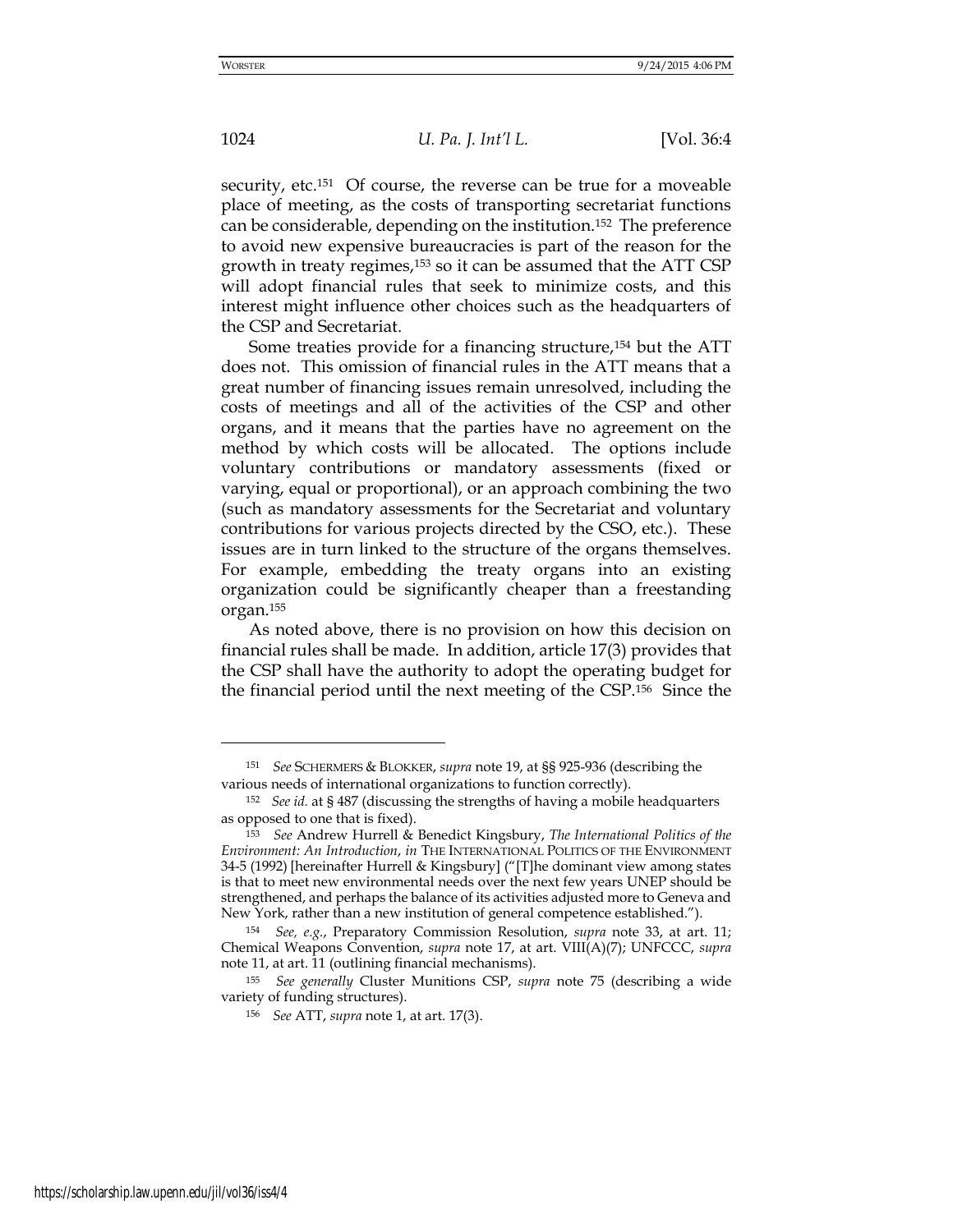security, etc.[151] Of course, the reverse can be true for a moveable place of meeting, as the costs of transporting secretariat functions can be considerable, depending on the institution.[152] The preference to avoid new expensive bureaucracies is part of the reason for the growth in treaty regimes,[153] so it can be assumed that the ATT CSP will adopt financial rules that seek to minimize costs, and this interest might influence other choices such as the headquarters of the CSP and Secretariat.

Some treaties provide for a financing structure,[154] but the ATT does not. This omission of financial rules in the ATT means that a great number of financing issues remain unresolved, including the costs of meetings and all of the activities of the CSP and other organs, and it means that the parties have no agreement on the method by which costs will be allocated. The options include voluntary contributions or mandatory assessments (fixed or varying, equal or proportional), or an approach combining the two (such as mandatory assessments for the Secretariat and voluntary contributions for various projects directed by the CSO, etc.). These issues are in turn linked to the structure of the organs themselves. For example, embedding the treaty organs into an existing organization could be significantly cheaper than a freestanding organ.[155]

As noted above, there is no provision on how this decision on financial rules shall be made. In addition, article 17(3) provides that the CSP shall have the authority to adopt the operating budget for the financial period until the next meeting of the CSP.[156] Since the

---

[151] *See* SCHERMERS & BLOKKER, *supra* note 19, at §§ 925-936 (describing the various needs of international organizations to function correctly).

[152] *See id.* at § 487 (discussing the strengths of having a mobile headquarters as opposed to one that is fixed).

[153] *See* Andrew Hurrell & Benedict Kingsbury, *The International Politics of the Environment: An Introduction*, *in* THE INTERNATIONAL POLITICS OF THE ENVIRONMENT 34-5 (1992) [hereinafter Hurrell & Kingsbury] ("[T]he dominant view among states is that to meet new environmental needs over the next few years UNEP should be strengthened, and perhaps the balance of its activities adjusted more to Geneva and New York, rather than a new institution of general competence established.").

[154] *See, e.g.*, Preparatory Commission Resolution, *supra* note 33, at art. 11; Chemical Weapons Convention, *supra* note 17, at art. VIII(A)(7); UNFCCC, *supra* note 11, at art. 11 (outlining financial mechanisms).

[155] *See generally* Cluster Munitions CSP, *supra* note 75 (describing a wide variety of funding structures).

[156] *See* ATT, *supra* note 1, at art. 17(3).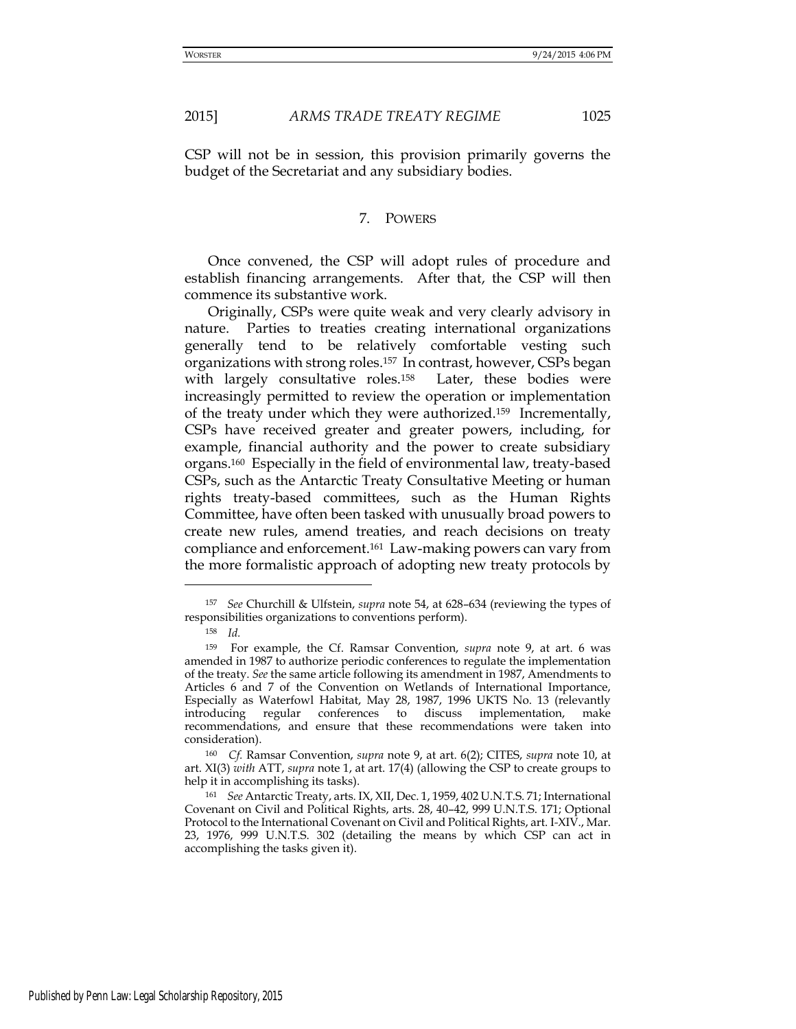CSP will not be in session, this provision primarily governs the budget of the Secretariat and any subsidiary bodies.

### 7. POWERS

Once convened, the CSP will adopt rules of procedure and establish financing arrangements. After that, the CSP will then commence its substantive work.

Originally, CSPs were quite weak and very clearly advisory in nature. Parties to treaties creating international organizations generally tend to be relatively comfortable vesting such organizations with strong roles.[157] In contrast, however, CSPs began with largely consultative roles.[158] Later, these bodies were increasingly permitted to review the operation or implementation of the treaty under which they were authorized.[159] Incrementally, CSPs have received greater and greater powers, including, for example, financial authority and the power to create subsidiary organs.[160] Especially in the field of environmental law, treaty-based CSPs, such as the Antarctic Treaty Consultative Meeting or human rights treaty-based committees, such as the Human Rights Committee, have often been tasked with unusually broad powers to create new rules, amend treaties, and reach decisions on treaty compliance and enforcement.[161] Law-making powers can vary from the more formalistic approach of adopting new treaty protocols by

---

[157] *See* Churchill & Ulfstein, *supra* note 54, at 628–634 (reviewing the types of responsibilities organizations to conventions perform).

[158] *Id.*

[159] For example, the Cf. Ramsar Convention, *supra* note 9, at art. 6 was amended in 1987 to authorize periodic conferences to regulate the implementation of the treaty. *See* the same article following its amendment in 1987, Amendments to Articles 6 and 7 of the Convention on Wetlands of International Importance, Especially as Waterfowl Habitat, May 28, 1987, 1996 UKTS No. 13 (relevantly introducing regular conferences to discuss implementation, make recommendations, and ensure that these recommendations were taken into consideration).

[160] *Cf.* Ramsar Convention, *supra* note 9, at art. 6(2); CITES, *supra* note 10, at art. XI(3) *with* ATT, *supra* note 1, at art. 17(4) (allowing the CSP to create groups to help it in accomplishing its tasks).

[161] *See* Antarctic Treaty, arts. IX, XII, Dec. 1, 1959, 402 U.N.T.S. 71; International Covenant on Civil and Political Rights, arts. 28, 40–42, 999 U.N.T.S. 171; Optional Protocol to the International Covenant on Civil and Political Rights, art. I-XIV., Mar. 23, 1976, 999 U.N.T.S. 302 (detailing the means by which CSP can act in accomplishing the tasks given it).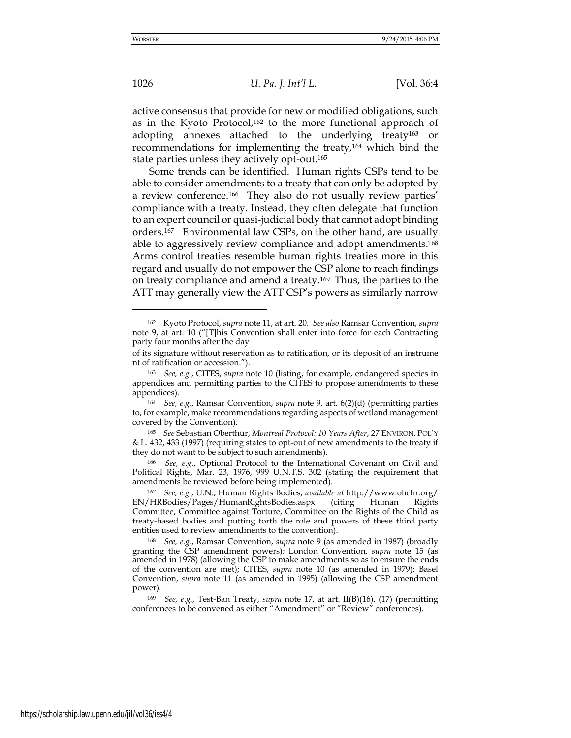active consensus that provide for new or modified obligations, such as in the Kyoto Protocol,[162] to the more functional approach of adopting annexes attached to the underlying treaty[163] or recommendations for implementing the treaty,[164] which bind the state parties unless they actively opt-out.[165]

Some trends can be identified. Human rights CSPs tend to be able to consider amendments to a treaty that can only be adopted by a review conference.[166] They also do not usually review parties' compliance with a treaty. Instead, they often delegate that function to an expert council or quasi-judicial body that cannot adopt binding orders.[167] Environmental law CSPs, on the other hand, are usually able to aggressively review compliance and adopt amendments.[168] Arms control treaties resemble human rights treaties more in this regard and usually do not empower the CSP alone to reach findings on treaty compliance and amend a treaty.[169] Thus, the parties to the ATT may generally view the ATT CSP's powers as similarly narrow

---

[162] Kyoto Protocol, *supra* note 11, at art. 20. *See also* Ramsar Convention, *supra* note 9, at art. 10 ("[T]his Convention shall enter into force for each Contracting party four months after the day of its signature without reservation as to ratification, or its deposit of an instrume nt of ratification or accession.").

[163] *See, e.g.*, CITES, *supra* note 10 (listing, for example, endangered species in appendices and permitting parties to the CITES to propose amendments to these appendices).

[164] *See, e.g.*, Ramsar Convention, *supra* note 9, art. 6(2)(d) (permitting parties to, for example, make recommendations regarding aspects of wetland management covered by the Convention).

[165] *See* Sebastian Oberthür, *Montreal Protocol: 10 Years After*, 27 ENVIRON. POL'Y & L. 432, 433 (1997) (requiring states to opt-out of new amendments to the treaty if they do not want to be subject to such amendments).

[166] *See, e.g.*, Optional Protocol to the International Covenant on Civil and Political Rights, Mar. 23, 1976, 999 U.N.T.S. 302 (stating the requirement that amendments be reviewed before being implemented).

[167] *See, e.g.*, U.N., Human Rights Bodies, *available at* http://www.ohchr.org/EN/HRBodies/Pages/HumanRightsBodies.aspx (citing Human Rights Committee, Committee against Torture, Committee on the Rights of the Child as treaty-based bodies and putting forth the role and powers of these third party entities used to review amendments to the convention).

[168] *See, e.g.*, Ramsar Convention, *supra* note 9 (as amended in 1987) (broadly granting the CSP amendment powers); London Convention, *supra* note 15 (as amended in 1978) (allowing the CSP to make amendments so as to ensure the ends of the convention are met); CITES, *supra* note 10 (as amended in 1979); Basel Convention, *supra* note 11 (as amended in 1995) (allowing the CSP amendment power).

[169] *See, e.g.*, Test-Ban Treaty, *supra* note 17, at art. II(B)(16), (17) (permitting conferences to be convened as either "Amendment" or "Review" conferences).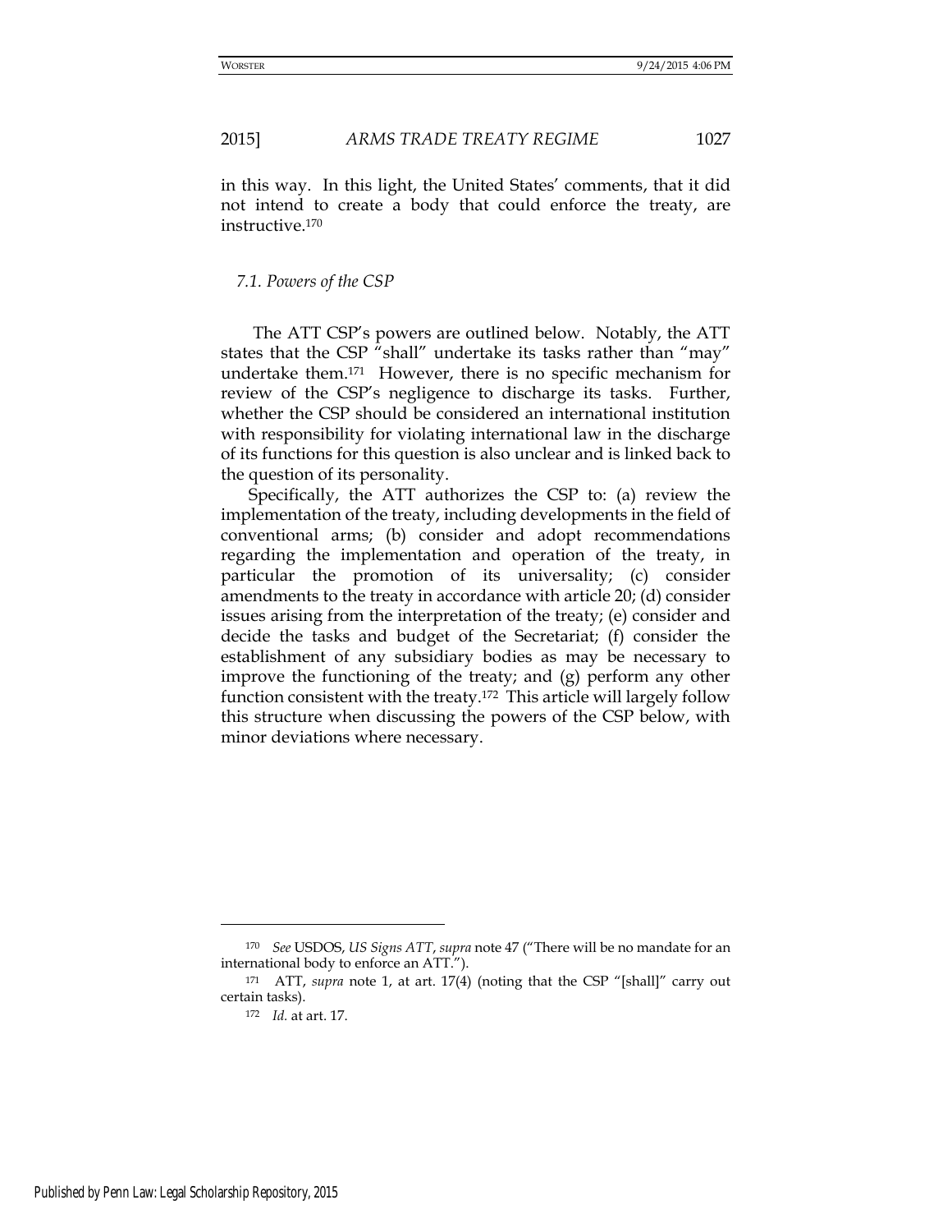in this way. In this light, the United States' comments, that it did not intend to create a body that could enforce the treaty, are instructive.[170]

### *7.1. Powers of the CSP*

The ATT CSP's powers are outlined below. Notably, the ATT states that the CSP "shall" undertake its tasks rather than "may" undertake them.[171] However, there is no specific mechanism for review of the CSP's negligence to discharge its tasks. Further, whether the CSP should be considered an international institution with responsibility for violating international law in the discharge of its functions for this question is also unclear and is linked back to the question of its personality.

Specifically, the ATT authorizes the CSP to: (a) review the implementation of the treaty, including developments in the field of conventional arms; (b) consider and adopt recommendations regarding the implementation and operation of the treaty, in particular the promotion of its universality; (c) consider amendments to the treaty in accordance with article 20; (d) consider issues arising from the interpretation of the treaty; (e) consider and decide the tasks and budget of the Secretariat; (f) consider the establishment of any subsidiary bodies as may be necessary to improve the functioning of the treaty; and (g) perform any other function consistent with the treaty.[172] This article will largely follow this structure when discussing the powers of the CSP below, with minor deviations where necessary.

---

[170] *See* USDOS, *US Signs ATT*, *supra* note 47 ("There will be no mandate for an international body to enforce an ATT.").

[171] ATT, *supra* note 1, at art. 17(4) (noting that the CSP "[shall]" carry out certain tasks).

[172] *Id.* at art. 17.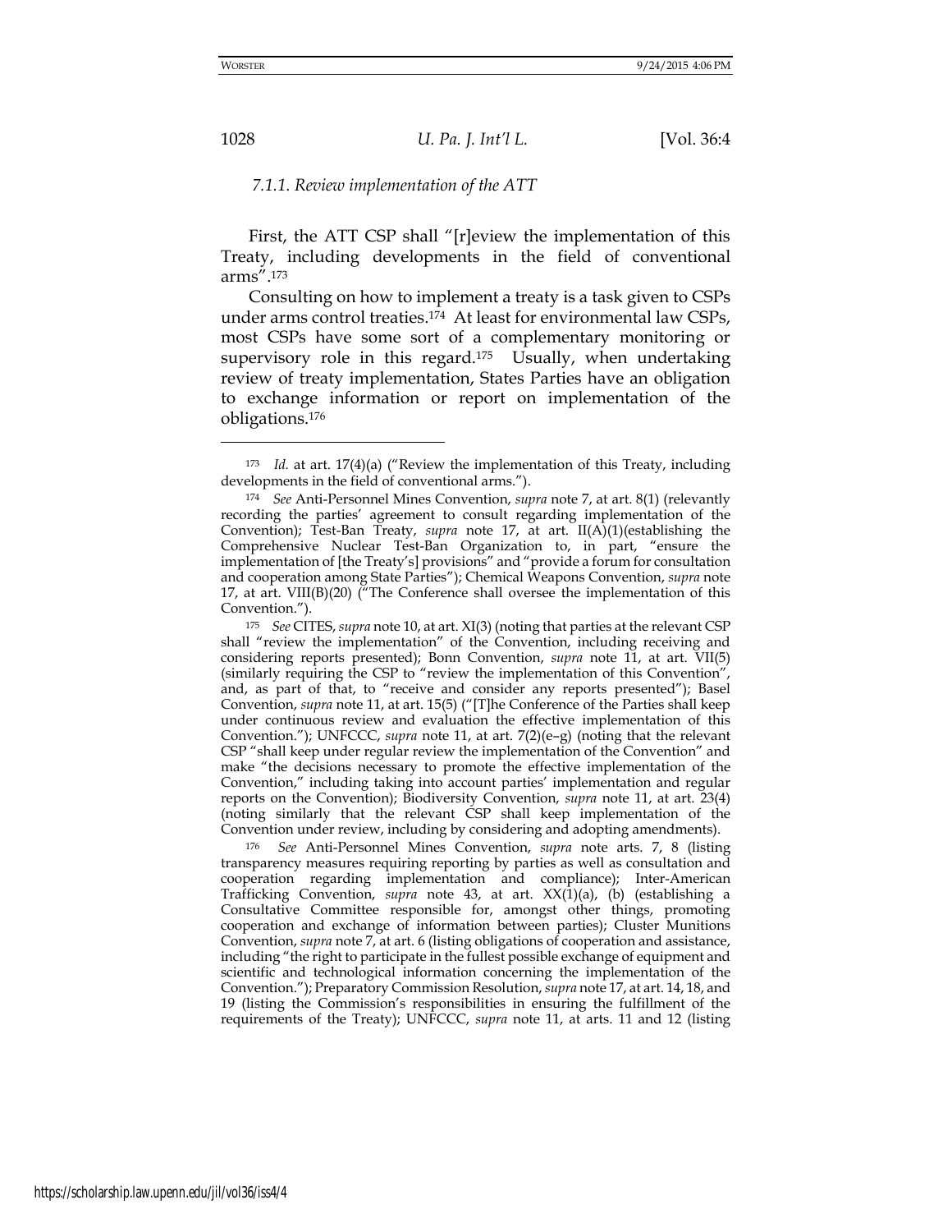### *7.1.1. Review implementation of the ATT*

First, the ATT CSP shall "[r]eview the implementation of this Treaty, including developments in the field of conventional arms".[173]

Consulting on how to implement a treaty is a task given to CSPs under arms control treaties.[174] At least for environmental law CSPs, most CSPs have some sort of a complementary monitoring or supervisory role in this regard.[175] Usually, when undertaking review of treaty implementation, States Parties have an obligation to exchange information or report on implementation of the obligations.[176]

---

[173] *Id.* at art. 17(4)(a) ("Review the implementation of this Treaty, including developments in the field of conventional arms.").

[174] *See* Anti-Personnel Mines Convention, *supra* note 7, at art. 8(1) (relevantly recording the parties' agreement to consult regarding implementation of the Convention); Test-Ban Treaty, *supra* note 17, at art. II(A)(1)(establishing the Comprehensive Nuclear Test-Ban Organization to, in part, "ensure the implementation of [the Treaty's] provisions" and "provide a forum for consultation and cooperation among State Parties"); Chemical Weapons Convention, *supra* note 17, at art. VIII(B)(20) ("The Conference shall oversee the implementation of this Convention.").

[175] *See* CITES, *supra* note 10, at art. XI(3) (noting that parties at the relevant CSP shall "review the implementation" of the Convention, including receiving and considering reports presented); Bonn Convention, *supra* note 11, at art. VII(5) (similarly requiring the CSP to "review the implementation of this Convention", and, as part of that, to "receive and consider any reports presented"); Basel Convention, *supra* note 11, at art. 15(5) ("[T]he Conference of the Parties shall keep under continuous review and evaluation the effective implementation of this Convention."); UNFCCC, *supra* note 11, at art. 7(2)(e–g) (noting that the relevant CSP "shall keep under regular review the implementation of the Convention" and make "the decisions necessary to promote the effective implementation of the Convention," including taking into account parties' implementation and regular reports on the Convention); Biodiversity Convention, *supra* note 11, at art. 23(4) (noting similarly that the relevant CSP shall keep implementation of the Convention under review, including by considering and adopting amendments).

[176] *See* Anti-Personnel Mines Convention, *supra* note arts. 7, 8 (listing transparency measures requiring reporting by parties as well as consultation and cooperation regarding implementation and compliance); Inter-American Trafficking Convention, *supra* note 43, at art. XX(1)(a), (b) (establishing a Consultative Committee responsible for, amongst other things, promoting cooperation and exchange of information between parties); Cluster Munitions Convention, *supra* note 7, at art. 6 (listing obligations of cooperation and assistance, including "the right to participate in the fullest possible exchange of equipment and scientific and technological information concerning the implementation of the Convention."); Preparatory Commission Resolution, *supra* note 17, at art. 14, 18, and 19 (listing the Commission's responsibilities in ensuring the fulfillment of the requirements of the Treaty); UNFCCC, *supra* note 11, at arts. 11 and 12 (listing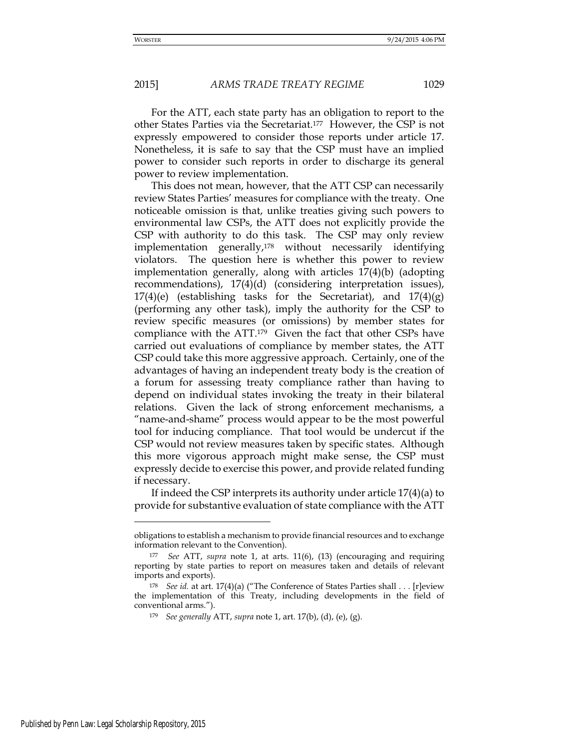For the ATT, each state party has an obligation to report to the other States Parties via the Secretariat.[177] However, the CSP is not expressly empowered to consider those reports under article 17. Nonetheless, it is safe to say that the CSP must have an implied power to consider such reports in order to discharge its general power to review implementation.

This does not mean, however, that the ATT CSP can necessarily review States Parties' measures for compliance with the treaty. One noticeable omission is that, unlike treaties giving such powers to environmental law CSPs, the ATT does not explicitly provide the CSP with authority to do this task. The CSP may only review implementation generally,[178] without necessarily identifying violators. The question here is whether this power to review implementation generally, along with articles 17(4)(b) (adopting recommendations), 17(4)(d) (considering interpretation issues), 17(4)(e) (establishing tasks for the Secretariat), and 17(4)(g) (performing any other task), imply the authority for the CSP to review specific measures (or omissions) by member states for compliance with the ATT.[179] Given the fact that other CSPs have carried out evaluations of compliance by member states, the ATT CSP could take this more aggressive approach. Certainly, one of the advantages of having an independent treaty body is the creation of a forum for assessing treaty compliance rather than having to depend on individual states invoking the treaty in their bilateral relations. Given the lack of strong enforcement mechanisms, a "name-and-shame" process would appear to be the most powerful tool for inducing compliance. That tool would be undercut if the CSP would not review measures taken by specific states. Although this more vigorous approach might make sense, the CSP must expressly decide to exercise this power, and provide related funding if necessary.

If indeed the CSP interprets its authority under article 17(4)(a) to provide for substantive evaluation of state compliance with the ATT

---

obligations to establish a mechanism to provide financial resources and to exchange information relevant to the Convention).

[177] *See* ATT, *supra* note 1, at arts. 11(6), (13) (encouraging and requiring reporting by state parties to report on measures taken and details of relevant imports and exports).

[178] *See id.* at art. 17(4)(a) ("The Conference of States Parties shall . . . [r]eview the implementation of this Treaty, including developments in the field of conventional arms.").

[179] *See generally* ATT, *supra* note 1, art. 17(b), (d), (e), (g).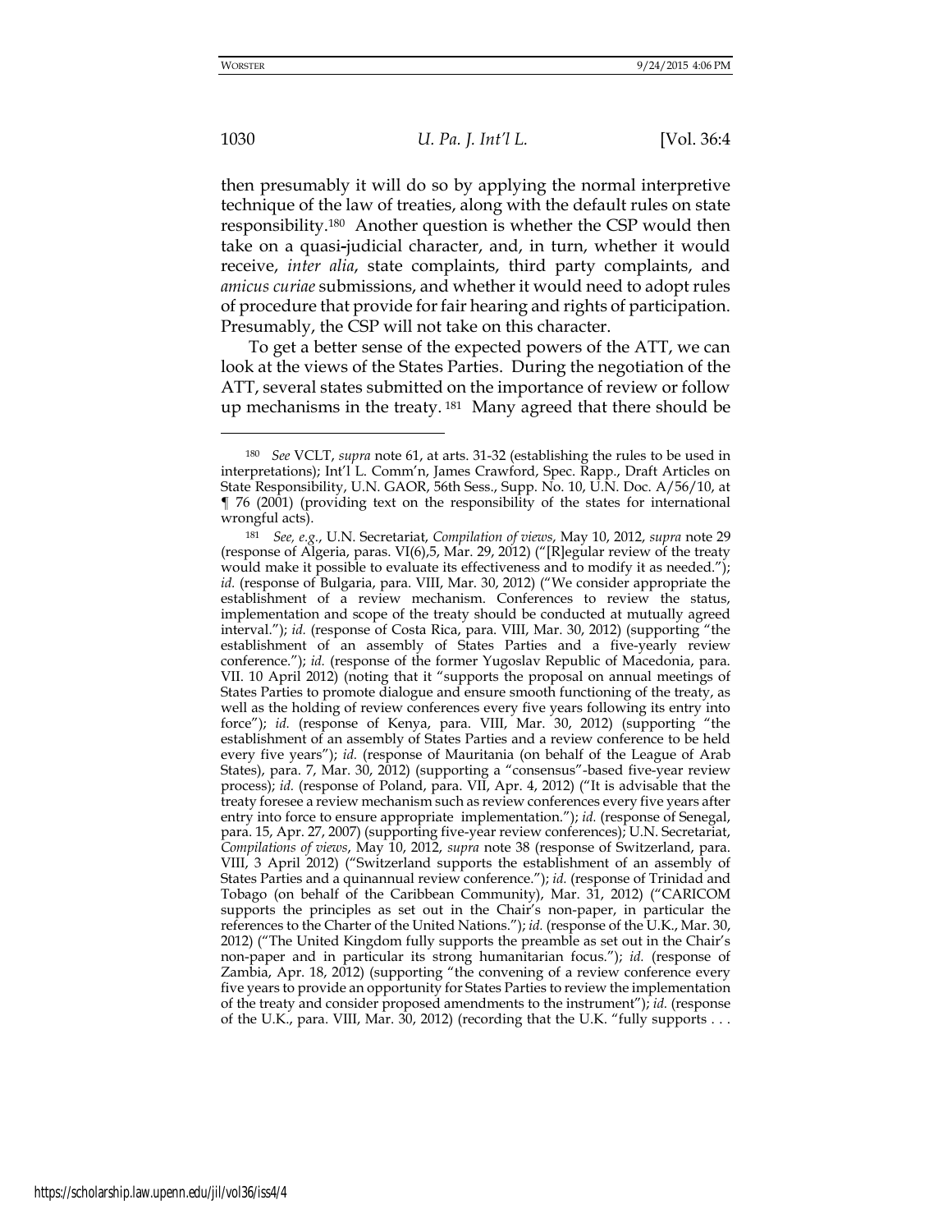then presumably it will do so by applying the normal interpretive technique of the law of treaties, along with the default rules on state responsibility.[180] Another question is whether the CSP would then take on a quasi-judicial character, and, in turn, whether it would receive, *inter alia*, state complaints, third party complaints, and *amicus curiae* submissions, and whether it would need to adopt rules of procedure that provide for fair hearing and rights of participation. Presumably, the CSP will not take on this character.

To get a better sense of the expected powers of the ATT, we can look at the views of the States Parties. During the negotiation of the ATT, several states submitted on the importance of review or follow up mechanisms in the treaty.[181] Many agreed that there should be

---

[180] *See* VCLT, *supra* note 61, at arts. 31-32 (establishing the rules to be used in interpretations); Int'l L. Comm'n, James Crawford, Spec. Rapp., Draft Articles on State Responsibility, U.N. GAOR, 56th Sess., Supp. No. 10, U.N. Doc. A/56/10, at ¶ 76 (2001) (providing text on the responsibility of the states for international wrongful acts).

[181] *See, e.g.*, U.N. Secretariat, *Compilation of views*, May 10, 2012, *supra* note 29 (response of Algeria, paras. VI(6),5, Mar. 29, 2012) ("[R]egular review of the treaty would make it possible to evaluate its effectiveness and to modify it as needed."); *id.* (response of Bulgaria, para. VIII, Mar. 30, 2012) ("We consider appropriate the establishment of a review mechanism. Conferences to review the status, implementation and scope of the treaty should be conducted at mutually agreed interval."); *id.* (response of Costa Rica, para. VIII, Mar. 30, 2012) (supporting "the establishment of an assembly of States Parties and a five-yearly review conference."); *id.* (response of the former Yugoslav Republic of Macedonia, para. VII. 10 April 2012) (noting that it "supports the proposal on annual meetings of States Parties to promote dialogue and ensure smooth functioning of the treaty, as well as the holding of review conferences every five years following its entry into force"); *id.* (response of Kenya, para. VIII, Mar. 30, 2012) (supporting "the establishment of an assembly of States Parties and a review conference to be held every five years"); *id.* (response of Mauritania (on behalf of the League of Arab States), para. 7, Mar. 30, 2012) (supporting a "consensus"-based five-year review process); *id.* (response of Poland, para. VII, Apr. 4, 2012) ("It is advisable that the treaty foresee a review mechanism such as review conferences every five years after entry into force to ensure appropriate implementation."); *id.* (response of Senegal, para. 15, Apr. 27, 2007) (supporting five-year review conferences); U.N. Secretariat, *Compilations of views*, May 10, 2012, *supra* note 38 (response of Switzerland, para. VIII, 3 April 2012) ("Switzerland supports the establishment of an assembly of States Parties and a quinannual review conference."); *id.* (response of Trinidad and Tobago (on behalf of the Caribbean Community), Mar. 31, 2012) ("CARICOM supports the principles as set out in the Chair's non-paper, in particular the references to the Charter of the United Nations."); *id.* (response of the U.K., Mar. 30, 2012) ("The United Kingdom fully supports the preamble as set out in the Chair's non-paper and in particular its strong humanitarian focus."); *id.* (response of Zambia, Apr. 18, 2012) (supporting "the convening of a review conference every five years to provide an opportunity for States Parties to review the implementation of the treaty and consider proposed amendments to the instrument"); *id.* (response of the U.K., para. VIII, Mar. 30, 2012) (recording that the U.K. "fully supports . . .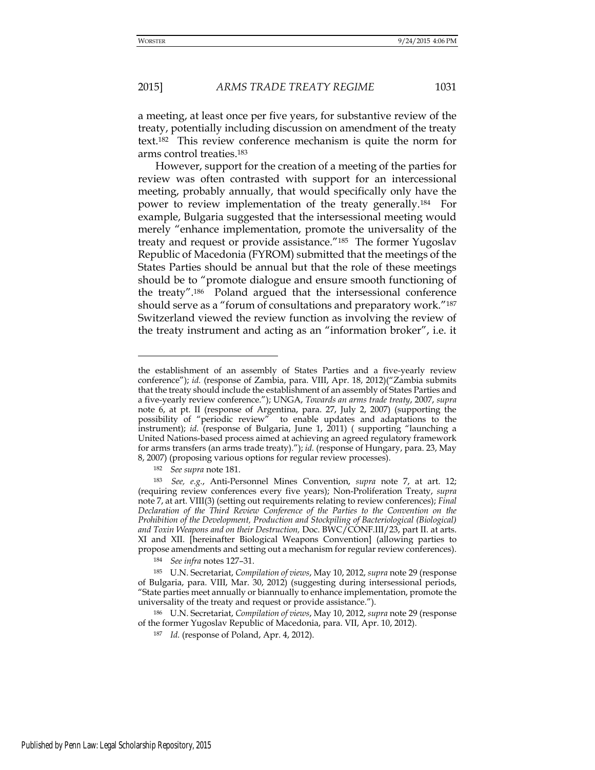a meeting, at least once per five years, for substantive review of the treaty, potentially including discussion on amendment of the treaty text.[182] This review conference mechanism is quite the norm for arms control treaties.[183]

However, support for the creation of a meeting of the parties for review was often contrasted with support for an intercessional meeting, probably annually, that would specifically only have the power to review implementation of the treaty generally.[184] For example, Bulgaria suggested that the intersessional meeting would merely "enhance implementation, promote the universality of the treaty and request or provide assistance."[185] The former Yugoslav Republic of Macedonia (FYROM) submitted that the meetings of the States Parties should be annual but that the role of these meetings should be to "promote dialogue and ensure smooth functioning of the treaty".[186] Poland argued that the intersessional conference should serve as a "forum of consultations and preparatory work."[187] Switzerland viewed the review function as involving the review of the treaty instrument and acting as an "information broker", i.e. it

---

the establishment of an assembly of States Parties and a five-yearly review conference"); *id.* (response of Zambia, para. VIII, Apr. 18, 2012)("Zambia submits that the treaty should include the establishment of an assembly of States Parties and a five-yearly review conference."); UNGA, *Towards an arms trade treaty*, 2007, *supra* note 6, at pt. II (response of Argentina, para. 27, July 2, 2007) (supporting the possibility of "periodic review" to enable updates and adaptations to the instrument); *id.* (response of Bulgaria, June 1, 2011) ( supporting "launching a United Nations-based process aimed at achieving an agreed regulatory framework for arms transfers (an arms trade treaty)."); *id.* (response of Hungary, para. 23, May 8, 2007) (proposing various options for regular review processes).

182 *See supra* note 181.

183 *See, e.g.*, Anti-Personnel Mines Convention, *supra* note 7, at art. 12; (requiring review conferences every five years); Non-Proliferation Treaty, *supra* note 7, at art. VIII(3) (setting out requirements relating to review conferences); *Final Declaration of the Third Review Conference of the Parties to the Convention on the Prohibition of the Development, Production and Stockpiling of Bacteriological (Biological) and Toxin Weapons and on their Destruction,* Doc. BWC/CONF.III/23, part II. at arts. XI and XII. [hereinafter Biological Weapons Convention] (allowing parties to propose amendments and setting out a mechanism for regular review conferences).

184 *See infra* notes 127–31.

185 U.N. Secretariat, *Compilation of views*, May 10, 2012, *supra* note 29 (response of Bulgaria, para. VIII, Mar. 30, 2012) (suggesting during intersessional periods, "State parties meet annually or biannually to enhance implementation, promote the universality of the treaty and request or provide assistance.").

186 U.N. Secretariat, *Compilation of views*, May 10, 2012, *supra* note 29 (response of the former Yugoslav Republic of Macedonia, para. VII, Apr. 10, 2012).

187 *Id.* (response of Poland, Apr. 4, 2012).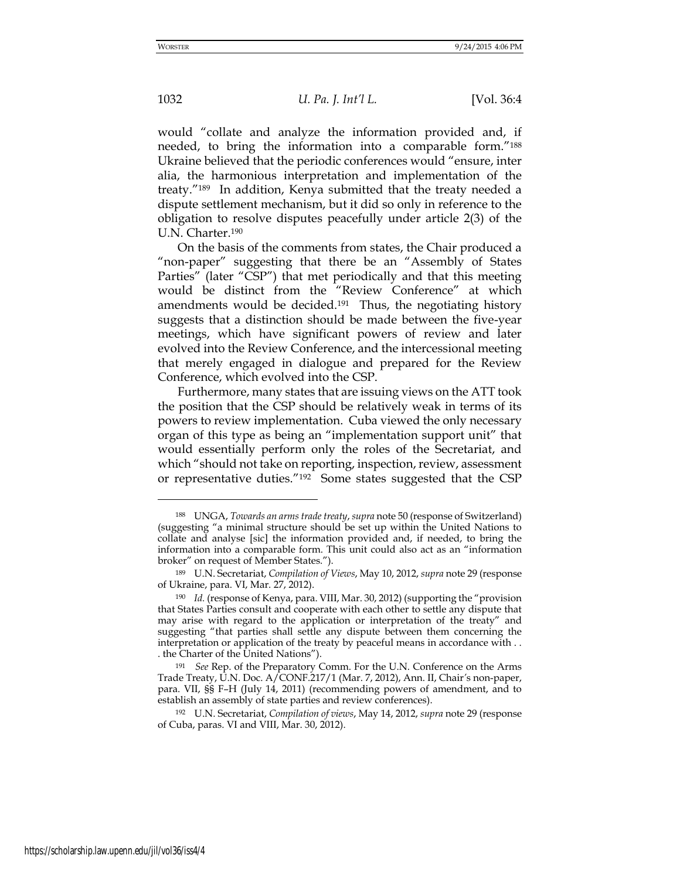would "collate and analyze the information provided and, if needed, to bring the information into a comparable form."[188] Ukraine believed that the periodic conferences would "ensure, inter alia, the harmonious interpretation and implementation of the treaty."[189] In addition, Kenya submitted that the treaty needed a dispute settlement mechanism, but it did so only in reference to the obligation to resolve disputes peacefully under article 2(3) of the U.N. Charter.[190]

On the basis of the comments from states, the Chair produced a "non-paper" suggesting that there be an "Assembly of States Parties" (later "CSP") that met periodically and that this meeting would be distinct from the "Review Conference" at which amendments would be decided.[191] Thus, the negotiating history suggests that a distinction should be made between the five-year meetings, which have significant powers of review and later evolved into the Review Conference, and the intercessional meeting that merely engaged in dialogue and prepared for the Review Conference, which evolved into the CSP.

Furthermore, many states that are issuing views on the ATT took the position that the CSP should be relatively weak in terms of its powers to review implementation. Cuba viewed the only necessary organ of this type as being an "implementation support unit" that would essentially perform only the roles of the Secretariat, and which "should not take on reporting, inspection, review, assessment or representative duties."[192] Some states suggested that the CSP

---

[188] UNGA, *Towards an arms trade treaty*, *supra* note 50 (response of Switzerland) (suggesting "a minimal structure should be set up within the United Nations to collate and analyse [sic] the information provided and, if needed, to bring the information into a comparable form. This unit could also act as an "information broker" on request of Member States.").

[189] U.N. Secretariat, *Compilation of Views*, May 10, 2012, *supra* note 29 (response of Ukraine, para. VI, Mar. 27, 2012).

[190] *Id.* (response of Kenya, para. VIII, Mar. 30, 2012) (supporting the "provision that States Parties consult and cooperate with each other to settle any dispute that may arise with regard to the application or interpretation of the treaty" and suggesting "that parties shall settle any dispute between them concerning the interpretation or application of the treaty by peaceful means in accordance with . . . the Charter of the United Nations").

[191] *See* Rep. of the Preparatory Comm. For the U.N. Conference on the Arms Trade Treaty, U.N. Doc. A/CONF.217/1 (Mar. 7, 2012), Ann. II, Chair's non-paper, para. VII, §§ F–H (July 14, 2011) (recommending powers of amendment, and to establish an assembly of state parties and review conferences).

[192] U.N. Secretariat, *Compilation of views*, May 14, 2012, *supra* note 29 (response of Cuba, paras. VI and VIII, Mar. 30, 2012).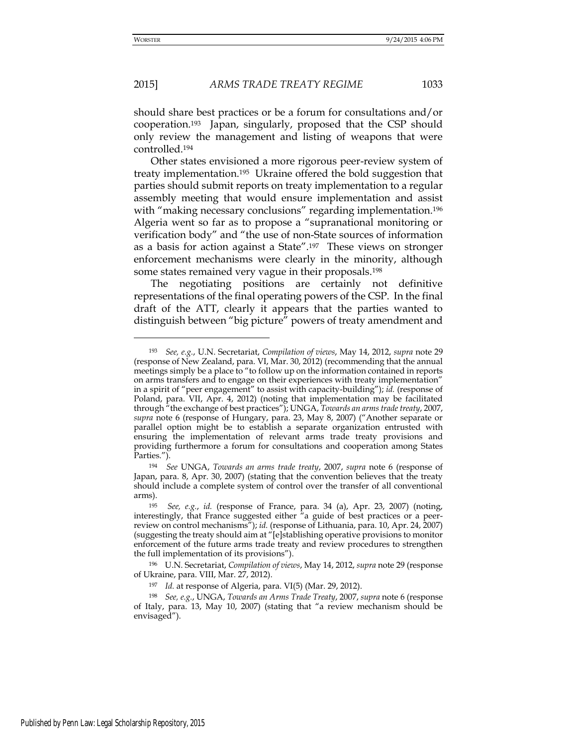should share best practices or be a forum for consultations and/or cooperation.[193] Japan, singularly, proposed that the CSP should only review the management and listing of weapons that were controlled.[194]

Other states envisioned a more rigorous peer-review system of treaty implementation.[195] Ukraine offered the bold suggestion that parties should submit reports on treaty implementation to a regular assembly meeting that would ensure implementation and assist with "making necessary conclusions" regarding implementation.[196] Algeria went so far as to propose a "supranational monitoring or verification body" and "the use of non-State sources of information as a basis for action against a State".[197] These views on stronger enforcement mechanisms were clearly in the minority, although some states remained very vague in their proposals.[198]

The negotiating positions are certainly not definitive representations of the final operating powers of the CSP. In the final draft of the ATT, clearly it appears that the parties wanted to distinguish between "big picture" powers of treaty amendment and

---

[193] *See, e.g.*, U.N. Secretariat, *Compilation of views*, May 14, 2012, *supra* note 29 (response of New Zealand, para. VI, Mar. 30, 2012) (recommending that the annual meetings simply be a place to "to follow up on the information contained in reports on arms transfers and to engage on their experiences with treaty implementation" in a spirit of "peer engagement" to assist with capacity-building"); *id.* (response of Poland, para. VII, Apr. 4, 2012) (noting that implementation may be facilitated through "the exchange of best practices"); UNGA, *Towards an arms trade treaty*, 2007, *supra* note 6 (response of Hungary, para. 23, May 8, 2007) ("Another separate or parallel option might be to establish a separate organization entrusted with ensuring the implementation of relevant arms trade treaty provisions and providing furthermore a forum for consultations and cooperation among States Parties.").

[194] *See* UNGA, *Towards an arms trade treaty*, 2007, *supra* note 6 (response of Japan, para. 8, Apr. 30, 2007) (stating that the convention believes that the treaty should include a complete system of control over the transfer of all conventional arms).

[195] *See, e.g.*, *id.* (response of France, para. 34 (a), Apr. 23, 2007) (noting, interestingly, that France suggested either "a guide of best practices or a peer-review on control mechanisms"); *id.* (response of Lithuania, para. 10, Apr. 24, 2007) (suggesting the treaty should aim at "[e]stablishing operative provisions to monitor enforcement of the future arms trade treaty and review procedures to strengthen the full implementation of its provisions").

[196] U.N. Secretariat, *Compilation of views*, May 14, 2012, *supra* note 29 (response of Ukraine, para. VIII, Mar. 27, 2012).

[197] *Id.* at response of Algeria, para. VI(5) (Mar. 29, 2012).

[198] *See, e.g.*, UNGA, *Towards an Arms Trade Treaty*, 2007, *supra* note 6 (response of Italy, para. 13, May 10, 2007) (stating that "a review mechanism should be envisaged").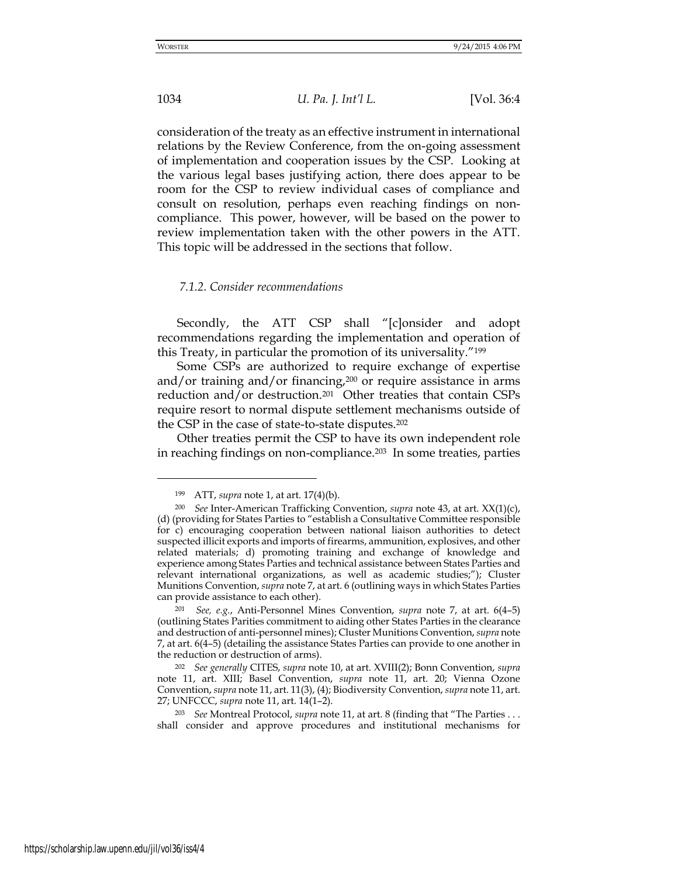consideration of the treaty as an effective instrument in international relations by the Review Conference, from the on-going assessment of implementation and cooperation issues by the CSP. Looking at the various legal bases justifying action, there does appear to be room for the CSP to review individual cases of compliance and consult on resolution, perhaps even reaching findings on non-compliance. This power, however, will be based on the power to review implementation taken with the other powers in the ATT. This topic will be addressed in the sections that follow.

#### *7.1.2. Consider recommendations*

Secondly, the ATT CSP shall "[c]onsider and adopt recommendations regarding the implementation and operation of this Treaty, in particular the promotion of its universality."[199]

Some CSPs are authorized to require exchange of expertise and/or training and/or financing,[200] or require assistance in arms reduction and/or destruction.[201] Other treaties that contain CSPs require resort to normal dispute settlement mechanisms outside of the CSP in the case of state-to-state disputes.[202]

Other treaties permit the CSP to have its own independent role in reaching findings on non-compliance.[203] In some treaties, parties

---

[199] ATT, *supra* note 1, at art. 17(4)(b).

[200] *See* Inter-American Trafficking Convention, *supra* note 43, at art. XX(1)(c), (d) (providing for States Parties to "establish a Consultative Committee responsible for c) encouraging cooperation between national liaison authorities to detect suspected illicit exports and imports of firearms, ammunition, explosives, and other related materials; d) promoting training and exchange of knowledge and experience among States Parties and technical assistance between States Parties and relevant international organizations, as well as academic studies;"); Cluster Munitions Convention, *supra* note 7, at art. 6 (outlining ways in which States Parties can provide assistance to each other).

[201] *See, e.g.*, Anti-Personnel Mines Convention, *supra* note 7, at art. 6(4–5) (outlining States Parities commitment to aiding other States Parties in the clearance and destruction of anti-personnel mines); Cluster Munitions Convention, *supra* note 7, at art. 6(4–5) (detailing the assistance States Parties can provide to one another in the reduction or destruction of arms).

[202] *See generally* CITES, *supra* note 10, at art. XVIII(2); Bonn Convention, *supra* note 11, art. XIII; Basel Convention, *supra* note 11, art. 20; Vienna Ozone Convention, *supra* note 11, art. 11(3), (4); Biodiversity Convention, *supra* note 11, art. 27; UNFCCC, *supra* note 11, art. 14(1–2).

[203] *See* Montreal Protocol, *supra* note 11, at art. 8 (finding that "The Parties . . . shall consider and approve procedures and institutional mechanisms for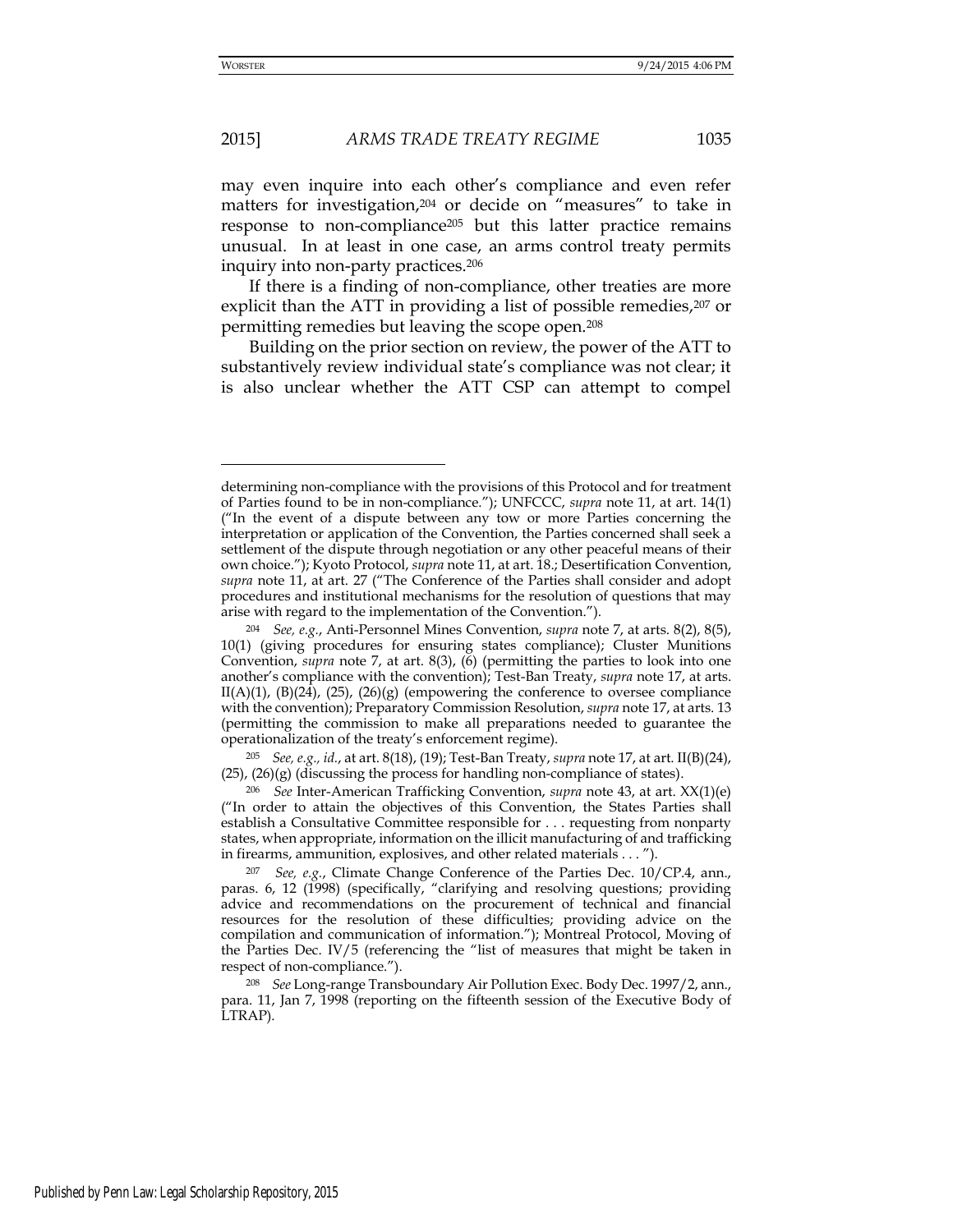may even inquire into each other's compliance and even refer matters for investigation,[204] or decide on "measures" to take in response to non-compliance[205] but this latter practice remains unusual. In at least in one case, an arms control treaty permits inquiry into non-party practices.[206]

If there is a finding of non-compliance, other treaties are more explicit than the ATT in providing a list of possible remedies,[207] or permitting remedies but leaving the scope open.[208]

Building on the prior section on review, the power of the ATT to substantively review individual state's compliance was not clear; it is also unclear whether the ATT CSP can attempt to compel

---

determining non-compliance with the provisions of this Protocol and for treatment of Parties found to be in non-compliance."); UNFCCC, *supra* note 11, at art. 14(1) ("In the event of a dispute between any tow or more Parties concerning the interpretation or application of the Convention, the Parties concerned shall seek a settlement of the dispute through negotiation or any other peaceful means of their own choice."); Kyoto Protocol, *supra* note 11, at art. 18.; Desertification Convention, *supra* note 11, at art. 27 ("The Conference of the Parties shall consider and adopt procedures and institutional mechanisms for the resolution of questions that may arise with regard to the implementation of the Convention.").

[204] *See, e.g.*, Anti-Personnel Mines Convention, *supra* note 7, at arts. 8(2), 8(5), 10(1) (giving procedures for ensuring states compliance); Cluster Munitions Convention, *supra* note 7, at art. 8(3), (6) (permitting the parties to look into one another's compliance with the convention); Test-Ban Treaty, *supra* note 17, at arts. II(A)(1), (B)(24), (25), (26)(g) (empowering the conference to oversee compliance with the convention); Preparatory Commission Resolution, *supra* note 17, at arts. 13 (permitting the commission to make all preparations needed to guarantee the operationalization of the treaty's enforcement regime).

[205] *See, e.g., id.*, at art. 8(18), (19); Test-Ban Treaty, *supra* note 17, at art. II(B)(24), (25), (26)(g) (discussing the process for handling non-compliance of states).

[206] *See* Inter-American Trafficking Convention, *supra* note 43, at art. XX(1)(e) ("In order to attain the objectives of this Convention, the States Parties shall establish a Consultative Committee responsible for . . . requesting from nonparty states, when appropriate, information on the illicit manufacturing of and trafficking in firearms, ammunition, explosives, and other related materials . . . ").

[207] *See, e.g.*, Climate Change Conference of the Parties Dec. 10/CP.4, ann., paras. 6, 12 (1998) (specifically, "clarifying and resolving questions; providing advice and recommendations on the procurement of technical and financial resources for the resolution of these difficulties; providing advice on the compilation and communication of information."); Montreal Protocol, Moving of the Parties Dec. IV/5 (referencing the "list of measures that might be taken in respect of non-compliance.").

[208] *See* Long-range Transboundary Air Pollution Exec. Body Dec. 1997/2, ann., para. 11, Jan 7, 1998 (reporting on the fifteenth session of the Executive Body of LTRAP).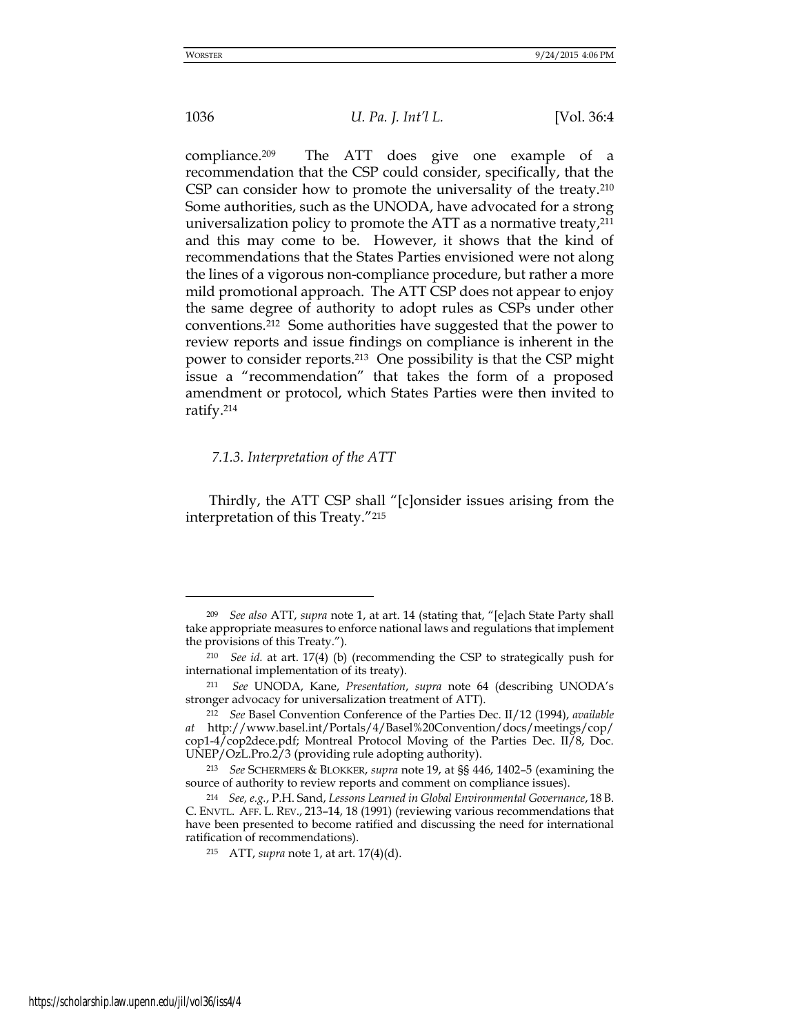compliance.[209] The ATT does give one example of a recommendation that the CSP could consider, specifically, that the CSP can consider how to promote the universality of the treaty.[210] Some authorities, such as the UNODA, have advocated for a strong universalization policy to promote the ATT as a normative treaty,[211] and this may come to be. However, it shows that the kind of recommendations that the States Parties envisioned were not along the lines of a vigorous non-compliance procedure, but rather a more mild promotional approach. The ATT CSP does not appear to enjoy the same degree of authority to adopt rules as CSPs under other conventions.[212] Some authorities have suggested that the power to review reports and issue findings on compliance is inherent in the power to consider reports.[213] One possibility is that the CSP might issue a "recommendation" that takes the form of a proposed amendment or protocol, which States Parties were then invited to ratify.[214]

### *7.1.3. Interpretation of the ATT*

Thirdly, the ATT CSP shall "[c]onsider issues arising from the interpretation of this Treaty."[215]

---

[209] *See also* ATT, *supra* note 1, at art. 14 (stating that, "[e]ach State Party shall take appropriate measures to enforce national laws and regulations that implement the provisions of this Treaty.").

[210] *See id.* at art. 17(4) (b) (recommending the CSP to strategically push for international implementation of its treaty).

[211] *See* UNODA, Kane, *Presentation*, *supra* note 64 (describing UNODA's stronger advocacy for universalization treatment of ATT).

[212] *See* Basel Convention Conference of the Parties Dec. II/12 (1994), *available at* http://www.basel.int/Portals/4/Basel%20Convention/docs/meetings/cop/cop1-4/cop2dece.pdf; Montreal Protocol Moving of the Parties Dec. II/8, Doc. UNEP/OzL.Pro.2/3 (providing rule adopting authority).

[213] *See* SCHERMERS & BLOKKER, *supra* note 19, at §§ 446, 1402–5 (examining the source of authority to review reports and comment on compliance issues).

[214] *See, e.g.*, P.H. Sand, *Lessons Learned in Global Environmental Governance*, 18 B. C. ENVTL. AFF. L. REV., 213–14, 18 (1991) (reviewing various recommendations that have been presented to become ratified and discussing the need for international ratification of recommendations).

[215] ATT, *supra* note 1, at art. 17(4)(d).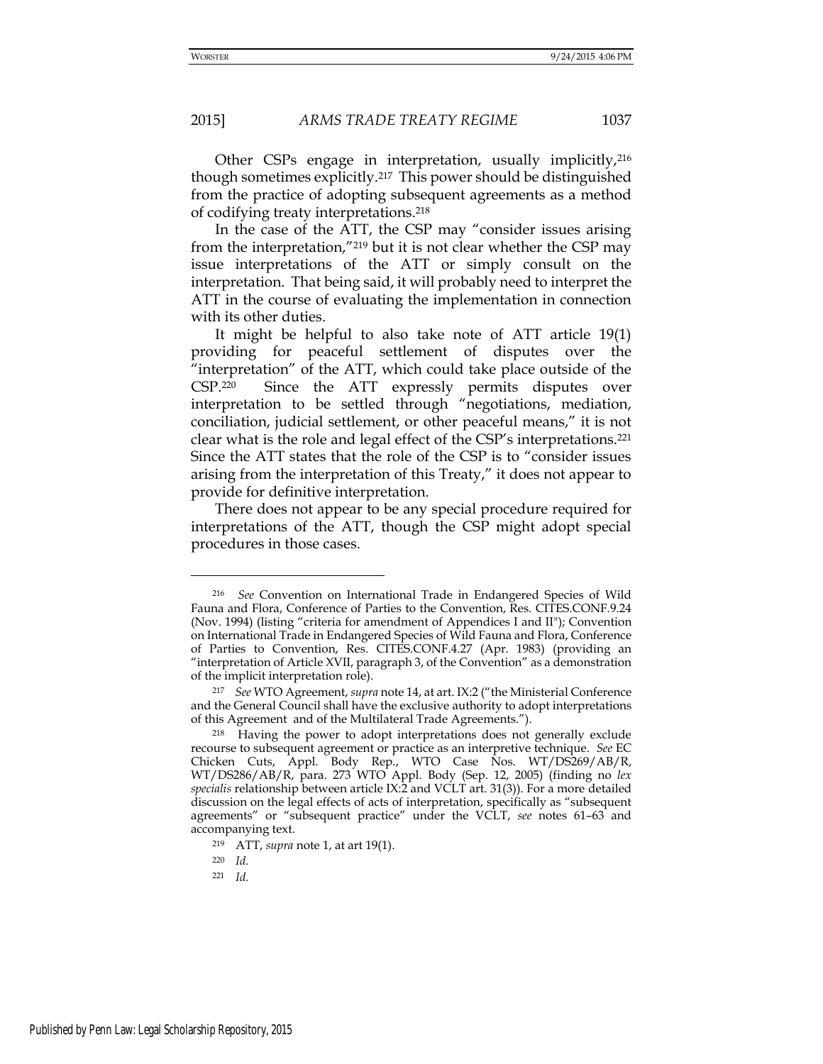Other CSPs engage in interpretation, usually implicitly,[216] though sometimes explicitly.[217] This power should be distinguished from the practice of adopting subsequent agreements as a method of codifying treaty interpretations.[218]

In the case of the ATT, the CSP may "consider issues arising from the interpretation,"[219] but it is not clear whether the CSP may issue interpretations of the ATT or simply consult on the interpretation. That being said, it will probably need to interpret the ATT in the course of evaluating the implementation in connection with its other duties.

It might be helpful to also take note of ATT article 19(1) providing for peaceful settlement of disputes over the "interpretation" of the ATT, which could take place outside of the CSP.[220] Since the ATT expressly permits disputes over interpretation to be settled through "negotiations, mediation, conciliation, judicial settlement, or other peaceful means," it is not clear what is the role and legal effect of the CSP's interpretations.[221] Since the ATT states that the role of the CSP is to "consider issues arising from the interpretation of this Treaty," it does not appear to provide for definitive interpretation.

There does not appear to be any special procedure required for interpretations of the ATT, though the CSP might adopt special procedures in those cases.

---

[216] *See* Convention on International Trade in Endangered Species of Wild Fauna and Flora, Conference of Parties to the Convention, Res. CITES.CONF.9.24 (Nov. 1994) (listing "criteria for amendment of Appendices I and II"); Convention on International Trade in Endangered Species of Wild Fauna and Flora, Conference of Parties to Convention, Res. CITES.CONF.4.27 (Apr. 1983) (providing an "interpretation of Article XVII, paragraph 3, of the Convention" as a demonstration of the implicit interpretation role).

[217] *See* WTO Agreement, *supra* note 14, at art. IX:2 ("the Ministerial Conference and the General Council shall have the exclusive authority to adopt interpretations of this Agreement and of the Multilateral Trade Agreements.").

[218] Having the power to adopt interpretations does not generally exclude recourse to subsequent agreement or practice as an interpretive technique. *See* EC Chicken Cuts, Appl. Body Rep., WTO Case Nos. WT/DS269/AB/R, WT/DS286/AB/R, para. 273 WTO Appl. Body (Sep. 12, 2005) (finding no *lex specialis* relationship between article IX:2 and VCLT art. 31(3)). For a more detailed discussion on the legal effects of acts of interpretation, specifically as "subsequent agreements" or "subsequent practice" under the VCLT, *see* notes 61–63 and accompanying text.

[219] ATT, *supra* note 1, at art 19(1).

[220] *Id.*

[221] *Id.*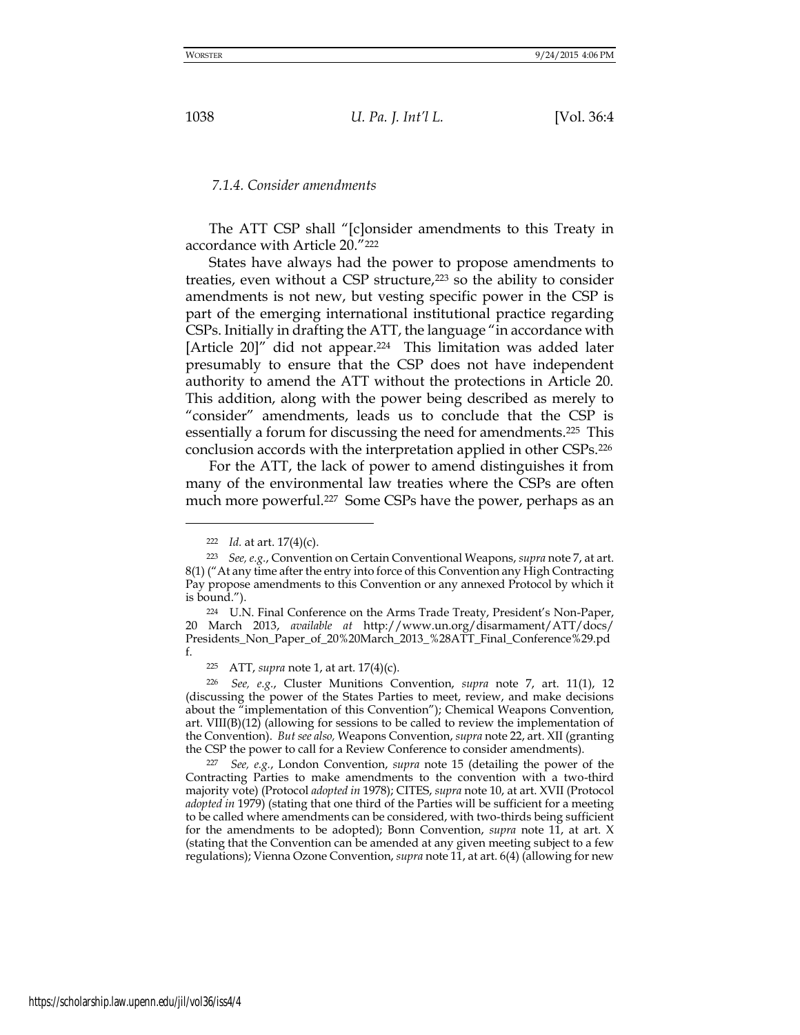#### 7.1.4. Consider amendments

The ATT CSP shall "[c]onsider amendments to this Treaty in accordance with Article 20."[222]

States have always had the power to propose amendments to treaties, even without a CSP structure,[223] so the ability to consider amendments is not new, but vesting specific power in the CSP is part of the emerging international institutional practice regarding CSPs. Initially in drafting the ATT, the language "in accordance with [Article 20]" did not appear.[224] This limitation was added later presumably to ensure that the CSP does not have independent authority to amend the ATT without the protections in Article 20. This addition, along with the power being described as merely to "consider" amendments, leads us to conclude that the CSP is essentially a forum for discussing the need for amendments.[225] This conclusion accords with the interpretation applied in other CSPs.[226]

For the ATT, the lack of power to amend distinguishes it from many of the environmental law treaties where the CSPs are often much more powerful.[227] Some CSPs have the power, perhaps as an

---

[222] *Id.* at art. 17(4)(c).

[223] *See, e.g.*, Convention on Certain Conventional Weapons, *supra* note 7, at art. 8(1) ("At any time after the entry into force of this Convention any High Contracting Pay propose amendments to this Convention or any annexed Protocol by which it is bound.").

[224] U.N. Final Conference on the Arms Trade Treaty, President's Non-Paper, 20 March 2013, *available at* http://www.un.org/disarmament/ATT/docs/Presidents_Non_Paper_of_20%20March_2013_%28ATT_Final_Conference%29.pdf.

[225] ATT, *supra* note 1, at art. 17(4)(c).

[226] *See, e.g.*, Cluster Munitions Convention, *supra* note 7, art. 11(1), 12 (discussing the power of the States Parties to meet, review, and make decisions about the "implementation of this Convention"); Chemical Weapons Convention, art. VIII(B)(12) (allowing for sessions to be called to review the implementation of the Convention). *But see also,* Weapons Convention, *supra* note 22, art. XII (granting the CSP the power to call for a Review Conference to consider amendments).

[227] *See, e.g.*, London Convention, *supra* note 15 (detailing the power of the Contracting Parties to make amendments to the convention with a two-third majority vote) (Protocol *adopted in* 1978); CITES, *supra* note 10, at art. XVII (Protocol *adopted in* 1979) (stating that one third of the Parties will be sufficient for a meeting to be called where amendments can be considered, with two-thirds being sufficient for the amendments to be adopted); Bonn Convention, *supra* note 11, at art. X (stating that the Convention can be amended at any given meeting subject to a few regulations); Vienna Ozone Convention, *supra* note 11, at art. 6(4) (allowing for new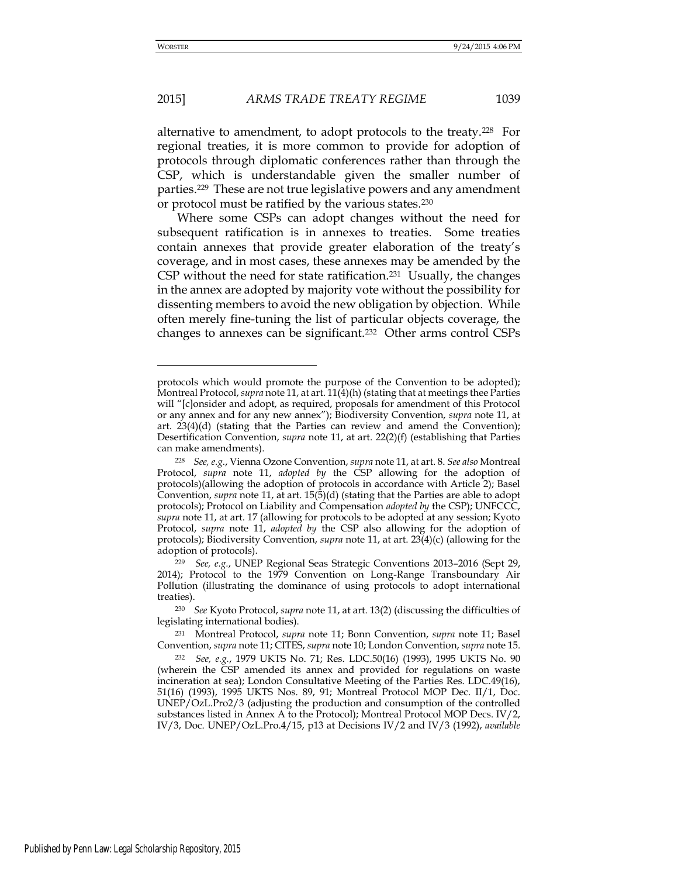alternative to amendment, to adopt protocols to the treaty.[228] For regional treaties, it is more common to provide for adoption of protocols through diplomatic conferences rather than through the CSP, which is understandable given the smaller number of parties.[229] These are not true legislative powers and any amendment or protocol must be ratified by the various states.[230]

Where some CSPs can adopt changes without the need for subsequent ratification is in annexes to treaties. Some treaties contain annexes that provide greater elaboration of the treaty's coverage, and in most cases, these annexes may be amended by the CSP without the need for state ratification.[231] Usually, the changes in the annex are adopted by majority vote without the possibility for dissenting members to avoid the new obligation by objection. While often merely fine-tuning the list of particular objects coverage, the changes to annexes can be significant.[232] Other arms control CSPs

---

protocols which would promote the purpose of the Convention to be adopted); Montreal Protocol, *supra* note 11, at art. 11(4)(h) (stating that at meetings thee Parties will "[c]onsider and adopt, as required, proposals for amendment of this Protocol or any annex and for any new annex"); Biodiversity Convention, *supra* note 11, at art. 23(4)(d) (stating that the Parties can review and amend the Convention); Desertification Convention, *supra* note 11, at art. 22(2)(f) (establishing that Parties can make amendments).

[228] *See, e.g.*, Vienna Ozone Convention, *supra* note 11, at art. 8. *See also* Montreal Protocol, *supra* note 11, *adopted by* the CSP allowing for the adoption of protocols)(allowing the adoption of protocols in accordance with Article 2); Basel Convention, *supra* note 11, at art. 15(5)(d) (stating that the Parties are able to adopt protocols); Protocol on Liability and Compensation *adopted by* the CSP); UNFCCC, *supra* note 11, at art. 17 (allowing for protocols to be adopted at any session; Kyoto Protocol, *supra* note 11, *adopted by* the CSP also allowing for the adoption of protocols); Biodiversity Convention, *supra* note 11, at art. 23(4)(c) (allowing for the adoption of protocols).

[229] *See, e.g.*, UNEP Regional Seas Strategic Conventions 2013–2016 (Sept 29, 2014); Protocol to the 1979 Convention on Long-Range Transboundary Air Pollution (illustrating the dominance of using protocols to adopt international treaties).

[230] *See* Kyoto Protocol, *supra* note 11, at art. 13(2) (discussing the difficulties of legislating international bodies).

[231] Montreal Protocol, *supra* note 11; Bonn Convention, *supra* note 11; Basel Convention, *supra* note 11; CITES, *supra* note 10; London Convention, *supra* note 15.

[232] *See, e.g.*, 1979 UKTS No. 71; Res. LDC.50(16) (1993), 1995 UKTS No. 90 (wherein the CSP amended its annex and provided for regulations on waste incineration at sea); London Consultative Meeting of the Parties Res. LDC.49(16), 51(16) (1993), 1995 UKTS Nos. 89, 91; Montreal Protocol MOP Dec. II/1, Doc. UNEP/OzL.Pro2/3 (adjusting the production and consumption of the controlled substances listed in Annex A to the Protocol); Montreal Protocol MOP Decs. IV/2, IV/3, Doc. UNEP/OzL.Pro.4/15, p13 at Decisions IV/2 and IV/3 (1992), *available*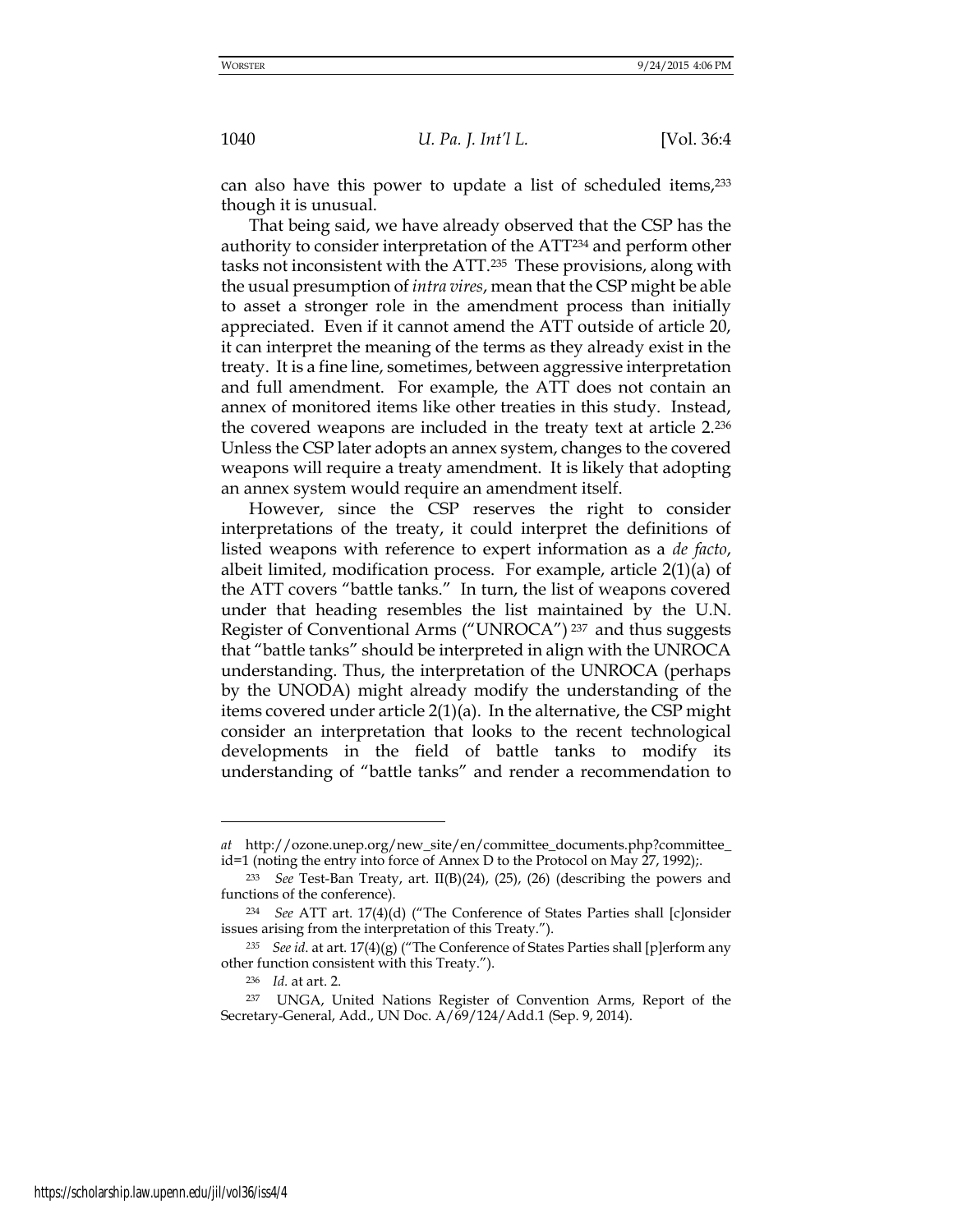can also have this power to update a list of scheduled items,[233] though it is unusual.

That being said, we have already observed that the CSP has the authority to consider interpretation of the ATT[234] and perform other tasks not inconsistent with the ATT.[235] These provisions, along with the usual presumption of *intra vires*, mean that the CSP might be able to asset a stronger role in the amendment process than initially appreciated. Even if it cannot amend the ATT outside of article 20, it can interpret the meaning of the terms as they already exist in the treaty. It is a fine line, sometimes, between aggressive interpretation and full amendment. For example, the ATT does not contain an annex of monitored items like other treaties in this study. Instead, the covered weapons are included in the treaty text at article 2.[236] Unless the CSP later adopts an annex system, changes to the covered weapons will require a treaty amendment. It is likely that adopting an annex system would require an amendment itself.

However, since the CSP reserves the right to consider interpretations of the treaty, it could interpret the definitions of listed weapons with reference to expert information as a *de facto*, albeit limited, modification process. For example, article 2(1)(a) of the ATT covers "battle tanks." In turn, the list of weapons covered under that heading resembles the list maintained by the U.N. Register of Conventional Arms ("UNROCA")[237] and thus suggests that "battle tanks" should be interpreted in align with the UNROCA understanding. Thus, the interpretation of the UNROCA (perhaps by the UNODA) might already modify the understanding of the items covered under article 2(1)(a). In the alternative, the CSP might consider an interpretation that looks to the recent technological developments in the field of battle tanks to modify its understanding of "battle tanks" and render a recommendation to

---

*at* http://ozone.unep.org/new_site/en/committee_documents.php?committee_id=1 (noting the entry into force of Annex D to the Protocol on May 27, 1992);.

[233] *See* Test-Ban Treaty, art. II(B)(24), (25), (26) (describing the powers and functions of the conference).

[234] *See* ATT art. 17(4)(d) ("The Conference of States Parties shall [c]onsider issues arising from the interpretation of this Treaty.").

[235] *See id*. at art. 17(4)(g) ("The Conference of States Parties shall [p]erform any other function consistent with this Treaty.").

[236] *Id.* at art. 2.

[237] UNGA, United Nations Register of Convention Arms, Report of the Secretary-General, Add., UN Doc. A/69/124/Add.1 (Sep. 9, 2014).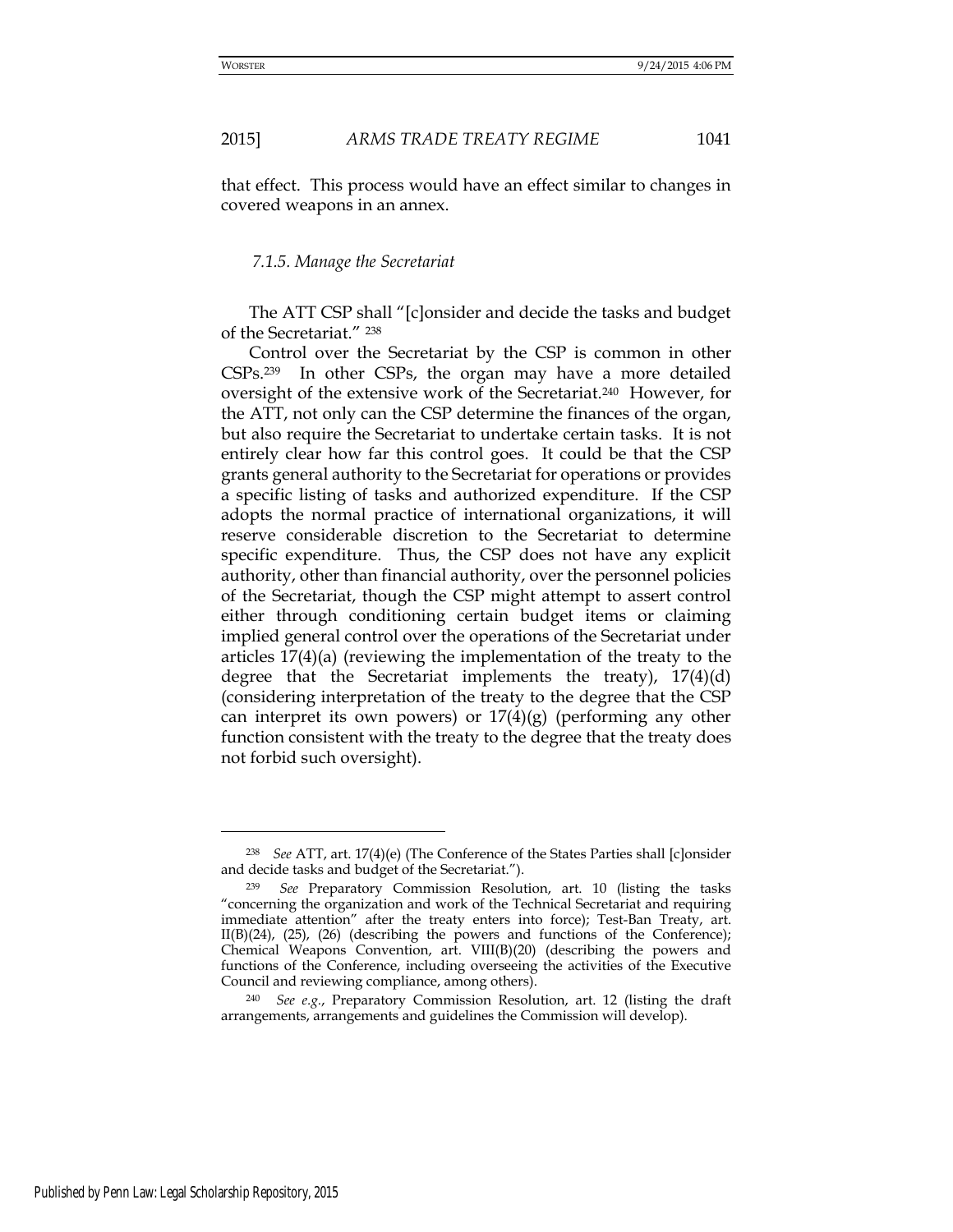that effect. This process would have an effect similar to changes in covered weapons in an annex.

### *7.1.5. Manage the Secretariat*

The ATT CSP shall "[c]onsider and decide the tasks and budget of the Secretariat." [238]

Control over the Secretariat by the CSP is common in other CSPs.[239] In other CSPs, the organ may have a more detailed oversight of the extensive work of the Secretariat.[240] However, for the ATT, not only can the CSP determine the finances of the organ, but also require the Secretariat to undertake certain tasks. It is not entirely clear how far this control goes. It could be that the CSP grants general authority to the Secretariat for operations or provides a specific listing of tasks and authorized expenditure. If the CSP adopts the normal practice of international organizations, it will reserve considerable discretion to the Secretariat to determine specific expenditure. Thus, the CSP does not have any explicit authority, other than financial authority, over the personnel policies of the Secretariat, though the CSP might attempt to assert control either through conditioning certain budget items or claiming implied general control over the operations of the Secretariat under articles 17(4)(a) (reviewing the implementation of the treaty to the degree that the Secretariat implements the treaty), 17(4)(d) (considering interpretation of the treaty to the degree that the CSP can interpret its own powers) or 17(4)(g) (performing any other function consistent with the treaty to the degree that the treaty does not forbid such oversight).

---

[238] *See* ATT, art. 17(4)(e) (The Conference of the States Parties shall [c]onsider and decide tasks and budget of the Secretariat.").

[239] *See* Preparatory Commission Resolution, art. 10 (listing the tasks "concerning the organization and work of the Technical Secretariat and requiring immediate attention" after the treaty enters into force); Test-Ban Treaty, art. II(B)(24), (25), (26) (describing the powers and functions of the Conference); Chemical Weapons Convention, art. VIII(B)(20) (describing the powers and functions of the Conference, including overseeing the activities of the Executive Council and reviewing compliance, among others).

[240] *See e.g.*, Preparatory Commission Resolution, art. 12 (listing the draft arrangements, arrangements and guidelines the Commission will develop).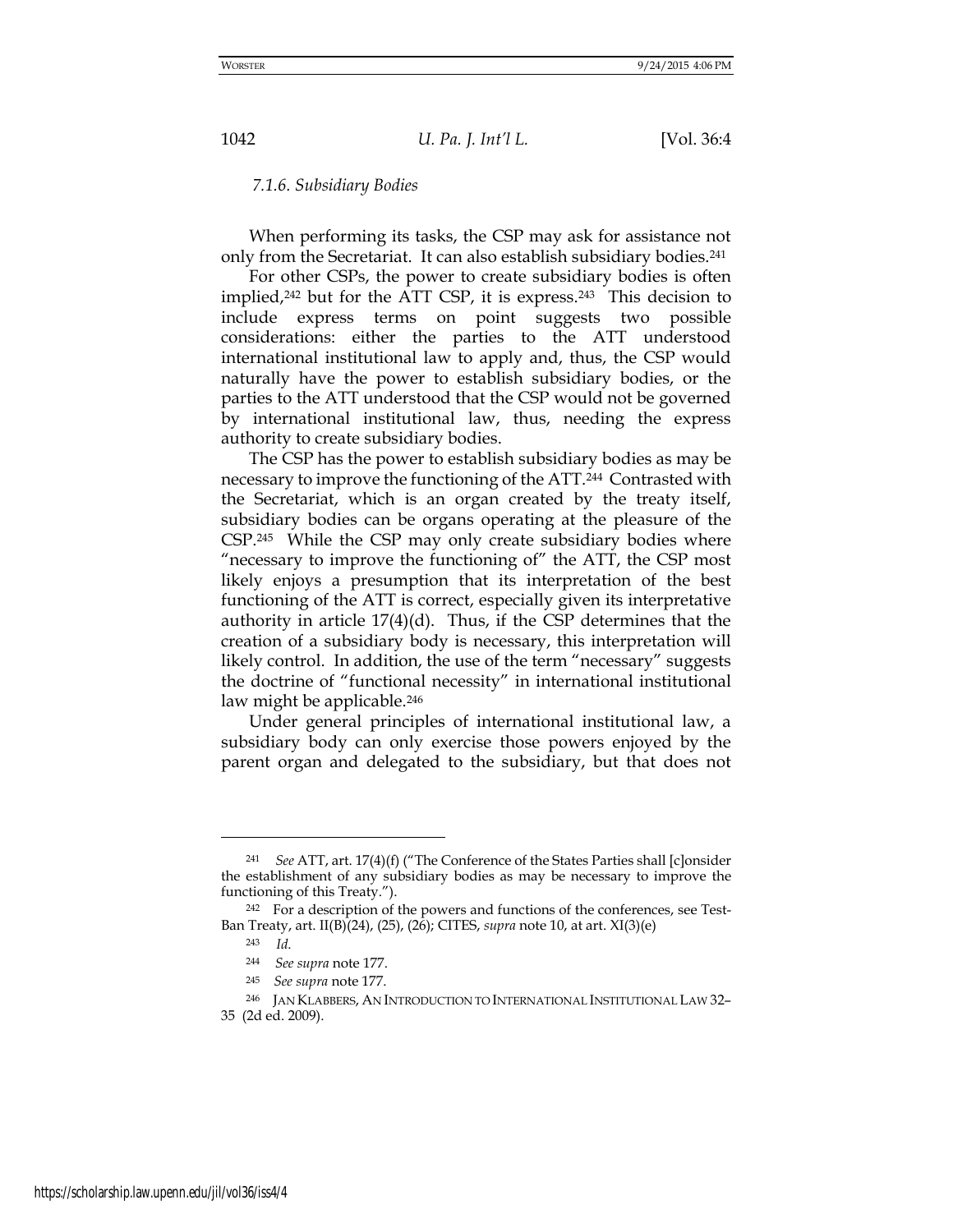### *7.1.6. Subsidiary Bodies*

When performing its tasks, the CSP may ask for assistance not only from the Secretariat. It can also establish subsidiary bodies.[241]

For other CSPs, the power to create subsidiary bodies is often implied,[242] but for the ATT CSP, it is express.[243] This decision to include express terms on point suggests two possible considerations: either the parties to the ATT understood international institutional law to apply and, thus, the CSP would naturally have the power to establish subsidiary bodies, or the parties to the ATT understood that the CSP would not be governed by international institutional law, thus, needing the express authority to create subsidiary bodies.

The CSP has the power to establish subsidiary bodies as may be necessary to improve the functioning of the ATT.[244] Contrasted with the Secretariat, which is an organ created by the treaty itself, subsidiary bodies can be organs operating at the pleasure of the CSP.[245] While the CSP may only create subsidiary bodies where "necessary to improve the functioning of" the ATT, the CSP most likely enjoys a presumption that its interpretation of the best functioning of the ATT is correct, especially given its interpretative authority in article 17(4)(d). Thus, if the CSP determines that the creation of a subsidiary body is necessary, this interpretation will likely control. In addition, the use of the term "necessary" suggests the doctrine of "functional necessity" in international institutional law might be applicable.[246]

Under general principles of international institutional law, a subsidiary body can only exercise those powers enjoyed by the parent organ and delegated to the subsidiary, but that does not

---

[241] *See* ATT, art. 17(4)(f) ("The Conference of the States Parties shall [c]onsider the establishment of any subsidiary bodies as may be necessary to improve the functioning of this Treaty.").

[242] For a description of the powers and functions of the conferences, see Test-Ban Treaty, art. II(B)(24), (25), (26); CITES, *supra* note 10, at art. XI(3)(e)

[243] *Id.*

[244] *See supra* note 177.

[245] *See supra* note 177.

[246] JAN KLABBERS, AN INTRODUCTION TO INTERNATIONAL INSTITUTIONAL LAW 32–35 (2d ed. 2009).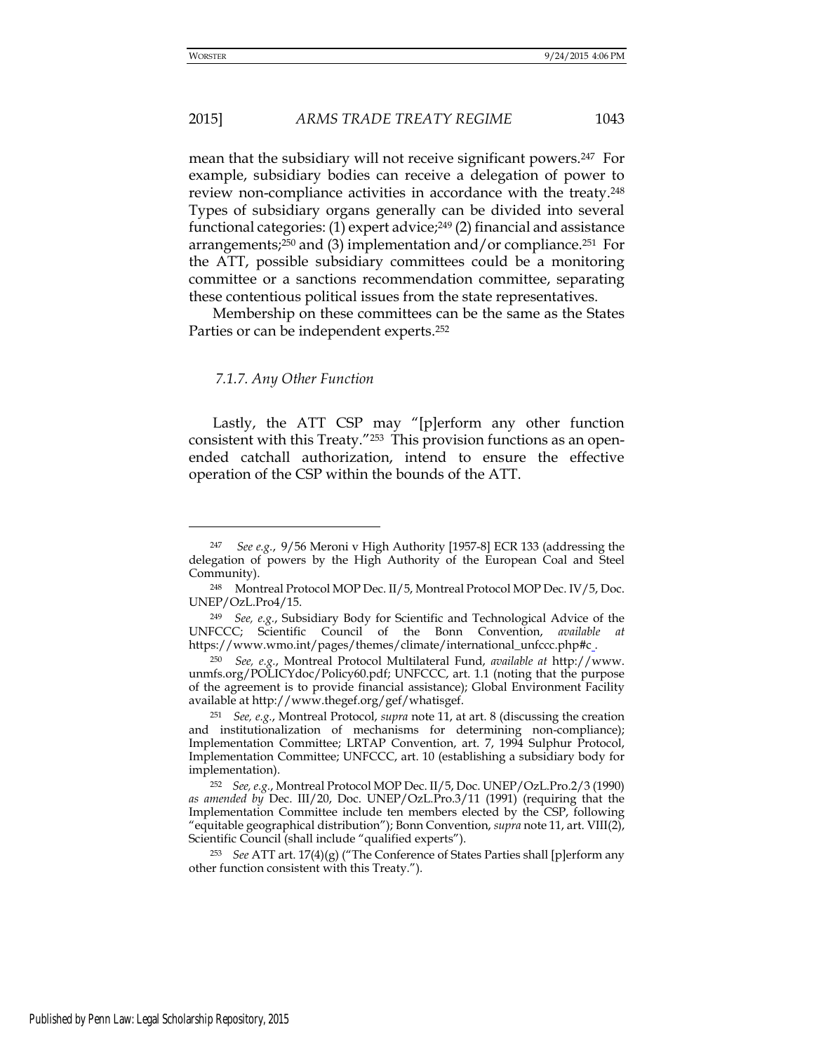mean that the subsidiary will not receive significant powers.[247] For example, subsidiary bodies can receive a delegation of power to review non-compliance activities in accordance with the treaty.[248] Types of subsidiary organs generally can be divided into several functional categories: (1) expert advice;[249] (2) financial and assistance arrangements;[250] and (3) implementation and/or compliance.[251] For the ATT, possible subsidiary committees could be a monitoring committee or a sanctions recommendation committee, separating these contentious political issues from the state representatives.

Membership on these committees can be the same as the States Parties or can be independent experts.[252]

### *7.1.7. Any Other Function*

Lastly, the ATT CSP may "[p]erform any other function consistent with this Treaty."[253] This provision functions as an open-ended catchall authorization, intend to ensure the effective operation of the CSP within the bounds of the ATT.

---

[247] *See e.g.*, 9/56 Meroni v High Authority [1957-8] ECR 133 (addressing the delegation of powers by the High Authority of the European Coal and Steel Community).

[248] Montreal Protocol MOP Dec. II/5, Montreal Protocol MOP Dec. IV/5, Doc. UNEP/OzL.Pro4/15.

[249] *See, e.g.*, Subsidiary Body for Scientific and Technological Advice of the UNFCCC; Scientific Council of the Bonn Convention, *available at* https://www.wmo.int/pages/themes/climate/international_unfccc.php#c.

[250] *See, e.g.*, Montreal Protocol Multilateral Fund, *available at* http://www.unmfs.org/POLICYdoc/Policy60.pdf; UNFCCC, art. 1.1 (noting that the purpose of the agreement is to provide financial assistance); Global Environment Facility available at http://www.thegef.org/gef/whatisgef.

[251] *See, e.g.*, Montreal Protocol, *supra* note 11, at art. 8 (discussing the creation and institutionalization of mechanisms for determining non-compliance); Implementation Committee; LRTAP Convention, art. 7, 1994 Sulphur Protocol, Implementation Committee; UNFCCC, art. 10 (establishing a subsidiary body for implementation).

[252] *See, e.g.*, Montreal Protocol MOP Dec. II/5, Doc. UNEP/OzL.Pro.2/3 (1990) *as amended by* Dec. III/20, Doc. UNEP/OzL.Pro.3/11 (1991) (requiring that the Implementation Committee include ten members elected by the CSP, following "equitable geographical distribution"); Bonn Convention, *supra* note 11, art. VIII(2), Scientific Council (shall include "qualified experts").

[253] *See* ATT art. 17(4)(g) ("The Conference of States Parties shall [p]erform any other function consistent with this Treaty.").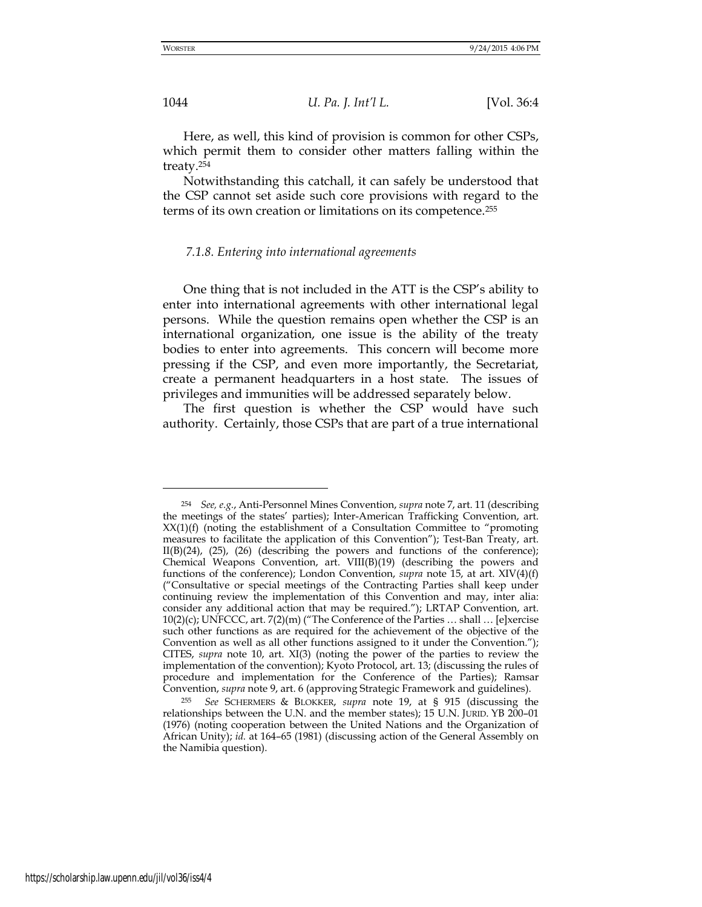Here, as well, this kind of provision is common for other CSPs, which permit them to consider other matters falling within the treaty.[254]

Notwithstanding this catchall, it can safely be understood that the CSP cannot set aside such core provisions with regard to the terms of its own creation or limitations on its competence.[255]

### *7.1.8. Entering into international agreements*

One thing that is not included in the ATT is the CSP's ability to enter into international agreements with other international legal persons. While the question remains open whether the CSP is an international organization, one issue is the ability of the treaty bodies to enter into agreements. This concern will become more pressing if the CSP, and even more importantly, the Secretariat, create a permanent headquarters in a host state. The issues of privileges and immunities will be addressed separately below.

The first question is whether the CSP would have such authority. Certainly, those CSPs that are part of a true international

---

[254] *See, e.g.*, Anti-Personnel Mines Convention, *supra* note 7, art. 11 (describing the meetings of the states' parties); Inter-American Trafficking Convention, art. XX(1)(f) (noting the establishment of a Consultation Committee to "promoting measures to facilitate the application of this Convention"); Test-Ban Treaty, art. II(B)(24), (25), (26) (describing the powers and functions of the conference); Chemical Weapons Convention, art. VIII(B)(19) (describing the powers and functions of the conference); London Convention, *supra* note 15, at art. XIV(4)(f) ("Consultative or special meetings of the Contracting Parties shall keep under continuing review the implementation of this Convention and may, inter alia: consider any additional action that may be required."); LRTAP Convention, art. 10(2)(c); UNFCCC, art. 7(2)(m) ("The Conference of the Parties … shall … [e]xercise such other functions as are required for the achievement of the objective of the Convention as well as all other functions assigned to it under the Convention."); CITES, *supra* note 10, art. XI(3) (noting the power of the parties to review the implementation of the convention); Kyoto Protocol, art. 13; (discussing the rules of procedure and implementation for the Conference of the Parties); Ramsar Convention, *supra* note 9, art. 6 (approving Strategic Framework and guidelines).

[255] *See* SCHERMERS & BLOKKER, *supra* note 19, at § 915 (discussing the relationships between the U.N. and the member states); 15 U.N. JURID. YB 200–01 (1976) (noting cooperation between the United Nations and the Organization of African Unity); *id.* at 164–65 (1981) (discussing action of the General Assembly on the Namibia question).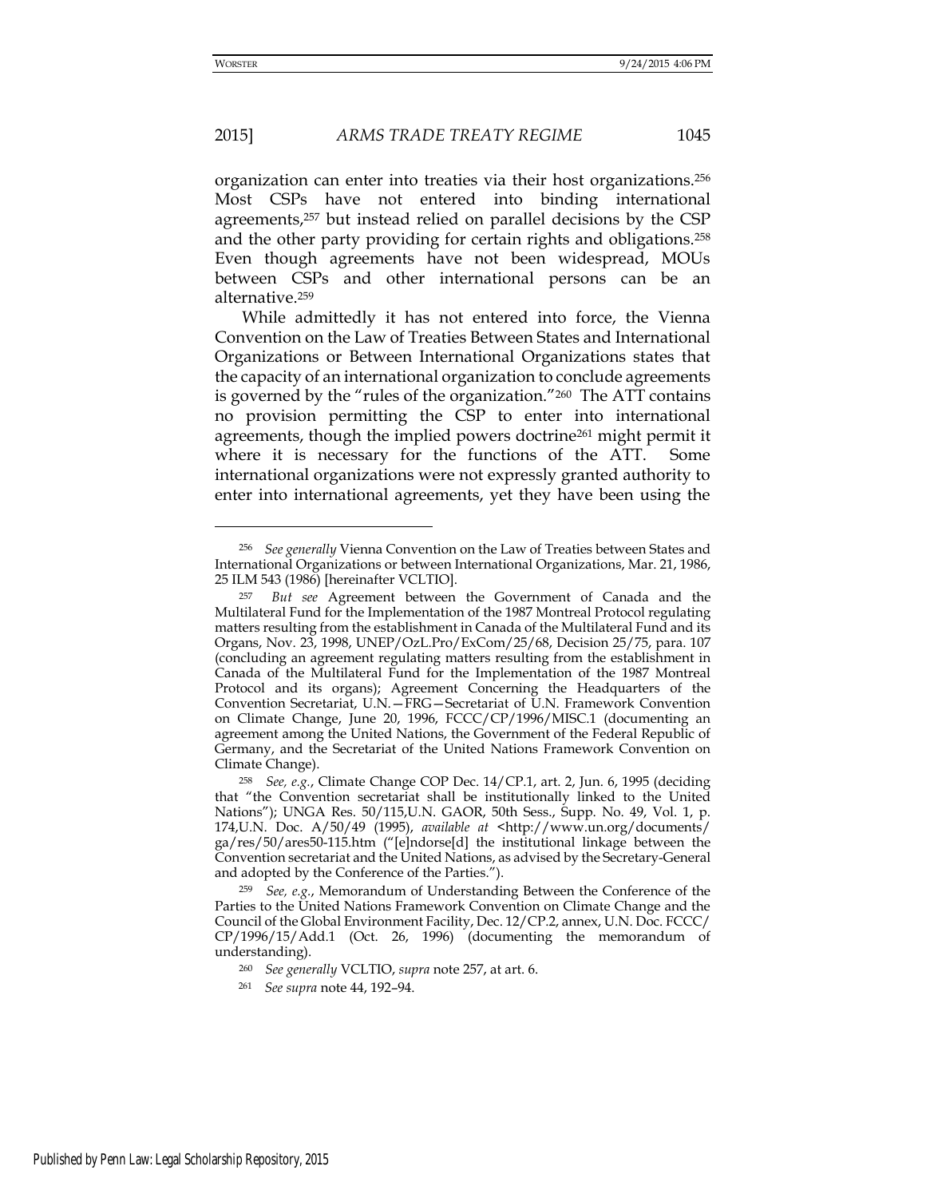organization can enter into treaties via their host organizations.[256] Most CSPs have not entered into binding international agreements,[257] but instead relied on parallel decisions by the CSP and the other party providing for certain rights and obligations.[258] Even though agreements have not been widespread, MOUs between CSPs and other international persons can be an alternative.[259]

While admittedly it has not entered into force, the Vienna Convention on the Law of Treaties Between States and International Organizations or Between International Organizations states that the capacity of an international organization to conclude agreements is governed by the "rules of the organization."[260] The ATT contains no provision permitting the CSP to enter into international agreements, though the implied powers doctrine[261] might permit it where it is necessary for the functions of the ATT. Some international organizations were not expressly granted authority to enter into international agreements, yet they have been using the

---

[256] *See generally* Vienna Convention on the Law of Treaties between States and International Organizations or between International Organizations, Mar. 21, 1986, 25 ILM 543 (1986) [hereinafter VCLTIO].

[257] *But see* Agreement between the Government of Canada and the Multilateral Fund for the Implementation of the 1987 Montreal Protocol regulating matters resulting from the establishment in Canada of the Multilateral Fund and its Organs, Nov. 23, 1998, UNEP/OzL.Pro/ExCom/25/68, Decision 25/75, para. 107 (concluding an agreement regulating matters resulting from the establishment in Canada of the Multilateral Fund for the Implementation of the 1987 Montreal Protocol and its organs); Agreement Concerning the Headquarters of the Convention Secretariat, U.N.—FRG—Secretariat of U.N. Framework Convention on Climate Change, June 20, 1996, FCCC/CP/1996/MISC.1 (documenting an agreement among the United Nations, the Government of the Federal Republic of Germany, and the Secretariat of the United Nations Framework Convention on Climate Change).

[258] *See, e.g.*, Climate Change COP Dec. 14/CP.1, art. 2, Jun. 6, 1995 (deciding that "the Convention secretariat shall be institutionally linked to the United Nations"); UNGA Res. 50/115,U.N. GAOR, 50th Sess., Supp. No. 49, Vol. 1, p. 174,U.N. Doc. A/50/49 (1995), *available at* <http://www.un.org/documents/ga/res/50/ares50-115.htm ("[e]ndorse[d] the institutional linkage between the Convention secretariat and the United Nations, as advised by the Secretary-General and adopted by the Conference of the Parties.").

[259] *See, e.g.*, Memorandum of Understanding Between the Conference of the Parties to the United Nations Framework Convention on Climate Change and the Council of the Global Environment Facility, Dec. 12/CP.2, annex, U.N. Doc. FCCC/CP/1996/15/Add.1 (Oct. 26, 1996) (documenting the memorandum of understanding).

[260] *See generally* VCLTIO, *supra* note 257, at art. 6.

[261] *See supra* note 44, 192–94.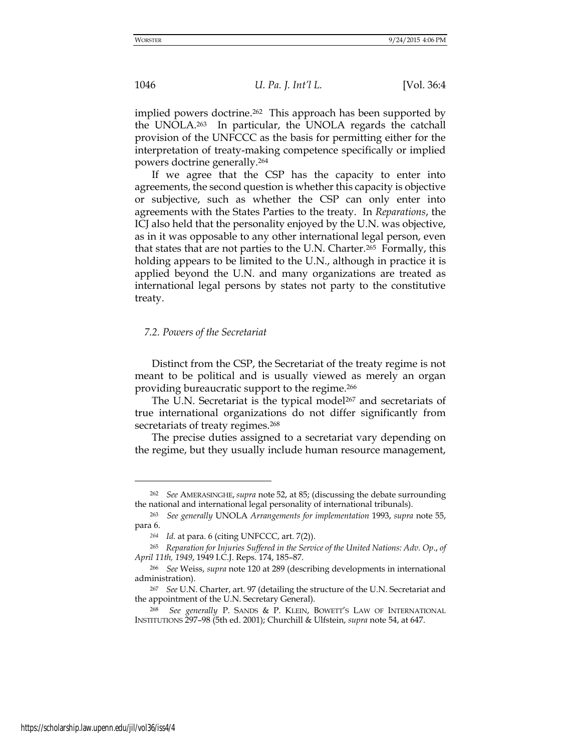implied powers doctrine.[262] This approach has been supported by the UNOLA.[263] In particular, the UNOLA regards the catchall provision of the UNFCCC as the basis for permitting either for the interpretation of treaty-making competence specifically or implied powers doctrine generally.[264]

If we agree that the CSP has the capacity to enter into agreements, the second question is whether this capacity is objective or subjective, such as whether the CSP can only enter into agreements with the States Parties to the treaty. In *Reparations*, the ICJ also held that the personality enjoyed by the U.N. was objective, as in it was opposable to any other international legal person, even that states that are not parties to the U.N. Charter.[265] Formally, this holding appears to be limited to the U.N., although in practice it is applied beyond the U.N. and many organizations are treated as international legal persons by states not party to the constitutive treaty.

### *7.2. Powers of the Secretariat*

Distinct from the CSP, the Secretariat of the treaty regime is not meant to be political and is usually viewed as merely an organ providing bureaucratic support to the regime.[266]

The U.N. Secretariat is the typical model[267] and secretariats of true international organizations do not differ significantly from secretariats of treaty regimes.[268]

The precise duties assigned to a secretariat vary depending on the regime, but they usually include human resource management,

---

[262] *See* AMERASINGHE, *supra* note 52, at 85; (discussing the debate surrounding the national and international legal personality of international tribunals).

[263] *See generally* UNOLA *Arrangements for implementation* 1993, *supra* note 55, para 6.

[264] *Id.* at para. 6 (citing UNFCCC, art. 7(2)).

[265] *Reparation for Injuries Suffered in the Service of the United Nations: Adv. Op., of April 11th, 1949*, 1949 I.C.J. Reps. 174, 185–87.

[266] *See* Weiss, *supra* note 120 at 289 (describing developments in international administration).

[267] *See* U.N. Charter, art. 97 (detailing the structure of the U.N. Secretariat and the appointment of the U.N. Secretary General).

[268] *See generally* P. SANDS & P. KLEIN, BOWETT'S LAW OF INTERNATIONAL INSTITUTIONS 297–98 (5th ed. 2001); Churchill & Ulfstein, *supra* note 54, at 647.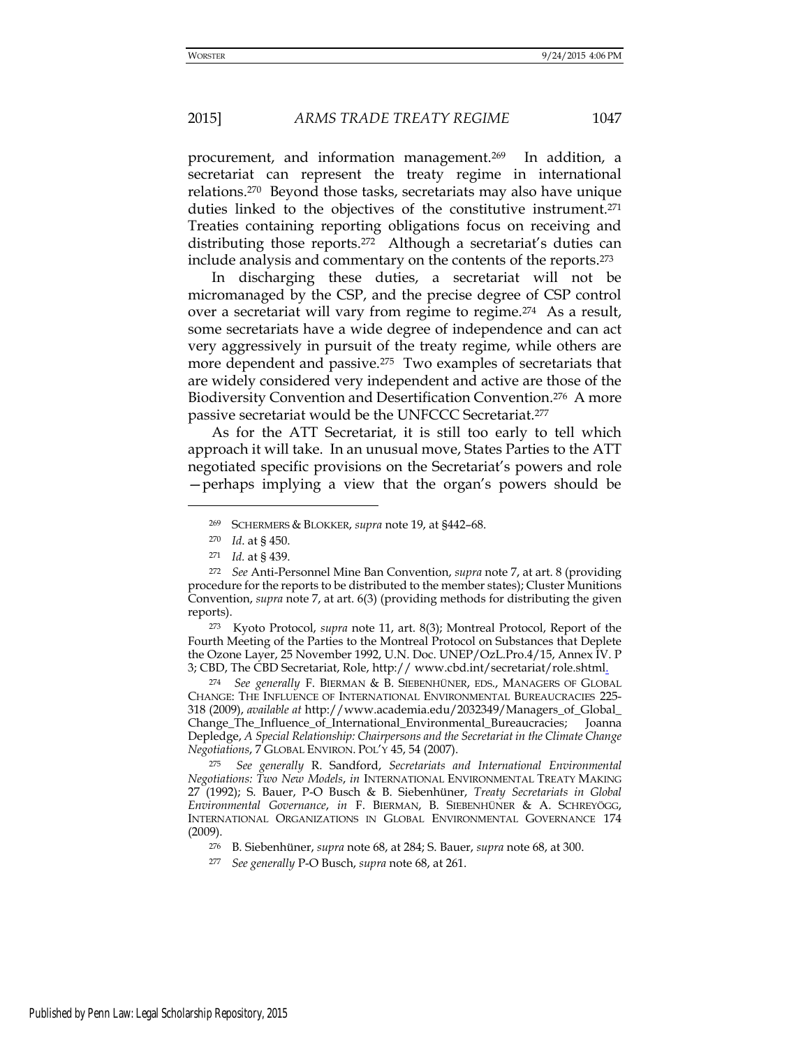procurement, and information management.[269] In addition, a secretariat can represent the treaty regime in international relations.[270] Beyond those tasks, secretariats may also have unique duties linked to the objectives of the constitutive instrument.[271] Treaties containing reporting obligations focus on receiving and distributing those reports.[272] Although a secretariat's duties can include analysis and commentary on the contents of the reports.[273]

In discharging these duties, a secretariat will not be micromanaged by the CSP, and the precise degree of CSP control over a secretariat will vary from regime to regime.[274] As a result, some secretariats have a wide degree of independence and can act very aggressively in pursuit of the treaty regime, while others are more dependent and passive.[275] Two examples of secretariats that are widely considered very independent and active are those of the Biodiversity Convention and Desertification Convention.[276] A more passive secretariat would be the UNFCCC Secretariat.[277]

As for the ATT Secretariat, it is still too early to tell which approach it will take. In an unusual move, States Parties to the ATT negotiated specific provisions on the Secretariat's powers and role —perhaps implying a view that the organ's powers should be

---

[269] SCHERMERS & BLOKKER, *supra* note 19, at §442–68.

[270] *Id.* at § 450.

[271] *Id.* at § 439.

[272] *See* Anti-Personnel Mine Ban Convention, *supra* note 7, at art. 8 (providing procedure for the reports to be distributed to the member states); Cluster Munitions Convention, *supra* note 7, at art. 6(3) (providing methods for distributing the given reports).

[273] Kyoto Protocol, *supra* note 11, art. 8(3); Montreal Protocol, Report of the Fourth Meeting of the Parties to the Montreal Protocol on Substances that Deplete the Ozone Layer, 25 November 1992, U.N. Doc. UNEP/OzL.Pro.4/15, Annex IV. P 3; CBD, The CBD Secretariat, Role, http:// www.cbd.int/secretariat/role.shtml.

[274] *See generally* F. BIERMAN & B. SIEBENHÜNER, EDS., MANAGERS OF GLOBAL CHANGE: THE INFLUENCE OF INTERNATIONAL ENVIRONMENTAL BUREAUCRACIES 225-318 (2009), *available at* http://www.academia.edu/2032349/Managers_of_Global_Change_The_Influence_of_International_Environmental_Bureaucracies; Joanna Depledge, *A Special Relationship: Chairpersons and the Secretariat in the Climate Change Negotiations*, 7 GLOBAL ENVIRON. POL'Y 45, 54 (2007).

[275] *See generally* R. Sandford, *Secretariats and International Environmental Negotiations: Two New Models*, *in* INTERNATIONAL ENVIRONMENTAL TREATY MAKING 27 (1992); S. Bauer, P-O Busch & B. Siebenhüner, *Treaty Secretariats in Global Environmental Governance*, *in* F. BIERMAN, B. SIEBENHÜNER & A. SCHREYÖGG, INTERNATIONAL ORGANIZATIONS IN GLOBAL ENVIRONMENTAL GOVERNANCE 174 (2009).

[276] B. Siebenhüner, *supra* note 68, at 284; S. Bauer, *supra* note 68, at 300.

[277] *See generally* P-O Busch, *supra* note 68, at 261.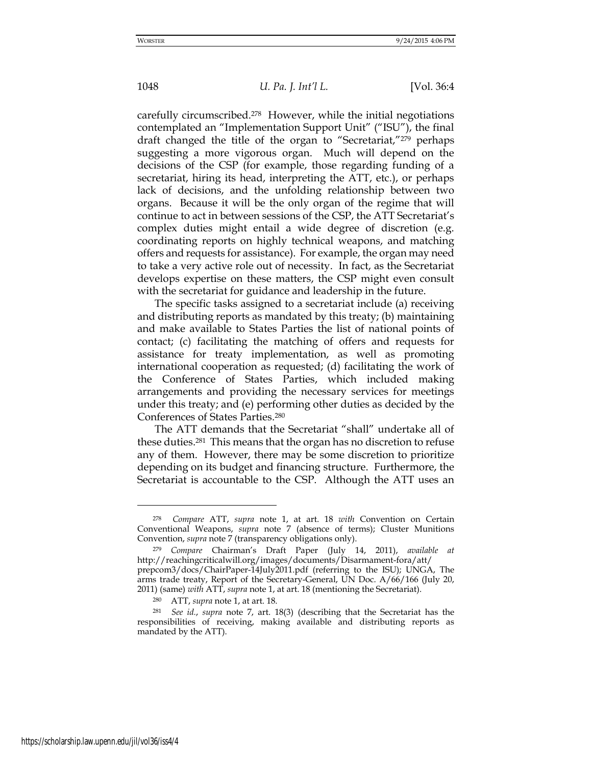carefully circumscribed.[278] However, while the initial negotiations contemplated an "Implementation Support Unit" ("ISU"), the final draft changed the title of the organ to "Secretariat,"[279] perhaps suggesting a more vigorous organ. Much will depend on the decisions of the CSP (for example, those regarding funding of a secretariat, hiring its head, interpreting the ATT, etc.), or perhaps lack of decisions, and the unfolding relationship between two organs. Because it will be the only organ of the regime that will continue to act in between sessions of the CSP, the ATT Secretariat's complex duties might entail a wide degree of discretion (e.g. coordinating reports on highly technical weapons, and matching offers and requests for assistance). For example, the organ may need to take a very active role out of necessity. In fact, as the Secretariat develops expertise on these matters, the CSP might even consult with the secretariat for guidance and leadership in the future.

The specific tasks assigned to a secretariat include (a) receiving and distributing reports as mandated by this treaty; (b) maintaining and make available to States Parties the list of national points of contact; (c) facilitating the matching of offers and requests for assistance for treaty implementation, as well as promoting international cooperation as requested; (d) facilitating the work of the Conference of States Parties, which included making arrangements and providing the necessary services for meetings under this treaty; and (e) performing other duties as decided by the Conferences of States Parties.[280]

The ATT demands that the Secretariat "shall" undertake all of these duties.[281] This means that the organ has no discretion to refuse any of them. However, there may be some discretion to prioritize depending on its budget and financing structure. Furthermore, the Secretariat is accountable to the CSP. Although the ATT uses an

---

[278] *Compare* ATT, *supra* note 1, at art. 18 *with* Convention on Certain Conventional Weapons, *supra* note 7 (absence of terms); Cluster Munitions Convention, *supra* note 7 (transparency obligations only).

[279] *Compare* Chairman's Draft Paper (July 14, 2011), *available at* http://reachingcriticalwill.org/images/documents/Disarmament-fora/att/prepcom3/docs/ChairPaper-14July2011.pdf (referring to the ISU); UNGA, The arms trade treaty, Report of the Secretary-General, UN Doc. A/66/166 (July 20, 2011) (same) *with* ATT, *supra* note 1, at art. 18 (mentioning the Secretariat).

[280] ATT, *supra* note 1, at art. 18.

[281] *See id.*, *supra* note 7, art. 18(3) (describing that the Secretariat has the responsibilities of receiving, making available and distributing reports as mandated by the ATT).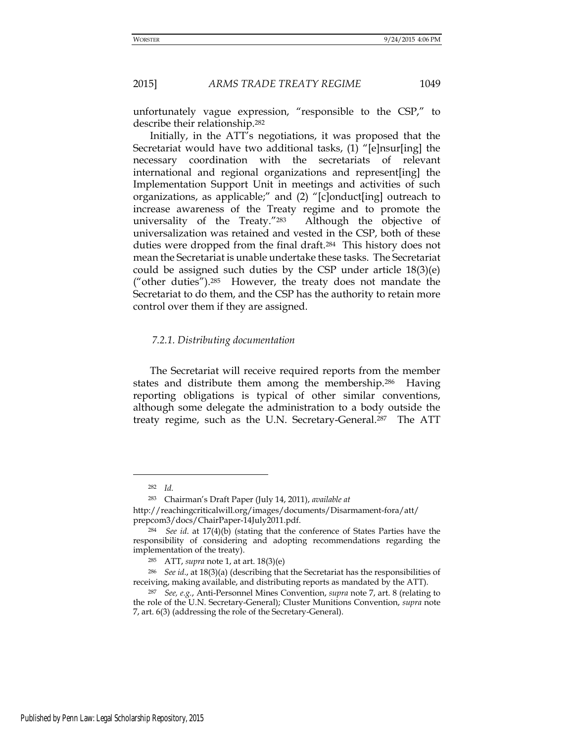unfortunately vague expression, "responsible to the CSP," to describe their relationship.[282]

Initially, in the ATT's negotiations, it was proposed that the Secretariat would have two additional tasks, (1) "[e]nsur[ing] the necessary coordination with the secretariats of relevant international and regional organizations and represent[ing] the Implementation Support Unit in meetings and activities of such organizations, as applicable;" and (2) "[c]onduct[ing] outreach to increase awareness of the Treaty regime and to promote the universality of the Treaty."[283] Although the objective of universalization was retained and vested in the CSP, both of these duties were dropped from the final draft.[284] This history does not mean the Secretariat is unable undertake these tasks. The Secretariat could be assigned such duties by the CSP under article 18(3)(e) ("other duties").[285] However, the treaty does not mandate the Secretariat to do them, and the CSP has the authority to retain more control over them if they are assigned.

### *7.2.1. Distributing documentation*

The Secretariat will receive required reports from the member states and distribute them among the membership.[286] Having reporting obligations is typical of other similar conventions, although some delegate the administration to a body outside the treaty regime, such as the U.N. Secretary-General.[287] The ATT

---

[282] *Id.*

[283] Chairman's Draft Paper (July 14, 2011), *available at* http://reachingcriticalwill.org/images/documents/Disarmament-fora/att/prepcom3/docs/ChairPaper-14July2011.pdf.

[284] *See id.* at 17(4)(b) (stating that the conference of States Parties have the responsibility of considering and adopting recommendations regarding the implementation of the treaty).

[285] ATT, *supra* note 1, at art. 18(3)(e)

[286] *See id.*, at 18(3)(a) (describing that the Secretariat has the responsibilities of receiving, making available, and distributing reports as mandated by the ATT).

[287] *See, e.g.*, Anti-Personnel Mines Convention, *supra* note 7, art. 8 (relating to the role of the U.N. Secretary-General); Cluster Munitions Convention, *supra* note 7, art. 6(3) (addressing the role of the Secretary-General).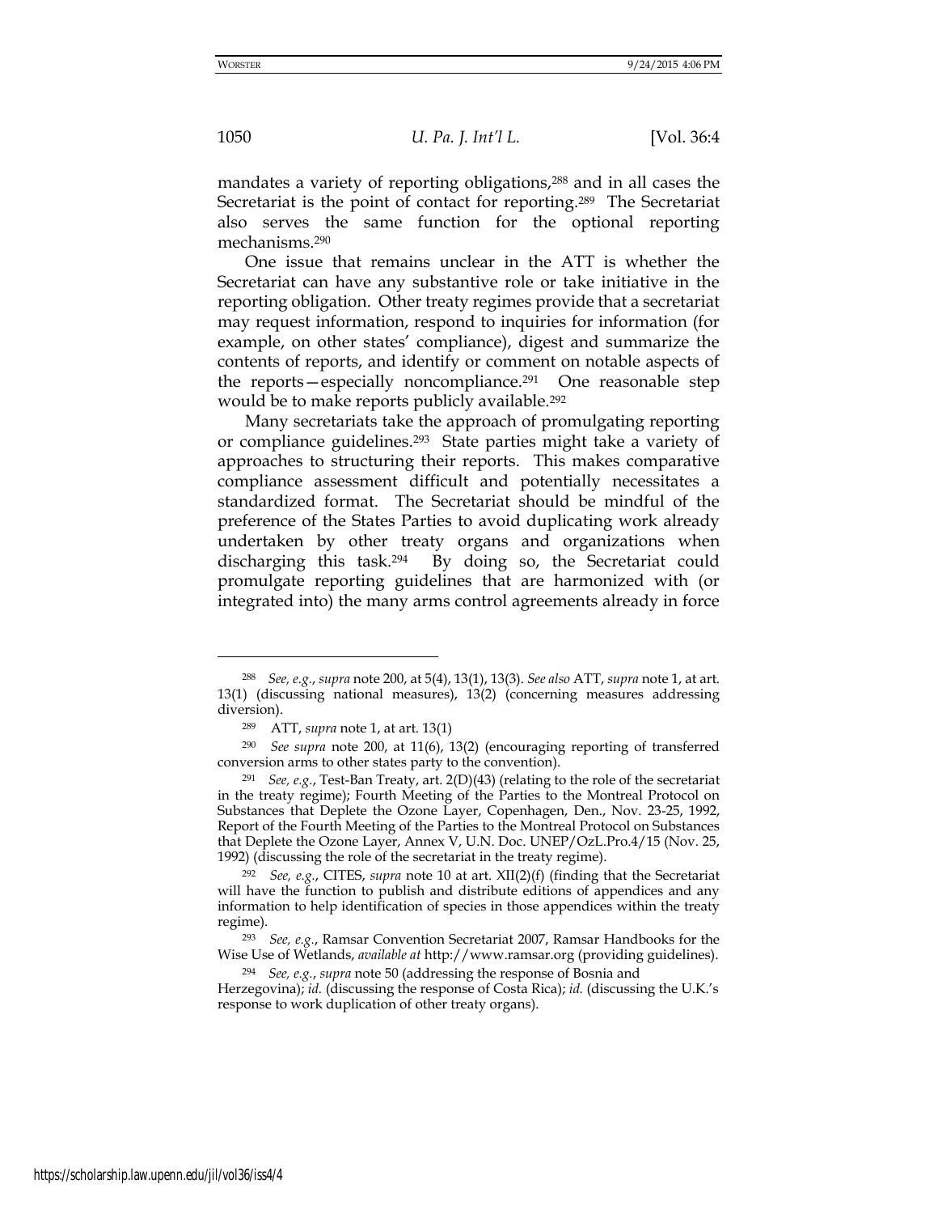mandates a variety of reporting obligations,[288] and in all cases the Secretariat is the point of contact for reporting.[289] The Secretariat also serves the same function for the optional reporting mechanisms.[290]

One issue that remains unclear in the ATT is whether the Secretariat can have any substantive role or take initiative in the reporting obligation. Other treaty regimes provide that a secretariat may request information, respond to inquiries for information (for example, on other states' compliance), digest and summarize the contents of reports, and identify or comment on notable aspects of the reports—especially noncompliance.[291] One reasonable step would be to make reports publicly available.[292]

Many secretariats take the approach of promulgating reporting or compliance guidelines.[293] State parties might take a variety of approaches to structuring their reports. This makes comparative compliance assessment difficult and potentially necessitates a standardized format. The Secretariat should be mindful of the preference of the States Parties to avoid duplicating work already undertaken by other treaty organs and organizations when discharging this task.[294] By doing so, the Secretariat could promulgate reporting guidelines that are harmonized with (or integrated into) the many arms control agreements already in force

---

[288] *See, e.g.*, *supra* note 200, at 5(4), 13(1), 13(3). *See also* ATT, *supra* note 1, at art. 13(1) (discussing national measures), 13(2) (concerning measures addressing diversion).

[289] ATT, *supra* note 1, at art. 13(1)

[290] *See supra* note 200, at 11(6), 13(2) (encouraging reporting of transferred conversion arms to other states party to the convention).

[291] *See, e.g.*, Test-Ban Treaty, art. 2(D)(43) (relating to the role of the secretariat in the treaty regime); Fourth Meeting of the Parties to the Montreal Protocol on Substances that Deplete the Ozone Layer, Copenhagen, Den., Nov. 23-25, 1992, Report of the Fourth Meeting of the Parties to the Montreal Protocol on Substances that Deplete the Ozone Layer, Annex V, U.N. Doc. UNEP/OzL.Pro.4/15 (Nov. 25, 1992) (discussing the role of the secretariat in the treaty regime).

[292] *See, e.g.*, CITES, *supra* note 10 at art. XII(2)(f) (finding that the Secretariat will have the function to publish and distribute editions of appendices and any information to help identification of species in those appendices within the treaty regime).

[293] *See, e.g.*, Ramsar Convention Secretariat 2007, Ramsar Handbooks for the Wise Use of Wetlands, *available at* http://www.ramsar.org (providing guidelines).

[294] *See, e.g.*, *supra* note 50 (addressing the response of Bosnia and Herzegovina); *id.* (discussing the response of Costa Rica); *id.* (discussing the U.K.'s response to work duplication of other treaty organs).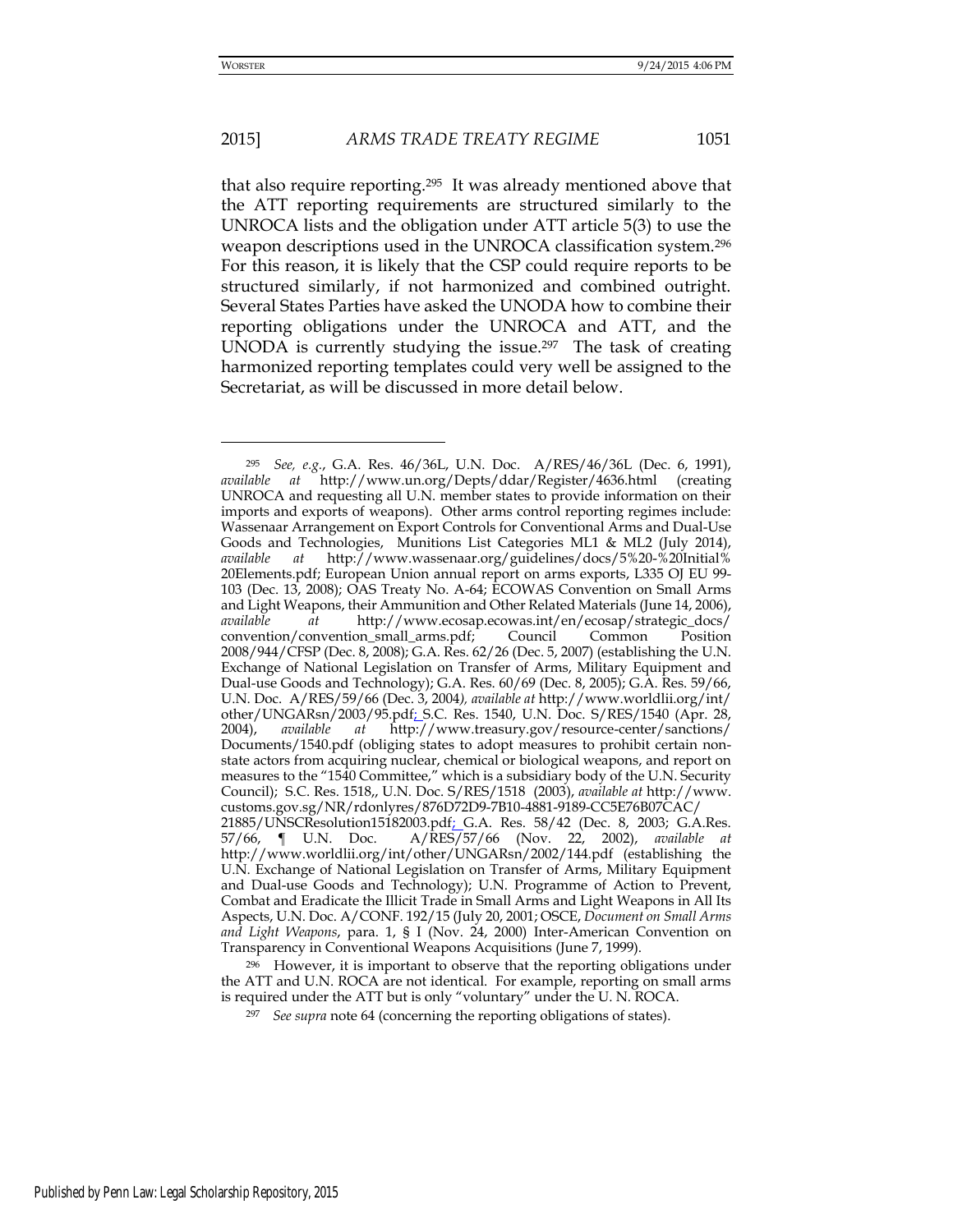that also require reporting.[295] It was already mentioned above that the ATT reporting requirements are structured similarly to the UNROCA lists and the obligation under ATT article 5(3) to use the weapon descriptions used in the UNROCA classification system.[296] For this reason, it is likely that the CSP could require reports to be structured similarly, if not harmonized and combined outright. Several States Parties have asked the UNODA how to combine their reporting obligations under the UNROCA and ATT, and the UNODA is currently studying the issue.[297] The task of creating harmonized reporting templates could very well be assigned to the Secretariat, as will be discussed in more detail below.

---

[295] *See, e.g.*, G.A. Res. 46/36L, U.N. Doc. A/RES/46/36L (Dec. 6, 1991), *available at* http://www.un.org/Depts/ddar/Register/4636.html (creating UNROCA and requesting all U.N. member states to provide information on their imports and exports of weapons). Other arms control reporting regimes include: Wassenaar Arrangement on Export Controls for Conventional Arms and Dual-Use Goods and Technologies, Munitions List Categories ML1 & ML2 (July 2014), *available at* http://www.wassenaar.org/guidelines/docs/5%20-%20Initial%20Elements.pdf; European Union annual report on arms exports, L335 OJ EU 99-103 (Dec. 13, 2008); OAS Treaty No. A-64; ECOWAS Convention on Small Arms and Light Weapons, their Ammunition and Other Related Materials (June 14, 2006), *available at* http://www.ecosap.ecowas.int/en/ecosap/strategic_docs/convention/convention_small_arms.pdf; Council Common Position 2008/944/CFSP (Dec. 8, 2008); G.A. Res. 62/26 (Dec. 5, 2007) (establishing the U.N. Exchange of National Legislation on Transfer of Arms, Military Equipment and Dual-use Goods and Technology); G.A. Res. 60/69 (Dec. 8, 2005); G.A. Res. 59/66, U.N. Doc. A/RES/59/66 (Dec. 3, 2004), *available at* http://www.worldlii.org/int/other/UNGARsn/2003/95.pdf; S.C. Res. 1540, U.N. Doc. S/RES/1540 (Apr. 28, 2004), *available at* http://www.treasury.gov/resource-center/sanctions/Documents/1540.pdf (obliging states to adopt measures to prohibit certain non-state actors from acquiring nuclear, chemical or biological weapons, and report on measures to the "1540 Committee," which is a subsidiary body of the U.N. Security Council); S.C. Res. 1518,, U.N. Doc. S/RES/1518 (2003), *available at* http://www.customs.gov.sg/NR/rdonlyres/876D72D9-7B10-4881-9189-CC5E76B07CAC/21885/UNSCResolution15182003.pdf; G.A. Res. 58/42 (Dec. 8, 2003; G.A.Res. 57/66, ¶ U.N. Doc. A/RES/57/66 (Nov. 22, 2002), *available at* http://www.worldlii.org/int/other/UNGARsn/2002/144.pdf (establishing the U.N. Exchange of National Legislation on Transfer of Arms, Military Equipment and Dual-use Goods and Technology); U.N. Programme of Action to Prevent, Combat and Eradicate the Illicit Trade in Small Arms and Light Weapons in All Its Aspects, U.N. Doc. A/CONF. 192/15 (July 20, 2001; OSCE, *Document on Small Arms and Light Weapons*, para. 1, § I (Nov. 24, 2000) Inter-American Convention on Transparency in Conventional Weapons Acquisitions (June 7, 1999).

[296] However, it is important to observe that the reporting obligations under the ATT and U.N. ROCA are not identical. For example, reporting on small arms is required under the ATT but is only "voluntary" under the U. N. ROCA.

[297] *See supra* note 64 (concerning the reporting obligations of states).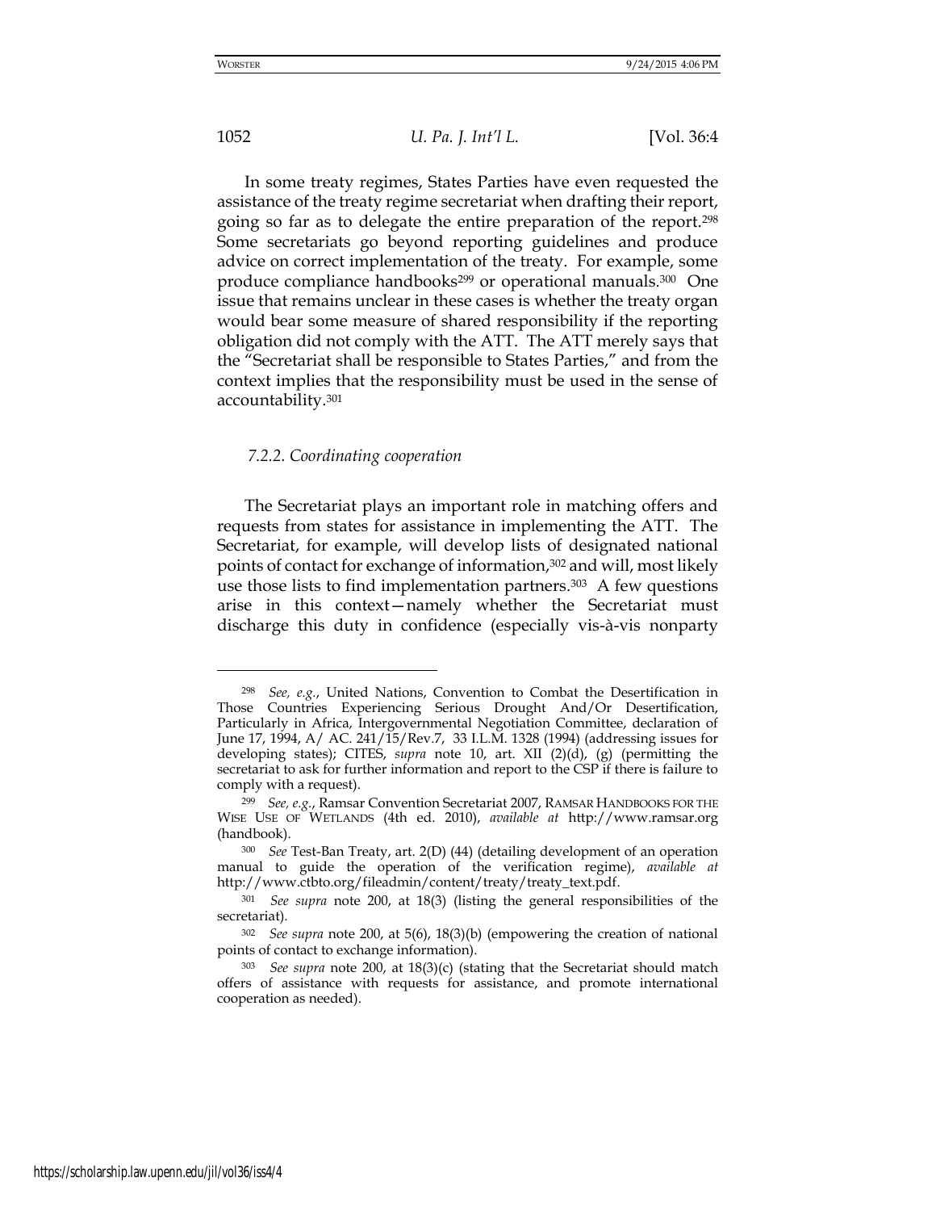In some treaty regimes, States Parties have even requested the assistance of the treaty regime secretariat when drafting their report, going so far as to delegate the entire preparation of the report.[298] Some secretariats go beyond reporting guidelines and produce advice on correct implementation of the treaty. For example, some produce compliance handbooks[299] or operational manuals.[300] One issue that remains unclear in these cases is whether the treaty organ would bear some measure of shared responsibility if the reporting obligation did not comply with the ATT. The ATT merely says that the "Secretariat shall be responsible to States Parties," and from the context implies that the responsibility must be used in the sense of accountability.[301]

### *7.2.2. Coordinating cooperation*

The Secretariat plays an important role in matching offers and requests from states for assistance in implementing the ATT. The Secretariat, for example, will develop lists of designated national points of contact for exchange of information,[302] and will, most likely use those lists to find implementation partners.[303] A few questions arise in this context—namely whether the Secretariat must discharge this duty in confidence (especially vis-à-vis nonparty

---

[298] *See, e.g.*, United Nations, Convention to Combat the Desertification in Those Countries Experiencing Serious Drought And/Or Desertification, Particularly in Africa, Intergovernmental Negotiation Committee, declaration of June 17, 1994, A/ AC. 241/15/Rev.7, 33 I.L.M. 1328 (1994) (addressing issues for developing states); CITES, *supra* note 10, art. XII (2)(d), (g) (permitting the secretariat to ask for further information and report to the CSP if there is failure to comply with a request).

[299] *See, e.g.*, Ramsar Convention Secretariat 2007, RAMSAR HANDBOOKS FOR THE WISE USE OF WETLANDS (4th ed. 2010), *available at* http://www.ramsar.org (handbook).

[300] *See* Test-Ban Treaty, art. 2(D) (44) (detailing development of an operation manual to guide the operation of the verification regime), *available at* http://www.ctbto.org/fileadmin/content/treaty/treaty_text.pdf.

[301] *See supra* note 200, at 18(3) (listing the general responsibilities of the secretariat).

[302] *See supra* note 200, at 5(6), 18(3)(b) (empowering the creation of national points of contact to exchange information).

[303] *See supra* note 200, at 18(3)(c) (stating that the Secretariat should match offers of assistance with requests for assistance, and promote international cooperation as needed).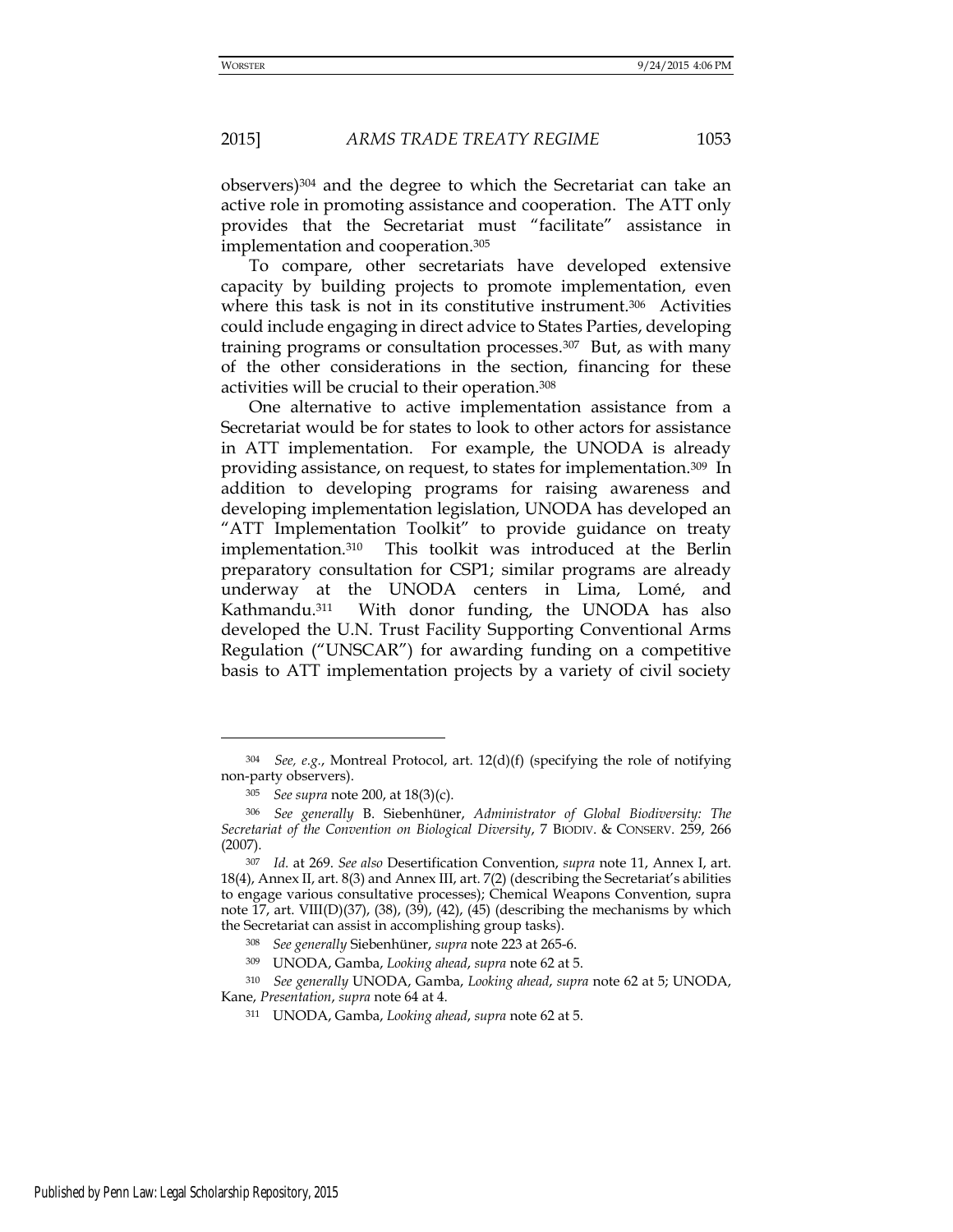observers)[304] and the degree to which the Secretariat can take an active role in promoting assistance and cooperation. The ATT only provides that the Secretariat must "facilitate" assistance in implementation and cooperation.[305]

To compare, other secretariats have developed extensive capacity by building projects to promote implementation, even where this task is not in its constitutive instrument.[306] Activities could include engaging in direct advice to States Parties, developing training programs or consultation processes.[307] But, as with many of the other considerations in the section, financing for these activities will be crucial to their operation.[308]

One alternative to active implementation assistance from a Secretariat would be for states to look to other actors for assistance in ATT implementation. For example, the UNODA is already providing assistance, on request, to states for implementation.[309] In addition to developing programs for raising awareness and developing implementation legislation, UNODA has developed an "ATT Implementation Toolkit" to provide guidance on treaty implementation.[310] This toolkit was introduced at the Berlin preparatory consultation for CSP1; similar programs are already underway at the UNODA centers in Lima, Lomé, and Kathmandu.[311] With donor funding, the UNODA has also developed the U.N. Trust Facility Supporting Conventional Arms Regulation ("UNSCAR") for awarding funding on a competitive basis to ATT implementation projects by a variety of civil society

---

[304] *See, e.g.*, Montreal Protocol, art. 12(d)(f) (specifying the role of notifying non-party observers).

[305] *See supra* note 200, at 18(3)(c).

[306] *See generally* B. Siebenhüner, *Administrator of Global Biodiversity: The Secretariat of the Convention on Biological Diversity*, 7 BIODIV. & CONSERV. 259, 266 (2007).

[307] *Id.* at 269. *See also* Desertification Convention, *supra* note 11, Annex I, art. 18(4), Annex II, art. 8(3) and Annex III, art. 7(2) (describing the Secretariat's abilities to engage various consultative processes); Chemical Weapons Convention, supra note 17, art. VIII(D)(37), (38), (39), (42), (45) (describing the mechanisms by which the Secretariat can assist in accomplishing group tasks).

[308] *See generally* Siebenhüner, *supra* note 223 at 265-6.

[309] UNODA, Gamba, *Looking ahead*, *supra* note 62 at 5.

[310] *See generally* UNODA, Gamba, *Looking ahead*, *supra* note 62 at 5; UNODA, Kane, *Presentation*, *supra* note 64 at 4.

[311] UNODA, Gamba, *Looking ahead*, *supra* note 62 at 5.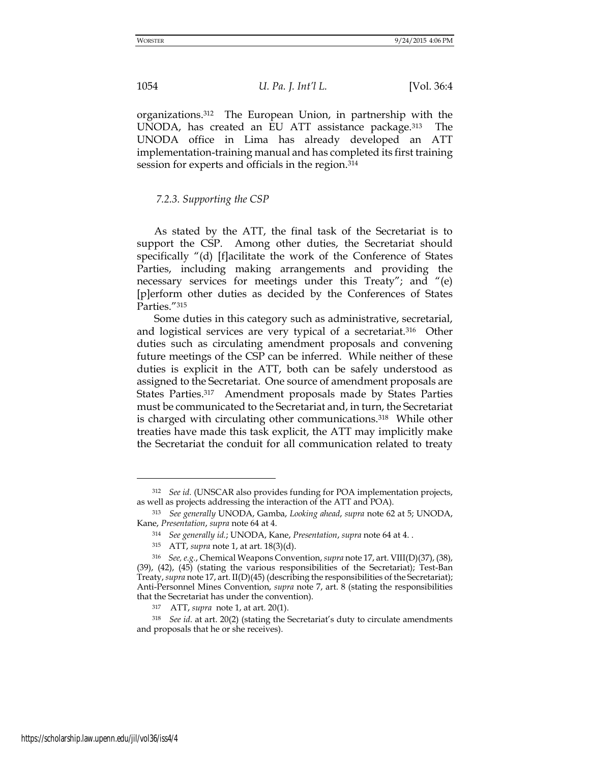organizations.[312] The European Union, in partnership with the UNODA, has created an EU ATT assistance package.[313] The UNODA office in Lima has already developed an ATT implementation-training manual and has completed its first training session for experts and officials in the region.[314]

### *7.2.3. Supporting the CSP*

As stated by the ATT, the final task of the Secretariat is to support the CSP. Among other duties, the Secretariat should specifically "(d) [f]acilitate the work of the Conference of States Parties, including making arrangements and providing the necessary services for meetings under this Treaty"; and "(e) [p]erform other duties as decided by the Conferences of States Parties."[315]

Some duties in this category such as administrative, secretarial, and logistical services are very typical of a secretariat.[316] Other duties such as circulating amendment proposals and convening future meetings of the CSP can be inferred. While neither of these duties is explicit in the ATT, both can be safely understood as assigned to the Secretariat. One source of amendment proposals are States Parties.[317] Amendment proposals made by States Parties must be communicated to the Secretariat and, in turn, the Secretariat is charged with circulating other communications.[318] While other treaties have made this task explicit, the ATT may implicitly make the Secretariat the conduit for all communication related to treaty

---

[312] *See id.* (UNSCAR also provides funding for POA implementation projects, as well as projects addressing the interaction of the ATT and POA).

[313] *See generally* UNODA, Gamba, *Looking ahead*, *supra* note 62 at 5; UNODA, Kane, *Presentation*, *supra* note 64 at 4.

[314] *See generally id.*; UNODA, Kane, *Presentation*, *supra* note 64 at 4. .

[315] ATT, *supra* note 1, at art. 18(3)(d).

[316] *See, e.g.*, Chemical Weapons Convention, *supra* note 17, art. VIII(D)(37), (38), (39), (42), (45) (stating the various responsibilities of the Secretariat); Test-Ban Treaty, *supra* note 17, art. II(D)(45) (describing the responsibilities of the Secretariat); Anti-Personnel Mines Convention, *supra* note 7, art. 8 (stating the responsibilities that the Secretariat has under the convention).

[317] ATT, *supra* note 1, at art. 20(1).

[318] *See id.* at art. 20(2) (stating the Secretariat's duty to circulate amendments and proposals that he or she receives).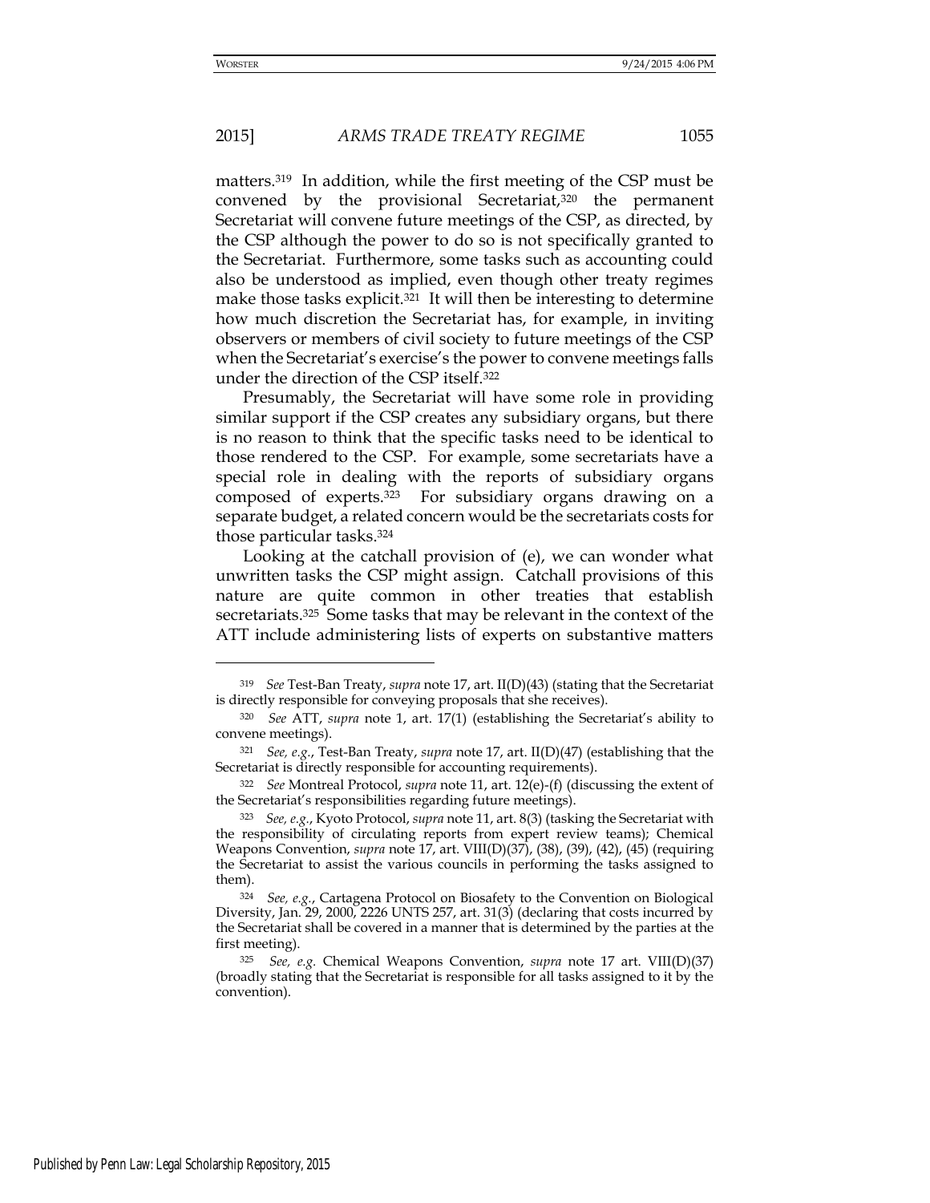matters.[319] In addition, while the first meeting of the CSP must be convened by the provisional Secretariat,[320] the permanent Secretariat will convene future meetings of the CSP, as directed, by the CSP although the power to do so is not specifically granted to the Secretariat. Furthermore, some tasks such as accounting could also be understood as implied, even though other treaty regimes make those tasks explicit.[321] It will then be interesting to determine how much discretion the Secretariat has, for example, in inviting observers or members of civil society to future meetings of the CSP when the Secretariat's exercise's the power to convene meetings falls under the direction of the CSP itself.[322]

Presumably, the Secretariat will have some role in providing similar support if the CSP creates any subsidiary organs, but there is no reason to think that the specific tasks need to be identical to those rendered to the CSP. For example, some secretariats have a special role in dealing with the reports of subsidiary organs composed of experts.[323] For subsidiary organs drawing on a separate budget, a related concern would be the secretariats costs for those particular tasks.[324]

Looking at the catchall provision of (e), we can wonder what unwritten tasks the CSP might assign. Catchall provisions of this nature are quite common in other treaties that establish secretariats.[325] Some tasks that may be relevant in the context of the ATT include administering lists of experts on substantive matters

---

[319] *See* Test-Ban Treaty, *supra* note 17, art. II(D)(43) (stating that the Secretariat is directly responsible for conveying proposals that she receives).

[320] *See* ATT, *supra* note 1, art. 17(1) (establishing the Secretariat's ability to convene meetings).

[321] *See, e.g.*, Test-Ban Treaty, *supra* note 17, art. II(D)(47) (establishing that the Secretariat is directly responsible for accounting requirements).

[322] *See* Montreal Protocol, *supra* note 11, art. 12(e)-(f) (discussing the extent of the Secretariat's responsibilities regarding future meetings).

[323] *See, e.g.*, Kyoto Protocol, *supra* note 11, art. 8(3) (tasking the Secretariat with the responsibility of circulating reports from expert review teams); Chemical Weapons Convention, *supra* note 17, art. VIII(D)(37), (38), (39), (42), (45) (requiring the Secretariat to assist the various councils in performing the tasks assigned to them).

[324] *See, e.g.*, Cartagena Protocol on Biosafety to the Convention on Biological Diversity, Jan. 29, 2000, 2226 UNTS 257, art. 31(3) (declaring that costs incurred by the Secretariat shall be covered in a manner that is determined by the parties at the first meeting).

[325] *See, e.g.* Chemical Weapons Convention, *supra* note 17 art. VIII(D)(37) (broadly stating that the Secretariat is responsible for all tasks assigned to it by the convention).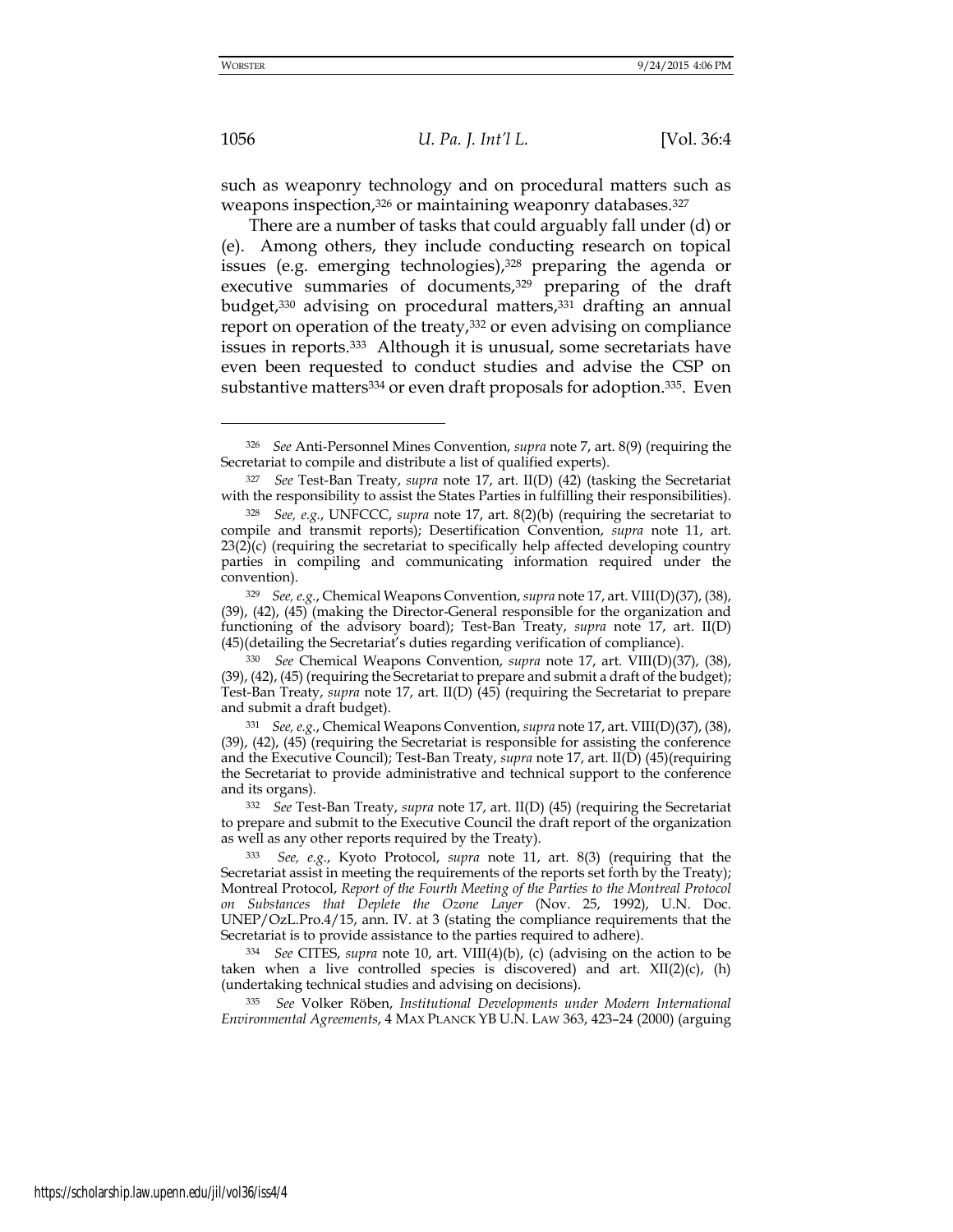such as weaponry technology and on procedural matters such as weapons inspection,[326] or maintaining weaponry databases.[327]

There are a number of tasks that could arguably fall under (d) or (e). Among others, they include conducting research on topical issues (e.g. emerging technologies),[328] preparing the agenda or executive summaries of documents,[329] preparing of the draft budget,[330] advising on procedural matters,[331] drafting an annual report on operation of the treaty,[332] or even advising on compliance issues in reports.[333] Although it is unusual, some secretariats have even been requested to conduct studies and advise the CSP on substantive matters[334] or even draft proposals for adoption.[335]. Even

---

[326] *See* Anti-Personnel Mines Convention, *supra* note 7, art. 8(9) (requiring the Secretariat to compile and distribute a list of qualified experts).

[327] *See* Test-Ban Treaty, *supra* note 17, art. II(D) (42) (tasking the Secretariat with the responsibility to assist the States Parties in fulfilling their responsibilities).

[328] *See, e.g.*, UNFCCC, *supra* note 17, art. 8(2)(b) (requiring the secretariat to compile and transmit reports); Desertification Convention, *supra* note 11, art. 23(2)(c) (requiring the secretariat to specifically help affected developing country parties in compiling and communicating information required under the convention).

[329] *See, e.g.*, Chemical Weapons Convention, *supra* note 17, art. VIII(D)(37), (38), (39), (42), (45) (making the Director-General responsible for the organization and functioning of the advisory board); Test-Ban Treaty, *supra* note 17, art. II(D) (45)(detailing the Secretariat's duties regarding verification of compliance).

[330] *See* Chemical Weapons Convention, *supra* note 17, art. VIII(D)(37), (38), (39), (42), (45) (requiring the Secretariat to prepare and submit a draft of the budget); Test-Ban Treaty, *supra* note 17, art. II(D) (45) (requiring the Secretariat to prepare and submit a draft budget).

[331] *See, e.g.*, Chemical Weapons Convention, *supra* note 17, art. VIII(D)(37), (38), (39), (42), (45) (requiring the Secretariat is responsible for assisting the conference and the Executive Council); Test-Ban Treaty, *supra* note 17, art. II(D) (45)(requiring the Secretariat to provide administrative and technical support to the conference and its organs).

[332] *See* Test-Ban Treaty, *supra* note 17, art. II(D) (45) (requiring the Secretariat to prepare and submit to the Executive Council the draft report of the organization as well as any other reports required by the Treaty).

[333] *See, e.g.*, Kyoto Protocol, *supra* note 11, art. 8(3) (requiring that the Secretariat assist in meeting the requirements of the reports set forth by the Treaty); Montreal Protocol, *Report of the Fourth Meeting of the Parties to the Montreal Protocol on Substances that Deplete the Ozone Layer* (Nov. 25, 1992), U.N. Doc. UNEP/OzL.Pro.4/15, ann. IV. at 3 (stating the compliance requirements that the Secretariat is to provide assistance to the parties required to adhere).

[334] *See* CITES, *supra* note 10, art. VIII(4)(b), (c) (advising on the action to be taken when a live controlled species is discovered) and art. XII(2)(c), (h) (undertaking technical studies and advising on decisions).

[335] *See* Volker Röben, *Institutional Developments under Modern International Environmental Agreements*, 4 MAX PLANCK YB U.N. LAW 363, 423–24 (2000) (arguing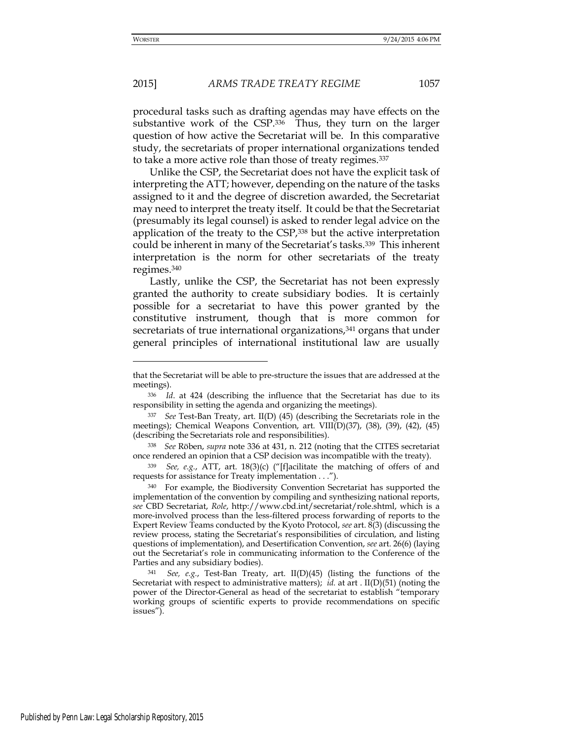procedural tasks such as drafting agendas may have effects on the substantive work of the CSP.[336] Thus, they turn on the larger question of how active the Secretariat will be. In this comparative study, the secretariats of proper international organizations tended to take a more active role than those of treaty regimes.[337]

Unlike the CSP, the Secretariat does not have the explicit task of interpreting the ATT; however, depending on the nature of the tasks assigned to it and the degree of discretion awarded, the Secretariat may need to interpret the treaty itself. It could be that the Secretariat (presumably its legal counsel) is asked to render legal advice on the application of the treaty to the CSP,[338] but the active interpretation could be inherent in many of the Secretariat's tasks.[339] This inherent interpretation is the norm for other secretariats of the treaty regimes.[340]

Lastly, unlike the CSP, the Secretariat has not been expressly granted the authority to create subsidiary bodies. It is certainly possible for a secretariat to have this power granted by the constitutive instrument, though that is more common for secretariats of true international organizations,[341] organs that under general principles of international institutional law are usually

---

that the Secretariat will be able to pre-structure the issues that are addressed at the meetings).

[336] *Id*. at 424 (describing the influence that the Secretariat has due to its responsibility in setting the agenda and organizing the meetings).

[337] *See* Test-Ban Treaty, art. II(D) (45) (describing the Secretariats role in the meetings); Chemical Weapons Convention, art. VIII(D)(37), (38), (39), (42), (45) (describing the Secretariats role and responsibilities).

[338] *See* Röben, *supra* note 336 at 431, n. 212 (noting that the CITES secretariat once rendered an opinion that a CSP decision was incompatible with the treaty).

[339] *See, e.g.*, ATT, art. 18(3)(c) ("[f]acilitate the matching of offers of and requests for assistance for Treaty implementation . . .").

[340] For example, the Biodiversity Convention Secretariat has supported the implementation of the convention by compiling and synthesizing national reports, *see* CBD Secretariat, *Role*, http://www.cbd.int/secretariat/role.shtml, which is a more-involved process than the less-filtered process forwarding of reports to the Expert Review Teams conducted by the Kyoto Protocol, *see* art. 8(3) (discussing the review process, stating the Secretariat's responsibilities of circulation, and listing questions of implementation), and Desertification Convention, *see* art. 26(6) (laying out the Secretariat's role in communicating information to the Conference of the Parties and any subsidiary bodies).

[341] *See, e.g.*, Test-Ban Treaty, art. II(D)(45) (listing the functions of the Secretariat with respect to administrative matters); *id.* at art . II(D)(51) (noting the power of the Director-General as head of the secretariat to establish "temporary working groups of scientific experts to provide recommendations on specific issues").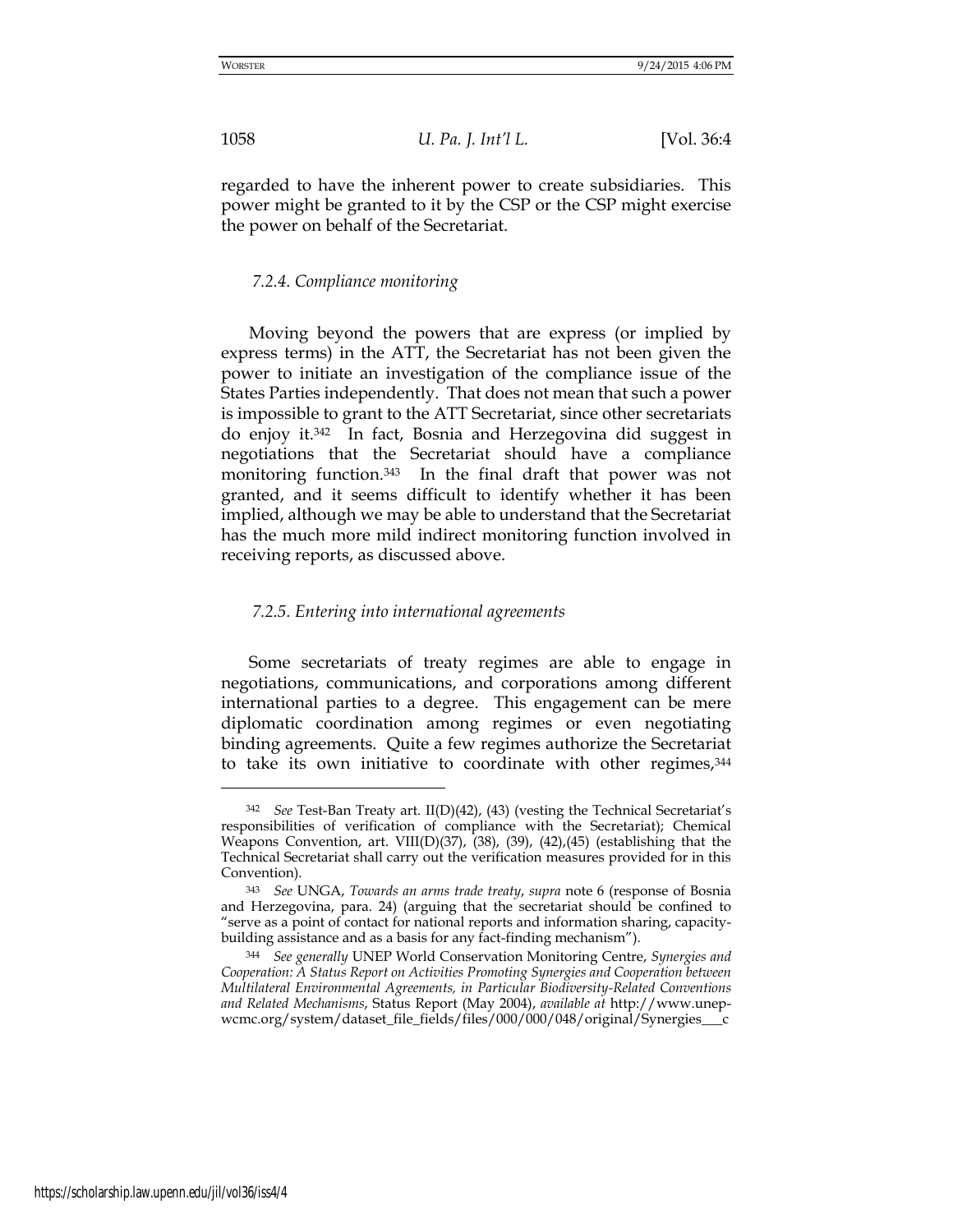regarded to have the inherent power to create subsidiaries. This power might be granted to it by the CSP or the CSP might exercise the power on behalf of the Secretariat.

### *7.2.4. Compliance monitoring*

Moving beyond the powers that are express (or implied by express terms) in the ATT, the Secretariat has not been given the power to initiate an investigation of the compliance issue of the States Parties independently. That does not mean that such a power is impossible to grant to the ATT Secretariat, since other secretariats do enjoy it.[342] In fact, Bosnia and Herzegovina did suggest in negotiations that the Secretariat should have a compliance monitoring function.[343] In the final draft that power was not granted, and it seems difficult to identify whether it has been implied, although we may be able to understand that the Secretariat has the much more mild indirect monitoring function involved in receiving reports, as discussed above.

### *7.2.5. Entering into international agreements*

Some secretariats of treaty regimes are able to engage in negotiations, communications, and corporations among different international parties to a degree. This engagement can be mere diplomatic coordination among regimes or even negotiating binding agreements. Quite a few regimes authorize the Secretariat to take its own initiative to coordinate with other regimes,[344]

---

[342] *See* Test-Ban Treaty art. II(D)(42), (43) (vesting the Technical Secretariat's responsibilities of verification of compliance with the Secretariat); Chemical Weapons Convention, art. VIII(D)(37), (38), (39), (42),(45) (establishing that the Technical Secretariat shall carry out the verification measures provided for in this Convention).

[343] *See* UNGA, *Towards an arms trade treaty*, *supra* note 6 (response of Bosnia and Herzegovina, para. 24) (arguing that the secretariat should be confined to "serve as a point of contact for national reports and information sharing, capacity-building assistance and as a basis for any fact-finding mechanism").

[344] *See generally* UNEP World Conservation Monitoring Centre, *Synergies and Cooperation: A Status Report on Activities Promoting Synergies and Cooperation between Multilateral Environmental Agreements, in Particular Biodiversity-Related Conventions and Related Mechanisms*, Status Report (May 2004), *available at* http://www.unep-wcmc.org/system/dataset_file_fields/files/000/000/048/original/Synergies___c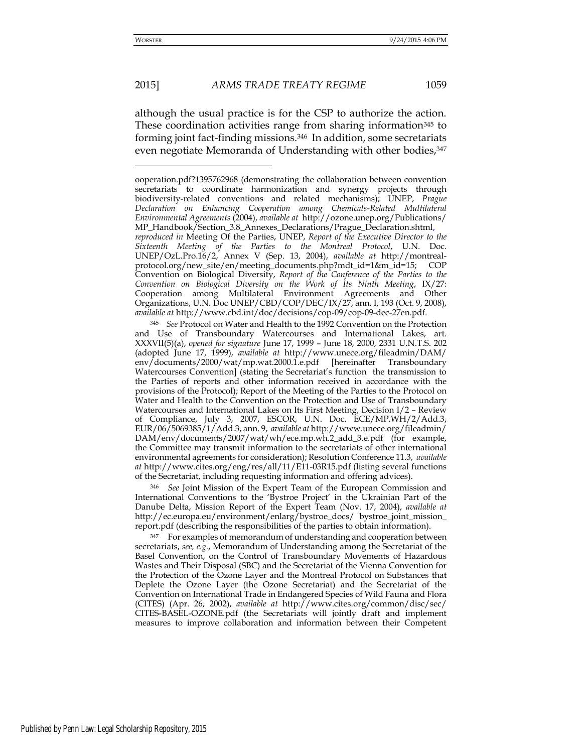although the usual practice is for the CSP to authorize the action. These coordination activities range from sharing information[345] to forming joint fact-finding missions.[346] In addition, some secretariats even negotiate Memoranda of Understanding with other bodies,[347]

---

ooperation.pdf?1395762968 (demonstrating the collaboration between convention secretariats to coordinate harmonization and synergy projects through biodiversity-related conventions and related mechanisms); UNEP, *Prague Declaration on Enhancing Cooperation among Chemicals-Related Multilateral Environmental Agreements* (2004), *available at* http://ozone.unep.org/Publications/MP_Handbook/Section_3.8_Annexes_Declarations/Prague_Declaration.shtml, *reproduced in* Meeting Of the Parties, UNEP, *Report of the Executive Director to the Sixteenth Meeting of the Parties to the Montreal Protocol*, U.N. Doc. UNEP/OzL.Pro.16/2, Annex V (Sep. 13, 2004), *available at* http://montreal-protocol.org/new_site/en/meeting_documents.php?mdt_id=1&m_id=15; COP Convention on Biological Diversity, *Report of the Conference of the Parties to the Convention on Biological Diversity on the Work of Its Ninth Meeting*, IX/27: Cooperation among Multilateral Environment Agreements and Other Organizations, U.N. Doc UNEP/CBD/COP/DEC/IX/27, ann. I, 193 (Oct. 9, 2008), *available at* http://www.cbd.int/doc/decisions/cop-09/cop-09-dec-27en.pdf.

[345] *See* Protocol on Water and Health to the 1992 Convention on the Protection and Use of Transboundary Watercourses and International Lakes, art. XXXVII(5)(a), *opened for signature* June 17, 1999 – June 18, 2000, 2331 U.N.T.S. 202 (adopted June 17, 1999), *available at* http://www.unece.org/fileadmin/DAM/env/documents/2000/wat/mp.wat.2000.1.e.pdf [hereinafter Transboundary Watercourses Convention] (stating the Secretariat's function the transmission to the Parties of reports and other information received in accordance with the provisions of the Protocol); Report of the Meeting of the Parties to the Protocol on Water and Health to the Convention on the Protection and Use of Transboundary Watercourses and International Lakes on Its First Meeting, Decision I/2 – Review of Compliance, July 3, 2007, ESCOR, U.N. Doc. ECE/MP.WH/2/Add.3, EUR/06/5069385/1/Add.3, ann. 9, *available at* http://www.unece.org/fileadmin/DAM/env/documents/2007/wat/wh/ece.mp.wh.2_add_3.e.pdf (for example, the Committee may transmit information to the secretariats of other international environmental agreements for consideration); Resolution Conference 11.3, *available at* http://www.cites.org/eng/res/all/11/E11-03R15.pdf (listing several functions of the Secretariat, including requesting information and offering advices).

[346] *See* Joint Mission of the Expert Team of the European Commission and International Conventions to the 'Bystroe Project' in the Ukrainian Part of the Danube Delta, Mission Report of the Expert Team (Nov. 17, 2004), *available at* http://ec.europa.eu/environment/enlarg/bystroe_docs/ bystroe_joint_mission_report.pdf (describing the responsibilities of the parties to obtain information).

[347] For examples of memorandum of understanding and cooperation between secretariats, *see, e.g.*, Memorandum of Understanding among the Secretariat of the Basel Convention, on the Control of Transboundary Movements of Hazardous Wastes and Their Disposal (SBC) and the Secretariat of the Vienna Convention for the Protection of the Ozone Layer and the Montreal Protocol on Substances that Deplete the Ozone Layer (the Ozone Secretariat) and the Secretariat of the Convention on International Trade in Endangered Species of Wild Fauna and Flora (CITES) (Apr. 26, 2002), *available at* http://www.cites.org/common/disc/sec/CITES-BASEL-OZONE.pdf (the Secretariats will jointly draft and implement measures to improve collaboration and information between their Competent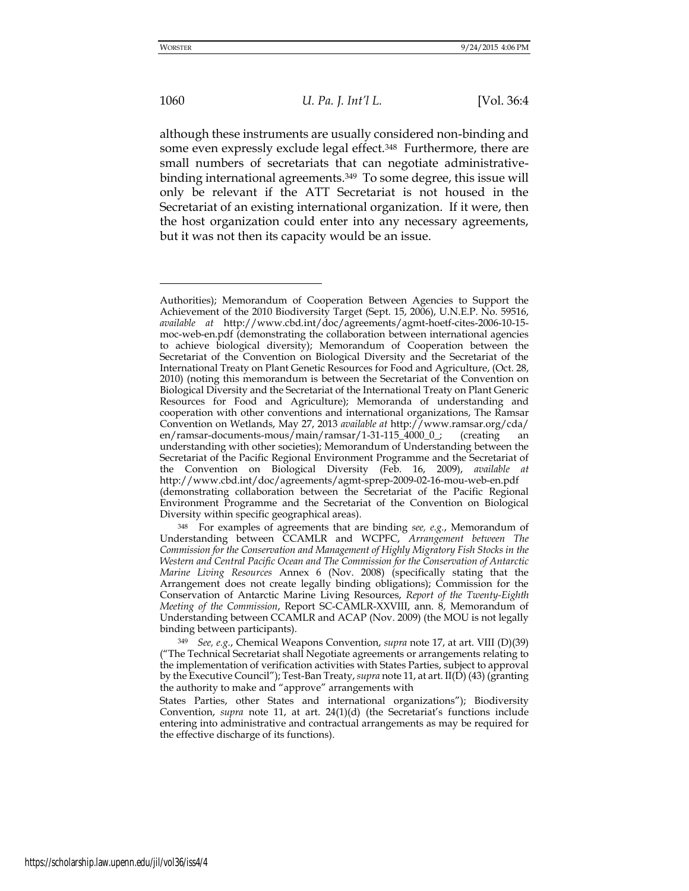although these instruments are usually considered non-binding and some even expressly exclude legal effect.[348] Furthermore, there are small numbers of secretariats that can negotiate administrative-binding international agreements.[349] To some degree, this issue will only be relevant if the ATT Secretariat is not housed in the Secretariat of an existing international organization. If it were, then the host organization could enter into any necessary agreements, but it was not then its capacity would be an issue.

---

Authorities); Memorandum of Cooperation Between Agencies to Support the Achievement of the 2010 Biodiversity Target (Sept. 15, 2006), U.N.E.P. No. 59516, *available at* http://www.cbd.int/doc/agreements/agmt-hoetf-cites-2006-10-15-moc-web-en.pdf (demonstrating the collaboration between international agencies to achieve biological diversity); Memorandum of Cooperation between the Secretariat of the Convention on Biological Diversity and the Secretariat of the International Treaty on Plant Genetic Resources for Food and Agriculture, (Oct. 28, 2010) (noting this memorandum is between the Secretariat of the Convention on Biological Diversity and the Secretariat of the International Treaty on Plant Generic Resources for Food and Agriculture); Memoranda of understanding and cooperation with other conventions and international organizations, The Ramsar Convention on Wetlands, May 27, 2013 *available at* http://www.ramsar.org/cda/en/ramsar-documents-mous/main/ramsar/1-31-115_4000_0_; (creating an understanding with other societies); Memorandum of Understanding between the Secretariat of the Pacific Regional Environment Programme and the Secretariat of the Convention on Biological Diversity (Feb. 16, 2009), *available at* http://www.cbd.int/doc/agreements/agmt-sprep-2009-02-16-mou-web-en.pdf (demonstrating collaboration between the Secretariat of the Pacific Regional Environment Programme and the Secretariat of the Convention on Biological Diversity within specific geographical areas).

[348] For examples of agreements that are binding *see, e.g.*, Memorandum of Understanding between CCAMLR and WCPFC, *Arrangement between The Commission for the Conservation and Management of Highly Migratory Fish Stocks in the Western and Central Pacific Ocean and The Commission for the Conservation of Antarctic Marine Living Resources* Annex 6 (Nov. 2008) (specifically stating that the Arrangement does not create legally binding obligations); Commission for the Conservation of Antarctic Marine Living Resources, *Report of the Twenty-Eighth Meeting of the Commission*, Report SC-CAMLR-XXVIII, ann. 8, Memorandum of Understanding between CCAMLR and ACAP (Nov. 2009) (the MOU is not legally binding between participants).

[349] *See, e.g.*, Chemical Weapons Convention, *supra* note 17, at art. VIII (D)(39) ("The Technical Secretariat shall Negotiate agreements or arrangements relating to the implementation of verification activities with States Parties, subject to approval by the Executive Council"); Test-Ban Treaty, *supra* note 11, at art. II(D) (43) (granting the authority to make and "approve" arrangements with States Parties, other States and international organizations"); Biodiversity Convention, *supra* note 11, at art. 24(1)(d) (the Secretariat's functions include entering into administrative and contractual arrangements as may be required for the effective discharge of its functions).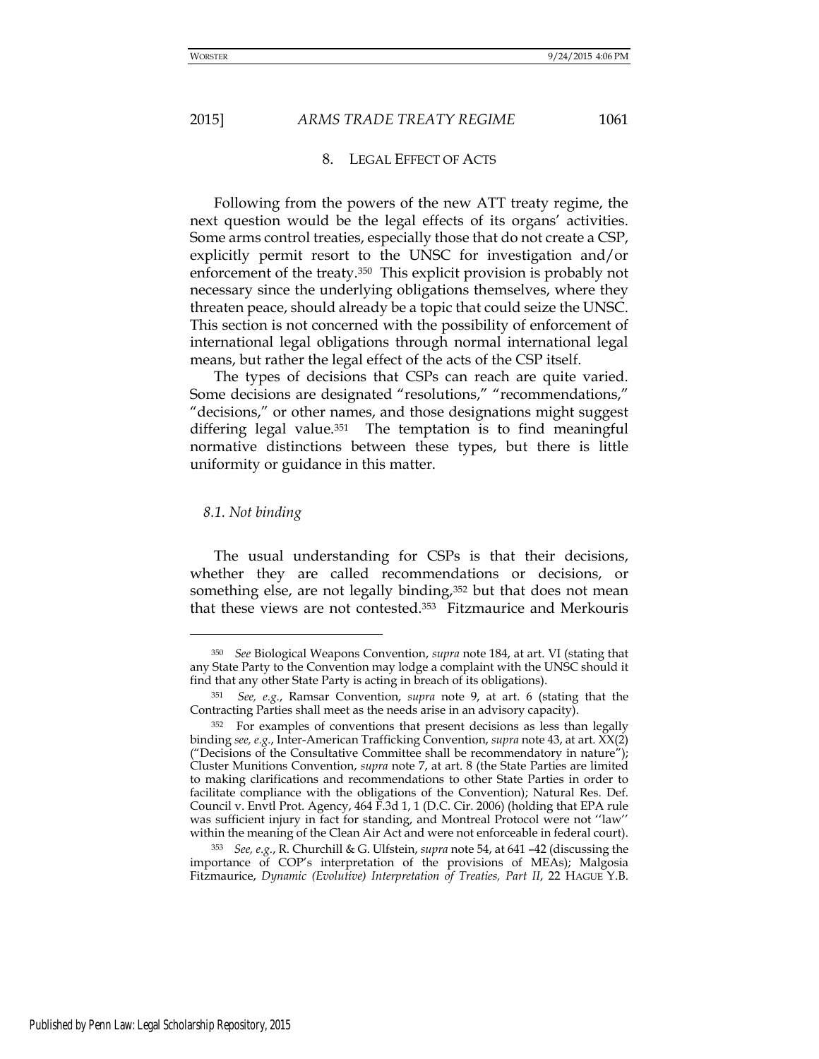## 8. LEGAL EFFECT OF ACTS

Following from the powers of the new ATT treaty regime, the next question would be the legal effects of its organs' activities. Some arms control treaties, especially those that do not create a CSP, explicitly permit resort to the UNSC for investigation and/or enforcement of the treaty.[350] This explicit provision is probably not necessary since the underlying obligations themselves, where they threaten peace, should already be a topic that could seize the UNSC. This section is not concerned with the possibility of enforcement of international legal obligations through normal international legal means, but rather the legal effect of the acts of the CSP itself.

The types of decisions that CSPs can reach are quite varied. Some decisions are designated "resolutions," "recommendations," "decisions," or other names, and those designations might suggest differing legal value.[351] The temptation is to find meaningful normative distinctions between these types, but there is little uniformity or guidance in this matter.

### *8.1. Not binding*

The usual understanding for CSPs is that their decisions, whether they are called recommendations or decisions, or something else, are not legally binding,[352] but that does not mean that these views are not contested.[353] Fitzmaurice and Merkouris

---

[350] *See* Biological Weapons Convention, *supra* note 184, at art. VI (stating that any State Party to the Convention may lodge a complaint with the UNSC should it find that any other State Party is acting in breach of its obligations).

[351] *See, e.g.*, Ramsar Convention, *supra* note 9, at art. 6 (stating that the Contracting Parties shall meet as the needs arise in an advisory capacity).

[352] For examples of conventions that present decisions as less than legally binding *see, e.g.*, Inter-American Trafficking Convention, *supra* note 43, at art. XX(2) ("Decisions of the Consultative Committee shall be recommendatory in nature"); Cluster Munitions Convention, *supra* note 7, at art. 8 (the State Parties are limited to making clarifications and recommendations to other State Parties in order to facilitate compliance with the obligations of the Convention); Natural Res. Def. Council v. Envtl Prot. Agency, 464 F.3d 1, 1 (D.C. Cir. 2006) (holding that EPA rule was sufficient injury in fact for standing, and Montreal Protocol were not ''law'' within the meaning of the Clean Air Act and were not enforceable in federal court).

[353] *See, e.g.*, R. Churchill & G. Ulfstein, *supra* note 54, at 641 –42 (discussing the importance of COP's interpretation of the provisions of MEAs); Malgosia Fitzmaurice, *Dynamic (Evolutive) Interpretation of Treaties, Part II*, 22 HAGUE Y.B.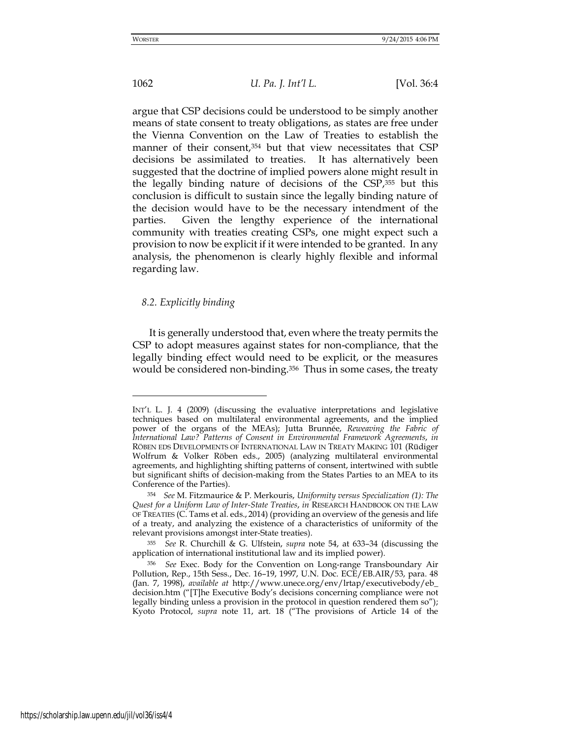argue that CSP decisions could be understood to be simply another means of state consent to treaty obligations, as states are free under the Vienna Convention on the Law of Treaties to establish the manner of their consent,[354] but that view necessitates that CSP decisions be assimilated to treaties. It has alternatively been suggested that the doctrine of implied powers alone might result in the legally binding nature of decisions of the CSP,[355] but this conclusion is difficult to sustain since the legally binding nature of the decision would have to be the necessary intendment of the parties. Given the lengthy experience of the international community with treaties creating CSPs, one might expect such a provision to now be explicit if it were intended to be granted. In any analysis, the phenomenon is clearly highly flexible and informal regarding law.

### *8.2. Explicitly binding*

It is generally understood that, even where the treaty permits the CSP to adopt measures against states for non-compliance, that the legally binding effect would need to be explicit, or the measures would be considered non-binding.[356] Thus in some cases, the treaty

---

INT'L L. J. 4 (2009) (discussing the evaluative interpretations and legislative techniques based on multilateral environmental agreements, and the implied power of the organs of the MEAs); Jutta Brunnée, *Reweaving the Fabric of International Law? Patterns of Consent in Environmental Framework Agreements*, *in* RÖBEN EDS DEVELOPMENTS OF INTERNATIONAL LAW IN TREATY MAKING 101 (Rüdiger Wolfrum & Volker Röben eds., 2005) (analyzing multilateral environmental agreements, and highlighting shifting patterns of consent, intertwined with subtle but significant shifts of decision-making from the States Parties to an MEA to its Conference of the Parties).

[354] *See* M. Fitzmaurice & P. Merkouris, *Uniformity versus Specialization (1): The Quest for a Uniform Law of Inter-State Treaties*, *in* RESEARCH HANDBOOK ON THE LAW OF TREATIES (C. Tams et al. eds., 2014) (providing an overview of the genesis and life of a treaty, and analyzing the existence of a characteristics of uniformity of the relevant provisions amongst inter-State treaties).

[355] *See* R. Churchill & G. Ulfstein, *supra* note 54, at 633–34 (discussing the application of international institutional law and its implied power).

[356] *See* Exec. Body for the Convention on Long-range Transboundary Air Pollution, Rep., 15th Sess., Dec. 16–19, 1997, U.N. Doc. ECE/EB.AIR/53, para. 48 (Jan. 7, 1998), *available at* http://www.unece.org/env/lrtap/executivebody/eb_decision.htm ("[T]he Executive Body's decisions concerning compliance were not legally binding unless a provision in the protocol in question rendered them so"); Kyoto Protocol, *supra* note 11, art. 18 ("The provisions of Article 14 of the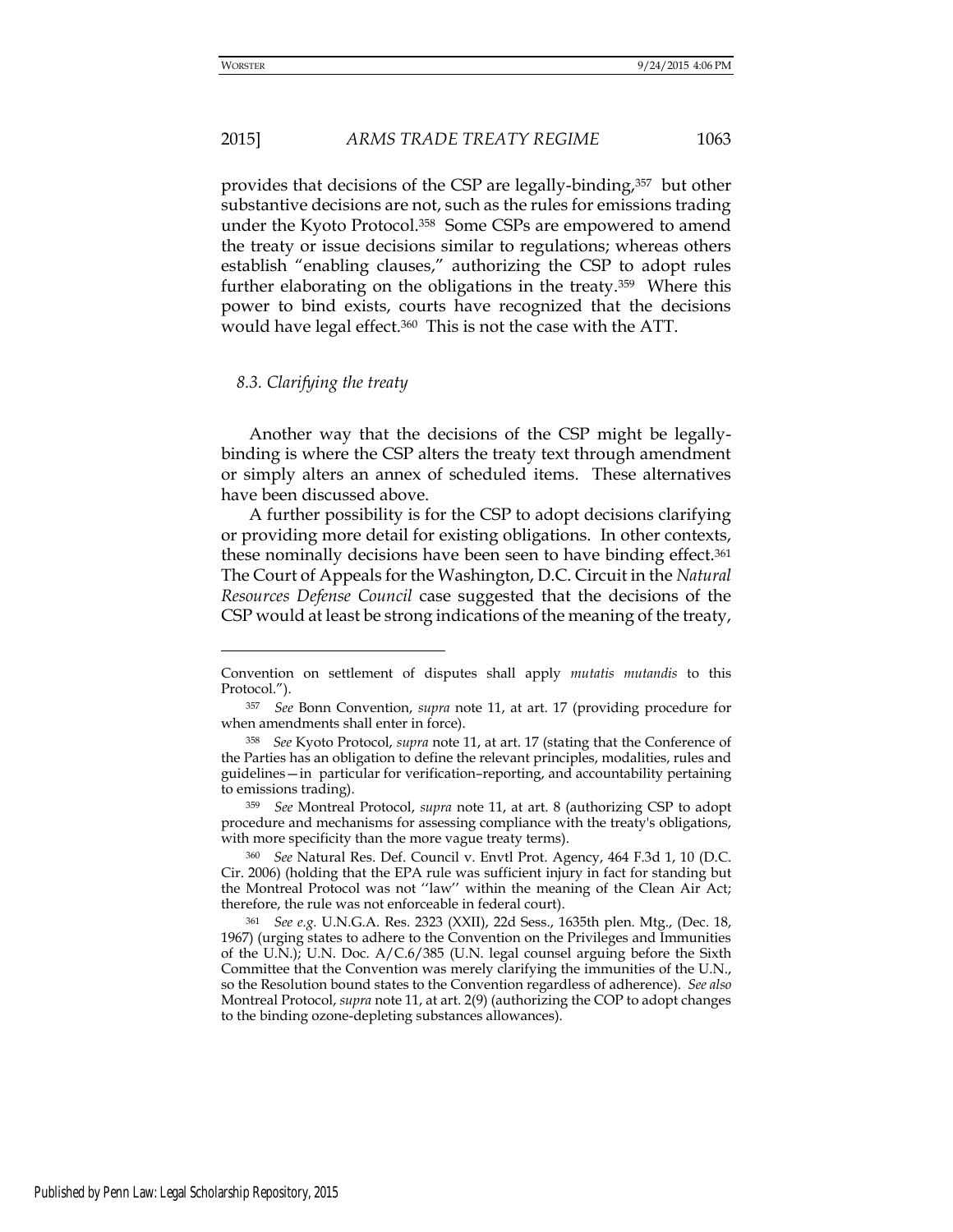provides that decisions of the CSP are legally-binding,[357] but other substantive decisions are not, such as the rules for emissions trading under the Kyoto Protocol.[358] Some CSPs are empowered to amend the treaty or issue decisions similar to regulations; whereas others establish "enabling clauses," authorizing the CSP to adopt rules further elaborating on the obligations in the treaty.[359] Where this power to bind exists, courts have recognized that the decisions would have legal effect.[360] This is not the case with the ATT.

### *8.3. Clarifying the treaty*

Another way that the decisions of the CSP might be legally-binding is where the CSP alters the treaty text through amendment or simply alters an annex of scheduled items. These alternatives have been discussed above.

A further possibility is for the CSP to adopt decisions clarifying or providing more detail for existing obligations. In other contexts, these nominally decisions have been seen to have binding effect.[361] The Court of Appeals for the Washington, D.C. Circuit in the *Natural Resources Defense Council* case suggested that the decisions of the CSP would at least be strong indications of the meaning of the treaty,

---

Convention on settlement of disputes shall apply *mutatis mutandis* to this Protocol.").

[357] *See* Bonn Convention, *supra* note 11, at art. 17 (providing procedure for when amendments shall enter in force).

[358] *See* Kyoto Protocol, *supra* note 11, at art. 17 (stating that the Conference of the Parties has an obligation to define the relevant principles, modalities, rules and guidelines—in particular for verification–reporting, and accountability pertaining to emissions trading).

[359] *See* Montreal Protocol, *supra* note 11, at art. 8 (authorizing CSP to adopt procedure and mechanisms for assessing compliance with the treaty's obligations, with more specificity than the more vague treaty terms).

[360] *See* Natural Res. Def. Council v. Envtl Prot. Agency, 464 F.3d 1, 10 (D.C. Cir. 2006) (holding that the EPA rule was sufficient injury in fact for standing but the Montreal Protocol was not ''law'' within the meaning of the Clean Air Act; therefore, the rule was not enforceable in federal court).

[361] *See e.g.* U.N.G.A. Res. 2323 (XXII), 22d Sess., 1635th plen. Mtg., (Dec. 18, 1967) (urging states to adhere to the Convention on the Privileges and Immunities of the U.N.); U.N. Doc. A/C.6/385 (U.N. legal counsel arguing before the Sixth Committee that the Convention was merely clarifying the immunities of the U.N., so the Resolution bound states to the Convention regardless of adherence). *See also* Montreal Protocol, *supra* note 11, at art. 2(9) (authorizing the COP to adopt changes to the binding ozone-depleting substances allowances).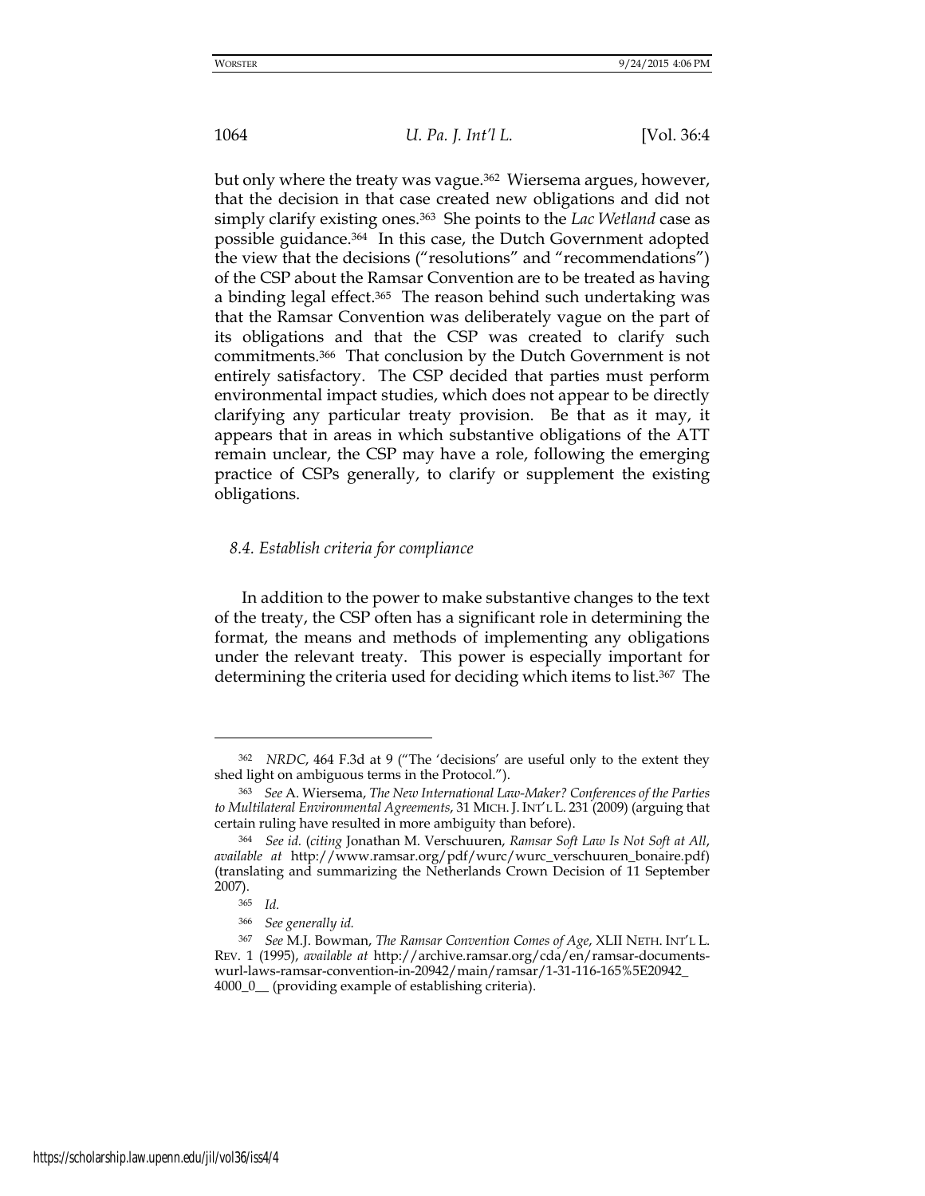but only where the treaty was vague.[362] Wiersema argues, however, that the decision in that case created new obligations and did not simply clarify existing ones.[363] She points to the *Lac Wetland* case as possible guidance.[364] In this case, the Dutch Government adopted the view that the decisions ("resolutions" and "recommendations") of the CSP about the Ramsar Convention are to be treated as having a binding legal effect.[365] The reason behind such undertaking was that the Ramsar Convention was deliberately vague on the part of its obligations and that the CSP was created to clarify such commitments.[366] That conclusion by the Dutch Government is not entirely satisfactory. The CSP decided that parties must perform environmental impact studies, which does not appear to be directly clarifying any particular treaty provision. Be that as it may, it appears that in areas in which substantive obligations of the ATT remain unclear, the CSP may have a role, following the emerging practice of CSPs generally, to clarify or supplement the existing obligations.

### *8.4. Establish criteria for compliance*

In addition to the power to make substantive changes to the text of the treaty, the CSP often has a significant role in determining the format, the means and methods of implementing any obligations under the relevant treaty. This power is especially important for determining the criteria used for deciding which items to list.[367] The

---

[362] *NRDC*, 464 F.3d at 9 ("The 'decisions' are useful only to the extent they shed light on ambiguous terms in the Protocol.").

[363] *See* A. Wiersema, *The New International Law-Maker? Conferences of the Parties to Multilateral Environmental Agreements*, 31 MICH. J. INT'L L. 231 (2009) (arguing that certain ruling have resulted in more ambiguity than before).

[364] *See id.* (*citing* Jonathan M. Verschuuren, *Ramsar Soft Law Is Not Soft at All*, *available at* http://www.ramsar.org/pdf/wurc/wurc_verschuuren_bonaire.pdf) (translating and summarizing the Netherlands Crown Decision of 11 September 2007).

[365] *Id.*

[366] *See generally id.*

[367] *See* M.J. Bowman, *The Ramsar Convention Comes of Age*, XLII NETH. INT'L L. REV. 1 (1995), *available at* http://archive.ramsar.org/cda/en/ramsar-documents-wurl-laws-ramsar-convention-in-20942/main/ramsar/1-31-116-165%5E20942_4000_0__ (providing example of establishing criteria).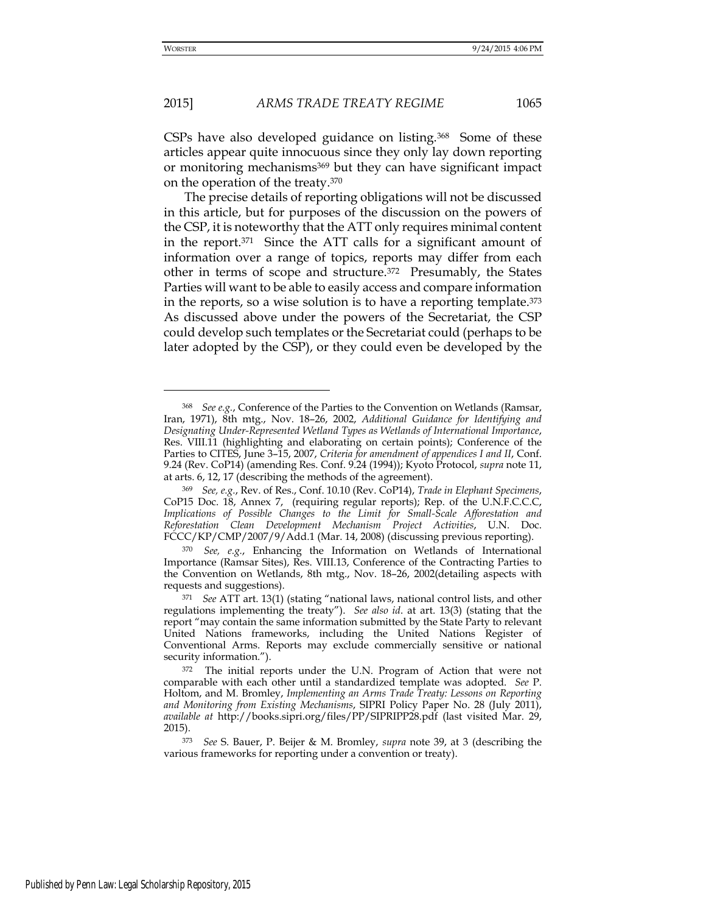CSPs have also developed guidance on listing.[368] Some of these articles appear quite innocuous since they only lay down reporting or monitoring mechanisms[369] but they can have significant impact on the operation of the treaty.[370]

The precise details of reporting obligations will not be discussed in this article, but for purposes of the discussion on the powers of the CSP, it is noteworthy that the ATT only requires minimal content in the report.[371] Since the ATT calls for a significant amount of information over a range of topics, reports may differ from each other in terms of scope and structure.[372] Presumably, the States Parties will want to be able to easily access and compare information in the reports, so a wise solution is to have a reporting template.[373] As discussed above under the powers of the Secretariat, the CSP could develop such templates or the Secretariat could (perhaps to be later adopted by the CSP), or they could even be developed by the

---

[368] *See e.g.*, Conference of the Parties to the Convention on Wetlands (Ramsar, Iran, 1971), 8th mtg., Nov. 18–26, 2002, *Additional Guidance for Identifying and Designating Under-Represented Wetland Types as Wetlands of International Importance*, Res. VIII.11 (highlighting and elaborating on certain points); Conference of the Parties to CITES, June 3–15, 2007, *Criteria for amendment of appendices I and II*, Conf. 9.24 (Rev. CoP14) (amending Res. Conf. 9.24 (1994)); Kyoto Protocol, *supra* note 11, at arts. 6, 12, 17 (describing the methods of the agreement).

[369] *See, e.g.*, Rev. of Res., Conf. 10.10 (Rev. CoP14), *Trade in Elephant Specimens*, CoP15 Doc. 18, Annex 7, (requiring regular reports); Rep. of the U.N.F.C.C.C, *Implications of Possible Changes to the Limit for Small-Scale Afforestation and Reforestation Clean Development Mechanism Project Activities*, U.N. Doc. FCCC/KP/CMP/2007/9/Add.1 (Mar. 14, 2008) (discussing previous reporting).

[370] *See, e.g.*, Enhancing the Information on Wetlands of International Importance (Ramsar Sites), Res. VIII.13, Conference of the Contracting Parties to the Convention on Wetlands, 8th mtg., Nov. 18–26, 2002(detailing aspects with requests and suggestions).

[371] *See* ATT art. 13(1) (stating "national laws, national control lists, and other regulations implementing the treaty"). *See also id*. at art. 13(3) (stating that the report "may contain the same information submitted by the State Party to relevant United Nations frameworks, including the United Nations Register of Conventional Arms. Reports may exclude commercially sensitive or national security information.").

[372] The initial reports under the U.N. Program of Action that were not comparable with each other until a standardized template was adopted. *See* P. Holtom, and M. Bromley, *Implementing an Arms Trade Treaty: Lessons on Reporting and Monitoring from Existing Mechanisms*, SIPRI Policy Paper No. 28 (July 2011), *available at* http://books.sipri.org/files/PP/SIPRIPP28.pdf (last visited Mar. 29, 2015).

[373] *See* S. Bauer, P. Beijer & M. Bromley, *supra* note 39, at 3 (describing the various frameworks for reporting under a convention or treaty).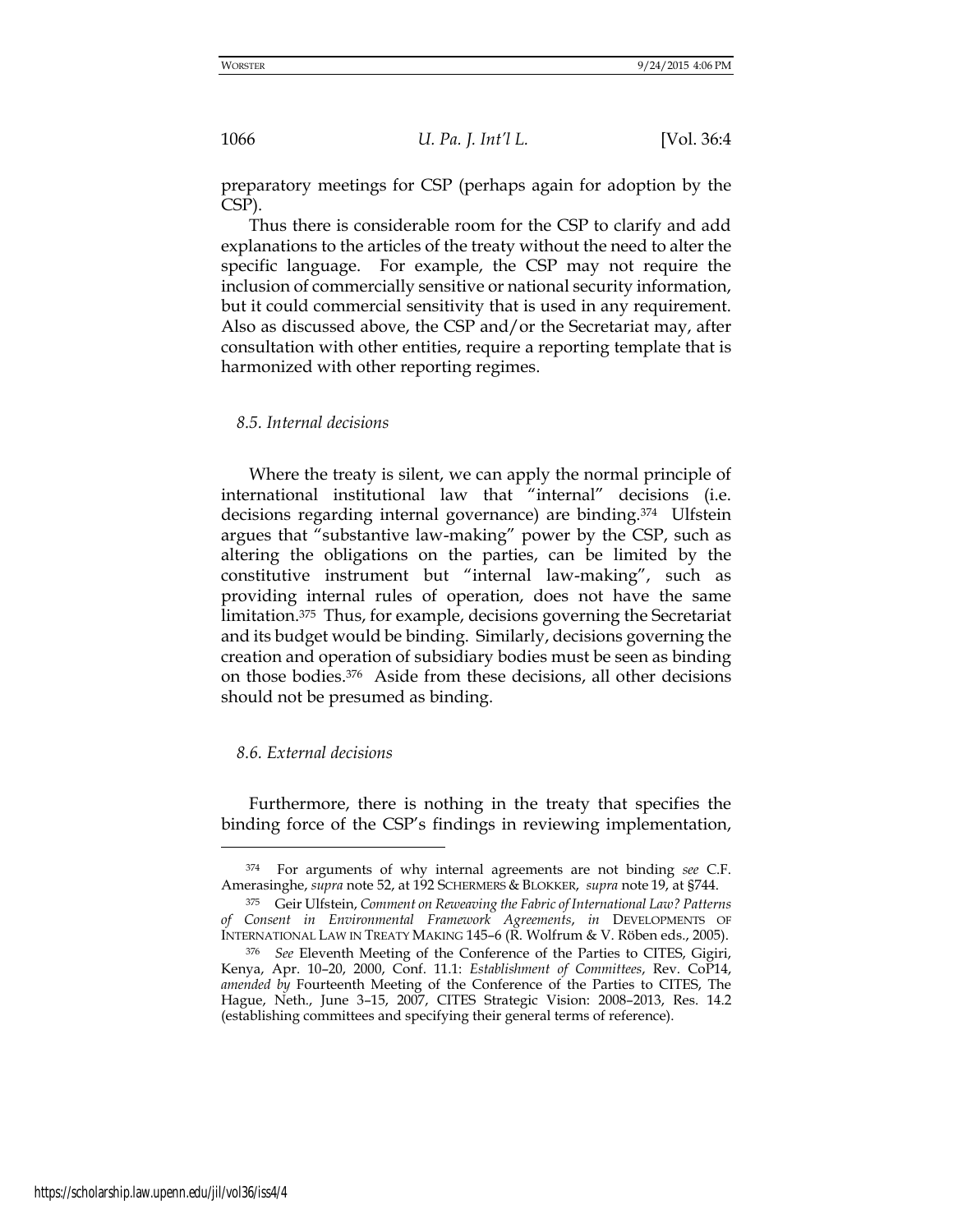preparatory meetings for CSP (perhaps again for adoption by the CSP).

Thus there is considerable room for the CSP to clarify and add explanations to the articles of the treaty without the need to alter the specific language. For example, the CSP may not require the inclusion of commercially sensitive or national security information, but it could commercial sensitivity that is used in any requirement. Also as discussed above, the CSP and/or the Secretariat may, after consultation with other entities, require a reporting template that is harmonized with other reporting regimes.

### *8.5. Internal decisions*

Where the treaty is silent, we can apply the normal principle of international institutional law that "internal" decisions (i.e. decisions regarding internal governance) are binding.[374] Ulfstein argues that "substantive law-making" power by the CSP, such as altering the obligations on the parties, can be limited by the constitutive instrument but "internal law-making", such as providing internal rules of operation, does not have the same limitation.[375] Thus, for example, decisions governing the Secretariat and its budget would be binding. Similarly, decisions governing the creation and operation of subsidiary bodies must be seen as binding on those bodies.[376] Aside from these decisions, all other decisions should not be presumed as binding.

### *8.6. External decisions*

Furthermore, there is nothing in the treaty that specifies the binding force of the CSP's findings in reviewing implementation,

---

[374] For arguments of why internal agreements are not binding *see* C.F. Amerasinghe, *supra* note 52, at 192 SCHERMERS & BLOKKER, *supra* note 19, at §744.

[375] Geir Ulfstein, *Comment on Reweaving the Fabric of International Law? Patterns of Consent in Environmental Framework Agreements*, *in* DEVELOPMENTS OF INTERNATIONAL LAW IN TREATY MAKING 145–6 (R. Wolfrum & V. Röben eds., 2005).

[376] *See* Eleventh Meeting of the Conference of the Parties to CITES, Gigiri, Kenya, Apr. 10–20, 2000, Conf. 11.1: *Establishment of Committees*, Rev. CoP14, *amended by* Fourteenth Meeting of the Conference of the Parties to CITES, The Hague, Neth., June 3–15, 2007, CITES Strategic Vision: 2008–2013, Res. 14.2 (establishing committees and specifying their general terms of reference).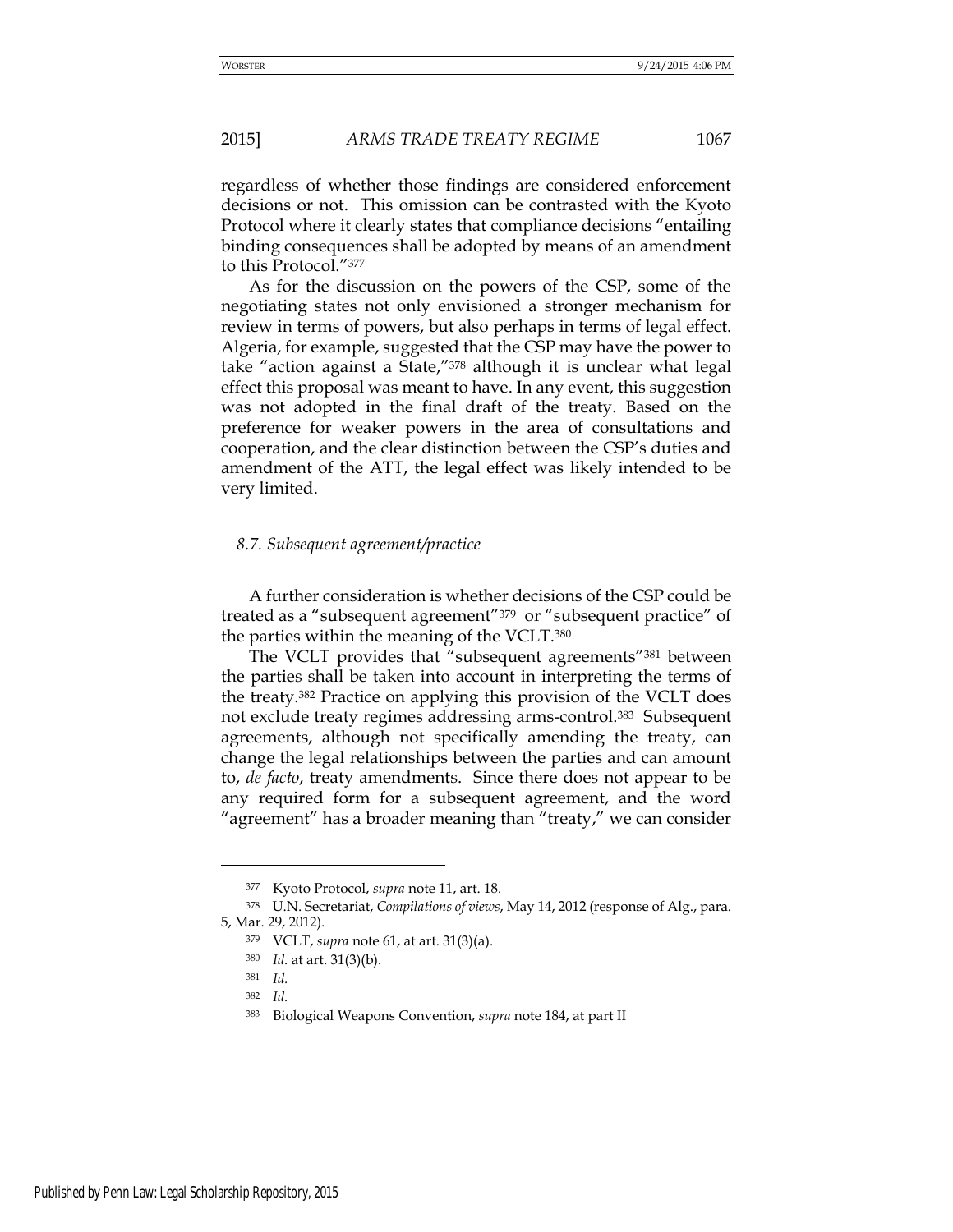regardless of whether those findings are considered enforcement decisions or not. This omission can be contrasted with the Kyoto Protocol where it clearly states that compliance decisions "entailing binding consequences shall be adopted by means of an amendment to this Protocol."[377]

As for the discussion on the powers of the CSP, some of the negotiating states not only envisioned a stronger mechanism for review in terms of powers, but also perhaps in terms of legal effect. Algeria, for example, suggested that the CSP may have the power to take "action against a State,"[378] although it is unclear what legal effect this proposal was meant to have. In any event, this suggestion was not adopted in the final draft of the treaty. Based on the preference for weaker powers in the area of consultations and cooperation, and the clear distinction between the CSP's duties and amendment of the ATT, the legal effect was likely intended to be very limited.

### *8.7. Subsequent agreement/practice*

A further consideration is whether decisions of the CSP could be treated as a "subsequent agreement"[379] or "subsequent practice" of the parties within the meaning of the VCLT.[380]

The VCLT provides that "subsequent agreements"[381] between the parties shall be taken into account in interpreting the terms of the treaty.[382] Practice on applying this provision of the VCLT does not exclude treaty regimes addressing arms-control.[383] Subsequent agreements, although not specifically amending the treaty, can change the legal relationships between the parties and can amount to, *de facto*, treaty amendments. Since there does not appear to be any required form for a subsequent agreement, and the word "agreement" has a broader meaning than "treaty," we can consider

---

[377] Kyoto Protocol, *supra* note 11, art. 18.

[378] U.N. Secretariat, *Compilations of views*, May 14, 2012 (response of Alg., para. 5, Mar. 29, 2012).

[379] VCLT, *supra* note 61, at art. 31(3)(a).

[380] *Id.* at art. 31(3)(b).

[381] *Id.*

[382] *Id.*

[383] Biological Weapons Convention, *supra* note 184, at part II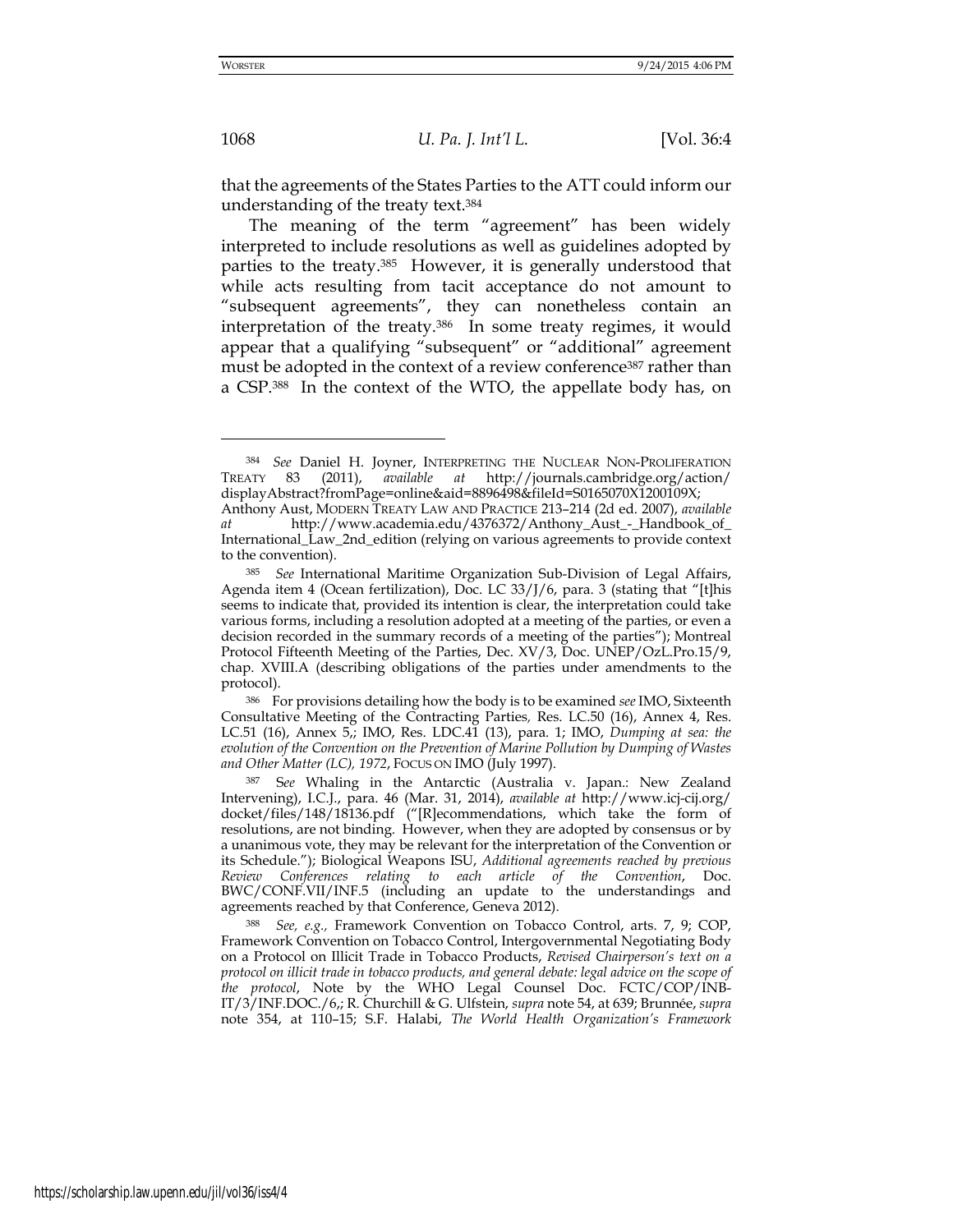that the agreements of the States Parties to the ATT could inform our understanding of the treaty text.[384]

The meaning of the term "agreement" has been widely interpreted to include resolutions as well as guidelines adopted by parties to the treaty.[385] However, it is generally understood that while acts resulting from tacit acceptance do not amount to "subsequent agreements", they can nonetheless contain an interpretation of the treaty.[386] In some treaty regimes, it would appear that a qualifying "subsequent" or "additional" agreement must be adopted in the context of a review conference[387] rather than a CSP.[388] In the context of the WTO, the appellate body has, on

---

[384] *See* Daniel H. Joyner, INTERPRETING THE NUCLEAR NON-PROLIFERATION TREATY 83 (2011), *available at* http://journals.cambridge.org/action/displayAbstract?fromPage=online&aid=8896498&fileId=S0165070X1200109X; Anthony Aust, MODERN TREATY LAW AND PRACTICE 213–214 (2d ed. 2007), *available at* http://www.academia.edu/4376372/Anthony_Aust_-_Handbook_of_International_Law_2nd_edition (relying on various agreements to provide context to the convention).

[385] *See* International Maritime Organization Sub-Division of Legal Affairs, Agenda item 4 (Ocean fertilization), Doc. LC 33/J/6, para. 3 (stating that "[t]his seems to indicate that, provided its intention is clear, the interpretation could take various forms, including a resolution adopted at a meeting of the parties, or even a decision recorded in the summary records of a meeting of the parties"); Montreal Protocol Fifteenth Meeting of the Parties, Dec. XV/3, Doc. UNEP/OzL.Pro.15/9, chap. XVIII.A (describing obligations of the parties under amendments to the protocol).

[386] For provisions detailing how the body is to be examined *see* IMO, Sixteenth Consultative Meeting of the Contracting Parties*,* Res. LC.50 (16), Annex 4, Res. LC.51 (16), Annex 5,; IMO, Res. LDC.41 (13), para. 1; IMO, *Dumping at sea: the evolution of the Convention on the Prevention of Marine Pollution by Dumping of Wastes and Other Matter (LC), 1972*, FOCUS ON IMO (July 1997).

[387] S*ee* Whaling in the Antarctic (Australia v. Japan.: New Zealand Intervening), I.C.J., para. 46 (Mar. 31, 2014), *available at* http://www.icj-cij.org/docket/files/148/18136.pdf ("[R]ecommendations, which take the form of resolutions, are not binding. However, when they are adopted by consensus or by a unanimous vote, they may be relevant for the interpretation of the Convention or its Schedule."); Biological Weapons ISU, *Additional agreements reached by previous Review Conferences relating to each article of the Convention*, Doc. BWC/CONF.VII/INF.5 (including an update to the understandings and agreements reached by that Conference, Geneva 2012).

[388] *See, e.g.,* Framework Convention on Tobacco Control, arts. 7, 9; COP, Framework Convention on Tobacco Control, Intergovernmental Negotiating Body on a Protocol on Illicit Trade in Tobacco Products, *Revised Chairperson's text on a protocol on illicit trade in tobacco products, and general debate: legal advice on the scope of the protocol*, Note by the WHO Legal Counsel Doc. FCTC/COP/INB-IT/3/INF.DOC./6,; R. Churchill & G. Ulfstein, *supra* note 54, at 639; Brunnée, *supra* note 354, at 110–15; S.F. Halabi, *The World Health Organization's Framework*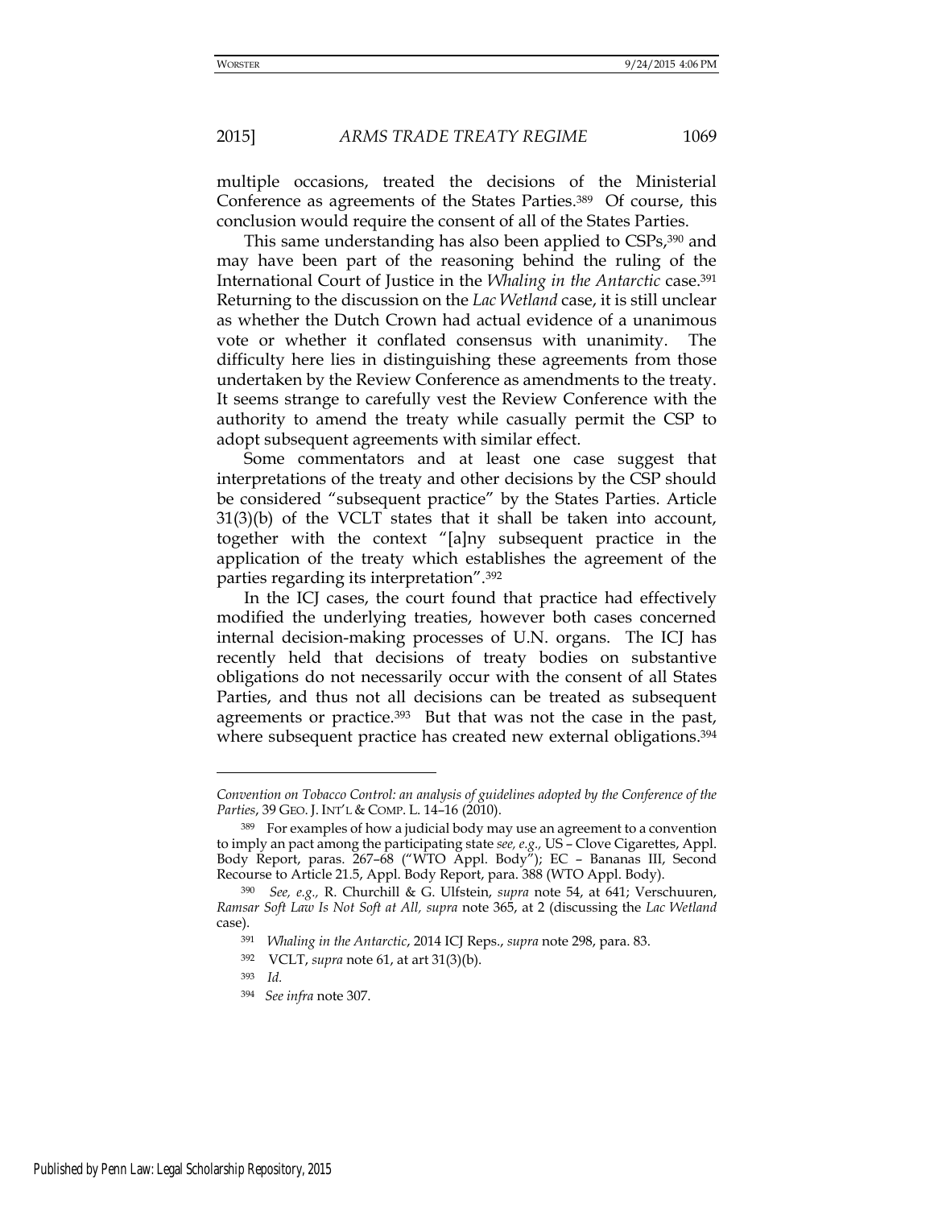multiple occasions, treated the decisions of the Ministerial Conference as agreements of the States Parties.[389] Of course, this conclusion would require the consent of all of the States Parties.

This same understanding has also been applied to CSPs,[390] and may have been part of the reasoning behind the ruling of the International Court of Justice in the *Whaling in the Antarctic* case.[391] Returning to the discussion on the *Lac Wetland* case, it is still unclear as whether the Dutch Crown had actual evidence of a unanimous vote or whether it conflated consensus with unanimity. The difficulty here lies in distinguishing these agreements from those undertaken by the Review Conference as amendments to the treaty. It seems strange to carefully vest the Review Conference with the authority to amend the treaty while casually permit the CSP to adopt subsequent agreements with similar effect.

Some commentators and at least one case suggest that interpretations of the treaty and other decisions by the CSP should be considered "subsequent practice" by the States Parties. Article 31(3)(b) of the VCLT states that it shall be taken into account, together with the context "[a]ny subsequent practice in the application of the treaty which establishes the agreement of the parties regarding its interpretation".[392]

In the ICJ cases, the court found that practice had effectively modified the underlying treaties, however both cases concerned internal decision-making processes of U.N. organs. The ICJ has recently held that decisions of treaty bodies on substantive obligations do not necessarily occur with the consent of all States Parties, and thus not all decisions can be treated as subsequent agreements or practice.[393] But that was not the case in the past, where subsequent practice has created new external obligations.[394]

---

*Convention on Tobacco Control: an analysis of guidelines adopted by the Conference of the Parties*, 39 GEO. J. INT'L & COMP. L. 14–16 (2010).

[389] For examples of how a judicial body may use an agreement to a convention to imply an pact among the participating state *see, e.g.,* US – Clove Cigarettes, Appl. Body Report, paras. 267–68 ("WTO Appl. Body"); EC – Bananas III, Second Recourse to Article 21.5, Appl. Body Report, para. 388 (WTO Appl. Body).

[390] *See, e.g.,* R. Churchill & G. Ulfstein, *supra* note 54, at 641; Verschuuren, *Ramsar Soft Law Is Not Soft at All, supra* note 365, at 2 (discussing the *Lac Wetland* case).

[391] *Whaling in the Antarctic*, 2014 ICJ Reps., *supra* note 298, para. 83.

[392] VCLT, *supra* note 61, at art 31(3)(b).

[393] *Id.*

[394] *See infra* note 307.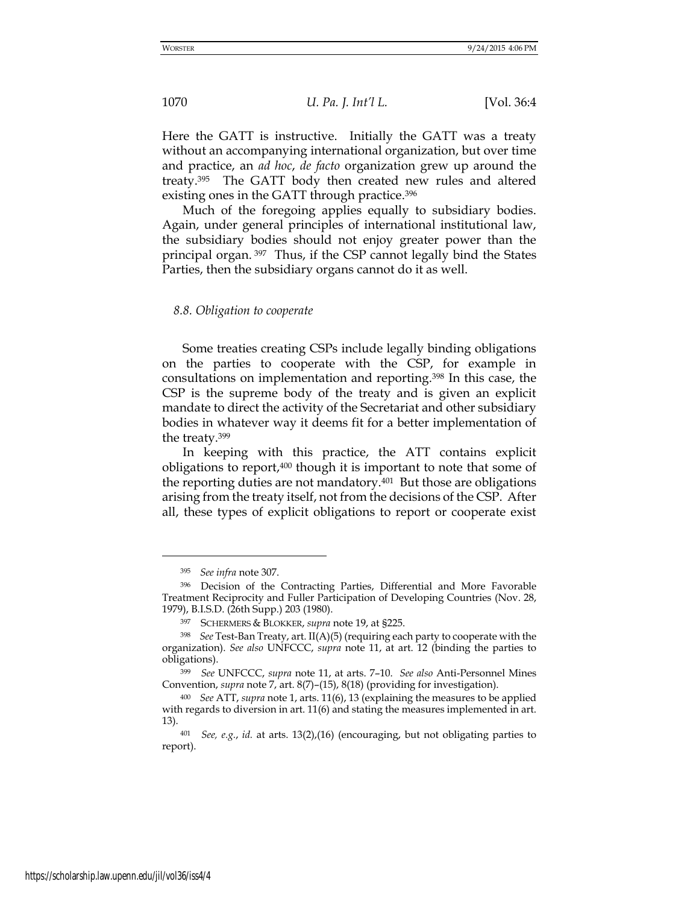Here the GATT is instructive. Initially the GATT was a treaty without an accompanying international organization, but over time and practice, an *ad hoc*, *de facto* organization grew up around the treaty.[395] The GATT body then created new rules and altered existing ones in the GATT through practice.[396]

Much of the foregoing applies equally to subsidiary bodies. Again, under general principles of international institutional law, the subsidiary bodies should not enjoy greater power than the principal organ.[397] Thus, if the CSP cannot legally bind the States Parties, then the subsidiary organs cannot do it as well.

### *8.8. Obligation to cooperate*

Some treaties creating CSPs include legally binding obligations on the parties to cooperate with the CSP, for example in consultations on implementation and reporting.[398] In this case, the CSP is the supreme body of the treaty and is given an explicit mandate to direct the activity of the Secretariat and other subsidiary bodies in whatever way it deems fit for a better implementation of the treaty.[399]

In keeping with this practice, the ATT contains explicit obligations to report,[400] though it is important to note that some of the reporting duties are not mandatory.[401] But those are obligations arising from the treaty itself, not from the decisions of the CSP. After all, these types of explicit obligations to report or cooperate exist

---

[395] *See infra* note 307.

[396] Decision of the Contracting Parties, Differential and More Favorable Treatment Reciprocity and Fuller Participation of Developing Countries (Nov. 28, 1979), B.I.S.D. (26th Supp.) 203 (1980).

[397] SCHERMERS & BLOKKER, *supra* note 19, at §225.

[398] *See* Test-Ban Treaty, art. II(A)(5) (requiring each party to cooperate with the organization). *See also* UNFCCC, *supra* note 11, at art. 12 (binding the parties to obligations).

[399] *See* UNFCCC, *supra* note 11, at arts. 7–10. *See also* Anti-Personnel Mines Convention, *supra* note 7, art. 8(7)–(15), 8(18) (providing for investigation).

[400] *See* ATT, *supra* note 1, arts. 11(6), 13 (explaining the measures to be applied with regards to diversion in art. 11(6) and stating the measures implemented in art. 13).

[401] *See, e.g.*, *id.* at arts. 13(2),(16) (encouraging, but not obligating parties to report).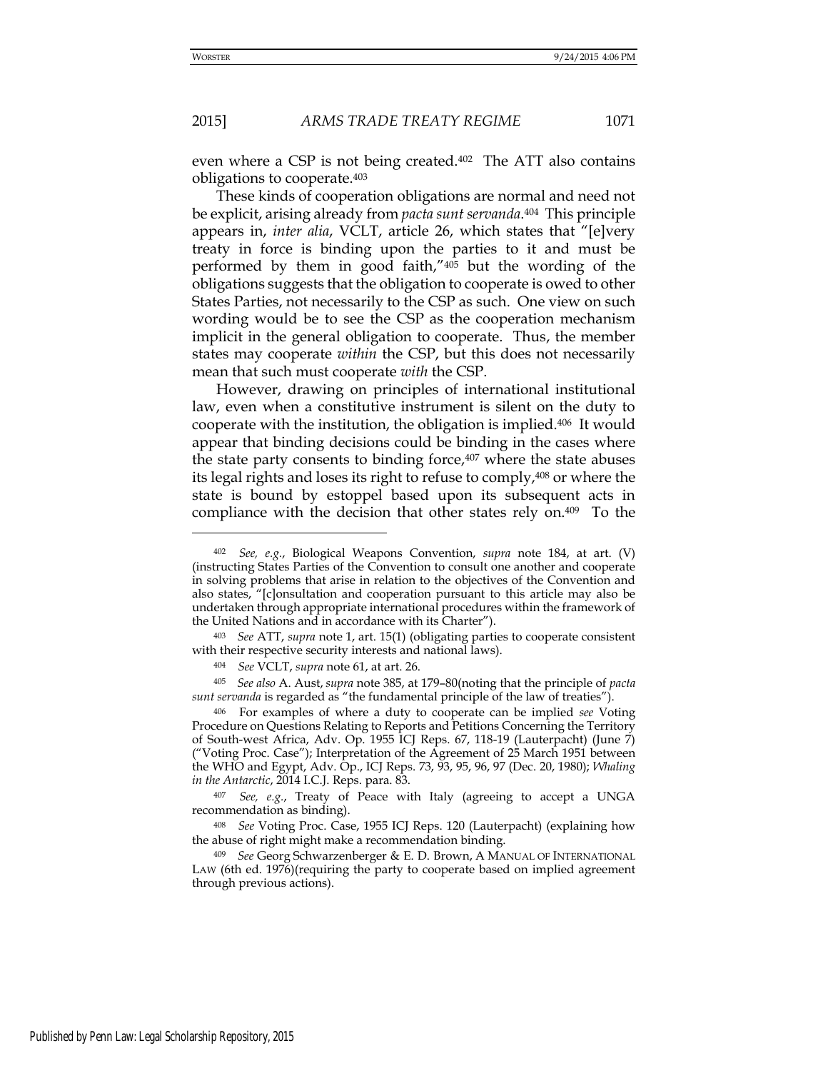even where a CSP is not being created.[402] The ATT also contains obligations to cooperate.[403]

These kinds of cooperation obligations are normal and need not be explicit, arising already from *pacta sunt servanda*.[404] This principle appears in, *inter alia*, VCLT, article 26, which states that "[e]very treaty in force is binding upon the parties to it and must be performed by them in good faith,"[405] but the wording of the obligations suggests that the obligation to cooperate is owed to other States Parties, not necessarily to the CSP as such. One view on such wording would be to see the CSP as the cooperation mechanism implicit in the general obligation to cooperate. Thus, the member states may cooperate *within* the CSP, but this does not necessarily mean that such must cooperate *with* the CSP.

However, drawing on principles of international institutional law, even when a constitutive instrument is silent on the duty to cooperate with the institution, the obligation is implied.[406] It would appear that binding decisions could be binding in the cases where the state party consents to binding force,[407] where the state abuses its legal rights and loses its right to refuse to comply,[408] or where the state is bound by estoppel based upon its subsequent acts in compliance with the decision that other states rely on.[409] To the

---

[402] *See, e.g.*, Biological Weapons Convention, *supra* note 184, at art. (V) (instructing States Parties of the Convention to consult one another and cooperate in solving problems that arise in relation to the objectives of the Convention and also states, "[c]onsultation and cooperation pursuant to this article may also be undertaken through appropriate international procedures within the framework of the United Nations and in accordance with its Charter").

[403] *See* ATT, *supra* note 1, art. 15(1) (obligating parties to cooperate consistent with their respective security interests and national laws).

[404] *See* VCLT, *supra* note 61, at art. 26.

[405] *See also* A. Aust, *supra* note 385, at 179–80(noting that the principle of *pacta sunt servanda* is regarded as "the fundamental principle of the law of treaties").

[406] For examples of where a duty to cooperate can be implied *see* Voting Procedure on Questions Relating to Reports and Petitions Concerning the Territory of South-west Africa, Adv. Op. 1955 ICJ Reps. 67, 118-19 (Lauterpacht) (June 7) ("Voting Proc. Case"); Interpretation of the Agreement of 25 March 1951 between the WHO and Egypt, Adv. Op., ICJ Reps. 73, 93, 95, 96, 97 (Dec. 20, 1980); *Whaling in the Antarctic*, 2014 I.C.J. Reps. para. 83.

[407] *See, e.g.*, Treaty of Peace with Italy (agreeing to accept a UNGA recommendation as binding).

[408] *See* Voting Proc. Case, 1955 ICJ Reps. 120 (Lauterpacht) (explaining how the abuse of right might make a recommendation binding.

[409] *See* Georg Schwarzenberger & E. D. Brown, A MANUAL OF INTERNATIONAL LAW (6th ed. 1976)(requiring the party to cooperate based on implied agreement through previous actions).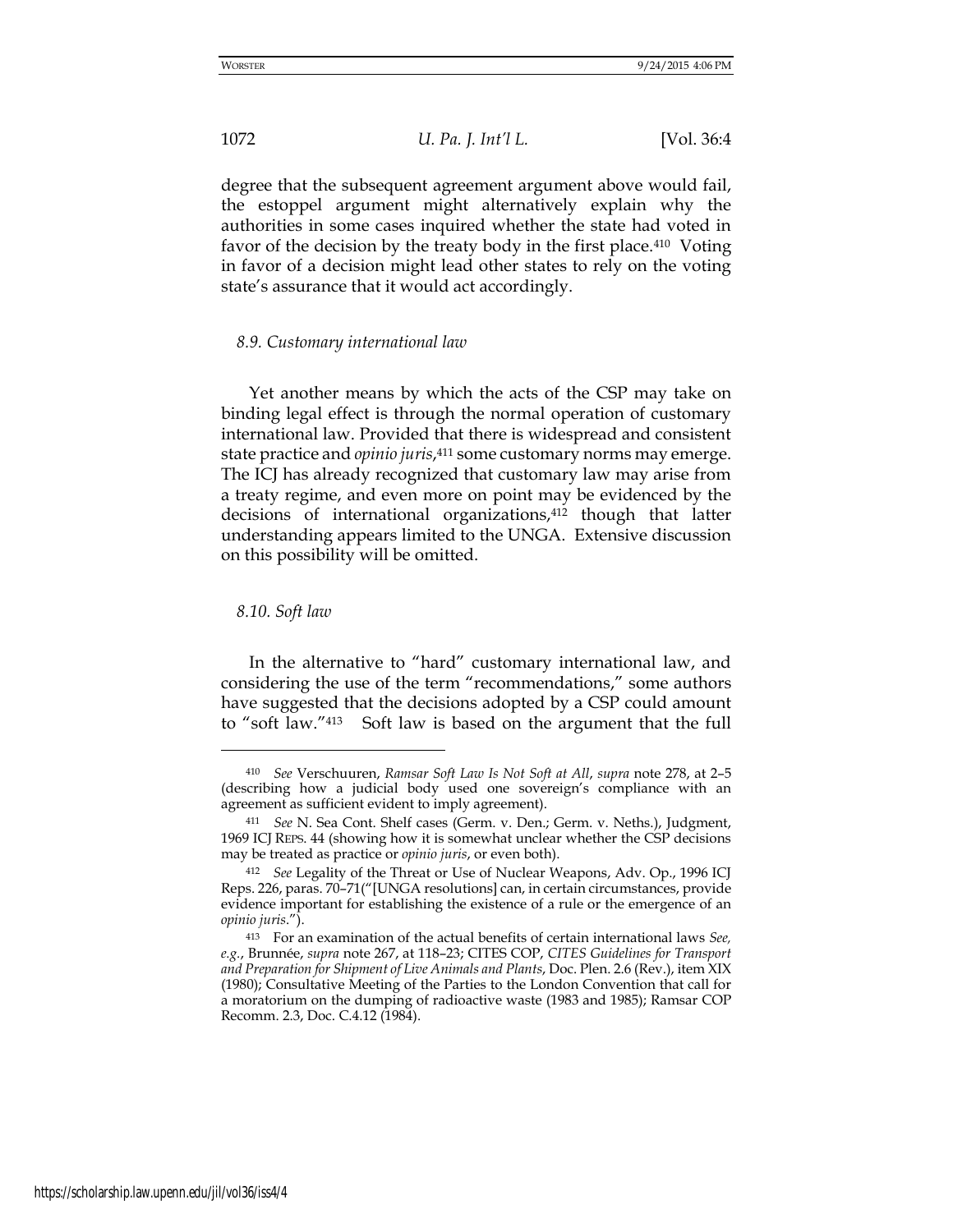degree that the subsequent agreement argument above would fail, the estoppel argument might alternatively explain why the authorities in some cases inquired whether the state had voted in favor of the decision by the treaty body in the first place.[410] Voting in favor of a decision might lead other states to rely on the voting state's assurance that it would act accordingly.

### *8.9. Customary international law*

Yet another means by which the acts of the CSP may take on binding legal effect is through the normal operation of customary international law. Provided that there is widespread and consistent state practice and *opinio juris*,[411] some customary norms may emerge. The ICJ has already recognized that customary law may arise from a treaty regime, and even more on point may be evidenced by the decisions of international organizations,[412] though that latter understanding appears limited to the UNGA. Extensive discussion on this possibility will be omitted.

### *8.10. Soft law*

In the alternative to "hard" customary international law, and considering the use of the term "recommendations," some authors have suggested that the decisions adopted by a CSP could amount to "soft law."[413] Soft law is based on the argument that the full

---

[410] *See* Verschuuren, *Ramsar Soft Law Is Not Soft at All*, *supra* note 278, at 2–5 (describing how a judicial body used one sovereign's compliance with an agreement as sufficient evident to imply agreement).

[411] *See* N. Sea Cont. Shelf cases (Germ. v. Den.; Germ. v. Neths.), Judgment, 1969 ICJ REPS. 44 (showing how it is somewhat unclear whether the CSP decisions may be treated as practice or *opinio juris*, or even both).

[412] *See* Legality of the Threat or Use of Nuclear Weapons, Adv. Op., 1996 ICJ Reps. 226, paras. 70–71("[UNGA resolutions] can, in certain circumstances, provide evidence important for establishing the existence of a rule or the emergence of an *opinio juris*.").

[413] For an examination of the actual benefits of certain international laws *See, e.g.*, Brunnée, *supra* note 267, at 118–23; CITES COP, *CITES Guidelines for Transport and Preparation for Shipment of Live Animals and Plants*, Doc. Plen. 2.6 (Rev.), item XIX (1980); Consultative Meeting of the Parties to the London Convention that call for a moratorium on the dumping of radioactive waste (1983 and 1985); Ramsar COP Recomm. 2.3, Doc. C.4.12 (1984).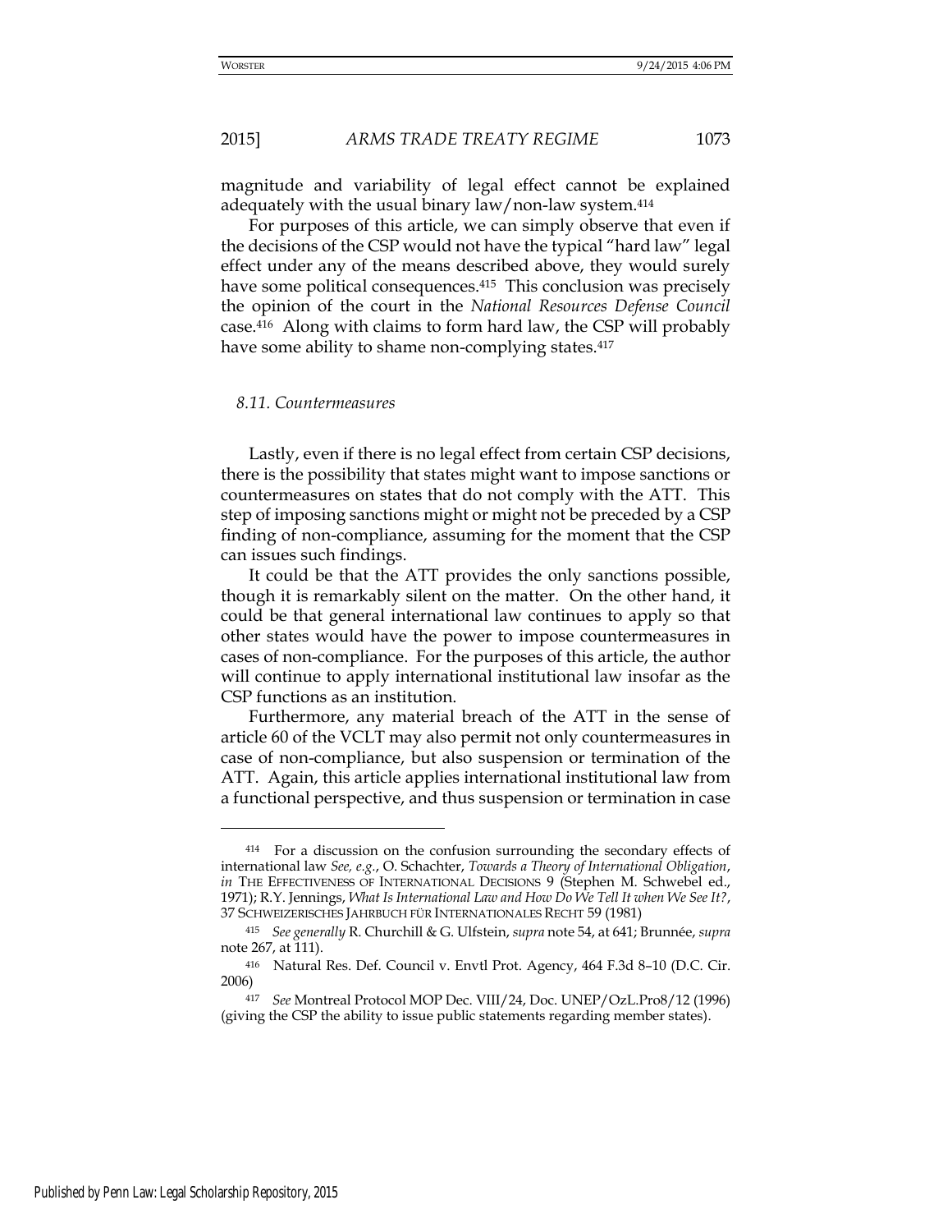magnitude and variability of legal effect cannot be explained adequately with the usual binary law/non-law system.[414]

For purposes of this article, we can simply observe that even if the decisions of the CSP would not have the typical "hard law" legal effect under any of the means described above, they would surely have some political consequences.[415] This conclusion was precisely the opinion of the court in the *National Resources Defense Council* case.[416] Along with claims to form hard law, the CSP will probably have some ability to shame non-complying states.[417]

### *8.11. Countermeasures*

Lastly, even if there is no legal effect from certain CSP decisions, there is the possibility that states might want to impose sanctions or countermeasures on states that do not comply with the ATT. This step of imposing sanctions might or might not be preceded by a CSP finding of non-compliance, assuming for the moment that the CSP can issues such findings.

It could be that the ATT provides the only sanctions possible, though it is remarkably silent on the matter. On the other hand, it could be that general international law continues to apply so that other states would have the power to impose countermeasures in cases of non-compliance. For the purposes of this article, the author will continue to apply international institutional law insofar as the CSP functions as an institution.

Furthermore, any material breach of the ATT in the sense of article 60 of the VCLT may also permit not only countermeasures in case of non-compliance, but also suspension or termination of the ATT. Again, this article applies international institutional law from a functional perspective, and thus suspension or termination in case

---

[414] For a discussion on the confusion surrounding the secondary effects of international law *See, e.g.*, O. Schachter, *Towards a Theory of International Obligation*, *in* THE EFFECTIVENESS OF INTERNATIONAL DECISIONS 9 (Stephen M. Schwebel ed., 1971); R.Y. Jennings, *What Is International Law and How Do We Tell It when We See It?*, 37 SCHWEIZERISCHES JAHRBUCH FÜR INTERNATIONALES RECHT 59 (1981)

[415] *See generally* R. Churchill & G. Ulfstein, *supra* note 54, at 641; Brunnée, *supra* note 267, at 111).

[416] Natural Res. Def. Council v. Envtl Prot. Agency, 464 F.3d 8–10 (D.C. Cir. 2006)

[417] *See* Montreal Protocol MOP Dec. VIII/24, Doc. UNEP/OzL.Pro8/12 (1996) (giving the CSP the ability to issue public statements regarding member states).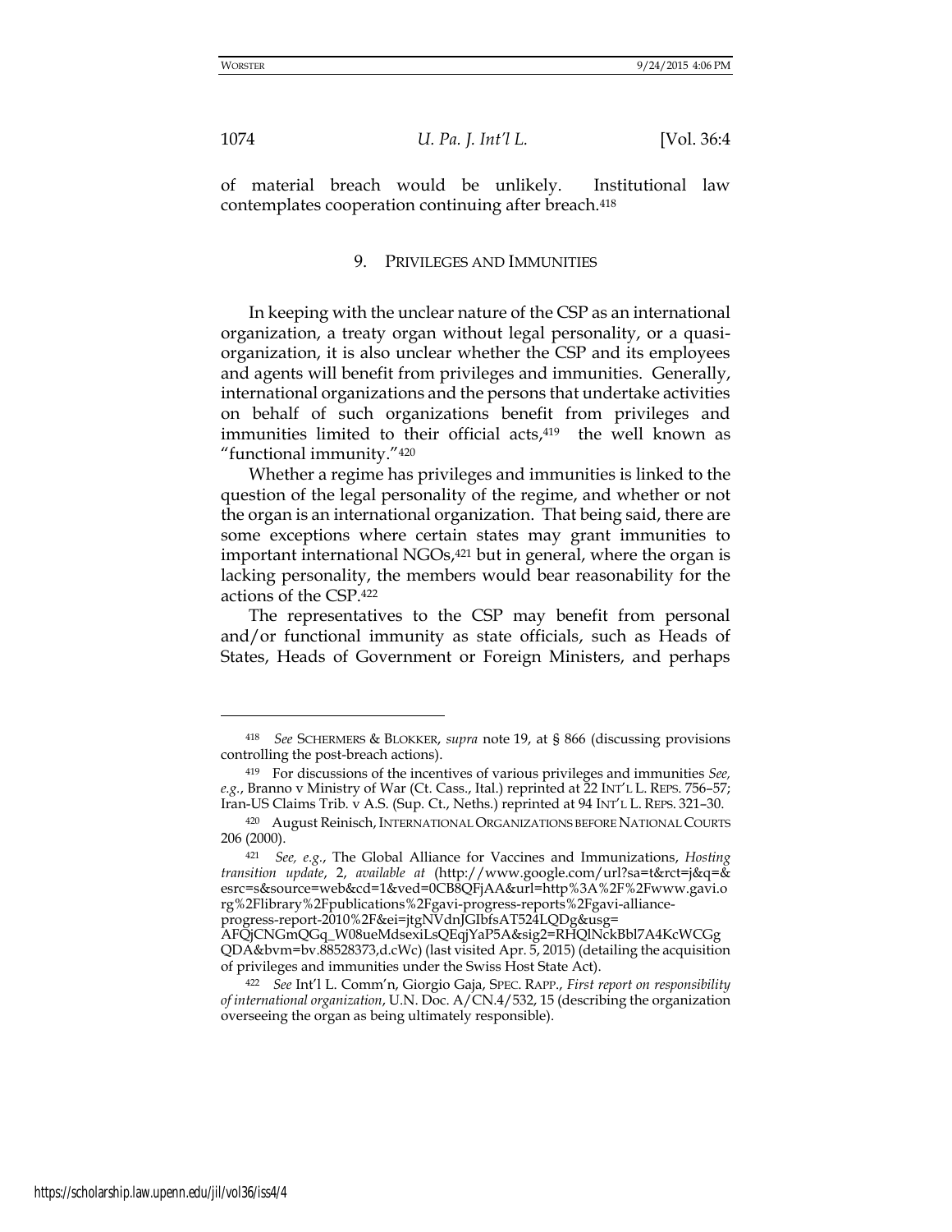of material breach would be unlikely. Institutional law contemplates cooperation continuing after breach.[418]

## 9. PRIVILEGES AND IMMUNITIES

In keeping with the unclear nature of the CSP as an international organization, a treaty organ without legal personality, or a quasi-organization, it is also unclear whether the CSP and its employees and agents will benefit from privileges and immunities. Generally, international organizations and the persons that undertake activities on behalf of such organizations benefit from privileges and immunities limited to their official acts,[419] the well known as "functional immunity."[420]

Whether a regime has privileges and immunities is linked to the question of the legal personality of the regime, and whether or not the organ is an international organization. That being said, there are some exceptions where certain states may grant immunities to important international NGOs,[421] but in general, where the organ is lacking personality, the members would bear reasonability for the actions of the CSP.[422]

The representatives to the CSP may benefit from personal and/or functional immunity as state officials, such as Heads of States, Heads of Government or Foreign Ministers, and perhaps

---

[418] *See* SCHERMERS & BLOKKER, *supra* note 19, at § 866 (discussing provisions controlling the post-breach actions).

[419] For discussions of the incentives of various privileges and immunities *See, e.g.*, Branno v Ministry of War (Ct. Cass., Ital.) reprinted at 22 INT'L L. REPS. 756–57; Iran-US Claims Trib. v A.S. (Sup. Ct., Neths.) reprinted at 94 INT'L L. REPS. 321–30.

[420] August Reinisch, INTERNATIONAL ORGANIZATIONS BEFORE NATIONAL COURTS 206 (2000).

[421] *See, e.g.*, The Global Alliance for Vaccines and Immunizations, *Hosting transition update*, 2, *available at* (http://www.google.com/url?sa=t&rct=j&q=&esrc=s&source=web&cd=1&ved=0CB8QFjAA&url=http%3A%2F%2Fwww.gavi.org%2Flibrary%2Fpublications%2Fgavi-progress-reports%2Fgavi-alliance-progress-report-2010%2F&ei=jtgNVdnJGIbfsAT524LQDg&usg=AFQjCNGmQGq_W08ueMdsexiLsQEqjYaP5A&sig2=RHQlNckBbl7A4KcWCGgQDA&bvm=bv.88528373,d.cWc) (last visited Apr. 5, 2015) (detailing the acquisition of privileges and immunities under the Swiss Host State Act).

[422] *See* Int'l L. Comm'n, Giorgio Gaja, SPEC. RAPP., *First report on responsibility of international organization*, U.N. Doc. A/CN.4/532, 15 (describing the organization overseeing the organ as being ultimately responsible).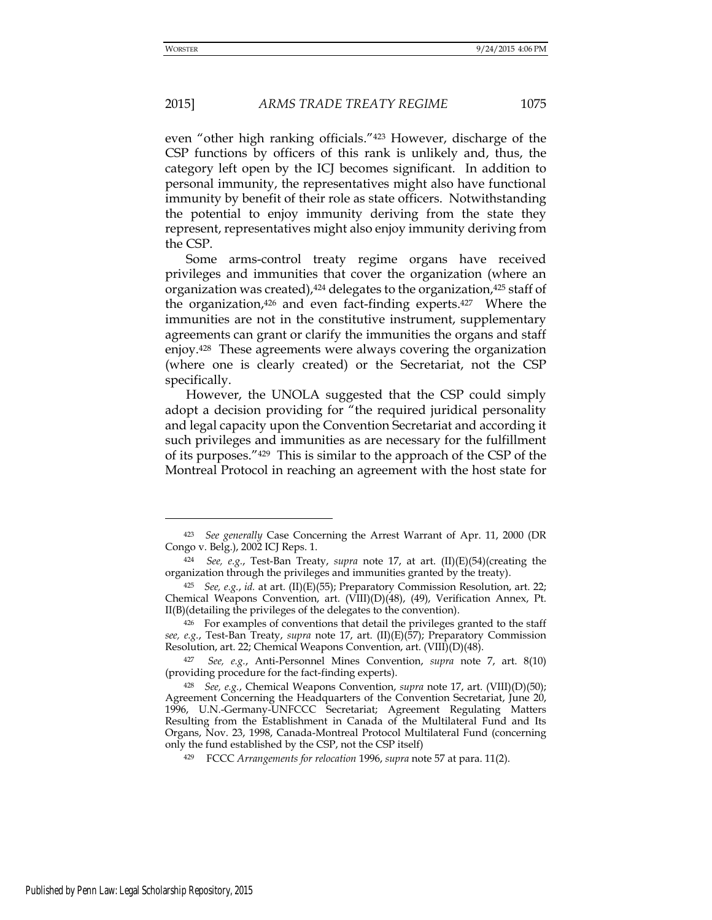even "other high ranking officials."[423] However, discharge of the CSP functions by officers of this rank is unlikely and, thus, the category left open by the ICJ becomes significant. In addition to personal immunity, the representatives might also have functional immunity by benefit of their role as state officers. Notwithstanding the potential to enjoy immunity deriving from the state they represent, representatives might also enjoy immunity deriving from the CSP.

Some arms-control treaty regime organs have received privileges and immunities that cover the organization (where an organization was created),[424] delegates to the organization,[425] staff of the organization,[426] and even fact-finding experts.[427] Where the immunities are not in the constitutive instrument, supplementary agreements can grant or clarify the immunities the organs and staff enjoy.[428] These agreements were always covering the organization (where one is clearly created) or the Secretariat, not the CSP specifically.

However, the UNOLA suggested that the CSP could simply adopt a decision providing for "the required juridical personality and legal capacity upon the Convention Secretariat and according it such privileges and immunities as are necessary for the fulfillment of its purposes."[429] This is similar to the approach of the CSP of the Montreal Protocol in reaching an agreement with the host state for

---

[423] *See generally* Case Concerning the Arrest Warrant of Apr. 11, 2000 (DR Congo v. Belg.), 2002 ICJ Reps. 1.

[424] *See, e.g.*, Test-Ban Treaty, *supra* note 17, at art. (II)(E)(54)(creating the organization through the privileges and immunities granted by the treaty).

[425] *See, e.g.*, *id.* at art. (II)(E)(55); Preparatory Commission Resolution, art. 22; Chemical Weapons Convention, art. (VIII)(D)(48), (49), Verification Annex, Pt. II(B)(detailing the privileges of the delegates to the convention).

[426] For examples of conventions that detail the privileges granted to the staff *see, e.g.*, Test-Ban Treaty, *supra* note 17, art. (II)(E)(57); Preparatory Commission Resolution, art. 22; Chemical Weapons Convention, art. (VIII)(D)(48).

[427] *See, e.g.*, Anti-Personnel Mines Convention, *supra* note 7, art. 8(10) (providing procedure for the fact-finding experts).

[428] *See, e.g.*, Chemical Weapons Convention, *supra* note 17, art. (VIII)(D)(50); Agreement Concerning the Headquarters of the Convention Secretariat, June 20, 1996, U.N.-Germany-UNFCCC Secretariat; Agreement Regulating Matters Resulting from the Establishment in Canada of the Multilateral Fund and Its Organs, Nov. 23, 1998, Canada-Montreal Protocol Multilateral Fund (concerning only the fund established by the CSP, not the CSP itself)

[429] FCCC *Arrangements for relocation* 1996, *supra* note 57 at para. 11(2).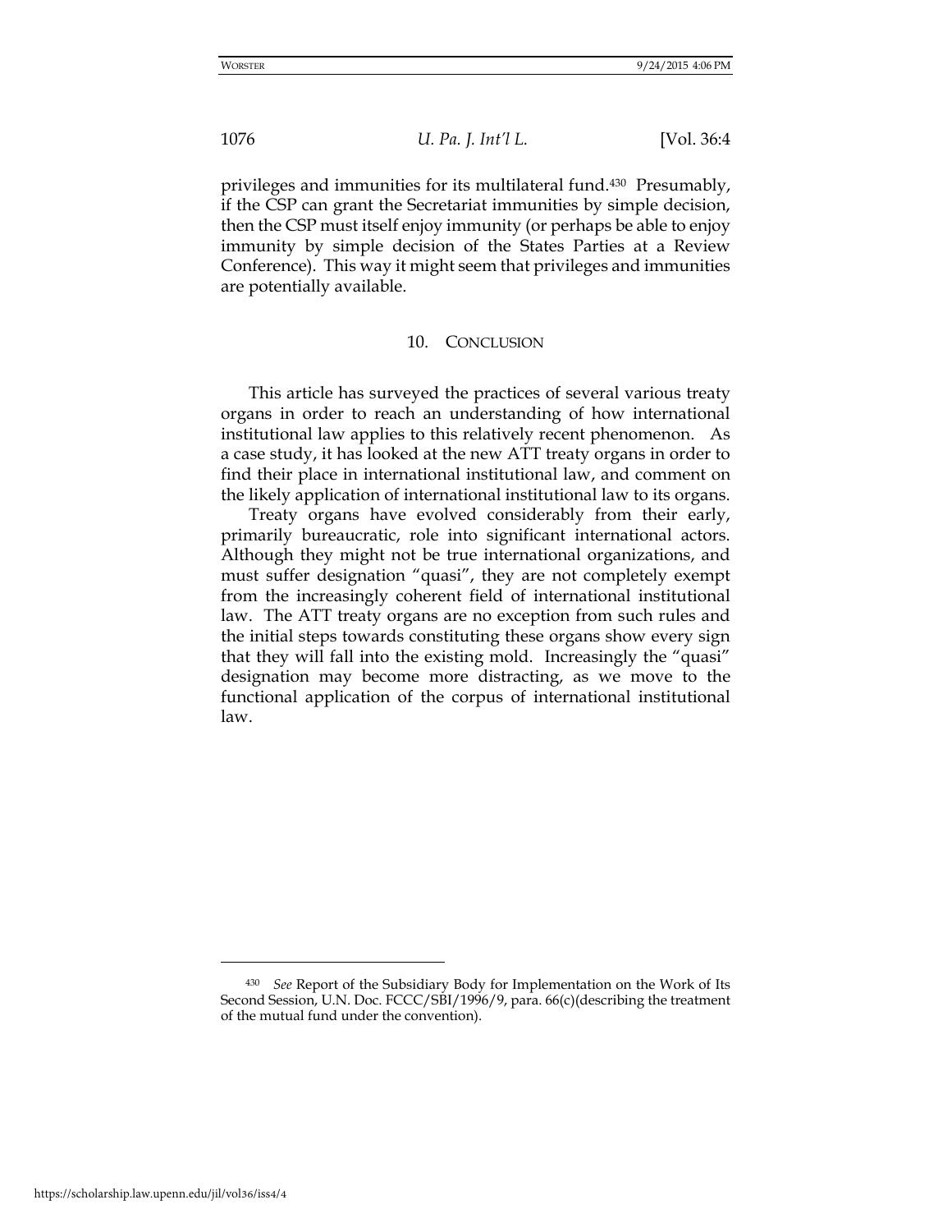privileges and immunities for its multilateral fund.[430] Presumably, if the CSP can grant the Secretariat immunities by simple decision, then the CSP must itself enjoy immunity (or perhaps be able to enjoy immunity by simple decision of the States Parties at a Review Conference). This way it might seem that privileges and immunities are potentially available.

## 10. CONCLUSION

This article has surveyed the practices of several various treaty organs in order to reach an understanding of how international institutional law applies to this relatively recent phenomenon. As a case study, it has looked at the new ATT treaty organs in order to find their place in international institutional law, and comment on the likely application of international institutional law to its organs.

Treaty organs have evolved considerably from their early, primarily bureaucratic, role into significant international actors. Although they might not be true international organizations, and must suffer designation "quasi", they are not completely exempt from the increasingly coherent field of international institutional law. The ATT treaty organs are no exception from such rules and the initial steps towards constituting these organs show every sign that they will fall into the existing mold. Increasingly the "quasi" designation may become more distracting, as we move to the functional application of the corpus of international institutional law.

---

[430] *See* Report of the Subsidiary Body for Implementation on the Work of Its Second Session, U.N. Doc. FCCC/SBI/1996/9, para. 66(c)(describing the treatment of the mutual fund under the convention).